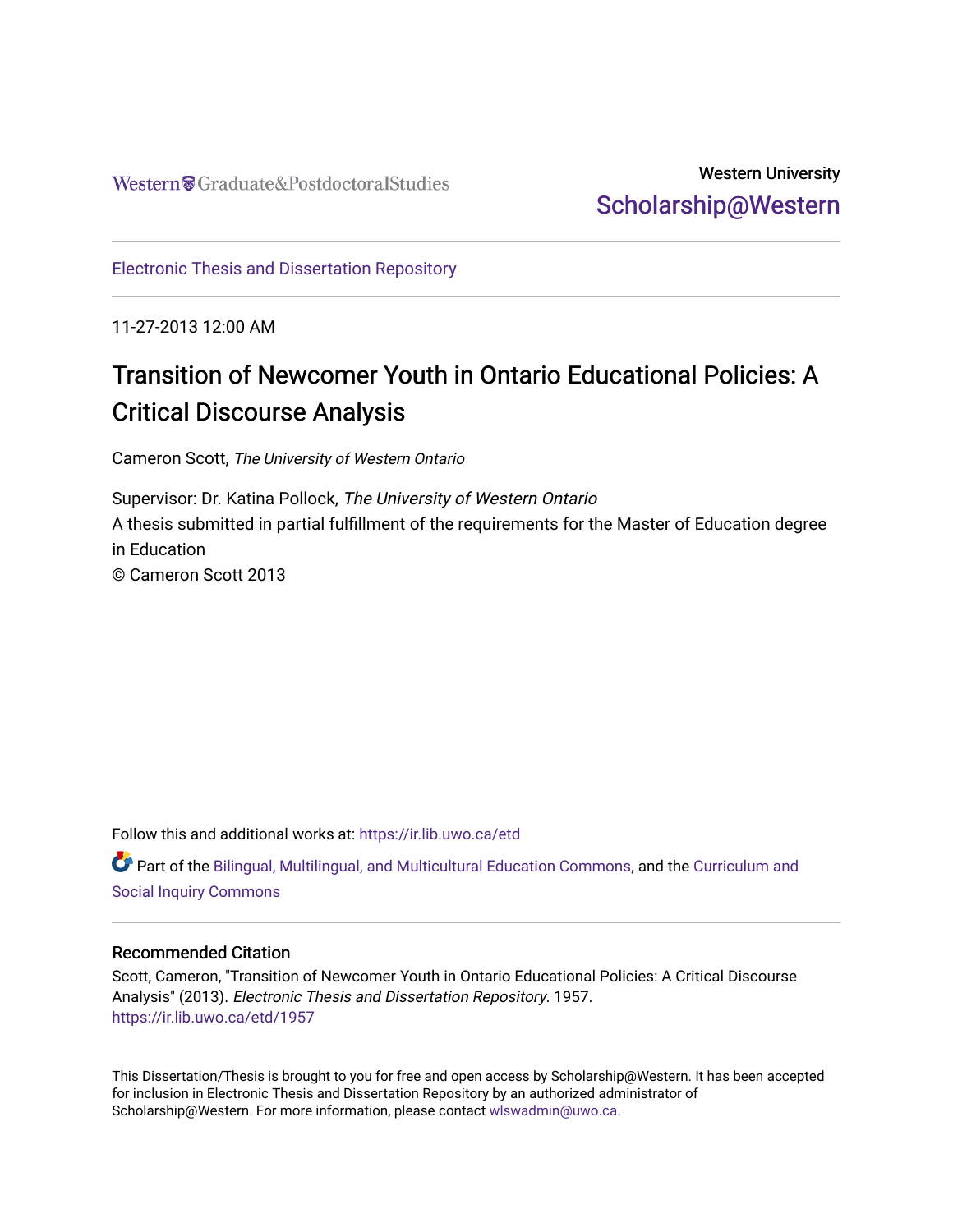Western Graduate&Postdoctoral Studies

Western University
Scholarship@Western

Electronic Thesis and Dissertation Repository

11-27-2013 12:00 AM

# Transition of Newcomer Youth in Ontario Educational Policies: A Critical Discourse Analysis

Cameron Scott, *The University of Western Ontario*

Supervisor: Dr. Katina Pollock, *The University of Western Ontario*
A thesis submitted in partial fulfillment of the requirements for the Master of Education degree in Education
© Cameron Scott 2013

Follow this and additional works at: https://ir.lib.uwo.ca/etd

Part of the Bilingual, Multilingual, and Multicultural Education Commons, and the Curriculum and Social Inquiry Commons

## Recommended Citation

Scott, Cameron, "Transition of Newcomer Youth in Ontario Educational Policies: A Critical Discourse Analysis" (2013). *Electronic Thesis and Dissertation Repository*. 1957.
https://ir.lib.uwo.ca/etd/1957

This Dissertation/Thesis is brought to you for free and open access by Scholarship@Western. It has been accepted for inclusion in Electronic Thesis and Dissertation Repository by an authorized administrator of Scholarship@Western. For more information, please contact wlswadmin@uwo.ca.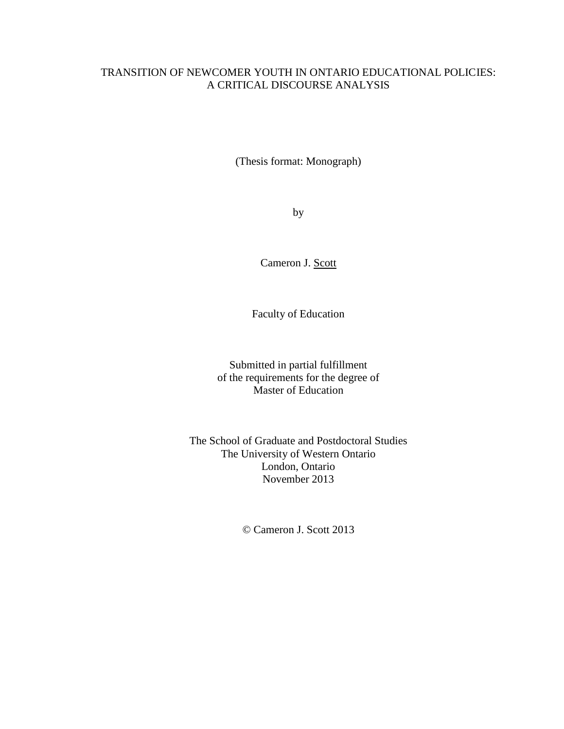# TRANSITION OF NEWCOMER YOUTH IN ONTARIO EDUCATIONAL POLICIES: A CRITICAL DISCOURSE ANALYSIS

(Thesis format: Monograph)

by

Cameron J. Scott

Faculty of Education

Submitted in partial fulfillment
of the requirements for the degree of
Master of Education

The School of Graduate and Postdoctoral Studies
The University of Western Ontario
London, Ontario
November 2013

© Cameron J. Scott 2013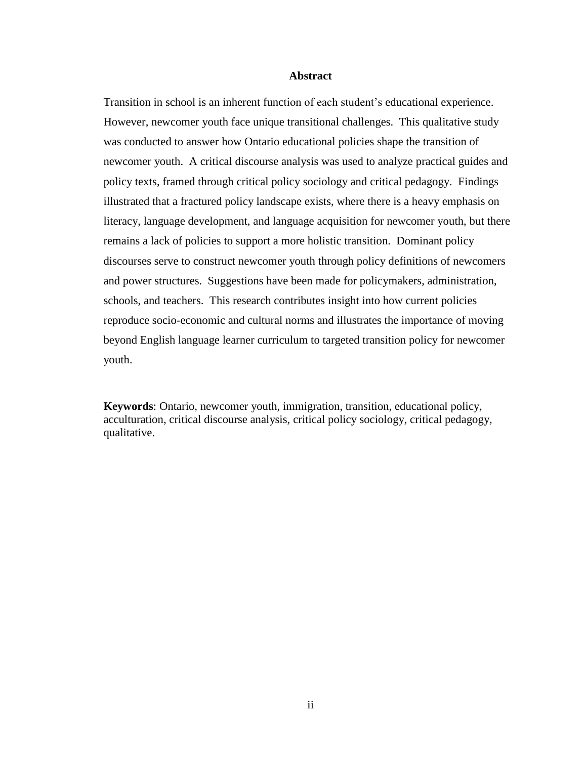## Abstract

Transition in school is an inherent function of each student's educational experience. However, newcomer youth face unique transitional challenges. This qualitative study was conducted to answer how Ontario educational policies shape the transition of newcomer youth. A critical discourse analysis was used to analyze practical guides and policy texts, framed through critical policy sociology and critical pedagogy. Findings illustrated that a fractured policy landscape exists, where there is a heavy emphasis on literacy, language development, and language acquisition for newcomer youth, but there remains a lack of policies to support a more holistic transition. Dominant policy discourses serve to construct newcomer youth through policy definitions of newcomers and power structures. Suggestions have been made for policymakers, administration, schools, and teachers. This research contributes insight into how current policies reproduce socio-economic and cultural norms and illustrates the importance of moving beyond English language learner curriculum to targeted transition policy for newcomer youth.

**Keywords**: Ontario, newcomer youth, immigration, transition, educational policy, acculturation, critical discourse analysis, critical policy sociology, critical pedagogy, qualitative.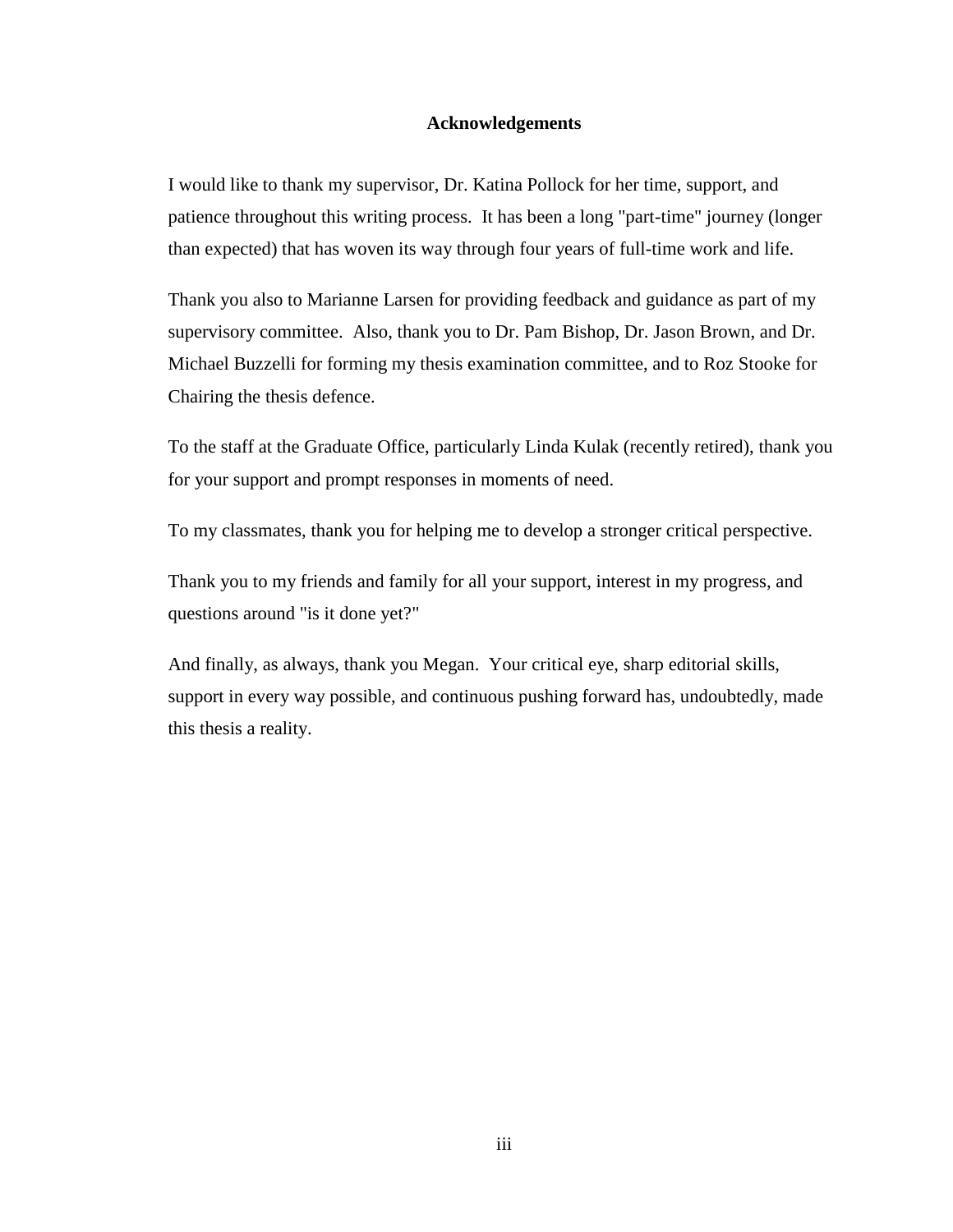## Acknowledgements

I would like to thank my supervisor, Dr. Katina Pollock for her time, support, and patience throughout this writing process. It has been a long "part-time" journey (longer than expected) that has woven its way through four years of full-time work and life.

Thank you also to Marianne Larsen for providing feedback and guidance as part of my supervisory committee. Also, thank you to Dr. Pam Bishop, Dr. Jason Brown, and Dr. Michael Buzzelli for forming my thesis examination committee, and to Roz Stooke for Chairing the thesis defence.

To the staff at the Graduate Office, particularly Linda Kulak (recently retired), thank you for your support and prompt responses in moments of need.

To my classmates, thank you for helping me to develop a stronger critical perspective.

Thank you to my friends and family for all your support, interest in my progress, and questions around "is it done yet?"

And finally, as always, thank you Megan. Your critical eye, sharp editorial skills, support in every way possible, and continuous pushing forward has, undoubtedly, made this thesis a reality.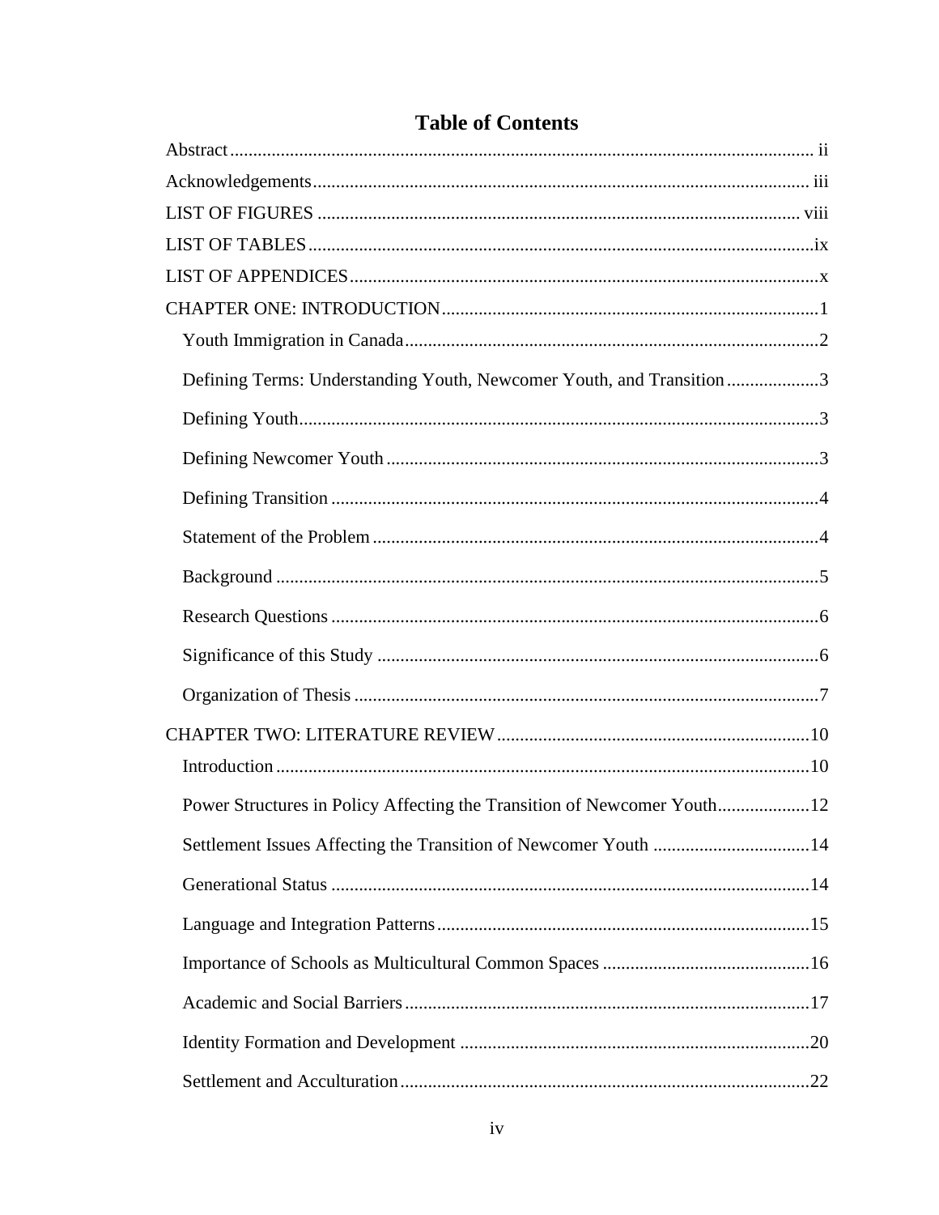# Table of Contents

Abstract ........ ii

Acknowledgements ........ iii

LIST OF FIGURES ........ viii

LIST OF TABLES ........ ix

LIST OF APPENDICES ........ x

CHAPTER ONE: INTRODUCTION ........ 1

- Youth Immigration in Canada ........ 2
- Defining Terms: Understanding Youth, Newcomer Youth, and Transition ........ 3
- Defining Youth ........ 3
- Defining Newcomer Youth ........ 3
- Defining Transition ........ 4
- Statement of the Problem ........ 4
- Background ........ 5
- Research Questions ........ 6
- Significance of this Study ........ 6
- Organization of Thesis ........ 7

CHAPTER TWO: LITERATURE REVIEW ........ 10

- Introduction ........ 10
- Power Structures in Policy Affecting the Transition of Newcomer Youth ........ 12
- Settlement Issues Affecting the Transition of Newcomer Youth ........ 14
- Generational Status ........ 14
- Language and Integration Patterns ........ 15
- Importance of Schools as Multicultural Common Spaces ........ 16
- Academic and Social Barriers ........ 17
- Identity Formation and Development ........ 20
- Settlement and Acculturation ........ 22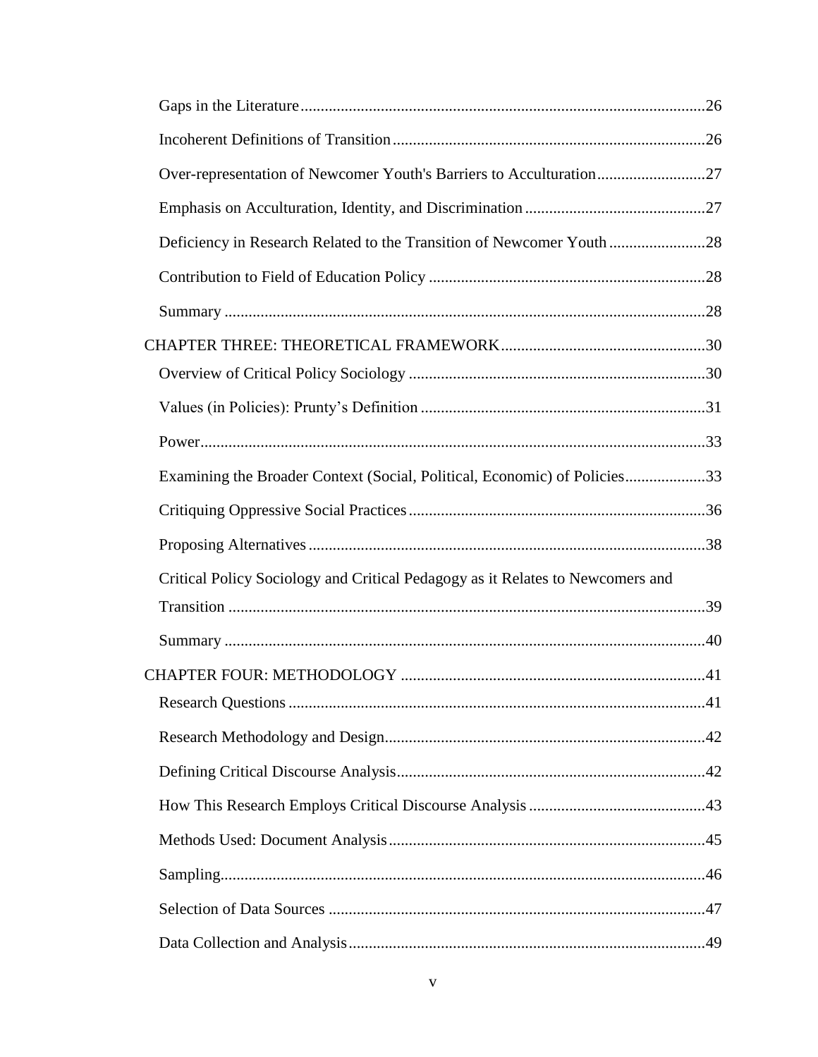Gaps in the Literature ..... 26

Incoherent Definitions of Transition ..... 26

Over-representation of Newcomer Youth's Barriers to Acculturation ..... 27

Emphasis on Acculturation, Identity, and Discrimination ..... 27

Deficiency in Research Related to the Transition of Newcomer Youth ..... 28

Contribution to Field of Education Policy ..... 28

Summary ..... 28

CHAPTER THREE: THEORETICAL FRAMEWORK ..... 30

Overview of Critical Policy Sociology ..... 30

Values (in Policies): Prunty's Definition ..... 31

Power ..... 33

Examining the Broader Context (Social, Political, Economic) of Policies ..... 33

Critiquing Oppressive Social Practices ..... 36

Proposing Alternatives ..... 38

Critical Policy Sociology and Critical Pedagogy as it Relates to Newcomers and Transition ..... 39

Summary ..... 40

CHAPTER FOUR: METHODOLOGY ..... 41

Research Questions ..... 41

Research Methodology and Design ..... 42

Defining Critical Discourse Analysis ..... 42

How This Research Employs Critical Discourse Analysis ..... 43

Methods Used: Document Analysis ..... 45

Sampling ..... 46

Selection of Data Sources ..... 47

Data Collection and Analysis ..... 49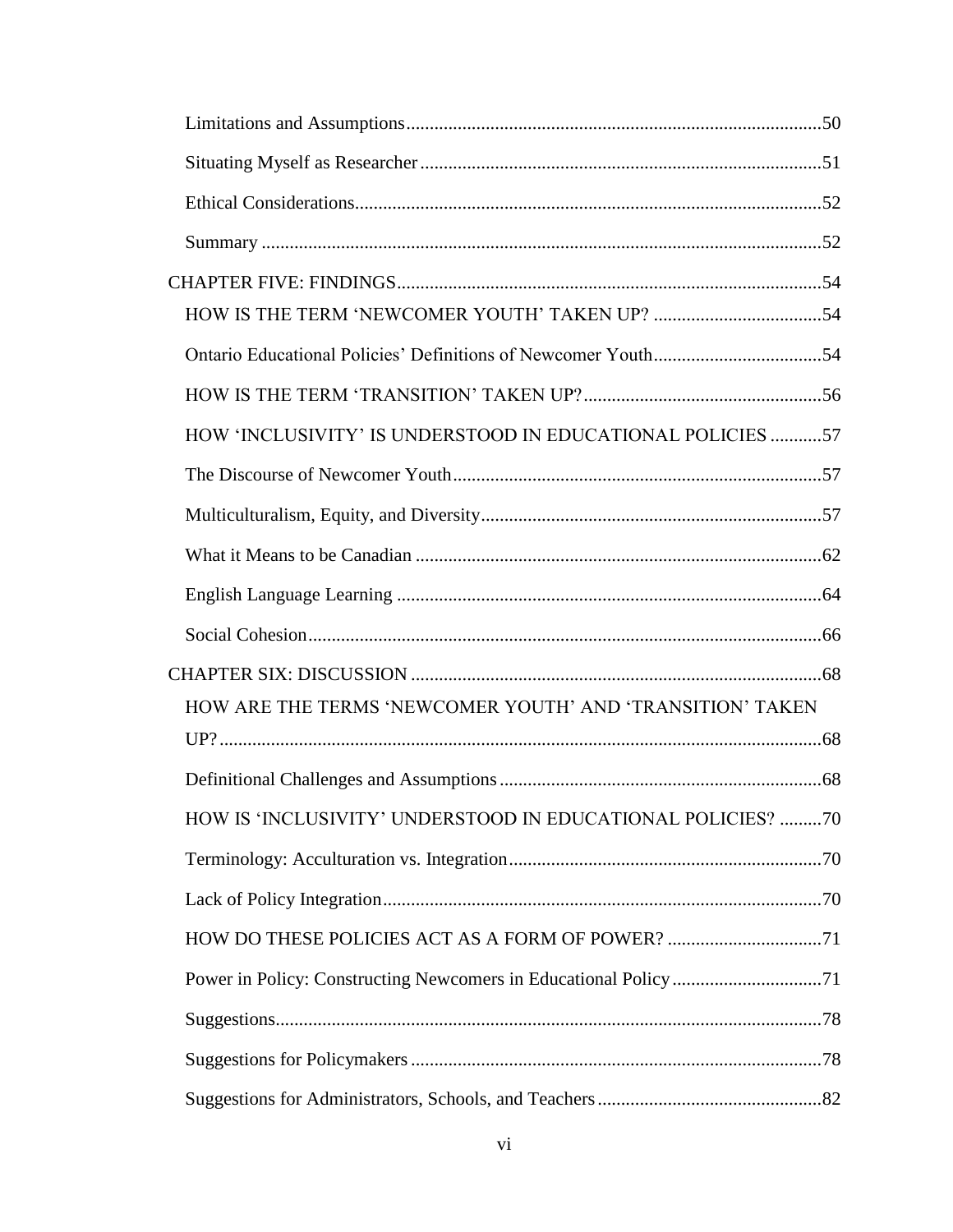Limitations and Assumptions........................................................................................50

Situating Myself as Researcher....................................................................................51

Ethical Considerations..................................................................................................52

Summary ......................................................................................................................52

CHAPTER FIVE: FINDINGS..........................................................................................54

HOW IS THE TERM 'NEWCOMER YOUTH' TAKEN UP? ....................................54

Ontario Educational Policies' Definitions of Newcomer Youth....................................54

HOW IS THE TERM 'TRANSITION' TAKEN UP?...................................................56

HOW 'INCLUSIVITY' IS UNDERSTOOD IN EDUCATIONAL POLICIES ...........57

The Discourse of Newcomer Youth..............................................................................57

Multiculturalism, Equity, and Diversity........................................................................57

What it Means to be Canadian ......................................................................................62

English Language Learning ..........................................................................................64

Social Cohesion.............................................................................................................66

CHAPTER SIX: DISCUSSION .......................................................................................68

HOW ARE THE TERMS 'NEWCOMER YOUTH' AND 'TRANSITION' TAKEN UP?................................................................................................................................68

Definitional Challenges and Assumptions....................................................................68

HOW IS 'INCLUSIVITY' UNDERSTOOD IN EDUCATIONAL POLICIES? .........70

Terminology: Acculturation vs. Integration..................................................................70

Lack of Policy Integration.............................................................................................70

HOW DO THESE POLICIES ACT AS A FORM OF POWER? .................................71

Power in Policy: Constructing Newcomers in Educational Policy................................71

Suggestions....................................................................................................................78

Suggestions for Policymakers.......................................................................................78

Suggestions for Administrators, Schools, and Teachers................................................82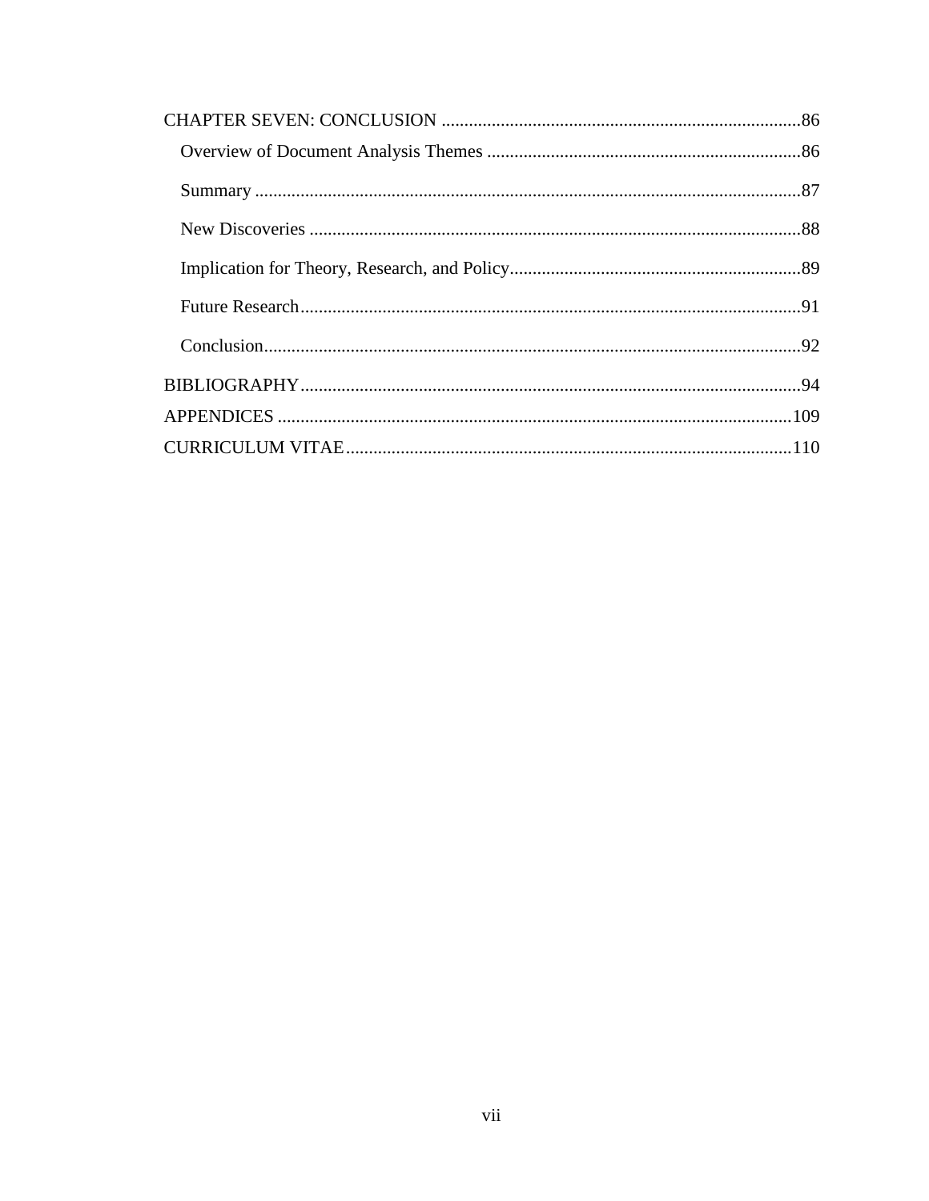CHAPTER SEVEN: CONCLUSION ..............................................................................86

Overview of Document Analysis Themes ....................................................................86

Summary .......................................................................................................................87

New Discoveries ...........................................................................................................88

Implication for Theory, Research, and Policy...............................................................89

Future Research.............................................................................................................91

Conclusion.....................................................................................................................92

BIBLIOGRAPHY.............................................................................................................94

APPENDICES ................................................................................................................109

CURRICULUM VITAE.................................................................................................110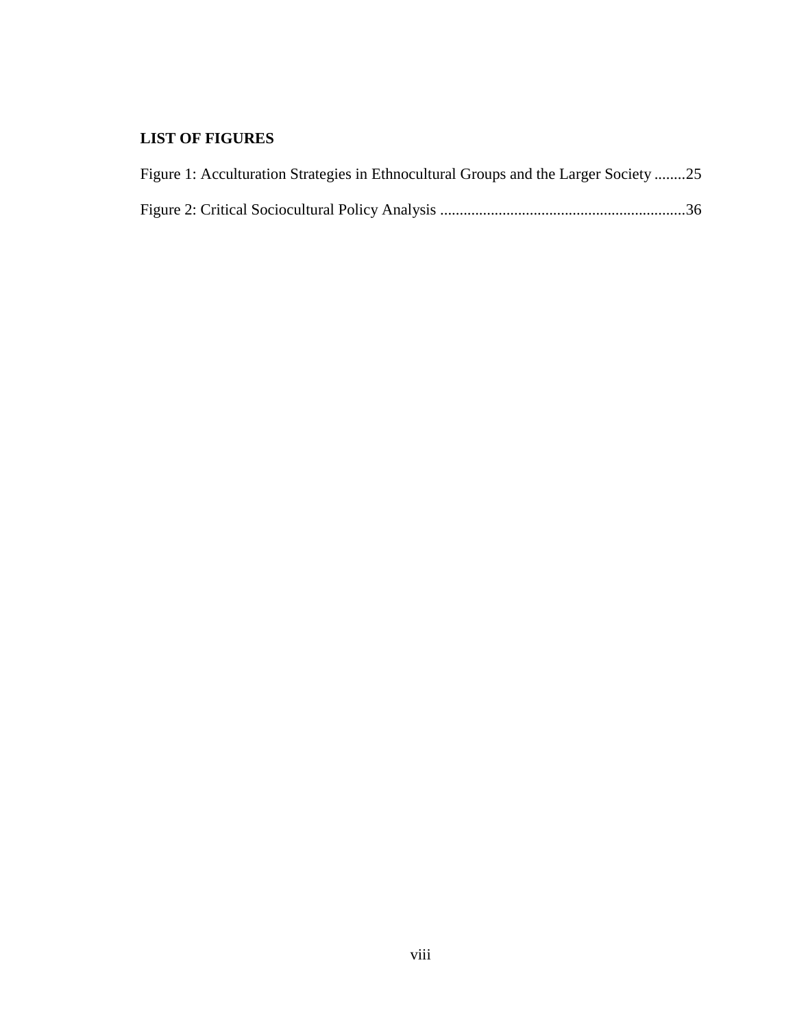## LIST OF FIGURES

Figure 1: Acculturation Strategies in Ethnocultural Groups and the Larger Society ........25

Figure 2: Critical Sociocultural Policy Analysis ..............................................................36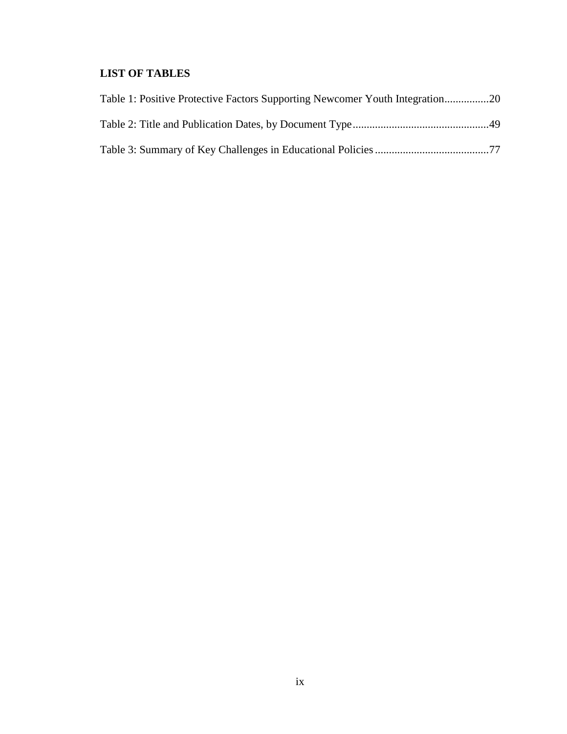## LIST OF TABLES

Table 1: Positive Protective Factors Supporting Newcomer Youth Integration................20

Table 2: Title and Publication Dates, by Document Type................................................49

Table 3: Summary of Key Challenges in Educational Policies.........................................77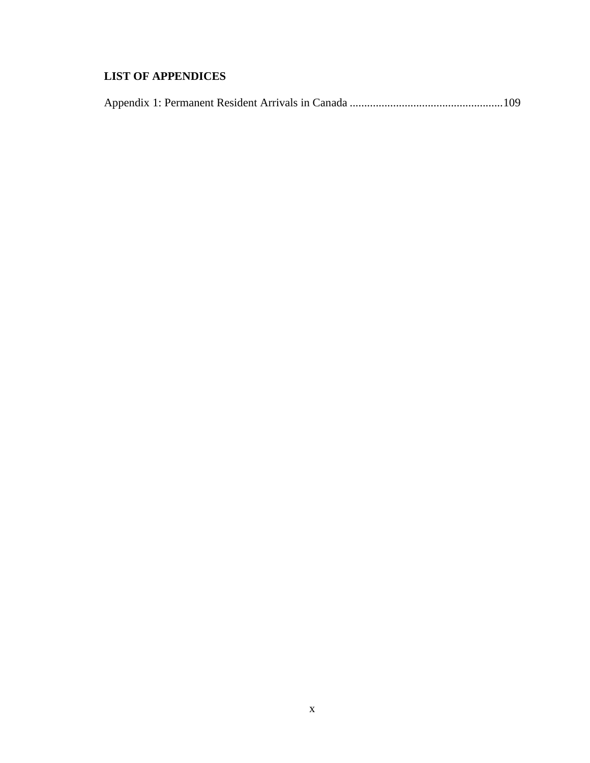## LIST OF APPENDICES

Appendix 1: Permanent Resident Arrivals in Canada ....................................................109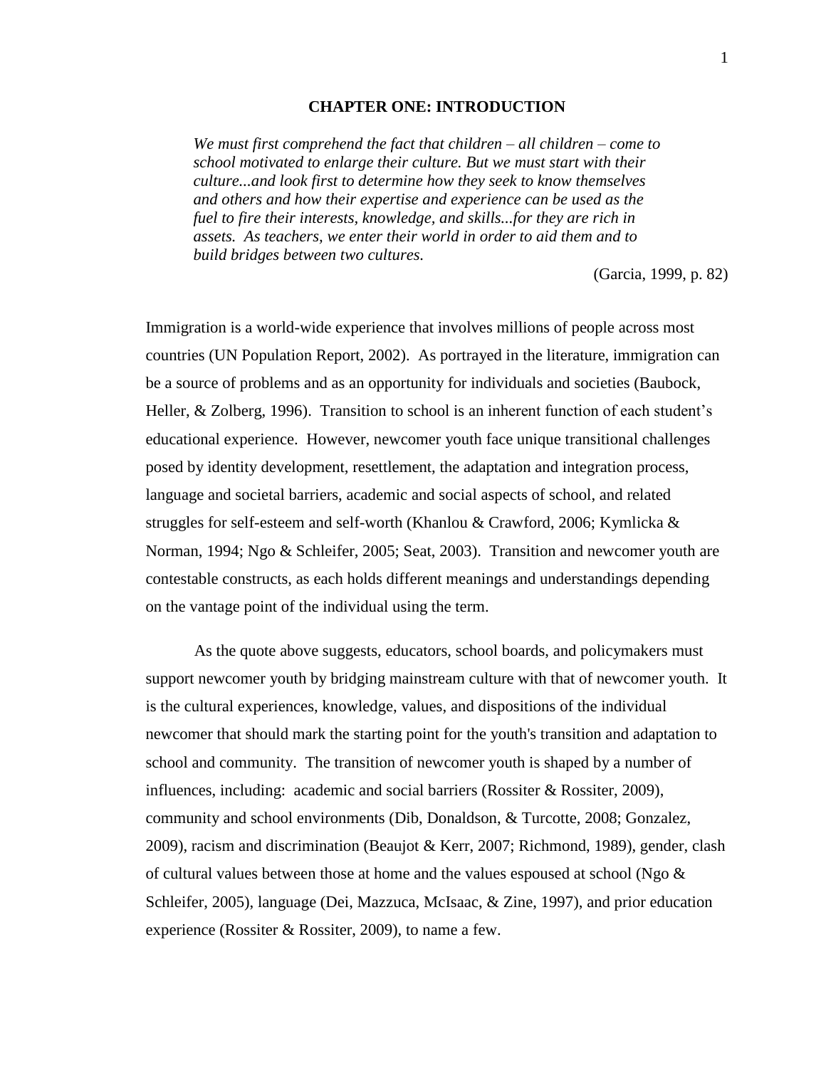# CHAPTER ONE: INTRODUCTION

> *We must first comprehend the fact that children – all children – come to school motivated to enlarge their culture. But we must start with their culture...and look first to determine how they seek to know themselves and others and how their expertise and experience can be used as the fuel to fire their interests, knowledge, and skills...for they are rich in assets. As teachers, we enter their world in order to aid them and to build bridges between two cultures.*
>
> (Garcia, 1999, p. 82)

Immigration is a world-wide experience that involves millions of people across most countries (UN Population Report, 2002). As portrayed in the literature, immigration can be a source of problems and as an opportunity for individuals and societies (Baubock, Heller, & Zolberg, 1996). Transition to school is an inherent function of each student's educational experience. However, newcomer youth face unique transitional challenges posed by identity development, resettlement, the adaptation and integration process, language and societal barriers, academic and social aspects of school, and related struggles for self-esteem and self-worth (Khanlou & Crawford, 2006; Kymlicka & Norman, 1994; Ngo & Schleifer, 2005; Seat, 2003). Transition and newcomer youth are contestable constructs, as each holds different meanings and understandings depending on the vantage point of the individual using the term.

As the quote above suggests, educators, school boards, and policymakers must support newcomer youth by bridging mainstream culture with that of newcomer youth. It is the cultural experiences, knowledge, values, and dispositions of the individual newcomer that should mark the starting point for the youth's transition and adaptation to school and community. The transition of newcomer youth is shaped by a number of influences, including: academic and social barriers (Rossiter & Rossiter, 2009), community and school environments (Dib, Donaldson, & Turcotte, 2008; Gonzalez, 2009), racism and discrimination (Beaujot & Kerr, 2007; Richmond, 1989), gender, clash of cultural values between those at home and the values espoused at school (Ngo & Schleifer, 2005), language (Dei, Mazzuca, McIsaac, & Zine, 1997), and prior education experience (Rossiter & Rossiter, 2009), to name a few.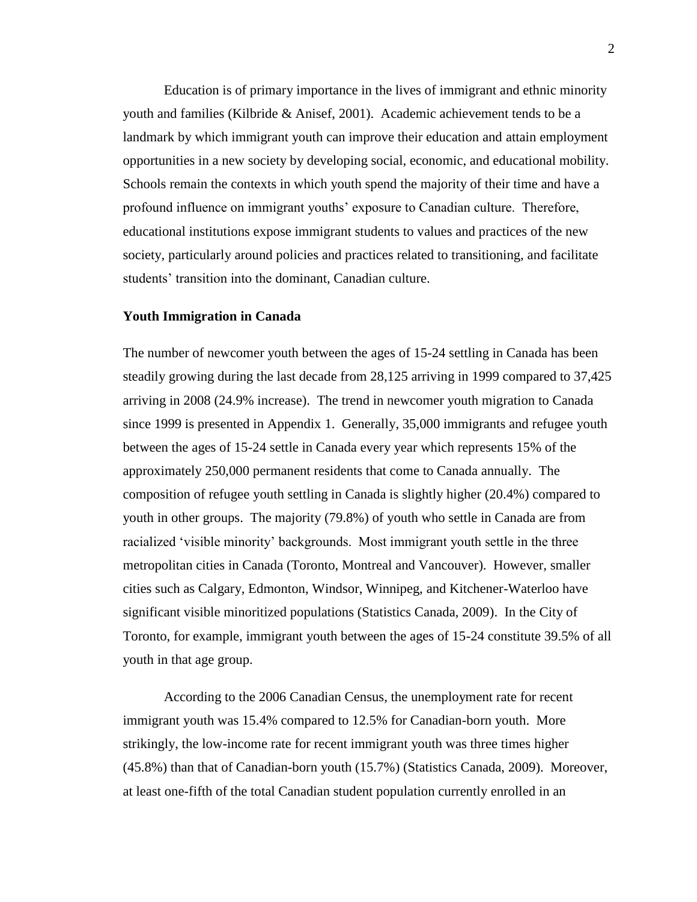Education is of primary importance in the lives of immigrant and ethnic minority youth and families (Kilbride & Anisef, 2001). Academic achievement tends to be a landmark by which immigrant youth can improve their education and attain employment opportunities in a new society by developing social, economic, and educational mobility. Schools remain the contexts in which youth spend the majority of their time and have a profound influence on immigrant youths' exposure to Canadian culture. Therefore, educational institutions expose immigrant students to values and practices of the new society, particularly around policies and practices related to transitioning, and facilitate students' transition into the dominant, Canadian culture.

**Youth Immigration in Canada**

The number of newcomer youth between the ages of 15-24 settling in Canada has been steadily growing during the last decade from 28,125 arriving in 1999 compared to 37,425 arriving in 2008 (24.9% increase). The trend in newcomer youth migration to Canada since 1999 is presented in Appendix 1. Generally, 35,000 immigrants and refugee youth between the ages of 15-24 settle in Canada every year which represents 15% of the approximately 250,000 permanent residents that come to Canada annually. The composition of refugee youth settling in Canada is slightly higher (20.4%) compared to youth in other groups. The majority (79.8%) of youth who settle in Canada are from racialized 'visible minority' backgrounds. Most immigrant youth settle in the three metropolitan cities in Canada (Toronto, Montreal and Vancouver). However, smaller cities such as Calgary, Edmonton, Windsor, Winnipeg, and Kitchener-Waterloo have significant visible minoritized populations (Statistics Canada, 2009). In the City of Toronto, for example, immigrant youth between the ages of 15-24 constitute 39.5% of all youth in that age group.

According to the 2006 Canadian Census, the unemployment rate for recent immigrant youth was 15.4% compared to 12.5% for Canadian-born youth. More strikingly, the low-income rate for recent immigrant youth was three times higher (45.8%) than that of Canadian-born youth (15.7%) (Statistics Canada, 2009). Moreover, at least one-fifth of the total Canadian student population currently enrolled in an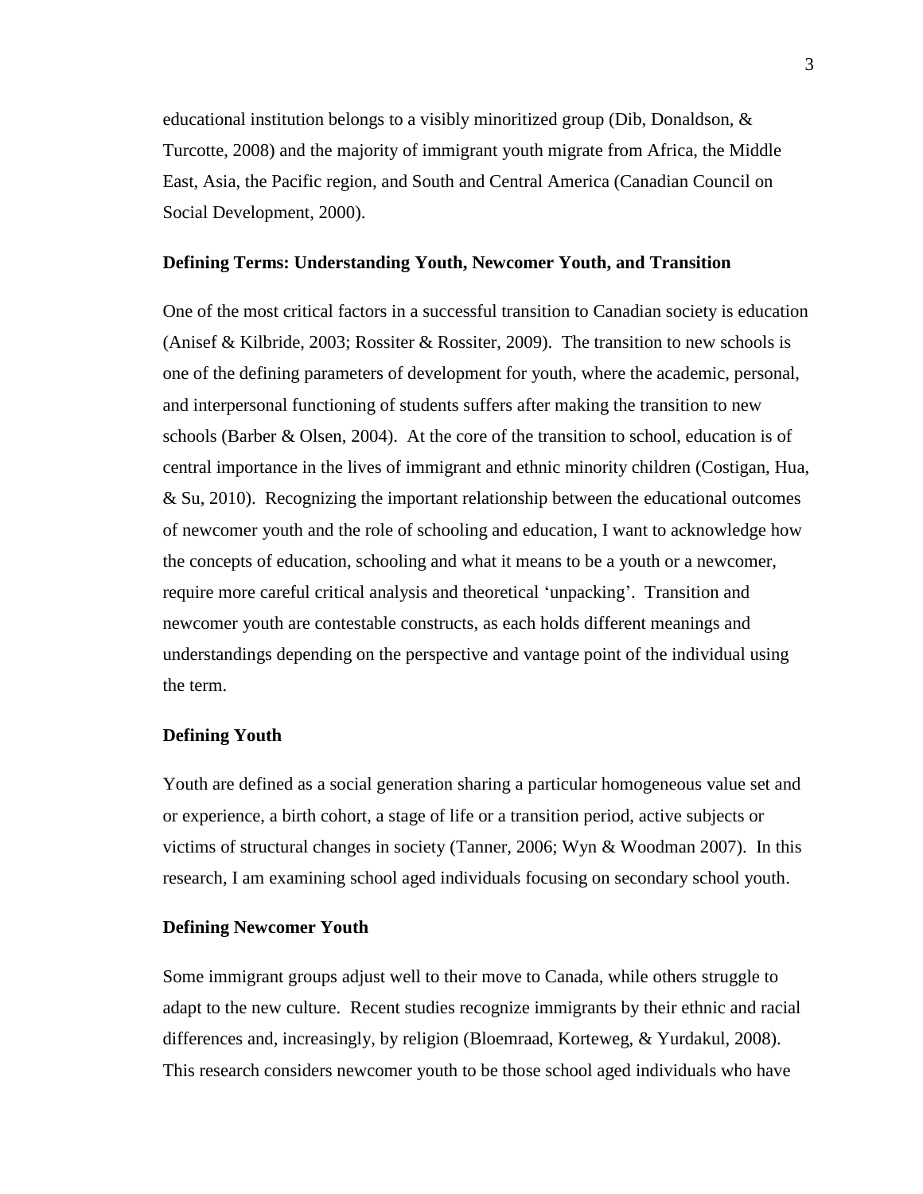educational institution belongs to a visibly minoritized group (Dib, Donaldson, & Turcotte, 2008) and the majority of immigrant youth migrate from Africa, the Middle East, Asia, the Pacific region, and South and Central America (Canadian Council on Social Development, 2000).

### Defining Terms: Understanding Youth, Newcomer Youth, and Transition

One of the most critical factors in a successful transition to Canadian society is education (Anisef & Kilbride, 2003; Rossiter & Rossiter, 2009). The transition to new schools is one of the defining parameters of development for youth, where the academic, personal, and interpersonal functioning of students suffers after making the transition to new schools (Barber & Olsen, 2004). At the core of the transition to school, education is of central importance in the lives of immigrant and ethnic minority children (Costigan, Hua, & Su, 2010). Recognizing the important relationship between the educational outcomes of newcomer youth and the role of schooling and education, I want to acknowledge how the concepts of education, schooling and what it means to be a youth or a newcomer, require more careful critical analysis and theoretical 'unpacking'. Transition and newcomer youth are contestable constructs, as each holds different meanings and understandings depending on the perspective and vantage point of the individual using the term.

### Defining Youth

Youth are defined as a social generation sharing a particular homogeneous value set and or experience, a birth cohort, a stage of life or a transition period, active subjects or victims of structural changes in society (Tanner, 2006; Wyn & Woodman 2007). In this research, I am examining school aged individuals focusing on secondary school youth.

### Defining Newcomer Youth

Some immigrant groups adjust well to their move to Canada, while others struggle to adapt to the new culture. Recent studies recognize immigrants by their ethnic and racial differences and, increasingly, by religion (Bloemraad, Korteweg, & Yurdakul, 2008). This research considers newcomer youth to be those school aged individuals who have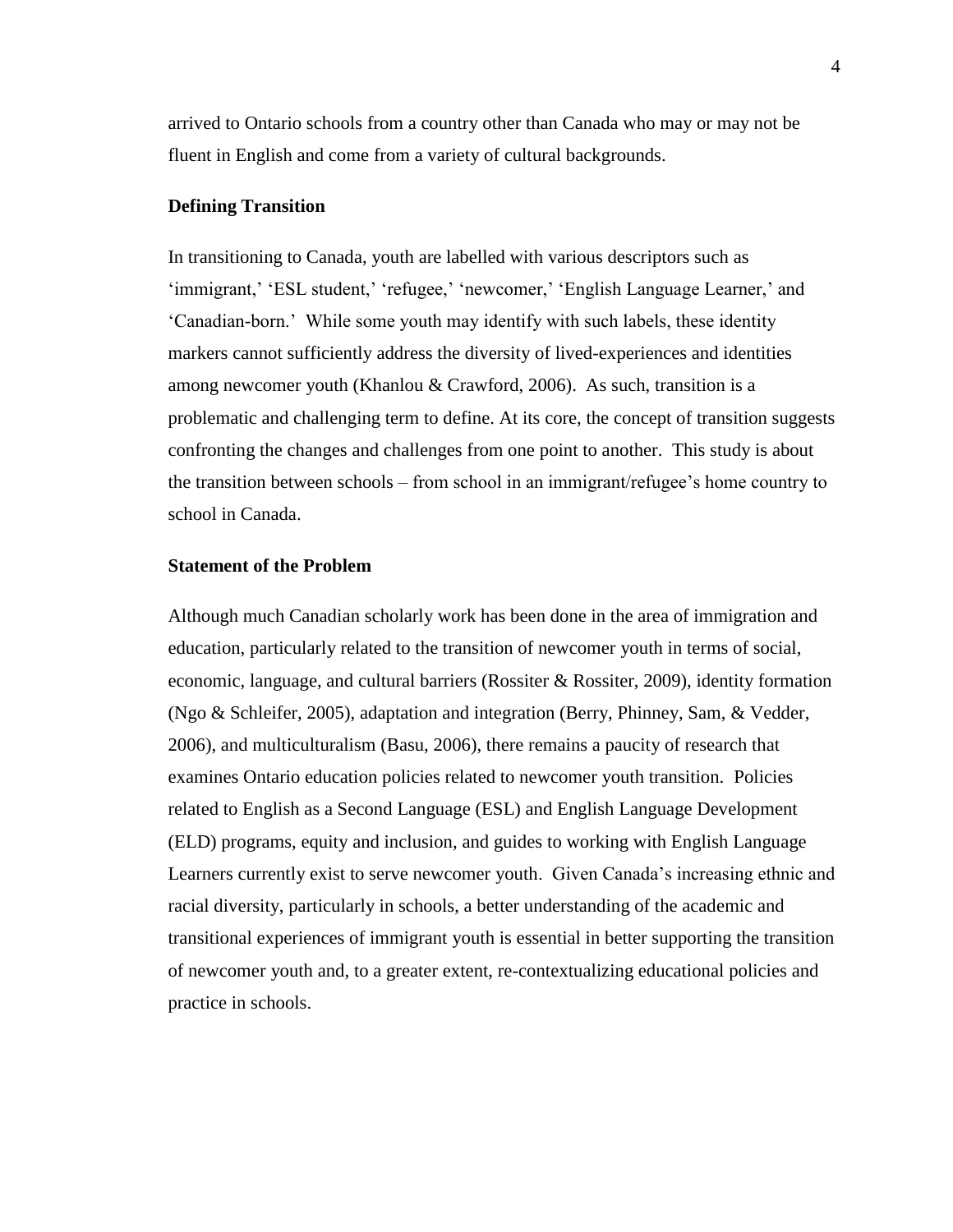arrived to Ontario schools from a country other than Canada who may or may not be fluent in English and come from a variety of cultural backgrounds.

### Defining Transition

In transitioning to Canada, youth are labelled with various descriptors such as 'immigrant,' 'ESL student,' 'refugee,' 'newcomer,' 'English Language Learner,' and 'Canadian-born.' While some youth may identify with such labels, these identity markers cannot sufficiently address the diversity of lived-experiences and identities among newcomer youth (Khanlou & Crawford, 2006). As such, transition is a problematic and challenging term to define. At its core, the concept of transition suggests confronting the changes and challenges from one point to another. This study is about the transition between schools – from school in an immigrant/refugee's home country to school in Canada.

### Statement of the Problem

Although much Canadian scholarly work has been done in the area of immigration and education, particularly related to the transition of newcomer youth in terms of social, economic, language, and cultural barriers (Rossiter & Rossiter, 2009), identity formation (Ngo & Schleifer, 2005), adaptation and integration (Berry, Phinney, Sam, & Vedder, 2006), and multiculturalism (Basu, 2006), there remains a paucity of research that examines Ontario education policies related to newcomer youth transition. Policies related to English as a Second Language (ESL) and English Language Development (ELD) programs, equity and inclusion, and guides to working with English Language Learners currently exist to serve newcomer youth. Given Canada's increasing ethnic and racial diversity, particularly in schools, a better understanding of the academic and transitional experiences of immigrant youth is essential in better supporting the transition of newcomer youth and, to a greater extent, re-contextualizing educational policies and practice in schools.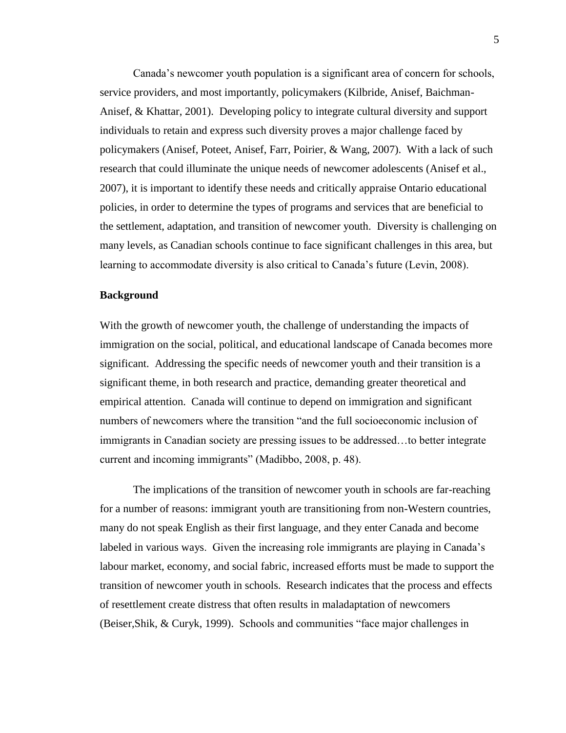Canada's newcomer youth population is a significant area of concern for schools, service providers, and most importantly, policymakers (Kilbride, Anisef, Baichman-Anisef, & Khattar, 2001). Developing policy to integrate cultural diversity and support individuals to retain and express such diversity proves a major challenge faced by policymakers (Anisef, Poteet, Anisef, Farr, Poirier, & Wang, 2007). With a lack of such research that could illuminate the unique needs of newcomer adolescents (Anisef et al., 2007), it is important to identify these needs and critically appraise Ontario educational policies, in order to determine the types of programs and services that are beneficial to the settlement, adaptation, and transition of newcomer youth. Diversity is challenging on many levels, as Canadian schools continue to face significant challenges in this area, but learning to accommodate diversity is also critical to Canada's future (Levin, 2008).

### Background

With the growth of newcomer youth, the challenge of understanding the impacts of immigration on the social, political, and educational landscape of Canada becomes more significant. Addressing the specific needs of newcomer youth and their transition is a significant theme, in both research and practice, demanding greater theoretical and empirical attention. Canada will continue to depend on immigration and significant numbers of newcomers where the transition "and the full socioeconomic inclusion of immigrants in Canadian society are pressing issues to be addressed…to better integrate current and incoming immigrants" (Madibbo, 2008, p. 48).

The implications of the transition of newcomer youth in schools are far-reaching for a number of reasons: immigrant youth are transitioning from non-Western countries, many do not speak English as their first language, and they enter Canada and become labeled in various ways. Given the increasing role immigrants are playing in Canada's labour market, economy, and social fabric, increased efforts must be made to support the transition of newcomer youth in schools. Research indicates that the process and effects of resettlement create distress that often results in maladaptation of newcomers (Beiser,Shik, & Curyk, 1999). Schools and communities "face major challenges in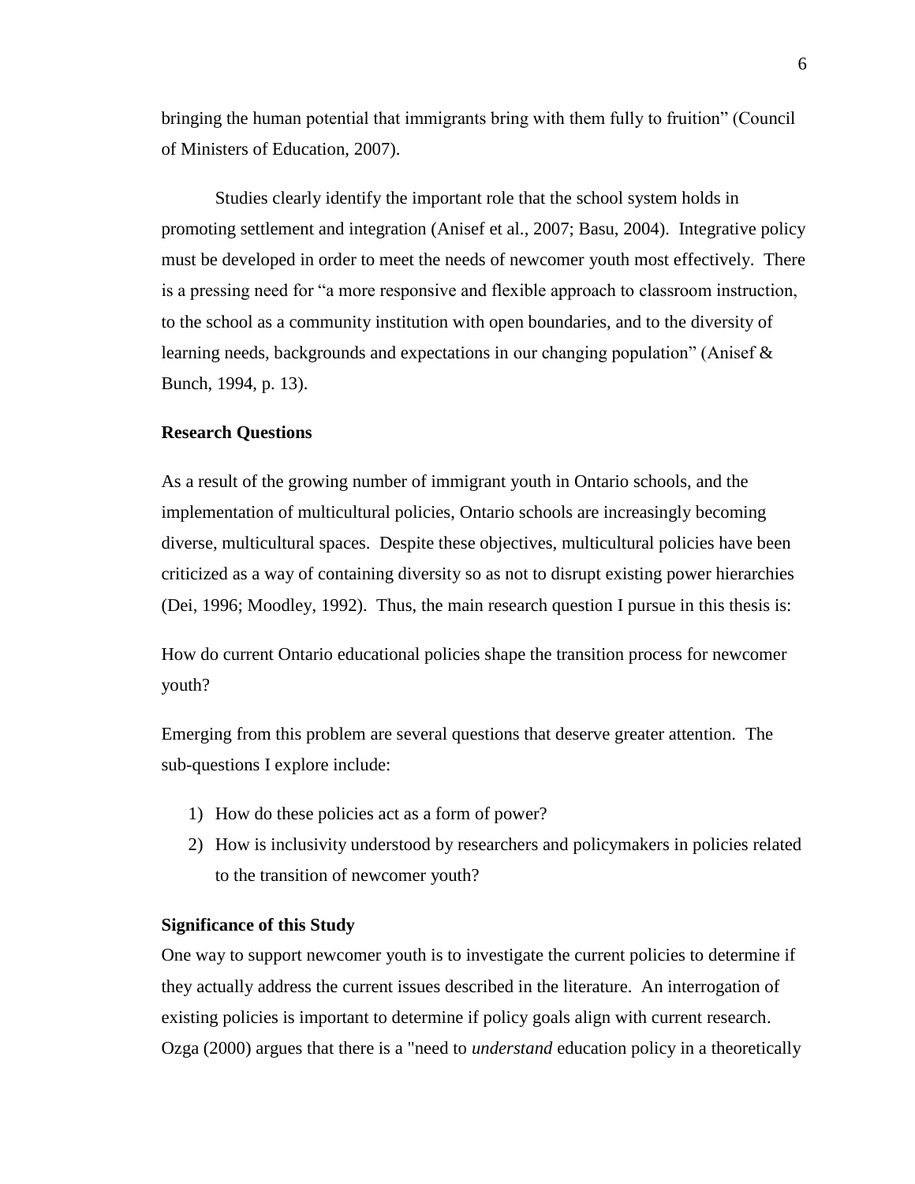bringing the human potential that immigrants bring with them fully to fruition" (Council of Ministers of Education, 2007).

Studies clearly identify the important role that the school system holds in promoting settlement and integration (Anisef et al., 2007; Basu, 2004). Integrative policy must be developed in order to meet the needs of newcomer youth most effectively. There is a pressing need for "a more responsive and flexible approach to classroom instruction, to the school as a community institution with open boundaries, and to the diversity of learning needs, backgrounds and expectations in our changing population" (Anisef & Bunch, 1994, p. 13).

### Research Questions

As a result of the growing number of immigrant youth in Ontario schools, and the implementation of multicultural policies, Ontario schools are increasingly becoming diverse, multicultural spaces. Despite these objectives, multicultural policies have been criticized as a way of containing diversity so as not to disrupt existing power hierarchies (Dei, 1996; Moodley, 1992). Thus, the main research question I pursue in this thesis is:

How do current Ontario educational policies shape the transition process for newcomer youth?

Emerging from this problem are several questions that deserve greater attention. The sub-questions I explore include:

1) How do these policies act as a form of power?
2) How is inclusivity understood by researchers and policymakers in policies related to the transition of newcomer youth?

### Significance of this Study

One way to support newcomer youth is to investigate the current policies to determine if they actually address the current issues described in the literature. An interrogation of existing policies is important to determine if policy goals align with current research. Ozga (2000) argues that there is a "need to *understand* education policy in a theoretically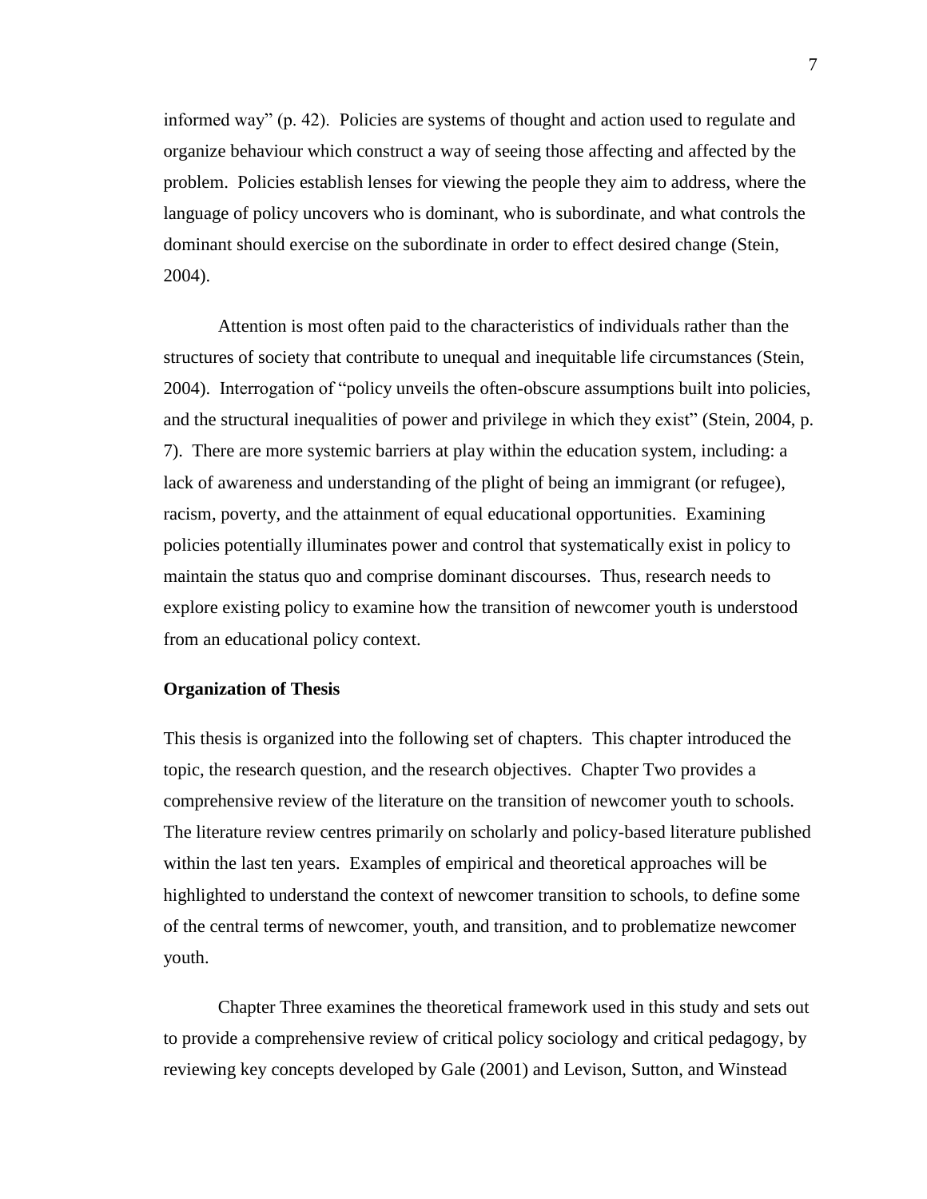informed way" (p. 42). Policies are systems of thought and action used to regulate and organize behaviour which construct a way of seeing those affecting and affected by the problem. Policies establish lenses for viewing the people they aim to address, where the language of policy uncovers who is dominant, who is subordinate, and what controls the dominant should exercise on the subordinate in order to effect desired change (Stein, 2004).

Attention is most often paid to the characteristics of individuals rather than the structures of society that contribute to unequal and inequitable life circumstances (Stein, 2004). Interrogation of "policy unveils the often-obscure assumptions built into policies, and the structural inequalities of power and privilege in which they exist" (Stein, 2004, p. 7). There are more systemic barriers at play within the education system, including: a lack of awareness and understanding of the plight of being an immigrant (or refugee), racism, poverty, and the attainment of equal educational opportunities. Examining policies potentially illuminates power and control that systematically exist in policy to maintain the status quo and comprise dominant discourses. Thus, research needs to explore existing policy to examine how the transition of newcomer youth is understood from an educational policy context.

**Organization of Thesis**

This thesis is organized into the following set of chapters. This chapter introduced the topic, the research question, and the research objectives. Chapter Two provides a comprehensive review of the literature on the transition of newcomer youth to schools. The literature review centres primarily on scholarly and policy-based literature published within the last ten years. Examples of empirical and theoretical approaches will be highlighted to understand the context of newcomer transition to schools, to define some of the central terms of newcomer, youth, and transition, and to problematize newcomer youth.

Chapter Three examines the theoretical framework used in this study and sets out to provide a comprehensive review of critical policy sociology and critical pedagogy, by reviewing key concepts developed by Gale (2001) and Levison, Sutton, and Winstead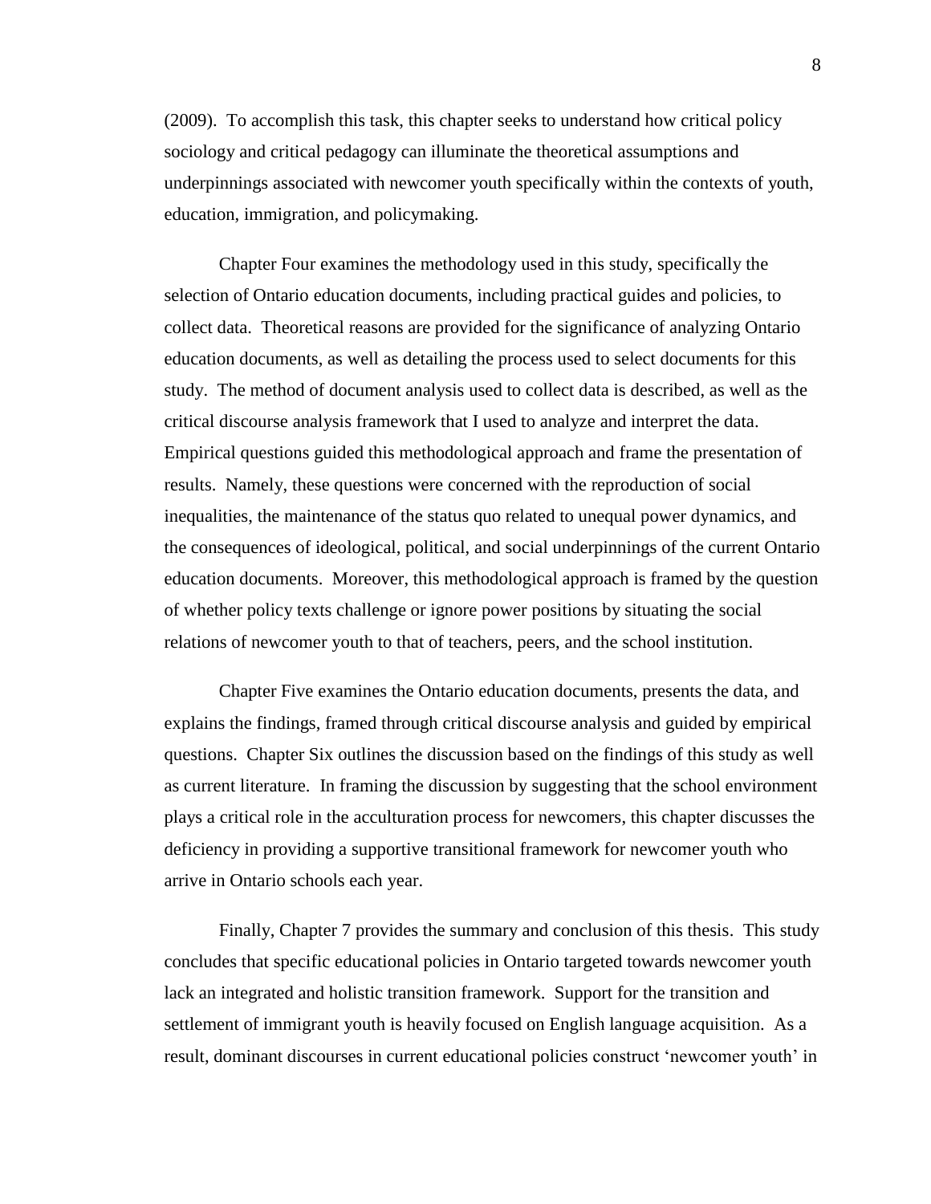(2009). To accomplish this task, this chapter seeks to understand how critical policy sociology and critical pedagogy can illuminate the theoretical assumptions and underpinnings associated with newcomer youth specifically within the contexts of youth, education, immigration, and policymaking.

Chapter Four examines the methodology used in this study, specifically the selection of Ontario education documents, including practical guides and policies, to collect data. Theoretical reasons are provided for the significance of analyzing Ontario education documents, as well as detailing the process used to select documents for this study. The method of document analysis used to collect data is described, as well as the critical discourse analysis framework that I used to analyze and interpret the data. Empirical questions guided this methodological approach and frame the presentation of results. Namely, these questions were concerned with the reproduction of social inequalities, the maintenance of the status quo related to unequal power dynamics, and the consequences of ideological, political, and social underpinnings of the current Ontario education documents. Moreover, this methodological approach is framed by the question of whether policy texts challenge or ignore power positions by situating the social relations of newcomer youth to that of teachers, peers, and the school institution.

Chapter Five examines the Ontario education documents, presents the data, and explains the findings, framed through critical discourse analysis and guided by empirical questions. Chapter Six outlines the discussion based on the findings of this study as well as current literature. In framing the discussion by suggesting that the school environment plays a critical role in the acculturation process for newcomers, this chapter discusses the deficiency in providing a supportive transitional framework for newcomer youth who arrive in Ontario schools each year.

Finally, Chapter 7 provides the summary and conclusion of this thesis. This study concludes that specific educational policies in Ontario targeted towards newcomer youth lack an integrated and holistic transition framework. Support for the transition and settlement of immigrant youth is heavily focused on English language acquisition. As a result, dominant discourses in current educational policies construct 'newcomer youth' in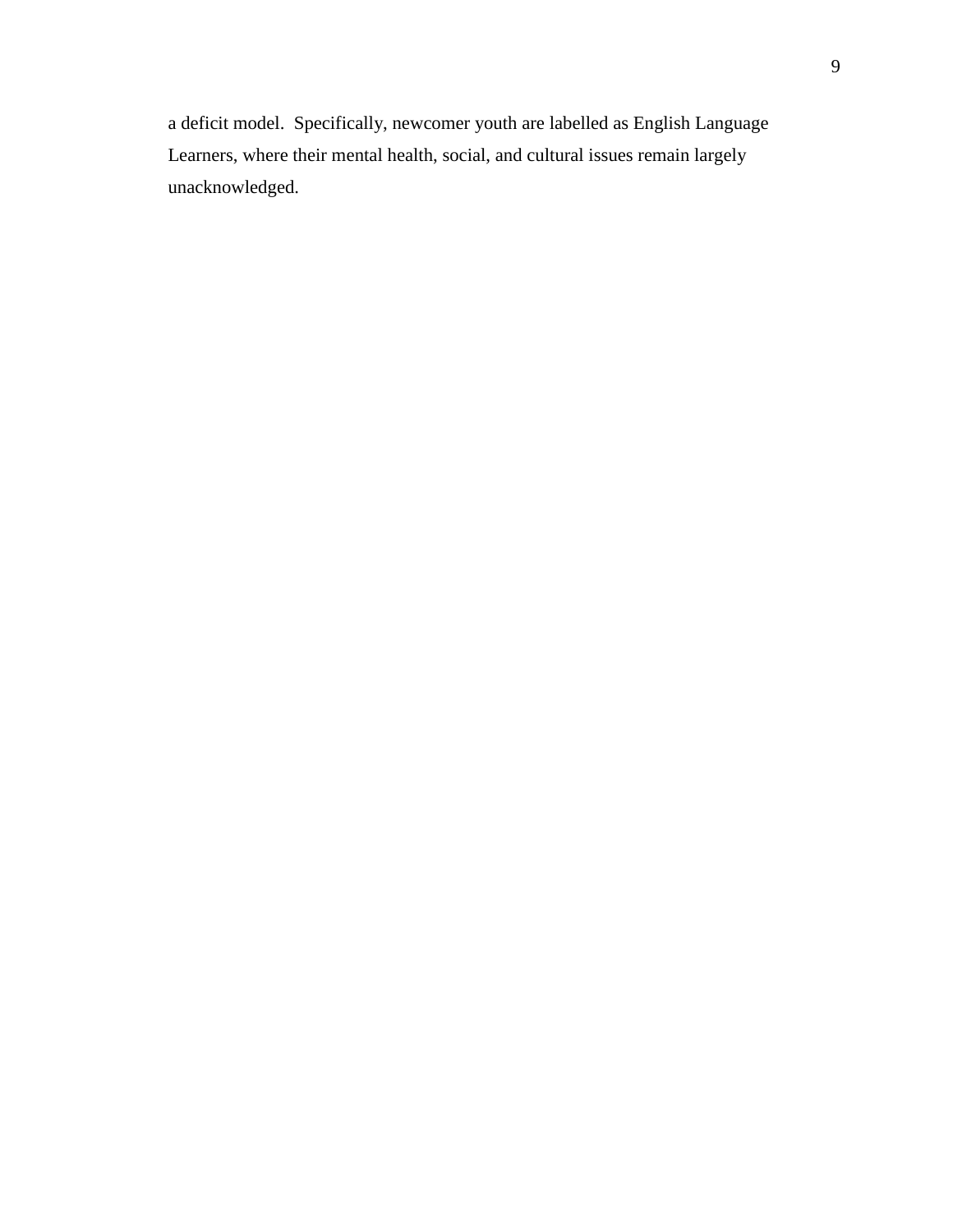a deficit model. Specifically, newcomer youth are labelled as English Language Learners, where their mental health, social, and cultural issues remain largely unacknowledged.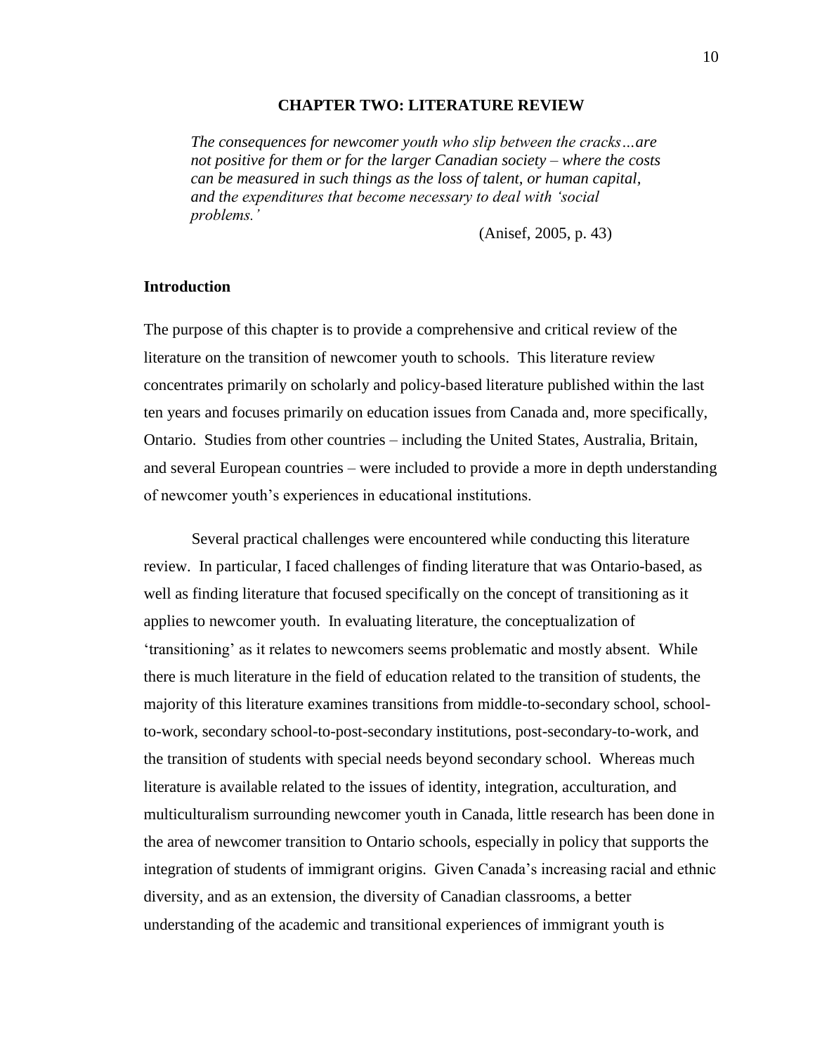# CHAPTER TWO: LITERATURE REVIEW

> *The consequences for newcomer youth who slip between the cracks…are not positive for them or for the larger Canadian society – where the costs can be measured in such things as the loss of talent, or human capital, and the expenditures that become necessary to deal with 'social problems.'*
>
> (Anisef, 2005, p. 43)

## Introduction

The purpose of this chapter is to provide a comprehensive and critical review of the literature on the transition of newcomer youth to schools. This literature review concentrates primarily on scholarly and policy-based literature published within the last ten years and focuses primarily on education issues from Canada and, more specifically, Ontario. Studies from other countries – including the United States, Australia, Britain, and several European countries – were included to provide a more in depth understanding of newcomer youth's experiences in educational institutions.

Several practical challenges were encountered while conducting this literature review. In particular, I faced challenges of finding literature that was Ontario-based, as well as finding literature that focused specifically on the concept of transitioning as it applies to newcomer youth. In evaluating literature, the conceptualization of 'transitioning' as it relates to newcomers seems problematic and mostly absent. While there is much literature in the field of education related to the transition of students, the majority of this literature examines transitions from middle-to-secondary school, school-to-work, secondary school-to-post-secondary institutions, post-secondary-to-work, and the transition of students with special needs beyond secondary school. Whereas much literature is available related to the issues of identity, integration, acculturation, and multiculturalism surrounding newcomer youth in Canada, little research has been done in the area of newcomer transition to Ontario schools, especially in policy that supports the integration of students of immigrant origins. Given Canada's increasing racial and ethnic diversity, and as an extension, the diversity of Canadian classrooms, a better understanding of the academic and transitional experiences of immigrant youth is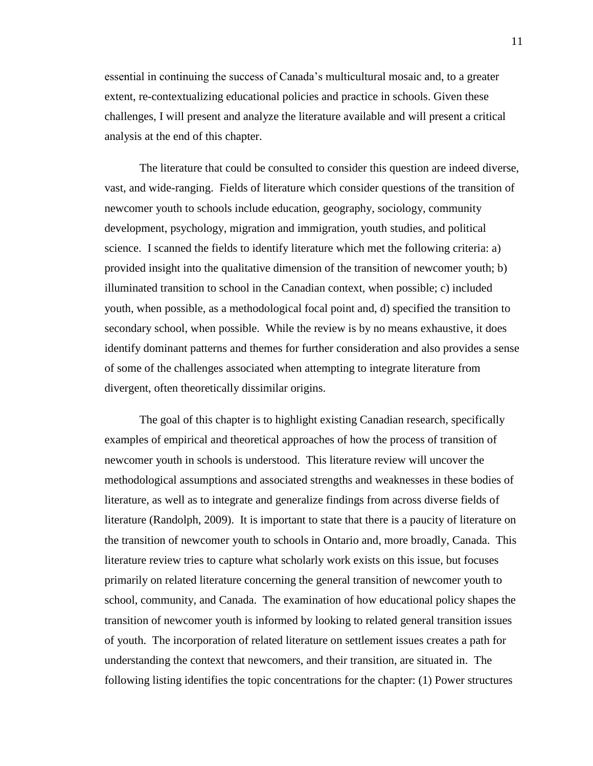essential in continuing the success of Canada's multicultural mosaic and, to a greater extent, re-contextualizing educational policies and practice in schools. Given these challenges, I will present and analyze the literature available and will present a critical analysis at the end of this chapter.

The literature that could be consulted to consider this question are indeed diverse, vast, and wide-ranging. Fields of literature which consider questions of the transition of newcomer youth to schools include education, geography, sociology, community development, psychology, migration and immigration, youth studies, and political science. I scanned the fields to identify literature which met the following criteria: a) provided insight into the qualitative dimension of the transition of newcomer youth; b) illuminated transition to school in the Canadian context, when possible; c) included youth, when possible, as a methodological focal point and, d) specified the transition to secondary school, when possible. While the review is by no means exhaustive, it does identify dominant patterns and themes for further consideration and also provides a sense of some of the challenges associated when attempting to integrate literature from divergent, often theoretically dissimilar origins.

The goal of this chapter is to highlight existing Canadian research, specifically examples of empirical and theoretical approaches of how the process of transition of newcomer youth in schools is understood. This literature review will uncover the methodological assumptions and associated strengths and weaknesses in these bodies of literature, as well as to integrate and generalize findings from across diverse fields of literature (Randolph, 2009). It is important to state that there is a paucity of literature on the transition of newcomer youth to schools in Ontario and, more broadly, Canada. This literature review tries to capture what scholarly work exists on this issue, but focuses primarily on related literature concerning the general transition of newcomer youth to school, community, and Canada. The examination of how educational policy shapes the transition of newcomer youth is informed by looking to related general transition issues of youth. The incorporation of related literature on settlement issues creates a path for understanding the context that newcomers, and their transition, are situated in. The following listing identifies the topic concentrations for the chapter: (1) Power structures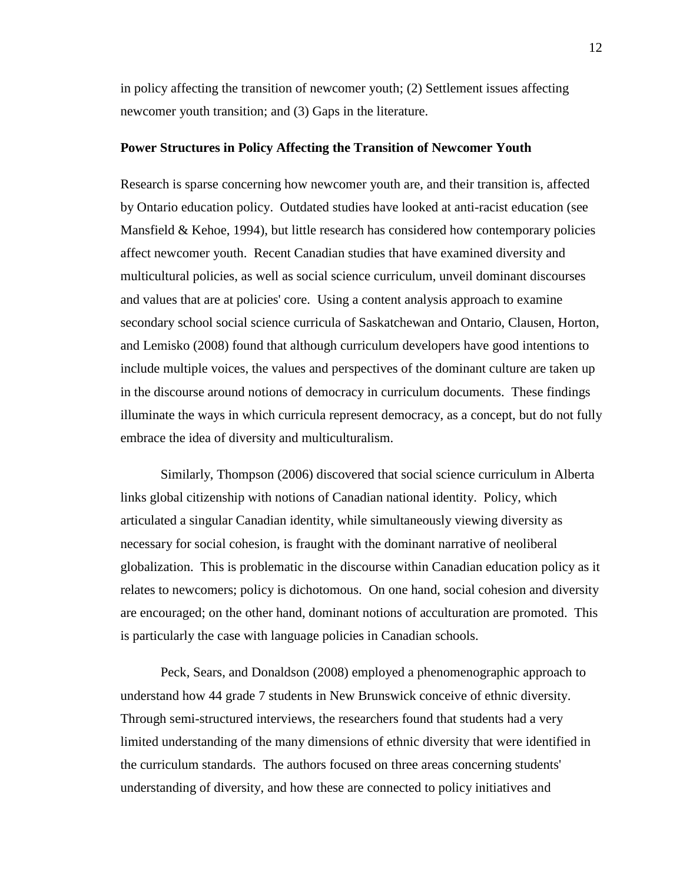in policy affecting the transition of newcomer youth; (2) Settlement issues affecting newcomer youth transition; and (3) Gaps in the literature.

**Power Structures in Policy Affecting the Transition of Newcomer Youth**

Research is sparse concerning how newcomer youth are, and their transition is, affected by Ontario education policy. Outdated studies have looked at anti-racist education (see Mansfield & Kehoe, 1994), but little research has considered how contemporary policies affect newcomer youth. Recent Canadian studies that have examined diversity and multicultural policies, as well as social science curriculum, unveil dominant discourses and values that are at policies' core. Using a content analysis approach to examine secondary school social science curricula of Saskatchewan and Ontario, Clausen, Horton, and Lemisko (2008) found that although curriculum developers have good intentions to include multiple voices, the values and perspectives of the dominant culture are taken up in the discourse around notions of democracy in curriculum documents. These findings illuminate the ways in which curricula represent democracy, as a concept, but do not fully embrace the idea of diversity and multiculturalism.

Similarly, Thompson (2006) discovered that social science curriculum in Alberta links global citizenship with notions of Canadian national identity. Policy, which articulated a singular Canadian identity, while simultaneously viewing diversity as necessary for social cohesion, is fraught with the dominant narrative of neoliberal globalization. This is problematic in the discourse within Canadian education policy as it relates to newcomers; policy is dichotomous. On one hand, social cohesion and diversity are encouraged; on the other hand, dominant notions of acculturation are promoted. This is particularly the case with language policies in Canadian schools.

Peck, Sears, and Donaldson (2008) employed a phenomenographic approach to understand how 44 grade 7 students in New Brunswick conceive of ethnic diversity. Through semi-structured interviews, the researchers found that students had a very limited understanding of the many dimensions of ethnic diversity that were identified in the curriculum standards. The authors focused on three areas concerning students' understanding of diversity, and how these are connected to policy initiatives and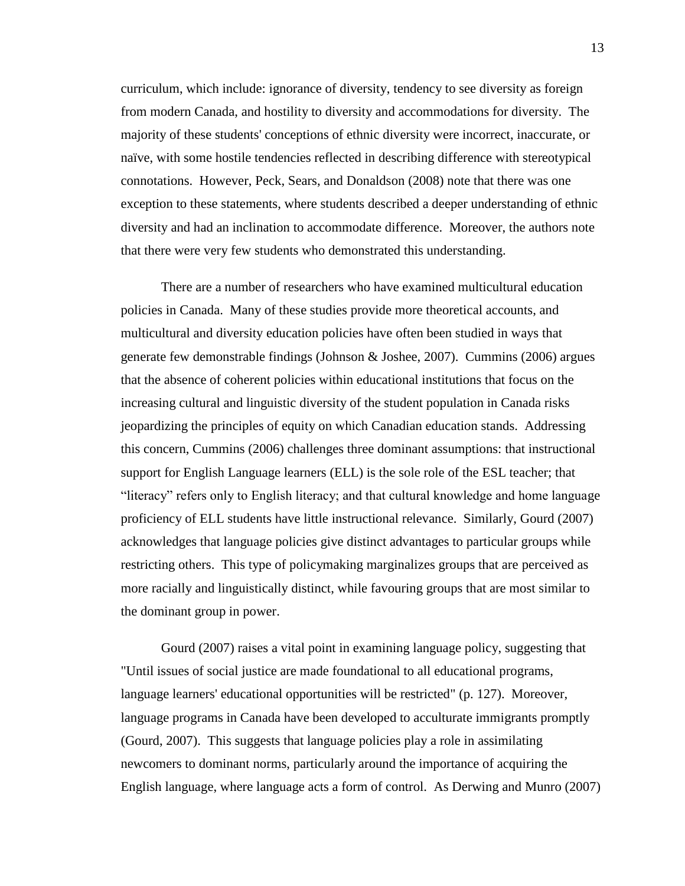curriculum, which include: ignorance of diversity, tendency to see diversity as foreign from modern Canada, and hostility to diversity and accommodations for diversity. The majority of these students' conceptions of ethnic diversity were incorrect, inaccurate, or naïve, with some hostile tendencies reflected in describing difference with stereotypical connotations. However, Peck, Sears, and Donaldson (2008) note that there was one exception to these statements, where students described a deeper understanding of ethnic diversity and had an inclination to accommodate difference. Moreover, the authors note that there were very few students who demonstrated this understanding.

There are a number of researchers who have examined multicultural education policies in Canada. Many of these studies provide more theoretical accounts, and multicultural and diversity education policies have often been studied in ways that generate few demonstrable findings (Johnson & Joshee, 2007). Cummins (2006) argues that the absence of coherent policies within educational institutions that focus on the increasing cultural and linguistic diversity of the student population in Canada risks jeopardizing the principles of equity on which Canadian education stands. Addressing this concern, Cummins (2006) challenges three dominant assumptions: that instructional support for English Language learners (ELL) is the sole role of the ESL teacher; that "literacy" refers only to English literacy; and that cultural knowledge and home language proficiency of ELL students have little instructional relevance. Similarly, Gourd (2007) acknowledges that language policies give distinct advantages to particular groups while restricting others. This type of policymaking marginalizes groups that are perceived as more racially and linguistically distinct, while favouring groups that are most similar to the dominant group in power.

Gourd (2007) raises a vital point in examining language policy, suggesting that "Until issues of social justice are made foundational to all educational programs, language learners' educational opportunities will be restricted" (p. 127). Moreover, language programs in Canada have been developed to acculturate immigrants promptly (Gourd, 2007). This suggests that language policies play a role in assimilating newcomers to dominant norms, particularly around the importance of acquiring the English language, where language acts a form of control. As Derwing and Munro (2007)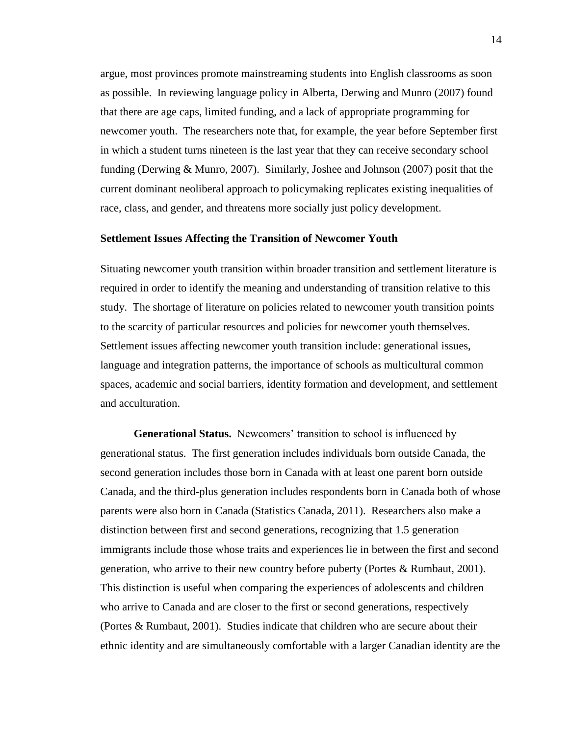argue, most provinces promote mainstreaming students into English classrooms as soon as possible. In reviewing language policy in Alberta, Derwing and Munro (2007) found that there are age caps, limited funding, and a lack of appropriate programming for newcomer youth. The researchers note that, for example, the year before September first in which a student turns nineteen is the last year that they can receive secondary school funding (Derwing & Munro, 2007). Similarly, Joshee and Johnson (2007) posit that the current dominant neoliberal approach to policymaking replicates existing inequalities of race, class, and gender, and threatens more socially just policy development.

### Settlement Issues Affecting the Transition of Newcomer Youth

Situating newcomer youth transition within broader transition and settlement literature is required in order to identify the meaning and understanding of transition relative to this study. The shortage of literature on policies related to newcomer youth transition points to the scarcity of particular resources and policies for newcomer youth themselves. Settlement issues affecting newcomer youth transition include: generational issues, language and integration patterns, the importance of schools as multicultural common spaces, academic and social barriers, identity formation and development, and settlement and acculturation.

**Generational Status.** Newcomers' transition to school is influenced by generational status. The first generation includes individuals born outside Canada, the second generation includes those born in Canada with at least one parent born outside Canada, and the third-plus generation includes respondents born in Canada both of whose parents were also born in Canada (Statistics Canada, 2011). Researchers also make a distinction between first and second generations, recognizing that 1.5 generation immigrants include those whose traits and experiences lie in between the first and second generation, who arrive to their new country before puberty (Portes & Rumbaut, 2001). This distinction is useful when comparing the experiences of adolescents and children who arrive to Canada and are closer to the first or second generations, respectively (Portes & Rumbaut, 2001). Studies indicate that children who are secure about their ethnic identity and are simultaneously comfortable with a larger Canadian identity are the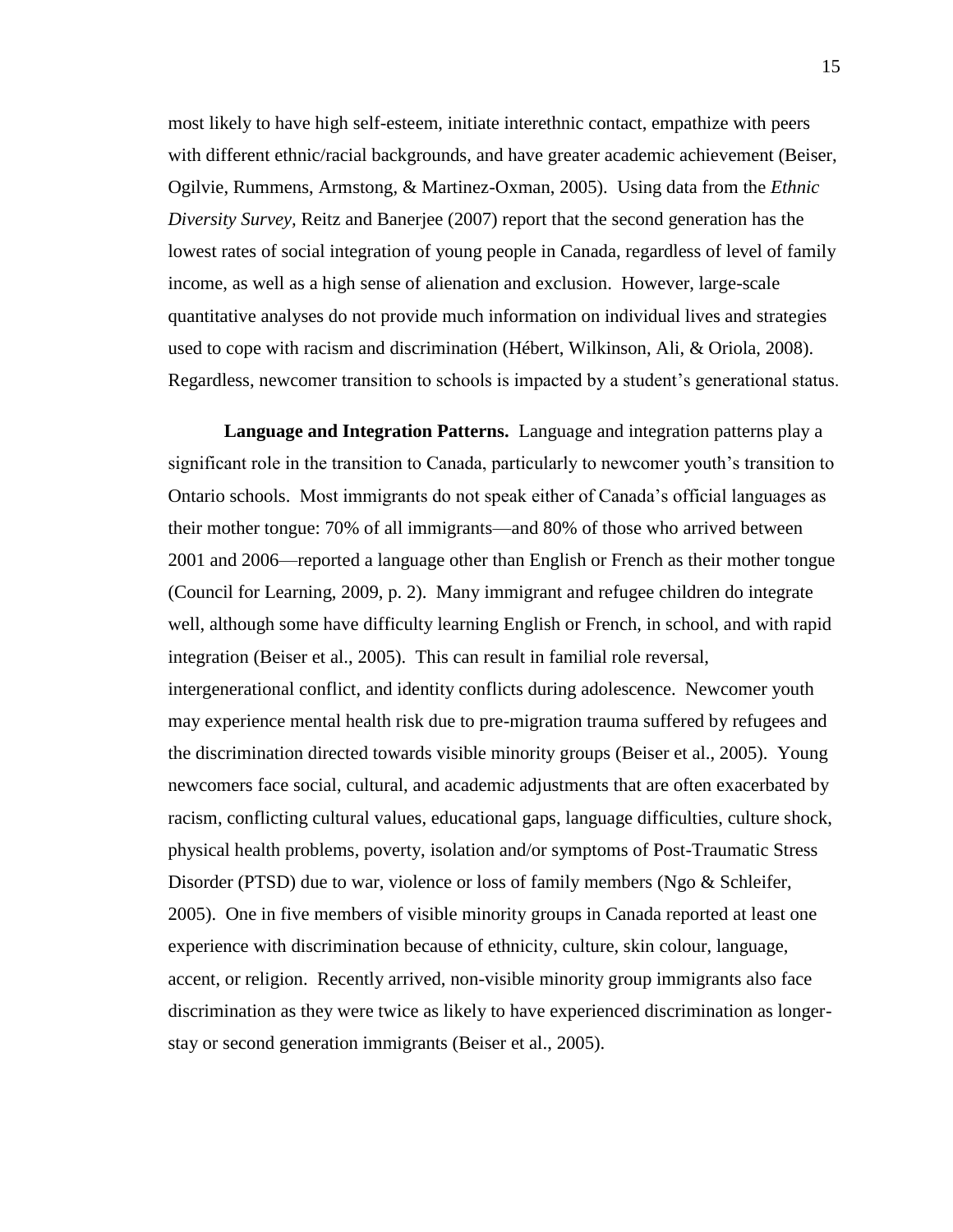most likely to have high self-esteem, initiate interethnic contact, empathize with peers with different ethnic/racial backgrounds, and have greater academic achievement (Beiser, Ogilvie, Rummens, Armstong, & Martinez-Oxman, 2005). Using data from the *Ethnic Diversity Survey*, Reitz and Banerjee (2007) report that the second generation has the lowest rates of social integration of young people in Canada, regardless of level of family income, as well as a high sense of alienation and exclusion. However, large-scale quantitative analyses do not provide much information on individual lives and strategies used to cope with racism and discrimination (Hébert, Wilkinson, Ali, & Oriola, 2008). Regardless, newcomer transition to schools is impacted by a student's generational status.

**Language and Integration Patterns.** Language and integration patterns play a significant role in the transition to Canada, particularly to newcomer youth's transition to Ontario schools. Most immigrants do not speak either of Canada's official languages as their mother tongue: 70% of all immigrants—and 80% of those who arrived between 2001 and 2006—reported a language other than English or French as their mother tongue (Council for Learning, 2009, p. 2). Many immigrant and refugee children do integrate well, although some have difficulty learning English or French, in school, and with rapid integration (Beiser et al., 2005). This can result in familial role reversal, intergenerational conflict, and identity conflicts during adolescence. Newcomer youth may experience mental health risk due to pre-migration trauma suffered by refugees and the discrimination directed towards visible minority groups (Beiser et al., 2005). Young newcomers face social, cultural, and academic adjustments that are often exacerbated by racism, conflicting cultural values, educational gaps, language difficulties, culture shock, physical health problems, poverty, isolation and/or symptoms of Post-Traumatic Stress Disorder (PTSD) due to war, violence or loss of family members (Ngo & Schleifer, 2005). One in five members of visible minority groups in Canada reported at least one experience with discrimination because of ethnicity, culture, skin colour, language, accent, or religion. Recently arrived, non-visible minority group immigrants also face discrimination as they were twice as likely to have experienced discrimination as longer-stay or second generation immigrants (Beiser et al., 2005).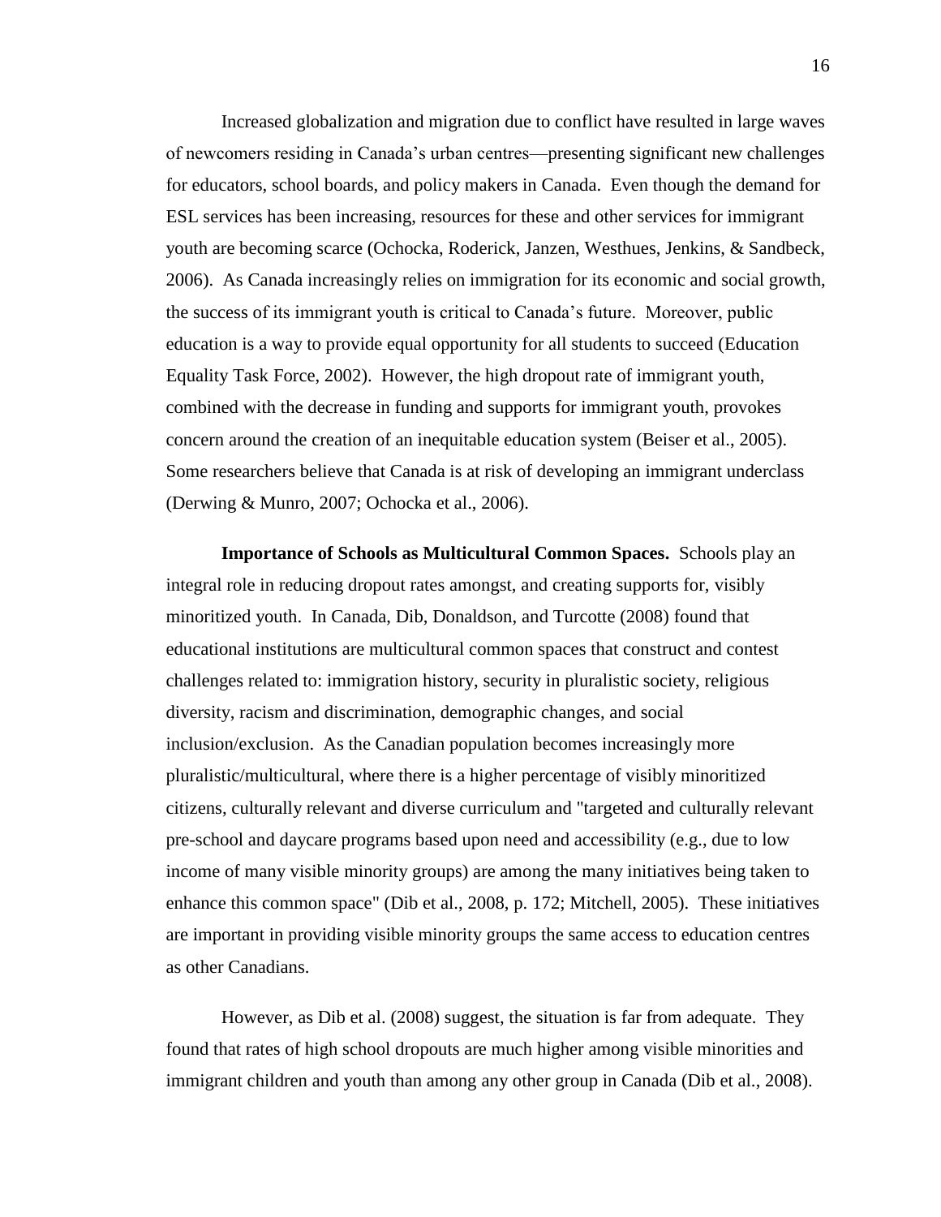Increased globalization and migration due to conflict have resulted in large waves of newcomers residing in Canada's urban centres—presenting significant new challenges for educators, school boards, and policy makers in Canada. Even though the demand for ESL services has been increasing, resources for these and other services for immigrant youth are becoming scarce (Ochocka, Roderick, Janzen, Westhues, Jenkins, & Sandbeck, 2006). As Canada increasingly relies on immigration for its economic and social growth, the success of its immigrant youth is critical to Canada's future. Moreover, public education is a way to provide equal opportunity for all students to succeed (Education Equality Task Force, 2002). However, the high dropout rate of immigrant youth, combined with the decrease in funding and supports for immigrant youth, provokes concern around the creation of an inequitable education system (Beiser et al., 2005). Some researchers believe that Canada is at risk of developing an immigrant underclass (Derwing & Munro, 2007; Ochocka et al., 2006).

**Importance of Schools as Multicultural Common Spaces.** Schools play an integral role in reducing dropout rates amongst, and creating supports for, visibly minoritized youth. In Canada, Dib, Donaldson, and Turcotte (2008) found that educational institutions are multicultural common spaces that construct and contest challenges related to: immigration history, security in pluralistic society, religious diversity, racism and discrimination, demographic changes, and social inclusion/exclusion. As the Canadian population becomes increasingly more pluralistic/multicultural, where there is a higher percentage of visibly minoritized citizens, culturally relevant and diverse curriculum and "targeted and culturally relevant pre-school and daycare programs based upon need and accessibility (e.g., due to low income of many visible minority groups) are among the many initiatives being taken to enhance this common space" (Dib et al., 2008, p. 172; Mitchell, 2005). These initiatives are important in providing visible minority groups the same access to education centres as other Canadians.

However, as Dib et al. (2008) suggest, the situation is far from adequate. They found that rates of high school dropouts are much higher among visible minorities and immigrant children and youth than among any other group in Canada (Dib et al., 2008).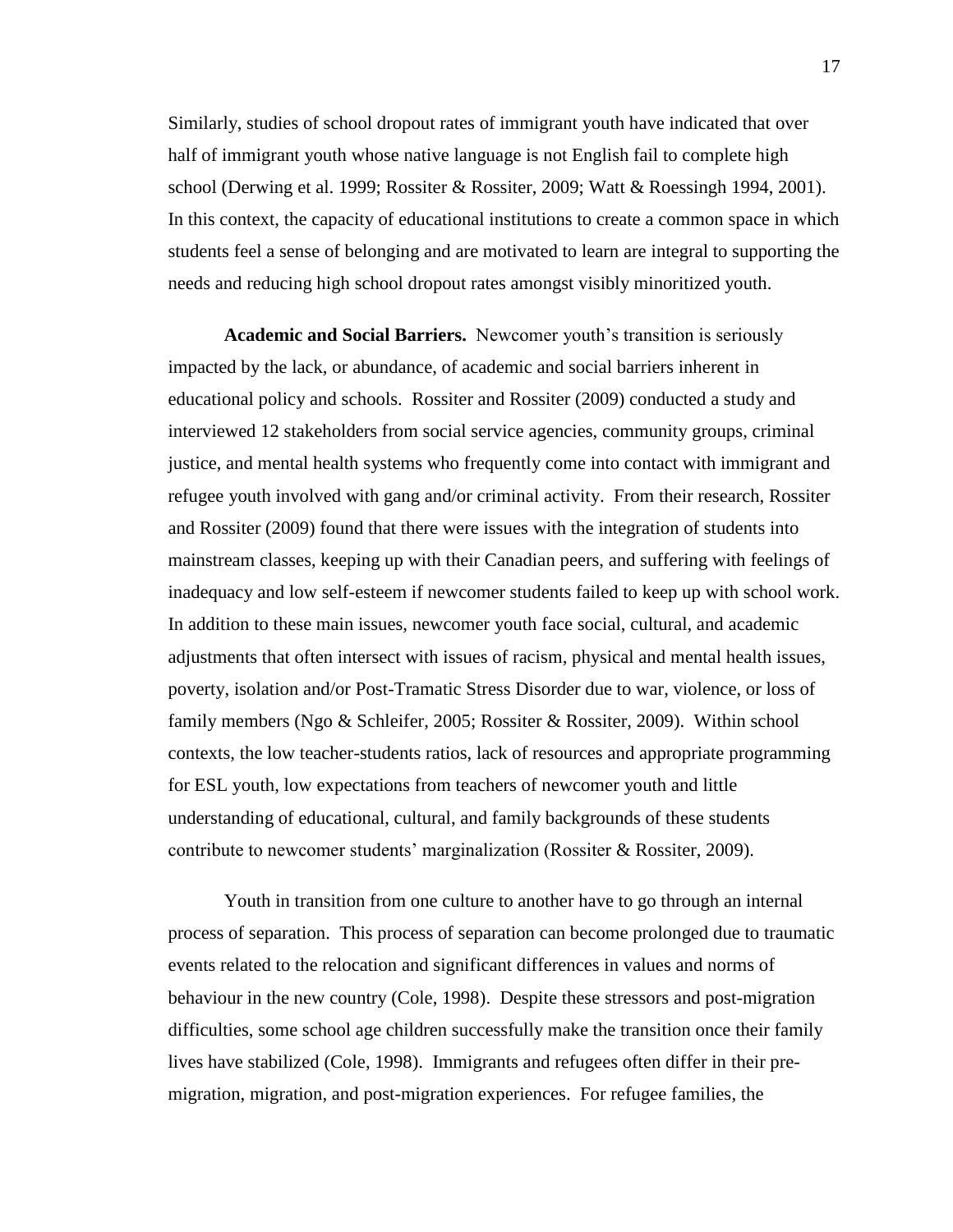Similarly, studies of school dropout rates of immigrant youth have indicated that over half of immigrant youth whose native language is not English fail to complete high school (Derwing et al. 1999; Rossiter & Rossiter, 2009; Watt & Roessingh 1994, 2001). In this context, the capacity of educational institutions to create a common space in which students feel a sense of belonging and are motivated to learn are integral to supporting the needs and reducing high school dropout rates amongst visibly minoritized youth.

**Academic and Social Barriers.** Newcomer youth's transition is seriously impacted by the lack, or abundance, of academic and social barriers inherent in educational policy and schools. Rossiter and Rossiter (2009) conducted a study and interviewed 12 stakeholders from social service agencies, community groups, criminal justice, and mental health systems who frequently come into contact with immigrant and refugee youth involved with gang and/or criminal activity. From their research, Rossiter and Rossiter (2009) found that there were issues with the integration of students into mainstream classes, keeping up with their Canadian peers, and suffering with feelings of inadequacy and low self-esteem if newcomer students failed to keep up with school work. In addition to these main issues, newcomer youth face social, cultural, and academic adjustments that often intersect with issues of racism, physical and mental health issues, poverty, isolation and/or Post-Tramatic Stress Disorder due to war, violence, or loss of family members (Ngo & Schleifer, 2005; Rossiter & Rossiter, 2009). Within school contexts, the low teacher-students ratios, lack of resources and appropriate programming for ESL youth, low expectations from teachers of newcomer youth and little understanding of educational, cultural, and family backgrounds of these students contribute to newcomer students' marginalization (Rossiter & Rossiter, 2009).

Youth in transition from one culture to another have to go through an internal process of separation. This process of separation can become prolonged due to traumatic events related to the relocation and significant differences in values and norms of behaviour in the new country (Cole, 1998). Despite these stressors and post-migration difficulties, some school age children successfully make the transition once their family lives have stabilized (Cole, 1998). Immigrants and refugees often differ in their pre-migration, migration, and post-migration experiences. For refugee families, the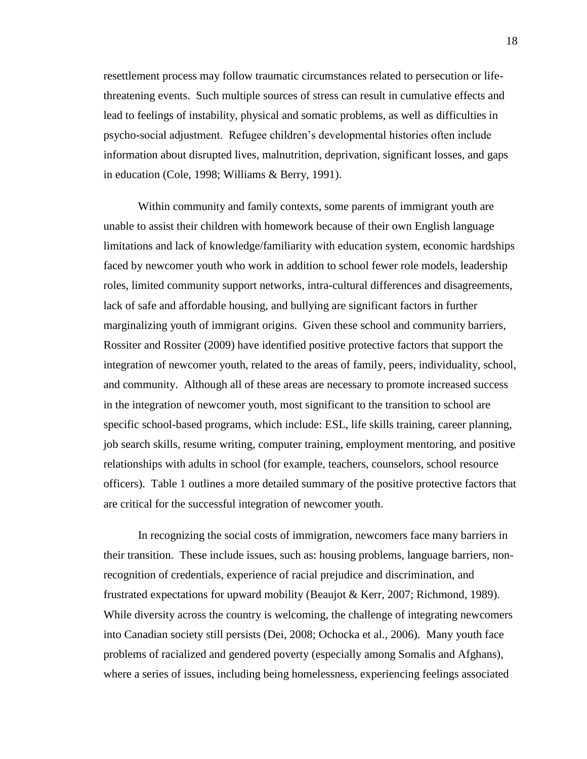resettlement process may follow traumatic circumstances related to persecution or life-threatening events. Such multiple sources of stress can result in cumulative effects and lead to feelings of instability, physical and somatic problems, as well as difficulties in psycho-social adjustment. Refugee children's developmental histories often include information about disrupted lives, malnutrition, deprivation, significant losses, and gaps in education (Cole, 1998; Williams & Berry, 1991).

Within community and family contexts, some parents of immigrant youth are unable to assist their children with homework because of their own English language limitations and lack of knowledge/familiarity with education system, economic hardships faced by newcomer youth who work in addition to school fewer role models, leadership roles, limited community support networks, intra-cultural differences and disagreements, lack of safe and affordable housing, and bullying are significant factors in further marginalizing youth of immigrant origins. Given these school and community barriers, Rossiter and Rossiter (2009) have identified positive protective factors that support the integration of newcomer youth, related to the areas of family, peers, individuality, school, and community. Although all of these areas are necessary to promote increased success in the integration of newcomer youth, most significant to the transition to school are specific school-based programs, which include: ESL, life skills training, career planning, job search skills, resume writing, computer training, employment mentoring, and positive relationships with adults in school (for example, teachers, counselors, school resource officers). Table 1 outlines a more detailed summary of the positive protective factors that are critical for the successful integration of newcomer youth.

In recognizing the social costs of immigration, newcomers face many barriers in their transition. These include issues, such as: housing problems, language barriers, non-recognition of credentials, experience of racial prejudice and discrimination, and frustrated expectations for upward mobility (Beaujot & Kerr, 2007; Richmond, 1989). While diversity across the country is welcoming, the challenge of integrating newcomers into Canadian society still persists (Dei, 2008; Ochocka et al., 2006). Many youth face problems of racialized and gendered poverty (especially among Somalis and Afghans), where a series of issues, including being homelessness, experiencing feelings associated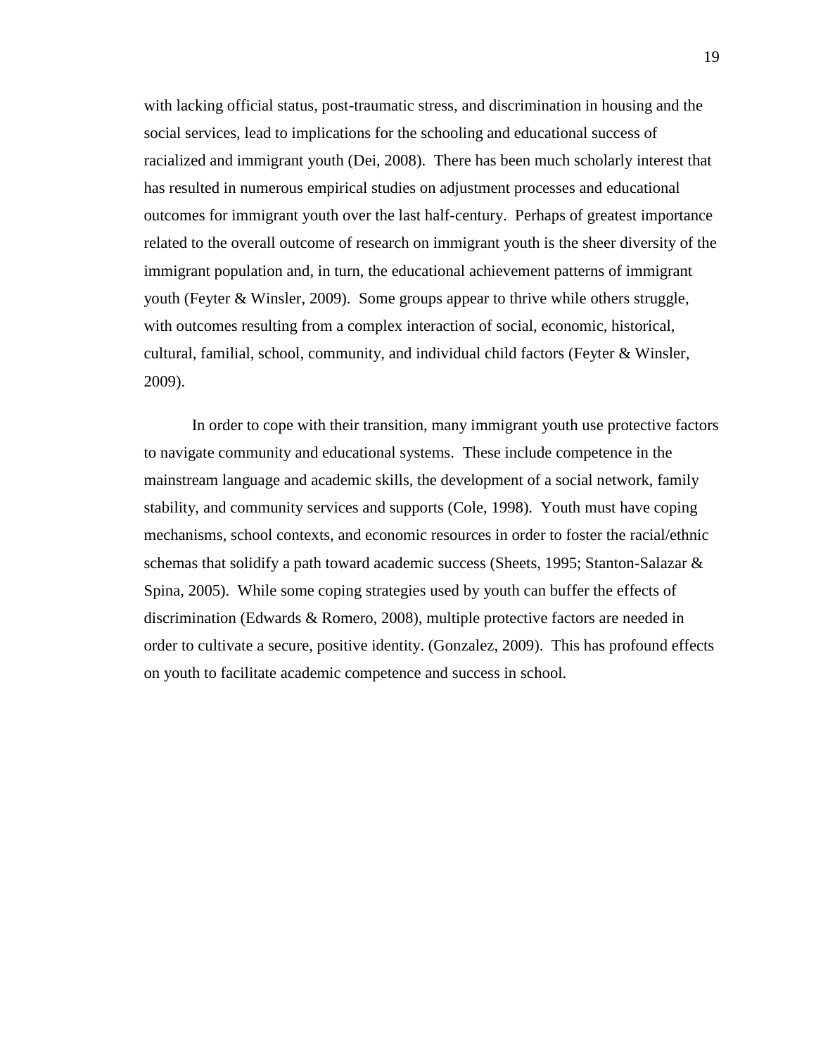with lacking official status, post-traumatic stress, and discrimination in housing and the social services, lead to implications for the schooling and educational success of racialized and immigrant youth (Dei, 2008). There has been much scholarly interest that has resulted in numerous empirical studies on adjustment processes and educational outcomes for immigrant youth over the last half-century. Perhaps of greatest importance related to the overall outcome of research on immigrant youth is the sheer diversity of the immigrant population and, in turn, the educational achievement patterns of immigrant youth (Feyter & Winsler, 2009). Some groups appear to thrive while others struggle, with outcomes resulting from a complex interaction of social, economic, historical, cultural, familial, school, community, and individual child factors (Feyter & Winsler, 2009).

In order to cope with their transition, many immigrant youth use protective factors to navigate community and educational systems. These include competence in the mainstream language and academic skills, the development of a social network, family stability, and community services and supports (Cole, 1998). Youth must have coping mechanisms, school contexts, and economic resources in order to foster the racial/ethnic schemas that solidify a path toward academic success (Sheets, 1995; Stanton-Salazar & Spina, 2005). While some coping strategies used by youth can buffer the effects of discrimination (Edwards & Romero, 2008), multiple protective factors are needed in order to cultivate a secure, positive identity. (Gonzalez, 2009). This has profound effects on youth to facilitate academic competence and success in school.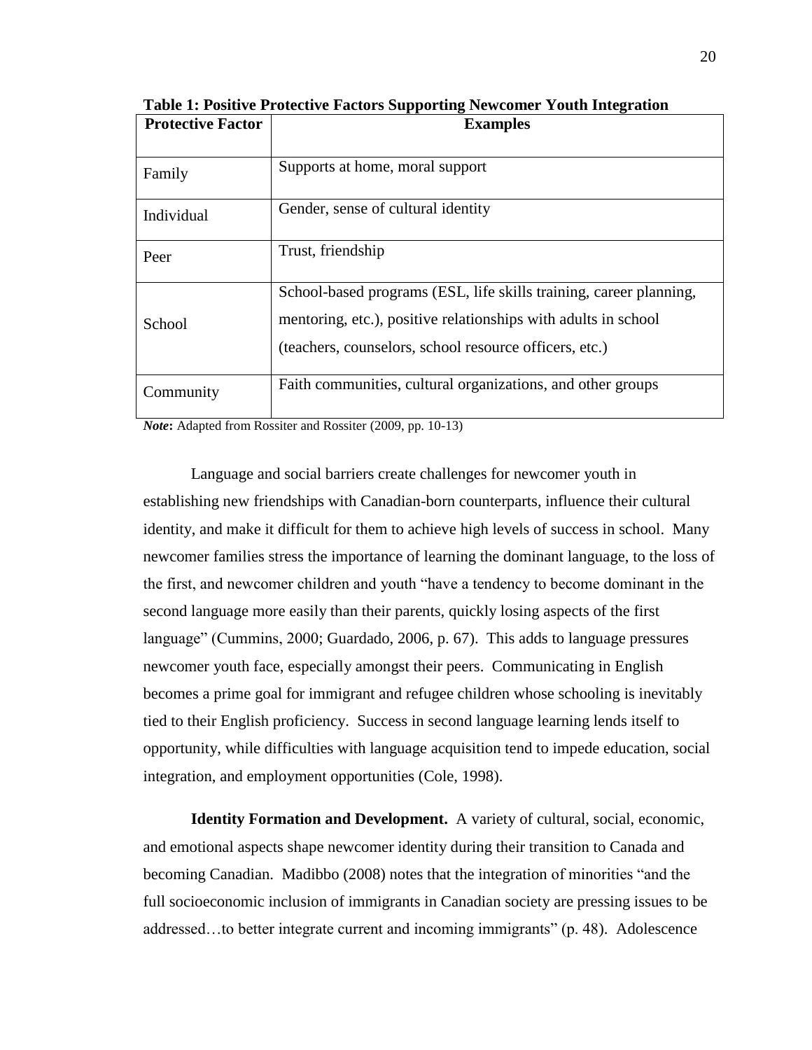**Table 1: Positive Protective Factors Supporting Newcomer Youth Integration**

| Protective Factor | Examples |
|---|---|
| Family | Supports at home, moral support |
| Individual | Gender, sense of cultural identity |
| Peer | Trust, friendship |
| School | School-based programs (ESL, life skills training, career planning, mentoring, etc.), positive relationships with adults in school (teachers, counselors, school resource officers, etc.) |
| Community | Faith communities, cultural organizations, and other groups |

***Note*:** Adapted from Rossiter and Rossiter (2009, pp. 10-13)

Language and social barriers create challenges for newcomer youth in establishing new friendships with Canadian-born counterparts, influence their cultural identity, and make it difficult for them to achieve high levels of success in school. Many newcomer families stress the importance of learning the dominant language, to the loss of the first, and newcomer children and youth "have a tendency to become dominant in the second language more easily than their parents, quickly losing aspects of the first language" (Cummins, 2000; Guardado, 2006, p. 67). This adds to language pressures newcomer youth face, especially amongst their peers. Communicating in English becomes a prime goal for immigrant and refugee children whose schooling is inevitably tied to their English proficiency. Success in second language learning lends itself to opportunity, while difficulties with language acquisition tend to impede education, social integration, and employment opportunities (Cole, 1998).

**Identity Formation and Development.** A variety of cultural, social, economic, and emotional aspects shape newcomer identity during their transition to Canada and becoming Canadian. Madibbo (2008) notes that the integration of minorities "and the full socioeconomic inclusion of immigrants in Canadian society are pressing issues to be addressed…to better integrate current and incoming immigrants" (p. 48). Adolescence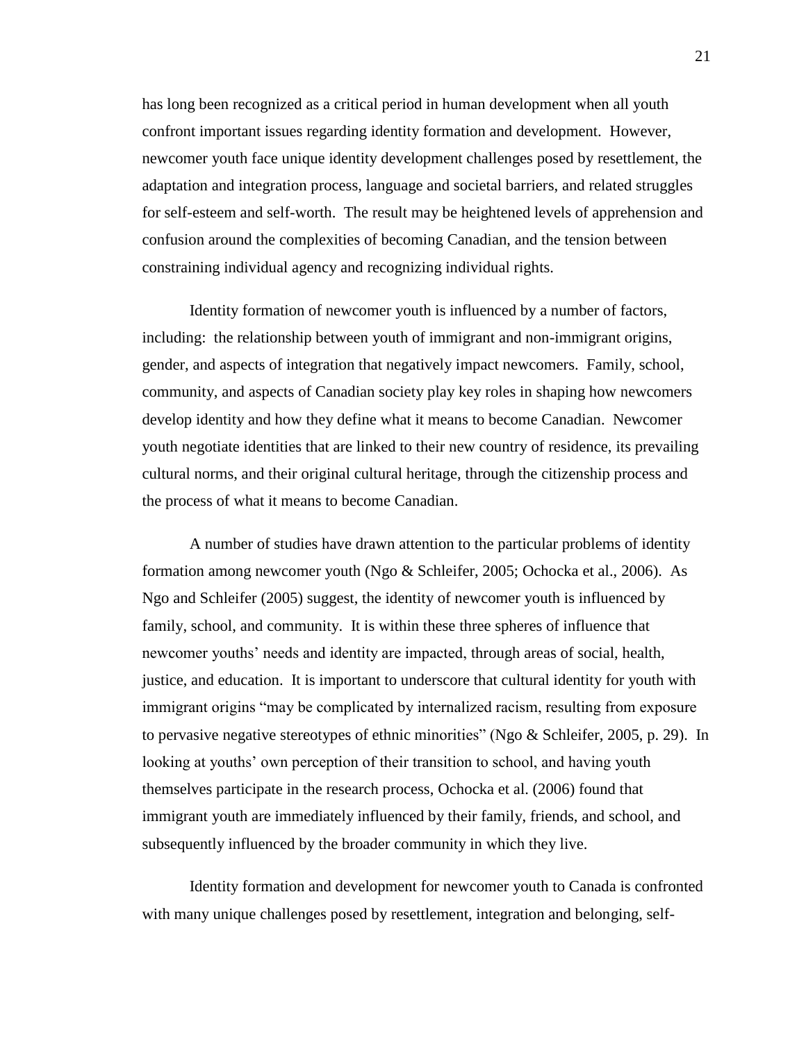has long been recognized as a critical period in human development when all youth confront important issues regarding identity formation and development. However, newcomer youth face unique identity development challenges posed by resettlement, the adaptation and integration process, language and societal barriers, and related struggles for self-esteem and self-worth. The result may be heightened levels of apprehension and confusion around the complexities of becoming Canadian, and the tension between constraining individual agency and recognizing individual rights.

Identity formation of newcomer youth is influenced by a number of factors, including: the relationship between youth of immigrant and non-immigrant origins, gender, and aspects of integration that negatively impact newcomers. Family, school, community, and aspects of Canadian society play key roles in shaping how newcomers develop identity and how they define what it means to become Canadian. Newcomer youth negotiate identities that are linked to their new country of residence, its prevailing cultural norms, and their original cultural heritage, through the citizenship process and the process of what it means to become Canadian.

A number of studies have drawn attention to the particular problems of identity formation among newcomer youth (Ngo & Schleifer, 2005; Ochocka et al., 2006). As Ngo and Schleifer (2005) suggest, the identity of newcomer youth is influenced by family, school, and community. It is within these three spheres of influence that newcomer youths' needs and identity are impacted, through areas of social, health, justice, and education. It is important to underscore that cultural identity for youth with immigrant origins "may be complicated by internalized racism, resulting from exposure to pervasive negative stereotypes of ethnic minorities" (Ngo & Schleifer, 2005, p. 29). In looking at youths' own perception of their transition to school, and having youth themselves participate in the research process, Ochocka et al. (2006) found that immigrant youth are immediately influenced by their family, friends, and school, and subsequently influenced by the broader community in which they live.

Identity formation and development for newcomer youth to Canada is confronted with many unique challenges posed by resettlement, integration and belonging, self-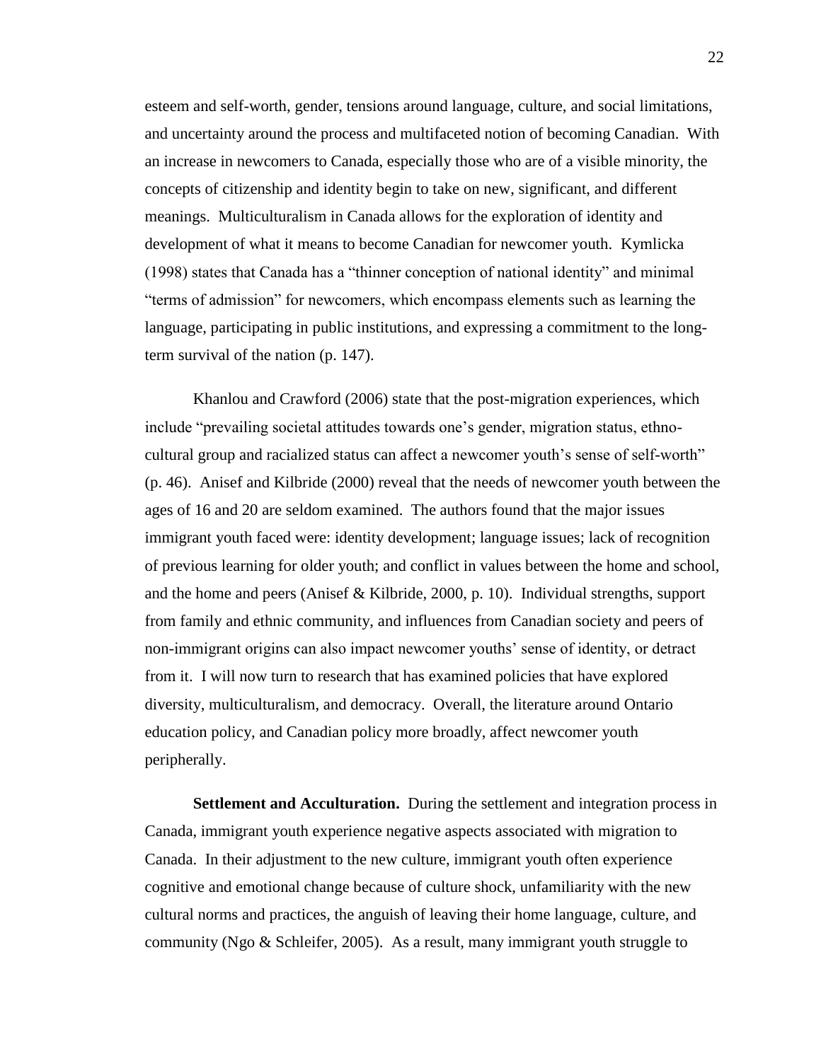esteem and self-worth, gender, tensions around language, culture, and social limitations, and uncertainty around the process and multifaceted notion of becoming Canadian. With an increase in newcomers to Canada, especially those who are of a visible minority, the concepts of citizenship and identity begin to take on new, significant, and different meanings. Multiculturalism in Canada allows for the exploration of identity and development of what it means to become Canadian for newcomer youth. Kymlicka (1998) states that Canada has a "thinner conception of national identity" and minimal "terms of admission" for newcomers, which encompass elements such as learning the language, participating in public institutions, and expressing a commitment to the long-term survival of the nation (p. 147).

Khanlou and Crawford (2006) state that the post-migration experiences, which include "prevailing societal attitudes towards one's gender, migration status, ethno-cultural group and racialized status can affect a newcomer youth's sense of self-worth" (p. 46). Anisef and Kilbride (2000) reveal that the needs of newcomer youth between the ages of 16 and 20 are seldom examined. The authors found that the major issues immigrant youth faced were: identity development; language issues; lack of recognition of previous learning for older youth; and conflict in values between the home and school, and the home and peers (Anisef & Kilbride, 2000, p. 10). Individual strengths, support from family and ethnic community, and influences from Canadian society and peers of non-immigrant origins can also impact newcomer youths' sense of identity, or detract from it. I will now turn to research that has examined policies that have explored diversity, multiculturalism, and democracy. Overall, the literature around Ontario education policy, and Canadian policy more broadly, affect newcomer youth peripherally.

**Settlement and Acculturation.** During the settlement and integration process in Canada, immigrant youth experience negative aspects associated with migration to Canada. In their adjustment to the new culture, immigrant youth often experience cognitive and emotional change because of culture shock, unfamiliarity with the new cultural norms and practices, the anguish of leaving their home language, culture, and community (Ngo & Schleifer, 2005). As a result, many immigrant youth struggle to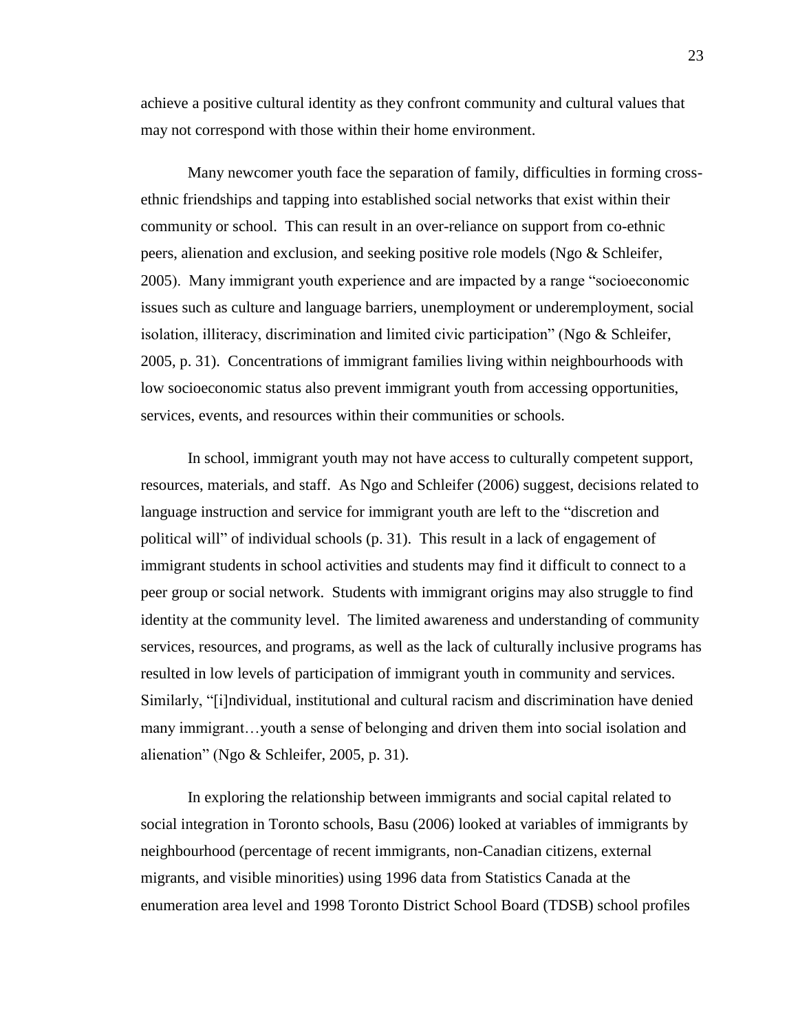achieve a positive cultural identity as they confront community and cultural values that may not correspond with those within their home environment.

Many newcomer youth face the separation of family, difficulties in forming cross-ethnic friendships and tapping into established social networks that exist within their community or school. This can result in an over-reliance on support from co-ethnic peers, alienation and exclusion, and seeking positive role models (Ngo & Schleifer, 2005). Many immigrant youth experience and are impacted by a range "socioeconomic issues such as culture and language barriers, unemployment or underemployment, social isolation, illiteracy, discrimination and limited civic participation" (Ngo & Schleifer, 2005, p. 31). Concentrations of immigrant families living within neighbourhoods with low socioeconomic status also prevent immigrant youth from accessing opportunities, services, events, and resources within their communities or schools.

In school, immigrant youth may not have access to culturally competent support, resources, materials, and staff. As Ngo and Schleifer (2006) suggest, decisions related to language instruction and service for immigrant youth are left to the "discretion and political will" of individual schools (p. 31). This result in a lack of engagement of immigrant students in school activities and students may find it difficult to connect to a peer group or social network. Students with immigrant origins may also struggle to find identity at the community level. The limited awareness and understanding of community services, resources, and programs, as well as the lack of culturally inclusive programs has resulted in low levels of participation of immigrant youth in community and services. Similarly, "[i]ndividual, institutional and cultural racism and discrimination have denied many immigrant…youth a sense of belonging and driven them into social isolation and alienation" (Ngo & Schleifer, 2005, p. 31).

In exploring the relationship between immigrants and social capital related to social integration in Toronto schools, Basu (2006) looked at variables of immigrants by neighbourhood (percentage of recent immigrants, non-Canadian citizens, external migrants, and visible minorities) using 1996 data from Statistics Canada at the enumeration area level and 1998 Toronto District School Board (TDSB) school profiles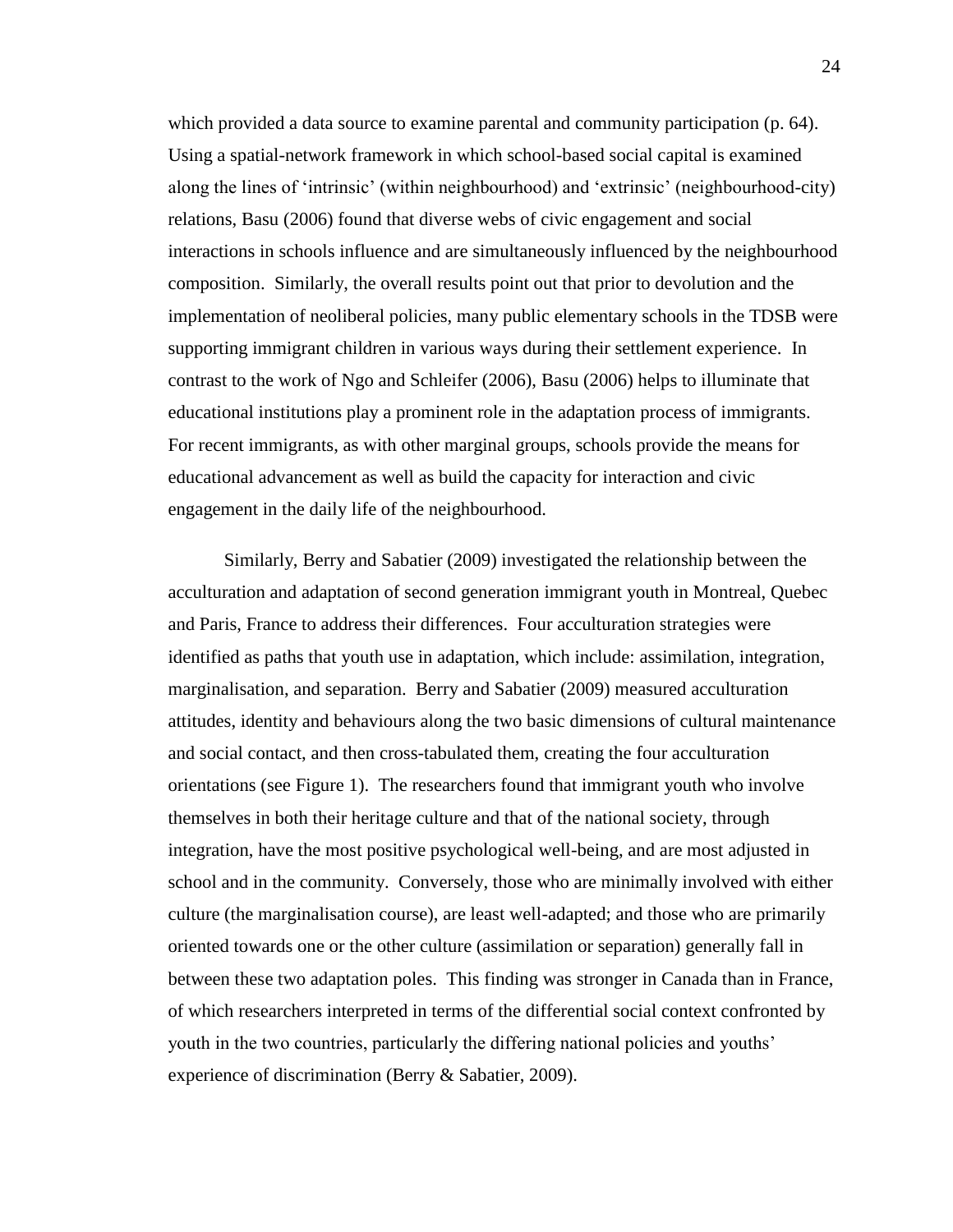which provided a data source to examine parental and community participation (p. 64). Using a spatial-network framework in which school-based social capital is examined along the lines of 'intrinsic' (within neighbourhood) and 'extrinsic' (neighbourhood-city) relations, Basu (2006) found that diverse webs of civic engagement and social interactions in schools influence and are simultaneously influenced by the neighbourhood composition. Similarly, the overall results point out that prior to devolution and the implementation of neoliberal policies, many public elementary schools in the TDSB were supporting immigrant children in various ways during their settlement experience. In contrast to the work of Ngo and Schleifer (2006), Basu (2006) helps to illuminate that educational institutions play a prominent role in the adaptation process of immigrants. For recent immigrants, as with other marginal groups, schools provide the means for educational advancement as well as build the capacity for interaction and civic engagement in the daily life of the neighbourhood.

Similarly, Berry and Sabatier (2009) investigated the relationship between the acculturation and adaptation of second generation immigrant youth in Montreal, Quebec and Paris, France to address their differences. Four acculturation strategies were identified as paths that youth use in adaptation, which include: assimilation, integration, marginalisation, and separation. Berry and Sabatier (2009) measured acculturation attitudes, identity and behaviours along the two basic dimensions of cultural maintenance and social contact, and then cross-tabulated them, creating the four acculturation orientations (see Figure 1). The researchers found that immigrant youth who involve themselves in both their heritage culture and that of the national society, through integration, have the most positive psychological well-being, and are most adjusted in school and in the community. Conversely, those who are minimally involved with either culture (the marginalisation course), are least well-adapted; and those who are primarily oriented towards one or the other culture (assimilation or separation) generally fall in between these two adaptation poles. This finding was stronger in Canada than in France, of which researchers interpreted in terms of the differential social context confronted by youth in the two countries, particularly the differing national policies and youths' experience of discrimination (Berry & Sabatier, 2009).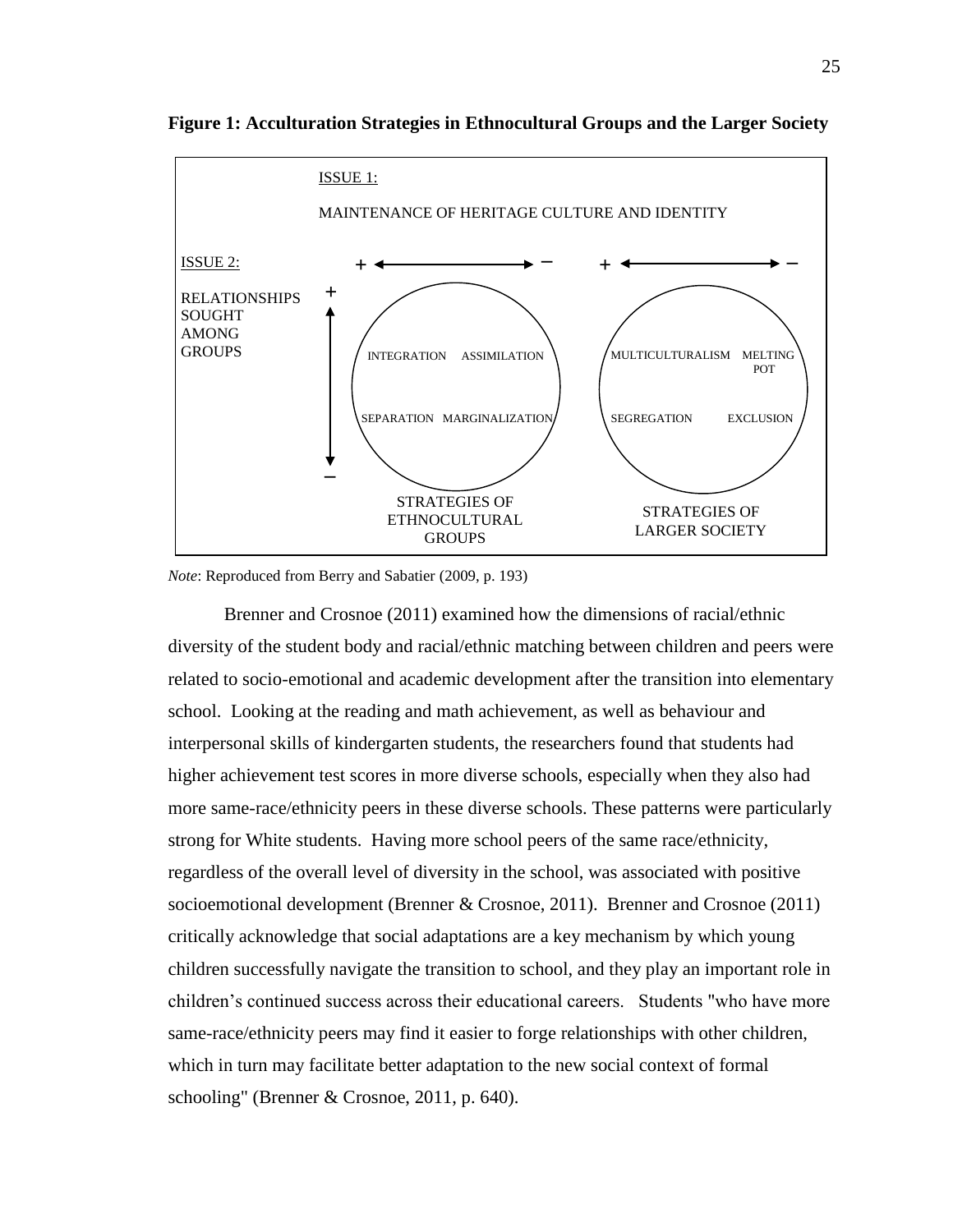**Figure 1: Acculturation Strategies in Ethnocultural Groups and the Larger Society**

ISSUE 1:

MAINTENANCE OF HERITAGE CULTURE AND IDENTITY

ISSUE 2:

RELATIONSHIPS SOUGHT AMONG GROUPS

| | + ← → − | + ← → − |
|---|---|---|
| + | INTEGRATION / ASSIMILATION | MULTICULTURALISM / MELTING POT |
| − | SEPARATION / MARGINALIZATION | SEGREGATION / EXCLUSION |
| | STRATEGIES OF ETHNOCULTURAL GROUPS | STRATEGIES OF LARGER SOCIETY |

*Note*: Reproduced from Berry and Sabatier (2009, p. 193)

Brenner and Crosnoe (2011) examined how the dimensions of racial/ethnic diversity of the student body and racial/ethnic matching between children and peers were related to socio-emotional and academic development after the transition into elementary school. Looking at the reading and math achievement, as well as behaviour and interpersonal skills of kindergarten students, the researchers found that students had higher achievement test scores in more diverse schools, especially when they also had more same-race/ethnicity peers in these diverse schools. These patterns were particularly strong for White students. Having more school peers of the same race/ethnicity, regardless of the overall level of diversity in the school, was associated with positive socioemotional development (Brenner & Crosnoe, 2011). Brenner and Crosnoe (2011) critically acknowledge that social adaptations are a key mechanism by which young children successfully navigate the transition to school, and they play an important role in children's continued success across their educational careers. Students "who have more same-race/ethnicity peers may find it easier to forge relationships with other children, which in turn may facilitate better adaptation to the new social context of formal schooling" (Brenner & Crosnoe, 2011, p. 640).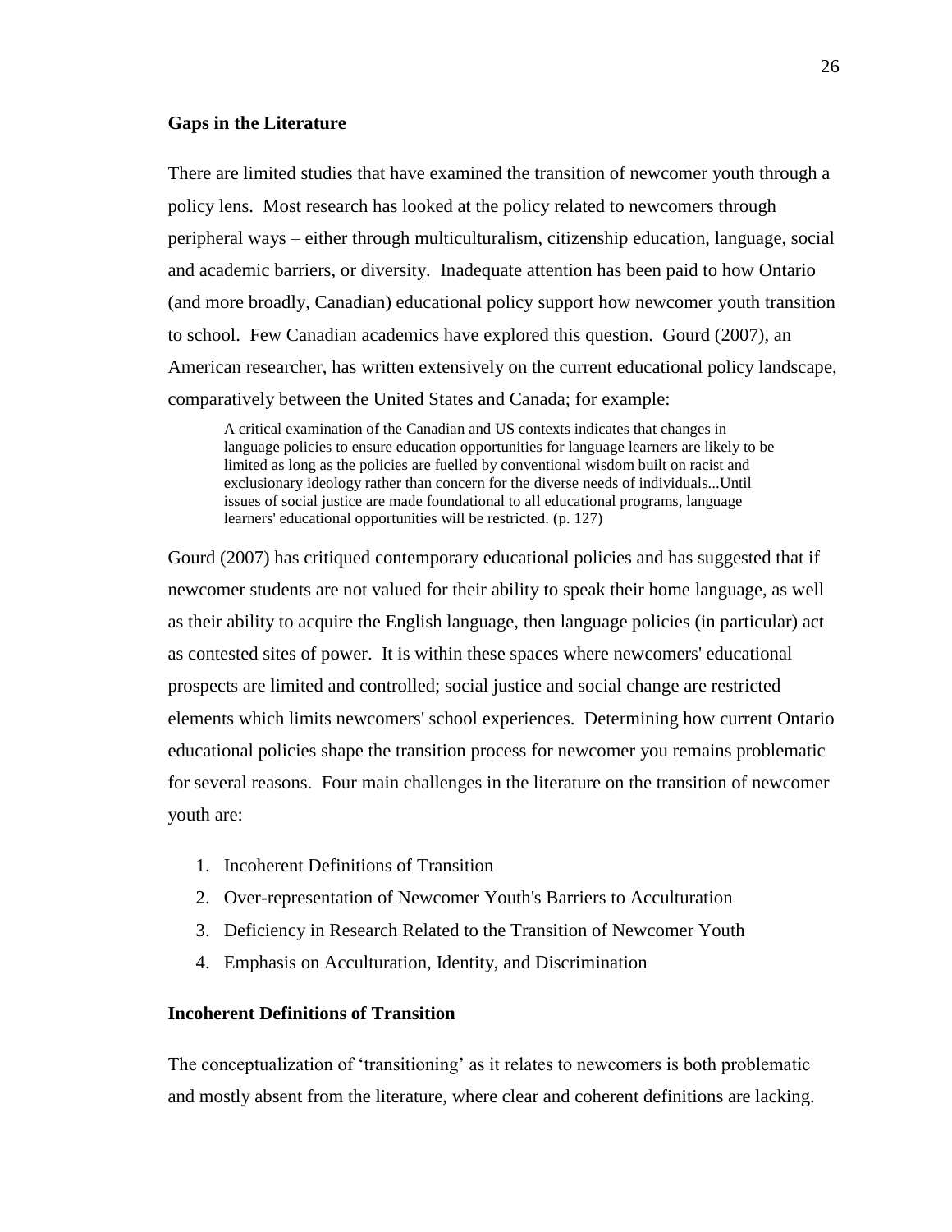### Gaps in the Literature

There are limited studies that have examined the transition of newcomer youth through a policy lens. Most research has looked at the policy related to newcomers through peripheral ways – either through multiculturalism, citizenship education, language, social and academic barriers, or diversity. Inadequate attention has been paid to how Ontario (and more broadly, Canadian) educational policy support how newcomer youth transition to school. Few Canadian academics have explored this question. Gourd (2007), an American researcher, has written extensively on the current educational policy landscape, comparatively between the United States and Canada; for example:

> A critical examination of the Canadian and US contexts indicates that changes in language policies to ensure education opportunities for language learners are likely to be limited as long as the policies are fuelled by conventional wisdom built on racist and exclusionary ideology rather than concern for the diverse needs of individuals...Until issues of social justice are made foundational to all educational programs, language learners' educational opportunities will be restricted. (p. 127)

Gourd (2007) has critiqued contemporary educational policies and has suggested that if newcomer students are not valued for their ability to speak their home language, as well as their ability to acquire the English language, then language policies (in particular) act as contested sites of power. It is within these spaces where newcomers' educational prospects are limited and controlled; social justice and social change are restricted elements which limits newcomers' school experiences. Determining how current Ontario educational policies shape the transition process for newcomer you remains problematic for several reasons. Four main challenges in the literature on the transition of newcomer youth are:

1. Incoherent Definitions of Transition
2. Over-representation of Newcomer Youth's Barriers to Acculturation
3. Deficiency in Research Related to the Transition of Newcomer Youth
4. Emphasis on Acculturation, Identity, and Discrimination

### Incoherent Definitions of Transition

The conceptualization of 'transitioning' as it relates to newcomers is both problematic and mostly absent from the literature, where clear and coherent definitions are lacking.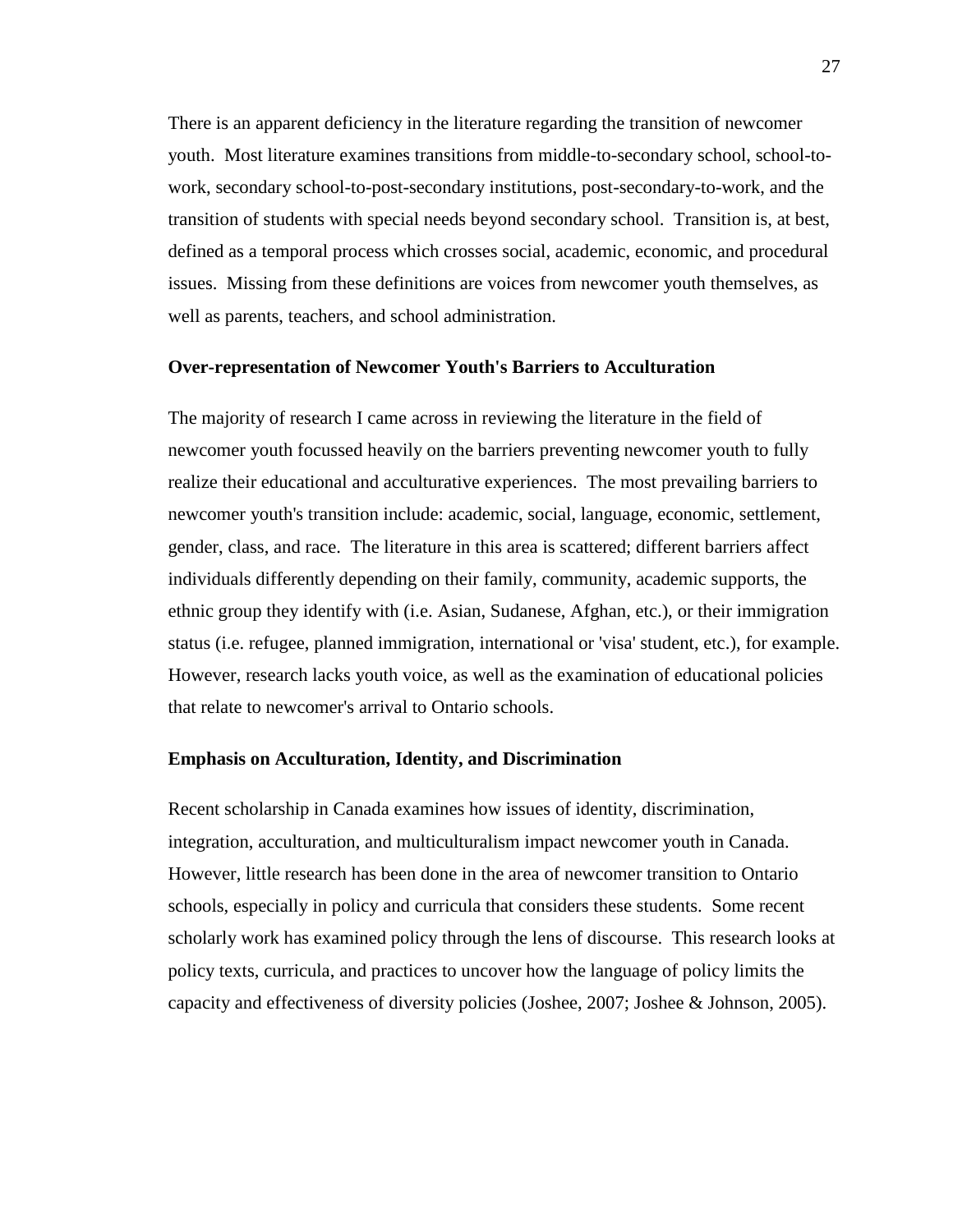There is an apparent deficiency in the literature regarding the transition of newcomer youth. Most literature examines transitions from middle-to-secondary school, school-to-work, secondary school-to-post-secondary institutions, post-secondary-to-work, and the transition of students with special needs beyond secondary school. Transition is, at best, defined as a temporal process which crosses social, academic, economic, and procedural issues. Missing from these definitions are voices from newcomer youth themselves, as well as parents, teachers, and school administration.

### Over-representation of Newcomer Youth's Barriers to Acculturation

The majority of research I came across in reviewing the literature in the field of newcomer youth focussed heavily on the barriers preventing newcomer youth to fully realize their educational and acculturative experiences. The most prevailing barriers to newcomer youth's transition include: academic, social, language, economic, settlement, gender, class, and race. The literature in this area is scattered; different barriers affect individuals differently depending on their family, community, academic supports, the ethnic group they identify with (i.e. Asian, Sudanese, Afghan, etc.), or their immigration status (i.e. refugee, planned immigration, international or 'visa' student, etc.), for example. However, research lacks youth voice, as well as the examination of educational policies that relate to newcomer's arrival to Ontario schools.

### Emphasis on Acculturation, Identity, and Discrimination

Recent scholarship in Canada examines how issues of identity, discrimination, integration, acculturation, and multiculturalism impact newcomer youth in Canada. However, little research has been done in the area of newcomer transition to Ontario schools, especially in policy and curricula that considers these students. Some recent scholarly work has examined policy through the lens of discourse. This research looks at policy texts, curricula, and practices to uncover how the language of policy limits the capacity and effectiveness of diversity policies (Joshee, 2007; Joshee & Johnson, 2005).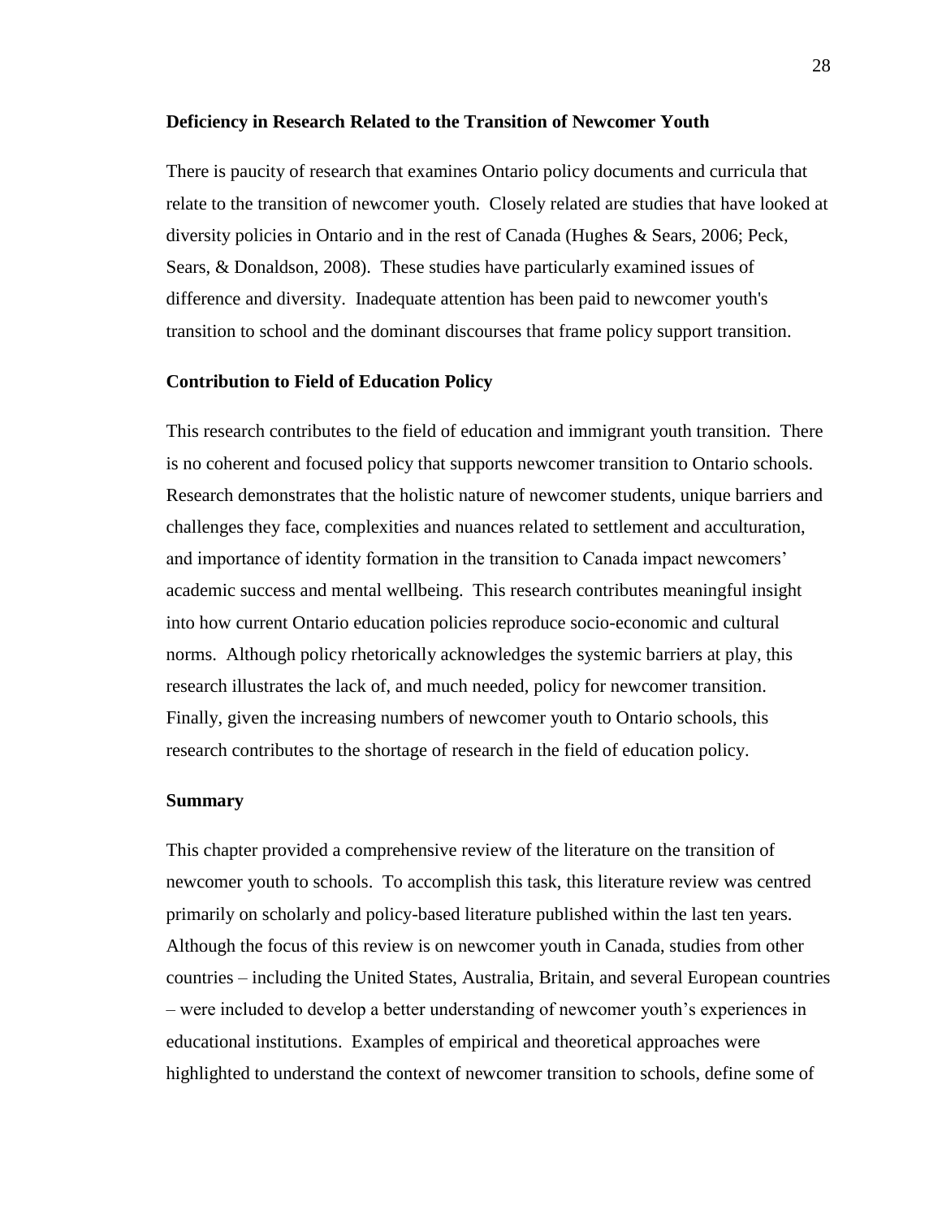### Deficiency in Research Related to the Transition of Newcomer Youth

There is paucity of research that examines Ontario policy documents and curricula that relate to the transition of newcomer youth. Closely related are studies that have looked at diversity policies in Ontario and in the rest of Canada (Hughes & Sears, 2006; Peck, Sears, & Donaldson, 2008). These studies have particularly examined issues of difference and diversity. Inadequate attention has been paid to newcomer youth's transition to school and the dominant discourses that frame policy support transition.

### Contribution to Field of Education Policy

This research contributes to the field of education and immigrant youth transition. There is no coherent and focused policy that supports newcomer transition to Ontario schools. Research demonstrates that the holistic nature of newcomer students, unique barriers and challenges they face, complexities and nuances related to settlement and acculturation, and importance of identity formation in the transition to Canada impact newcomers' academic success and mental wellbeing. This research contributes meaningful insight into how current Ontario education policies reproduce socio-economic and cultural norms. Although policy rhetorically acknowledges the systemic barriers at play, this research illustrates the lack of, and much needed, policy for newcomer transition. Finally, given the increasing numbers of newcomer youth to Ontario schools, this research contributes to the shortage of research in the field of education policy.

### Summary

This chapter provided a comprehensive review of the literature on the transition of newcomer youth to schools. To accomplish this task, this literature review was centred primarily on scholarly and policy-based literature published within the last ten years. Although the focus of this review is on newcomer youth in Canada, studies from other countries – including the United States, Australia, Britain, and several European countries – were included to develop a better understanding of newcomer youth's experiences in educational institutions. Examples of empirical and theoretical approaches were highlighted to understand the context of newcomer transition to schools, define some of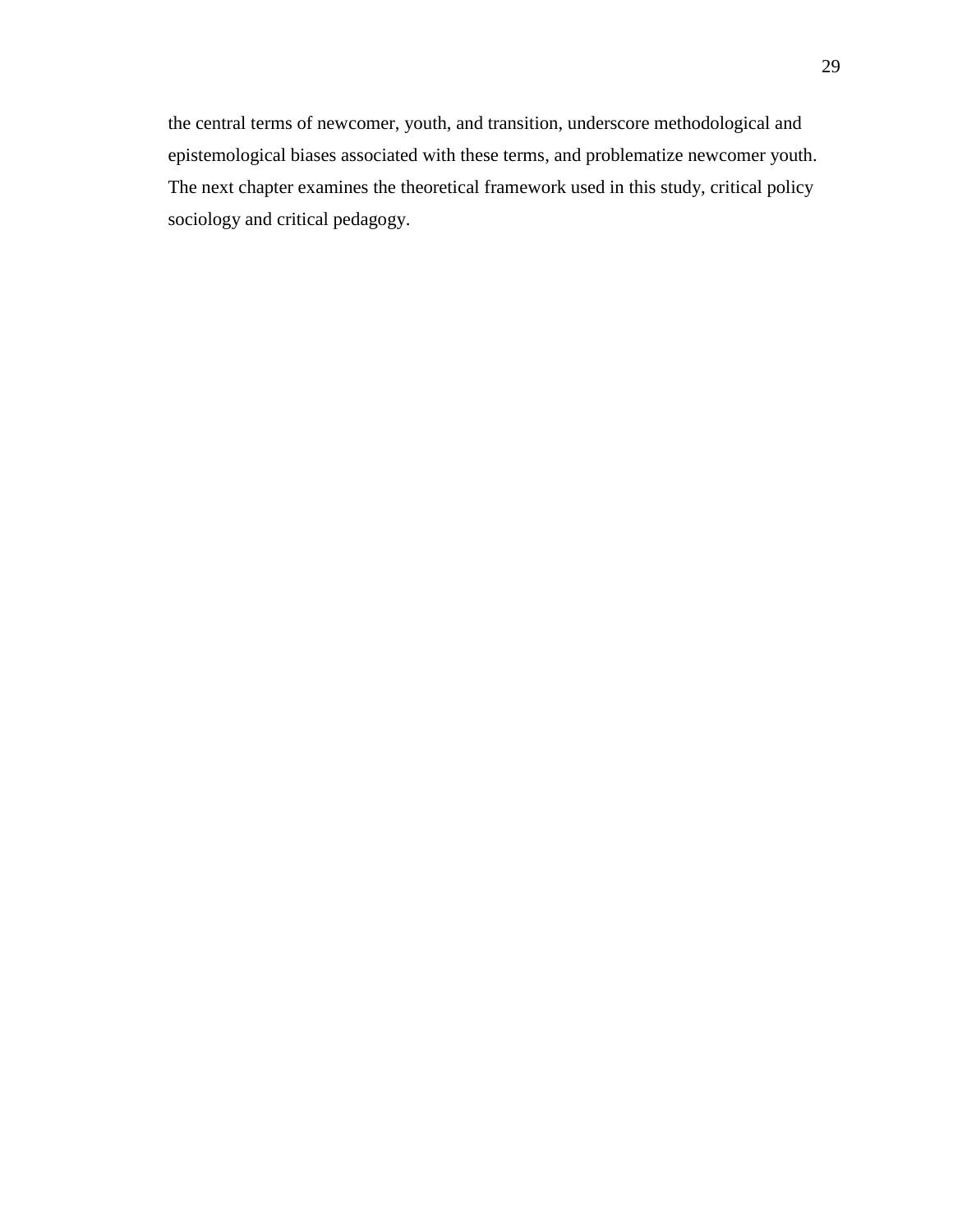the central terms of newcomer, youth, and transition, underscore methodological and epistemological biases associated with these terms, and problematize newcomer youth. The next chapter examines the theoretical framework used in this study, critical policy sociology and critical pedagogy.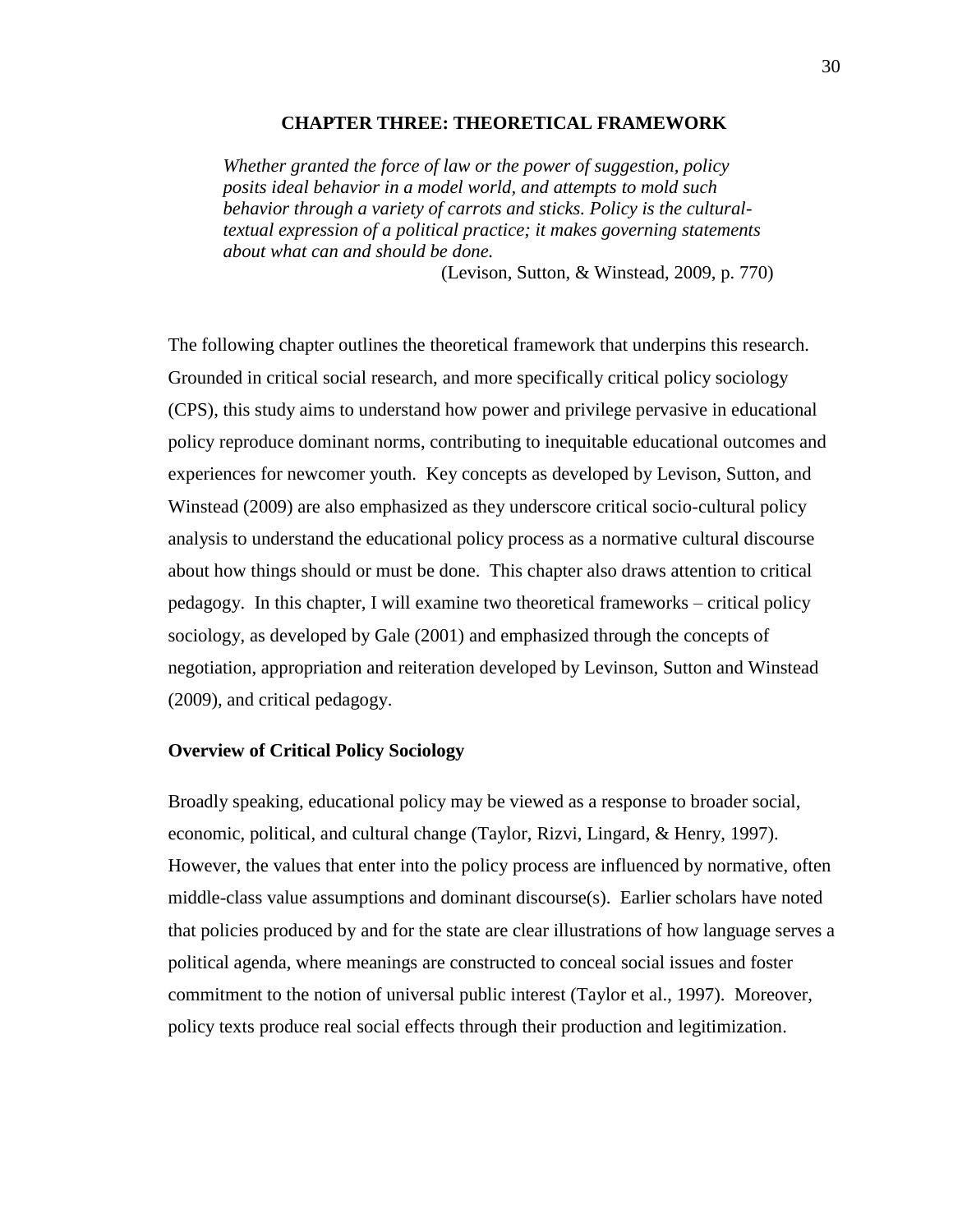# CHAPTER THREE: THEORETICAL FRAMEWORK

> *Whether granted the force of law or the power of suggestion, policy posits ideal behavior in a model world, and attempts to mold such behavior through a variety of carrots and sticks. Policy is the cultural-textual expression of a political practice; it makes governing statements about what can and should be done.*
>
> (Levison, Sutton, & Winstead, 2009, p. 770)

The following chapter outlines the theoretical framework that underpins this research. Grounded in critical social research, and more specifically critical policy sociology (CPS), this study aims to understand how power and privilege pervasive in educational policy reproduce dominant norms, contributing to inequitable educational outcomes and experiences for newcomer youth. Key concepts as developed by Levison, Sutton, and Winstead (2009) are also emphasized as they underscore critical socio-cultural policy analysis to understand the educational policy process as a normative cultural discourse about how things should or must be done. This chapter also draws attention to critical pedagogy. In this chapter, I will examine two theoretical frameworks – critical policy sociology, as developed by Gale (2001) and emphasized through the concepts of negotiation, appropriation and reiteration developed by Levinson, Sutton and Winstead (2009), and critical pedagogy.

## Overview of Critical Policy Sociology

Broadly speaking, educational policy may be viewed as a response to broader social, economic, political, and cultural change (Taylor, Rizvi, Lingard, & Henry, 1997). However, the values that enter into the policy process are influenced by normative, often middle-class value assumptions and dominant discourse(s). Earlier scholars have noted that policies produced by and for the state are clear illustrations of how language serves a political agenda, where meanings are constructed to conceal social issues and foster commitment to the notion of universal public interest (Taylor et al., 1997). Moreover, policy texts produce real social effects through their production and legitimization.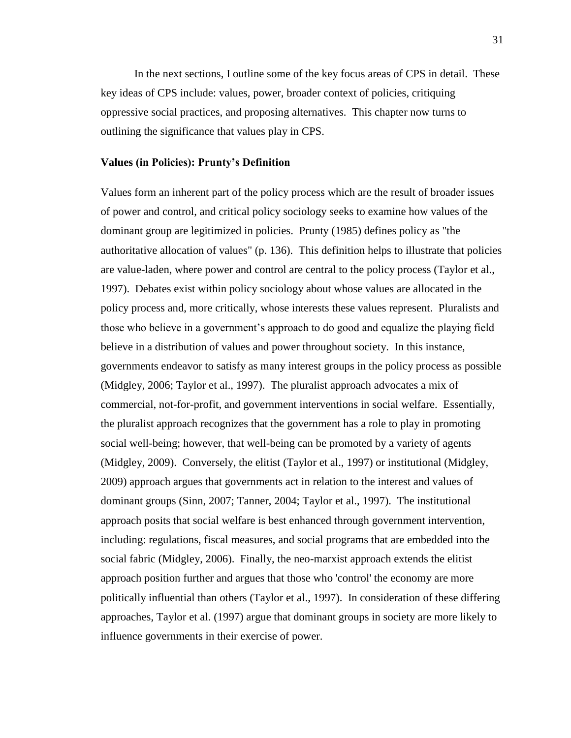In the next sections, I outline some of the key focus areas of CPS in detail. These key ideas of CPS include: values, power, broader context of policies, critiquing oppressive social practices, and proposing alternatives. This chapter now turns to outlining the significance that values play in CPS.

### Values (in Policies): Prunty's Definition

Values form an inherent part of the policy process which are the result of broader issues of power and control, and critical policy sociology seeks to examine how values of the dominant group are legitimized in policies. Prunty (1985) defines policy as "the authoritative allocation of values" (p. 136). This definition helps to illustrate that policies are value-laden, where power and control are central to the policy process (Taylor et al., 1997). Debates exist within policy sociology about whose values are allocated in the policy process and, more critically, whose interests these values represent. Pluralists and those who believe in a government's approach to do good and equalize the playing field believe in a distribution of values and power throughout society. In this instance, governments endeavor to satisfy as many interest groups in the policy process as possible (Midgley, 2006; Taylor et al., 1997). The pluralist approach advocates a mix of commercial, not-for-profit, and government interventions in social welfare. Essentially, the pluralist approach recognizes that the government has a role to play in promoting social well-being; however, that well-being can be promoted by a variety of agents (Midgley, 2009). Conversely, the elitist (Taylor et al., 1997) or institutional (Midgley, 2009) approach argues that governments act in relation to the interest and values of dominant groups (Sinn, 2007; Tanner, 2004; Taylor et al., 1997). The institutional approach posits that social welfare is best enhanced through government intervention, including: regulations, fiscal measures, and social programs that are embedded into the social fabric (Midgley, 2006). Finally, the neo-marxist approach extends the elitist approach position further and argues that those who 'control' the economy are more politically influential than others (Taylor et al., 1997). In consideration of these differing approaches, Taylor et al. (1997) argue that dominant groups in society are more likely to influence governments in their exercise of power.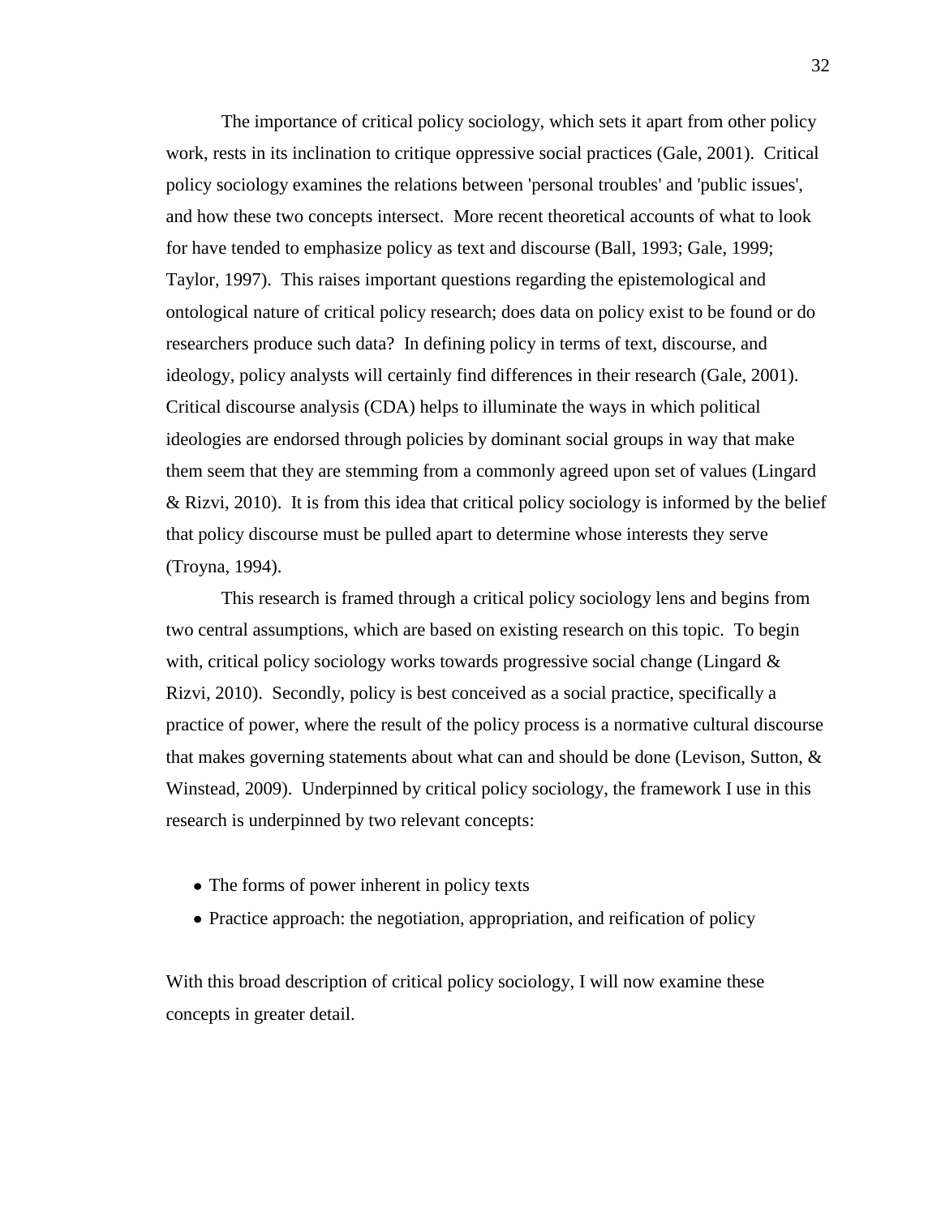The importance of critical policy sociology, which sets it apart from other policy work, rests in its inclination to critique oppressive social practices (Gale, 2001). Critical policy sociology examines the relations between 'personal troubles' and 'public issues', and how these two concepts intersect. More recent theoretical accounts of what to look for have tended to emphasize policy as text and discourse (Ball, 1993; Gale, 1999; Taylor, 1997). This raises important questions regarding the epistemological and ontological nature of critical policy research; does data on policy exist to be found or do researchers produce such data? In defining policy in terms of text, discourse, and ideology, policy analysts will certainly find differences in their research (Gale, 2001). Critical discourse analysis (CDA) helps to illuminate the ways in which political ideologies are endorsed through policies by dominant social groups in way that make them seem that they are stemming from a commonly agreed upon set of values (Lingard & Rizvi, 2010). It is from this idea that critical policy sociology is informed by the belief that policy discourse must be pulled apart to determine whose interests they serve (Troyna, 1994).

This research is framed through a critical policy sociology lens and begins from two central assumptions, which are based on existing research on this topic. To begin with, critical policy sociology works towards progressive social change (Lingard & Rizvi, 2010). Secondly, policy is best conceived as a social practice, specifically a practice of power, where the result of the policy process is a normative cultural discourse that makes governing statements about what can and should be done (Levison, Sutton, & Winstead, 2009). Underpinned by critical policy sociology, the framework I use in this research is underpinned by two relevant concepts:

- The forms of power inherent in policy texts
- Practice approach: the negotiation, appropriation, and reification of policy

With this broad description of critical policy sociology, I will now examine these concepts in greater detail.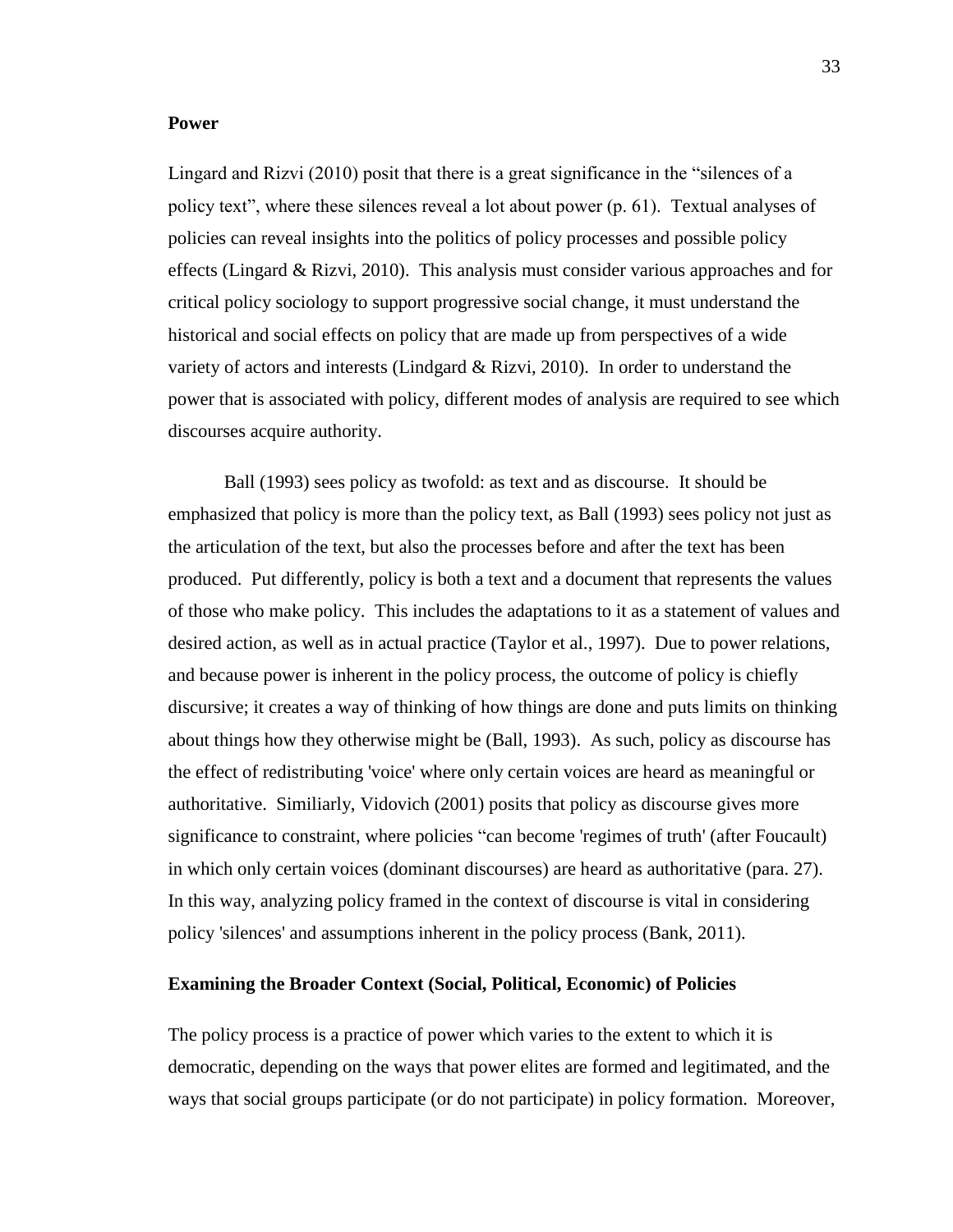**Power**

Lingard and Rizvi (2010) posit that there is a great significance in the "silences of a policy text", where these silences reveal a lot about power (p. 61). Textual analyses of policies can reveal insights into the politics of policy processes and possible policy effects (Lingard & Rizvi, 2010). This analysis must consider various approaches and for critical policy sociology to support progressive social change, it must understand the historical and social effects on policy that are made up from perspectives of a wide variety of actors and interests (Lindgard & Rizvi, 2010). In order to understand the power that is associated with policy, different modes of analysis are required to see which discourses acquire authority.

Ball (1993) sees policy as twofold: as text and as discourse. It should be emphasized that policy is more than the policy text, as Ball (1993) sees policy not just as the articulation of the text, but also the processes before and after the text has been produced. Put differently, policy is both a text and a document that represents the values of those who make policy. This includes the adaptations to it as a statement of values and desired action, as well as in actual practice (Taylor et al., 1997). Due to power relations, and because power is inherent in the policy process, the outcome of policy is chiefly discursive; it creates a way of thinking of how things are done and puts limits on thinking about things how they otherwise might be (Ball, 1993). As such, policy as discourse has the effect of redistributing 'voice' where only certain voices are heard as meaningful or authoritative. Similiarly, Vidovich (2001) posits that policy as discourse gives more significance to constraint, where policies "can become 'regimes of truth' (after Foucault) in which only certain voices (dominant discourses) are heard as authoritative (para. 27). In this way, analyzing policy framed in the context of discourse is vital in considering policy 'silences' and assumptions inherent in the policy process (Bank, 2011).

**Examining the Broader Context (Social, Political, Economic) of Policies**

The policy process is a practice of power which varies to the extent to which it is democratic, depending on the ways that power elites are formed and legitimated, and the ways that social groups participate (or do not participate) in policy formation. Moreover,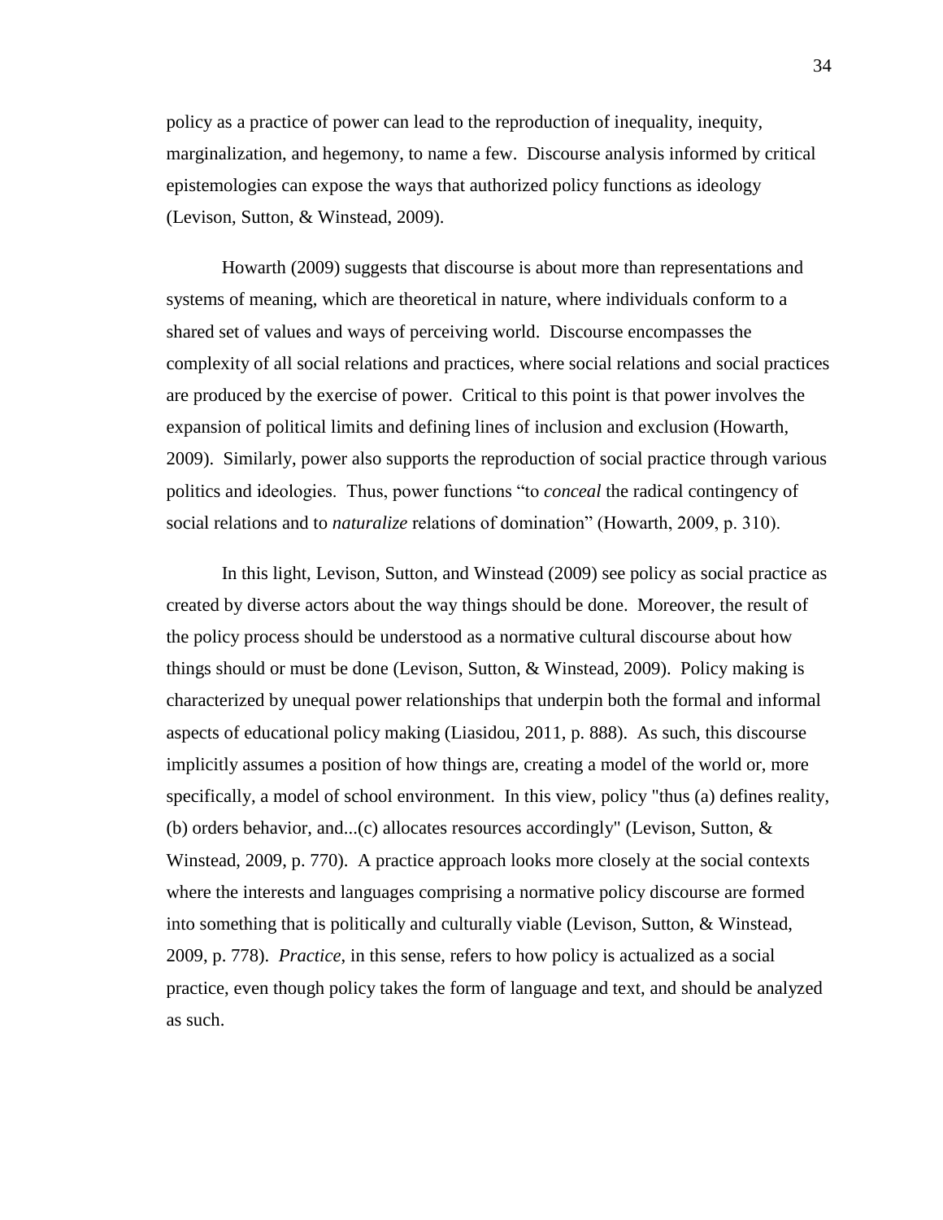policy as a practice of power can lead to the reproduction of inequality, inequity, marginalization, and hegemony, to name a few. Discourse analysis informed by critical epistemologies can expose the ways that authorized policy functions as ideology (Levison, Sutton, & Winstead, 2009).

Howarth (2009) suggests that discourse is about more than representations and systems of meaning, which are theoretical in nature, where individuals conform to a shared set of values and ways of perceiving world. Discourse encompasses the complexity of all social relations and practices, where social relations and social practices are produced by the exercise of power. Critical to this point is that power involves the expansion of political limits and defining lines of inclusion and exclusion (Howarth, 2009). Similarly, power also supports the reproduction of social practice through various politics and ideologies. Thus, power functions "to *conceal* the radical contingency of social relations and to *naturalize* relations of domination" (Howarth, 2009, p. 310).

In this light, Levison, Sutton, and Winstead (2009) see policy as social practice as created by diverse actors about the way things should be done. Moreover, the result of the policy process should be understood as a normative cultural discourse about how things should or must be done (Levison, Sutton, & Winstead, 2009). Policy making is characterized by unequal power relationships that underpin both the formal and informal aspects of educational policy making (Liasidou, 2011, p. 888). As such, this discourse implicitly assumes a position of how things are, creating a model of the world or, more specifically, a model of school environment. In this view, policy "thus (a) defines reality, (b) orders behavior, and...(c) allocates resources accordingly" (Levison, Sutton, & Winstead, 2009, p. 770). A practice approach looks more closely at the social contexts where the interests and languages comprising a normative policy discourse are formed into something that is politically and culturally viable (Levison, Sutton, & Winstead, 2009, p. 778). *Practice*, in this sense, refers to how policy is actualized as a social practice, even though policy takes the form of language and text, and should be analyzed as such.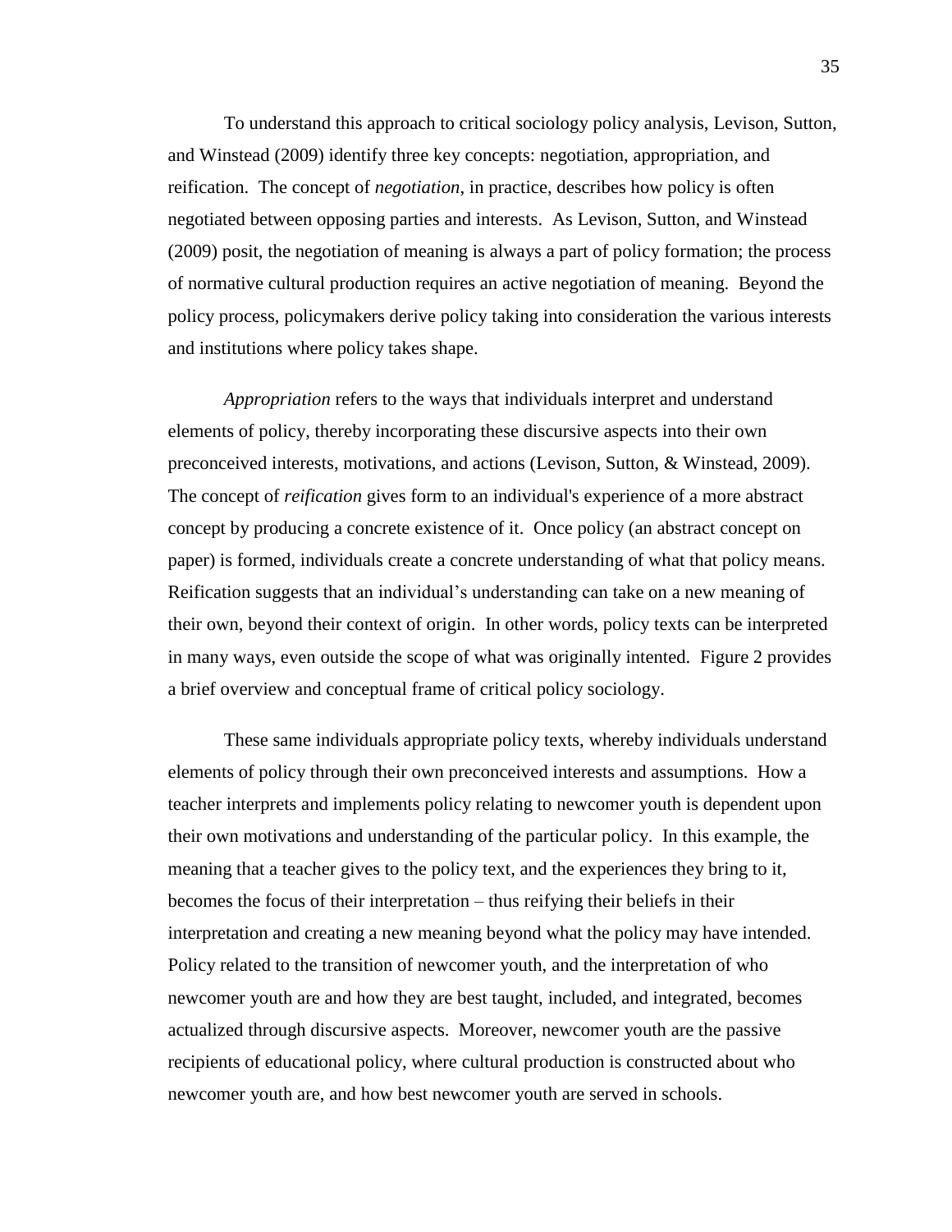To understand this approach to critical sociology policy analysis, Levison, Sutton, and Winstead (2009) identify three key concepts: negotiation, appropriation, and reification. The concept of *negotiation*, in practice, describes how policy is often negotiated between opposing parties and interests. As Levison, Sutton, and Winstead (2009) posit, the negotiation of meaning is always a part of policy formation; the process of normative cultural production requires an active negotiation of meaning. Beyond the policy process, policymakers derive policy taking into consideration the various interests and institutions where policy takes shape.

*Appropriation* refers to the ways that individuals interpret and understand elements of policy, thereby incorporating these discursive aspects into their own preconceived interests, motivations, and actions (Levison, Sutton, & Winstead, 2009). The concept of *reification* gives form to an individual's experience of a more abstract concept by producing a concrete existence of it. Once policy (an abstract concept on paper) is formed, individuals create a concrete understanding of what that policy means. Reification suggests that an individual's understanding can take on a new meaning of their own, beyond their context of origin. In other words, policy texts can be interpreted in many ways, even outside the scope of what was originally intented. Figure 2 provides a brief overview and conceptual frame of critical policy sociology.

These same individuals appropriate policy texts, whereby individuals understand elements of policy through their own preconceived interests and assumptions. How a teacher interprets and implements policy relating to newcomer youth is dependent upon their own motivations and understanding of the particular policy. In this example, the meaning that a teacher gives to the policy text, and the experiences they bring to it, becomes the focus of their interpretation – thus reifying their beliefs in their interpretation and creating a new meaning beyond what the policy may have intended. Policy related to the transition of newcomer youth, and the interpretation of who newcomer youth are and how they are best taught, included, and integrated, becomes actualized through discursive aspects. Moreover, newcomer youth are the passive recipients of educational policy, where cultural production is constructed about who newcomer youth are, and how best newcomer youth are served in schools.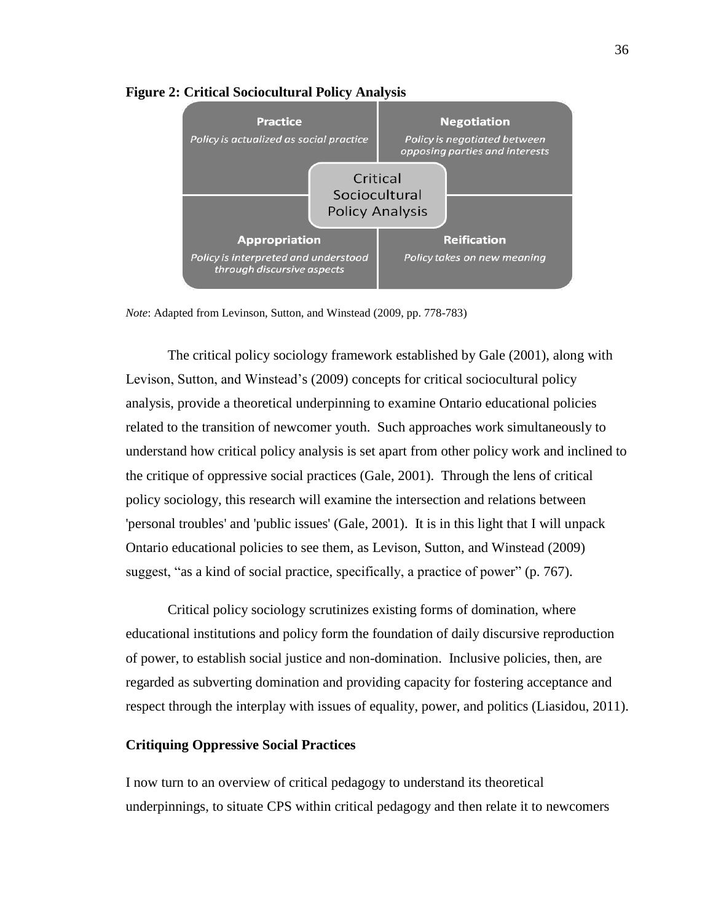**Figure 2: Critical Sociocultural Policy Analysis**

| **Practice** | **Negotiation** |
| --- | --- |
| *Policy is actualized as social practice* | *Policy is negotiated between opposing parties and interests* |
| **Appropriation** | **Reification** |
| *Policy is interpreted and understood through discursive aspects* | *Policy takes on new meaning* |

Critical Sociocultural Policy Analysis

*Note*: Adapted from Levinson, Sutton, and Winstead (2009, pp. 778-783)

The critical policy sociology framework established by Gale (2001), along with Levison, Sutton, and Winstead's (2009) concepts for critical sociocultural policy analysis, provide a theoretical underpinning to examine Ontario educational policies related to the transition of newcomer youth. Such approaches work simultaneously to understand how critical policy analysis is set apart from other policy work and inclined to the critique of oppressive social practices (Gale, 2001). Through the lens of critical policy sociology, this research will examine the intersection and relations between 'personal troubles' and 'public issues' (Gale, 2001). It is in this light that I will unpack Ontario educational policies to see them, as Levison, Sutton, and Winstead (2009) suggest, "as a kind of social practice, specifically, a practice of power" (p. 767).

Critical policy sociology scrutinizes existing forms of domination, where educational institutions and policy form the foundation of daily discursive reproduction of power, to establish social justice and non-domination. Inclusive policies, then, are regarded as subverting domination and providing capacity for fostering acceptance and respect through the interplay with issues of equality, power, and politics (Liasidou, 2011).

### Critiquing Oppressive Social Practices

I now turn to an overview of critical pedagogy to understand its theoretical underpinnings, to situate CPS within critical pedagogy and then relate it to newcomers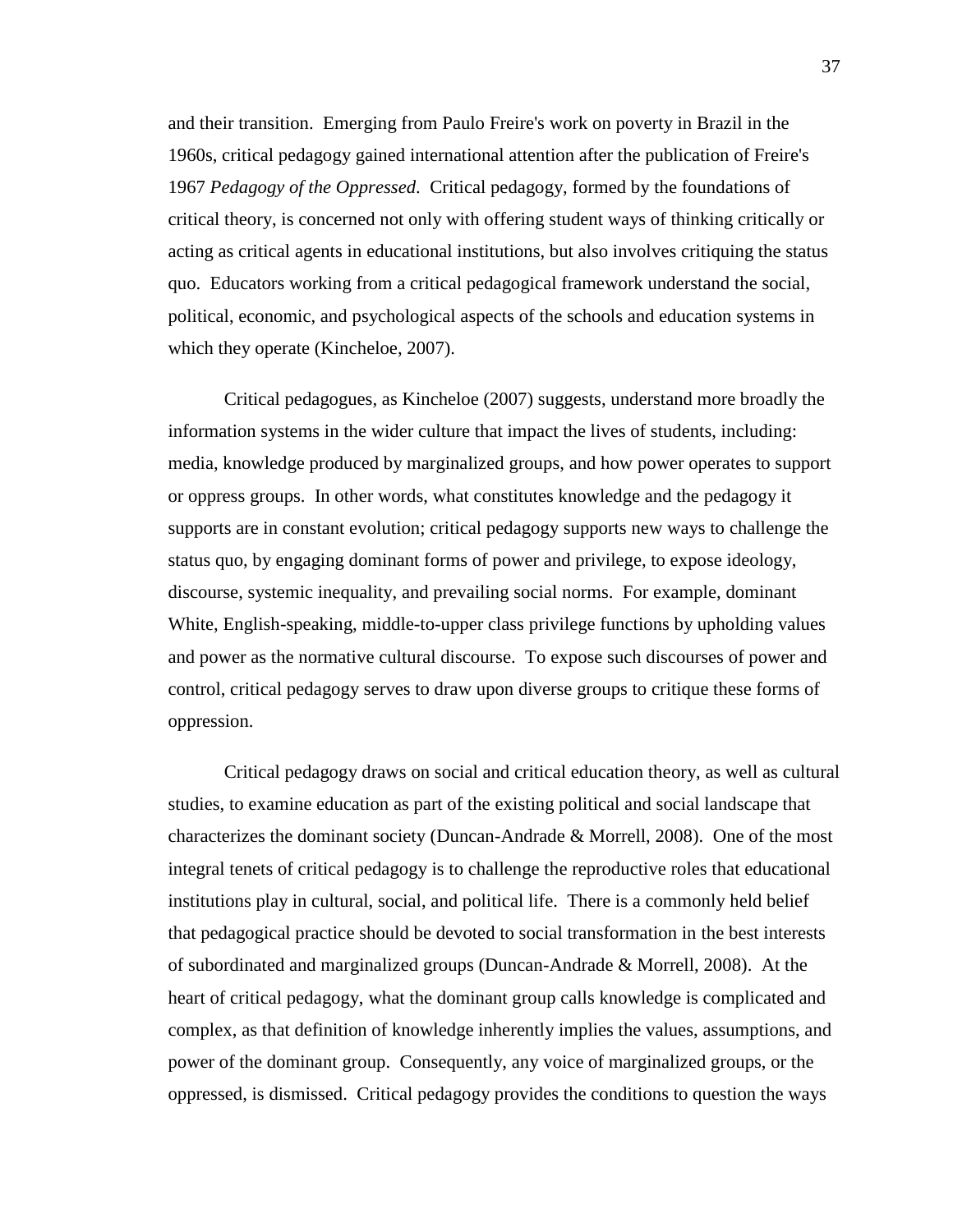and their transition. Emerging from Paulo Freire's work on poverty in Brazil in the 1960s, critical pedagogy gained international attention after the publication of Freire's 1967 *Pedagogy of the Oppressed*. Critical pedagogy, formed by the foundations of critical theory, is concerned not only with offering student ways of thinking critically or acting as critical agents in educational institutions, but also involves critiquing the status quo. Educators working from a critical pedagogical framework understand the social, political, economic, and psychological aspects of the schools and education systems in which they operate (Kincheloe, 2007).

Critical pedagogues, as Kincheloe (2007) suggests, understand more broadly the information systems in the wider culture that impact the lives of students, including: media, knowledge produced by marginalized groups, and how power operates to support or oppress groups. In other words, what constitutes knowledge and the pedagogy it supports are in constant evolution; critical pedagogy supports new ways to challenge the status quo, by engaging dominant forms of power and privilege, to expose ideology, discourse, systemic inequality, and prevailing social norms. For example, dominant White, English-speaking, middle-to-upper class privilege functions by upholding values and power as the normative cultural discourse. To expose such discourses of power and control, critical pedagogy serves to draw upon diverse groups to critique these forms of oppression.

Critical pedagogy draws on social and critical education theory, as well as cultural studies, to examine education as part of the existing political and social landscape that characterizes the dominant society (Duncan-Andrade & Morrell, 2008). One of the most integral tenets of critical pedagogy is to challenge the reproductive roles that educational institutions play in cultural, social, and political life. There is a commonly held belief that pedagogical practice should be devoted to social transformation in the best interests of subordinated and marginalized groups (Duncan-Andrade & Morrell, 2008). At the heart of critical pedagogy, what the dominant group calls knowledge is complicated and complex, as that definition of knowledge inherently implies the values, assumptions, and power of the dominant group. Consequently, any voice of marginalized groups, or the oppressed, is dismissed. Critical pedagogy provides the conditions to question the ways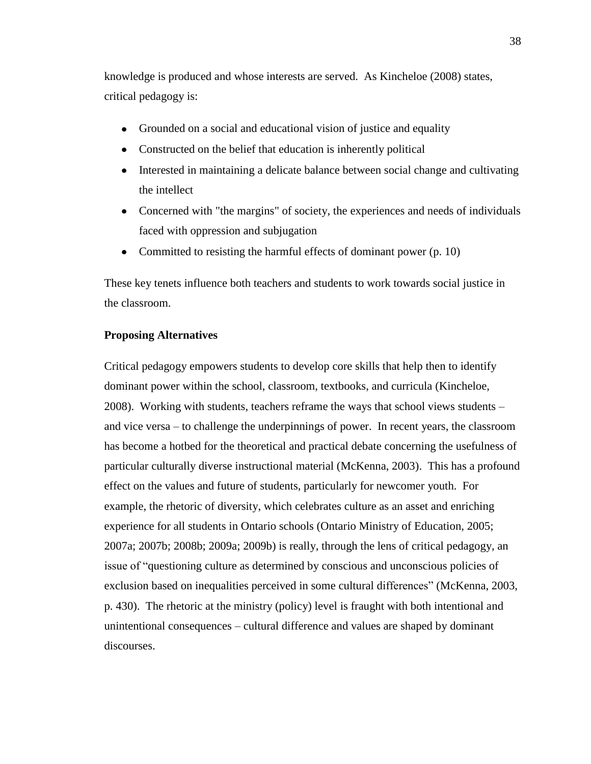knowledge is produced and whose interests are served. As Kincheloe (2008) states, critical pedagogy is:

- Grounded on a social and educational vision of justice and equality
- Constructed on the belief that education is inherently political
- Interested in maintaining a delicate balance between social change and cultivating the intellect
- Concerned with "the margins" of society, the experiences and needs of individuals faced with oppression and subjugation
- Committed to resisting the harmful effects of dominant power (p. 10)

These key tenets influence both teachers and students to work towards social justice in the classroom.

**Proposing Alternatives**

Critical pedagogy empowers students to develop core skills that help then to identify dominant power within the school, classroom, textbooks, and curricula (Kincheloe, 2008). Working with students, teachers reframe the ways that school views students – and vice versa – to challenge the underpinnings of power. In recent years, the classroom has become a hotbed for the theoretical and practical debate concerning the usefulness of particular culturally diverse instructional material (McKenna, 2003). This has a profound effect on the values and future of students, particularly for newcomer youth. For example, the rhetoric of diversity, which celebrates culture as an asset and enriching experience for all students in Ontario schools (Ontario Ministry of Education, 2005; 2007a; 2007b; 2008b; 2009a; 2009b) is really, through the lens of critical pedagogy, an issue of "questioning culture as determined by conscious and unconscious policies of exclusion based on inequalities perceived in some cultural differences" (McKenna, 2003, p. 430). The rhetoric at the ministry (policy) level is fraught with both intentional and unintentional consequences – cultural difference and values are shaped by dominant discourses.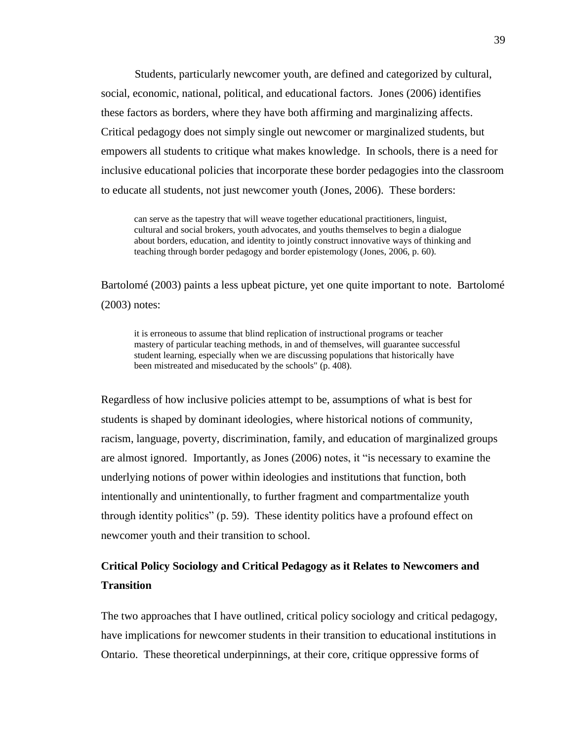Students, particularly newcomer youth, are defined and categorized by cultural, social, economic, national, political, and educational factors. Jones (2006) identifies these factors as borders, where they have both affirming and marginalizing affects. Critical pedagogy does not simply single out newcomer or marginalized students, but empowers all students to critique what makes knowledge. In schools, there is a need for inclusive educational policies that incorporate these border pedagogies into the classroom to educate all students, not just newcomer youth (Jones, 2006). These borders:

> can serve as the tapestry that will weave together educational practitioners, linguist, cultural and social brokers, youth advocates, and youths themselves to begin a dialogue about borders, education, and identity to jointly construct innovative ways of thinking and teaching through border pedagogy and border epistemology (Jones, 2006, p. 60).

Bartolomé (2003) paints a less upbeat picture, yet one quite important to note. Bartolomé (2003) notes:

> it is erroneous to assume that blind replication of instructional programs or teacher mastery of particular teaching methods, in and of themselves, will guarantee successful student learning, especially when we are discussing populations that historically have been mistreated and miseducated by the schools" (p. 408).

Regardless of how inclusive policies attempt to be, assumptions of what is best for students is shaped by dominant ideologies, where historical notions of community, racism, language, poverty, discrimination, family, and education of marginalized groups are almost ignored. Importantly, as Jones (2006) notes, it "is necessary to examine the underlying notions of power within ideologies and institutions that function, both intentionally and unintentionally, to further fragment and compartmentalize youth through identity politics" (p. 59). These identity politics have a profound effect on newcomer youth and their transition to school.

## Critical Policy Sociology and Critical Pedagogy as it Relates to Newcomers and Transition

The two approaches that I have outlined, critical policy sociology and critical pedagogy, have implications for newcomer students in their transition to educational institutions in Ontario. These theoretical underpinnings, at their core, critique oppressive forms of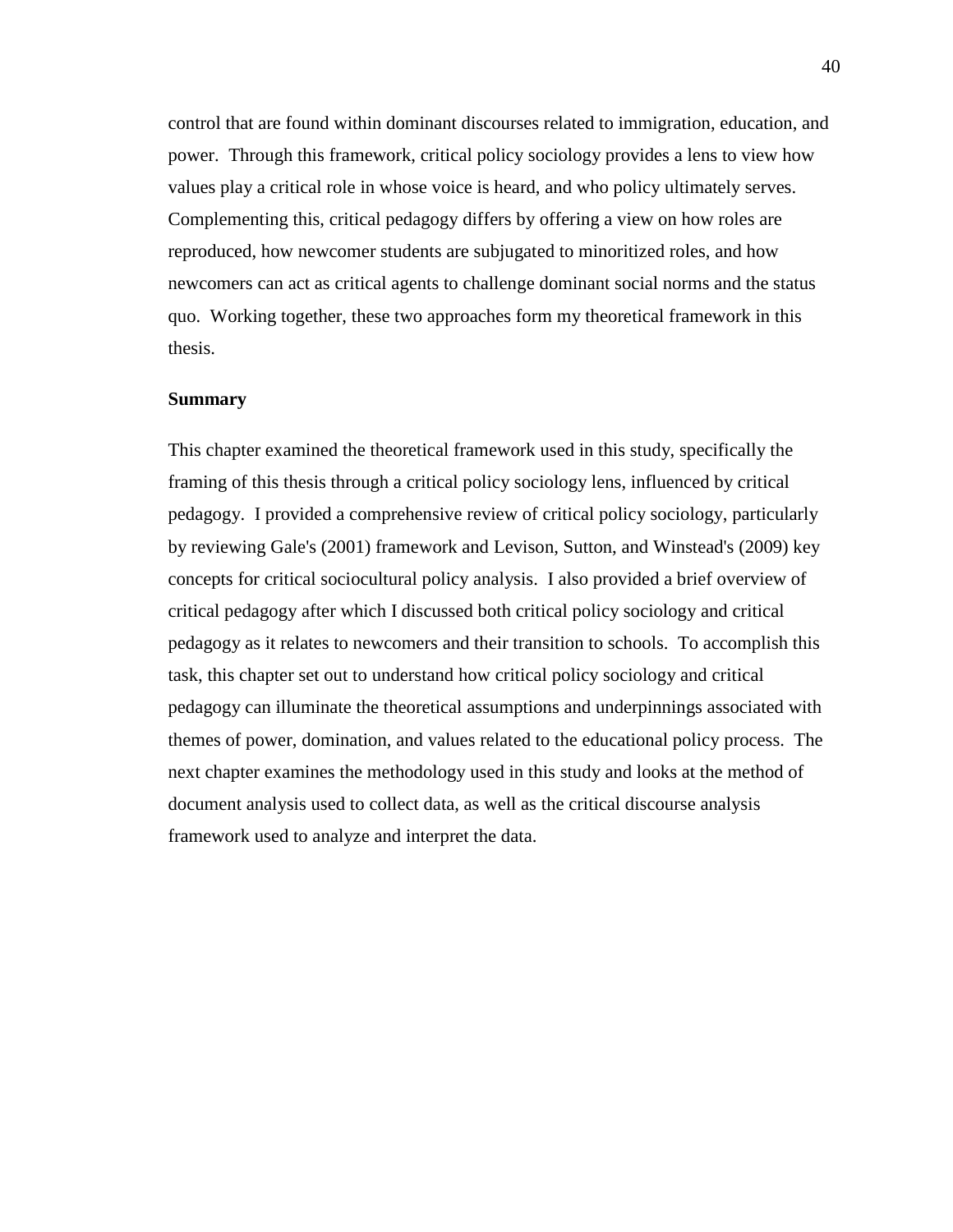control that are found within dominant discourses related to immigration, education, and power. Through this framework, critical policy sociology provides a lens to view how values play a critical role in whose voice is heard, and who policy ultimately serves. Complementing this, critical pedagogy differs by offering a view on how roles are reproduced, how newcomer students are subjugated to minoritized roles, and how newcomers can act as critical agents to challenge dominant social norms and the status quo. Working together, these two approaches form my theoretical framework in this thesis.

## Summary

This chapter examined the theoretical framework used in this study, specifically the framing of this thesis through a critical policy sociology lens, influenced by critical pedagogy. I provided a comprehensive review of critical policy sociology, particularly by reviewing Gale's (2001) framework and Levison, Sutton, and Winstead's (2009) key concepts for critical sociocultural policy analysis. I also provided a brief overview of critical pedagogy after which I discussed both critical policy sociology and critical pedagogy as it relates to newcomers and their transition to schools. To accomplish this task, this chapter set out to understand how critical policy sociology and critical pedagogy can illuminate the theoretical assumptions and underpinnings associated with themes of power, domination, and values related to the educational policy process. The next chapter examines the methodology used in this study and looks at the method of document analysis used to collect data, as well as the critical discourse analysis framework used to analyze and interpret the data.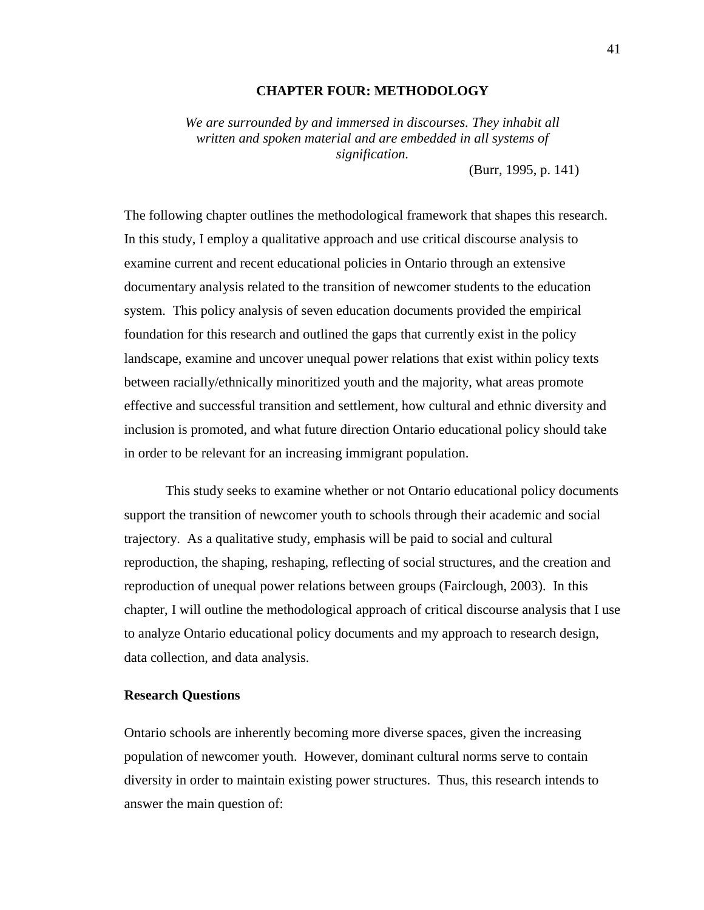## CHAPTER FOUR: METHODOLOGY

*We are surrounded by and immersed in discourses. They inhabit all written and spoken material and are embedded in all systems of signification.*

(Burr, 1995, p. 141)

The following chapter outlines the methodological framework that shapes this research. In this study, I employ a qualitative approach and use critical discourse analysis to examine current and recent educational policies in Ontario through an extensive documentary analysis related to the transition of newcomer students to the education system. This policy analysis of seven education documents provided the empirical foundation for this research and outlined the gaps that currently exist in the policy landscape, examine and uncover unequal power relations that exist within policy texts between racially/ethnically minoritized youth and the majority, what areas promote effective and successful transition and settlement, how cultural and ethnic diversity and inclusion is promoted, and what future direction Ontario educational policy should take in order to be relevant for an increasing immigrant population.

This study seeks to examine whether or not Ontario educational policy documents support the transition of newcomer youth to schools through their academic and social trajectory. As a qualitative study, emphasis will be paid to social and cultural reproduction, the shaping, reshaping, reflecting of social structures, and the creation and reproduction of unequal power relations between groups (Fairclough, 2003). In this chapter, I will outline the methodological approach of critical discourse analysis that I use to analyze Ontario educational policy documents and my approach to research design, data collection, and data analysis.

### Research Questions

Ontario schools are inherently becoming more diverse spaces, given the increasing population of newcomer youth. However, dominant cultural norms serve to contain diversity in order to maintain existing power structures. Thus, this research intends to answer the main question of: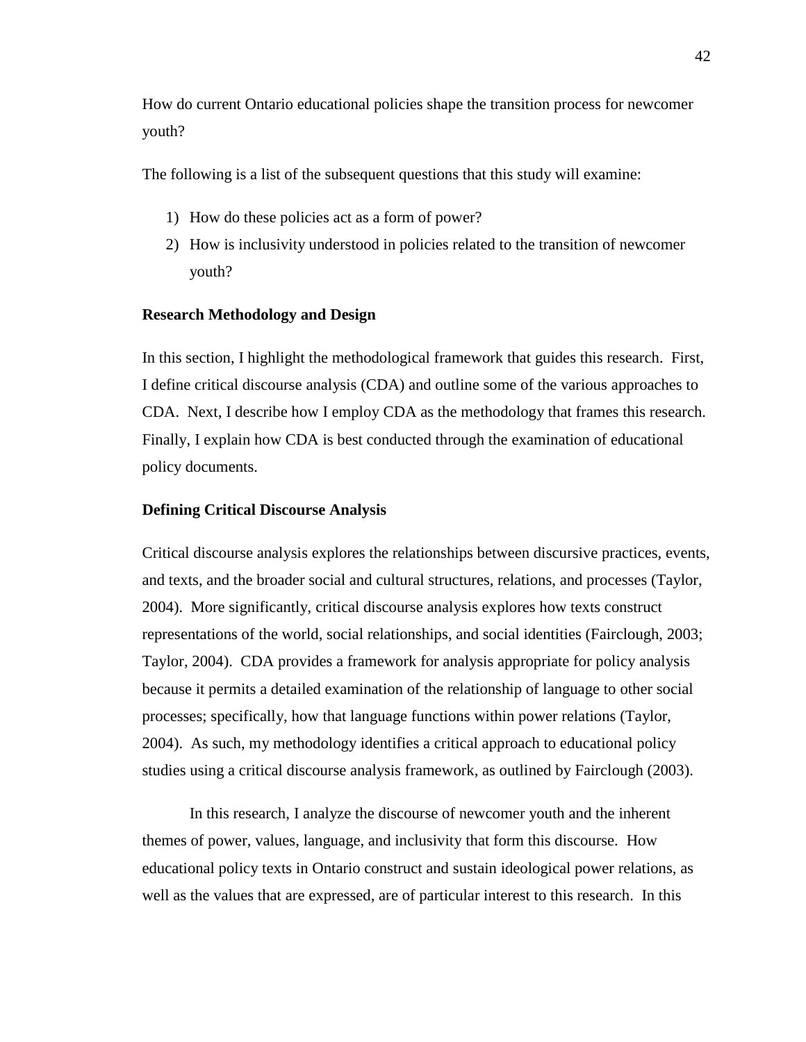How do current Ontario educational policies shape the transition process for newcomer youth?

The following is a list of the subsequent questions that this study will examine:

1) How do these policies act as a form of power?
2) How is inclusivity understood in policies related to the transition of newcomer youth?

**Research Methodology and Design**

In this section, I highlight the methodological framework that guides this research. First, I define critical discourse analysis (CDA) and outline some of the various approaches to CDA. Next, I describe how I employ CDA as the methodology that frames this research. Finally, I explain how CDA is best conducted through the examination of educational policy documents.

**Defining Critical Discourse Analysis**

Critical discourse analysis explores the relationships between discursive practices, events, and texts, and the broader social and cultural structures, relations, and processes (Taylor, 2004). More significantly, critical discourse analysis explores how texts construct representations of the world, social relationships, and social identities (Fairclough, 2003; Taylor, 2004). CDA provides a framework for analysis appropriate for policy analysis because it permits a detailed examination of the relationship of language to other social processes; specifically, how that language functions within power relations (Taylor, 2004). As such, my methodology identifies a critical approach to educational policy studies using a critical discourse analysis framework, as outlined by Fairclough (2003).

In this research, I analyze the discourse of newcomer youth and the inherent themes of power, values, language, and inclusivity that form this discourse. How educational policy texts in Ontario construct and sustain ideological power relations, as well as the values that are expressed, are of particular interest to this research. In this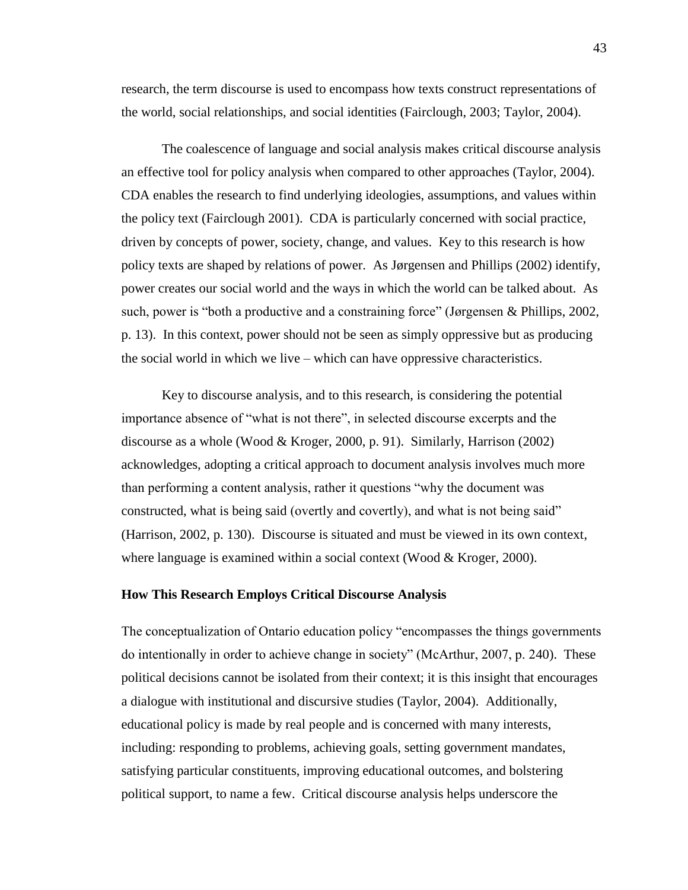research, the term discourse is used to encompass how texts construct representations of the world, social relationships, and social identities (Fairclough, 2003; Taylor, 2004).

The coalescence of language and social analysis makes critical discourse analysis an effective tool for policy analysis when compared to other approaches (Taylor, 2004). CDA enables the research to find underlying ideologies, assumptions, and values within the policy text (Fairclough 2001). CDA is particularly concerned with social practice, driven by concepts of power, society, change, and values. Key to this research is how policy texts are shaped by relations of power. As Jørgensen and Phillips (2002) identify, power creates our social world and the ways in which the world can be talked about. As such, power is "both a productive and a constraining force" (Jørgensen & Phillips, 2002, p. 13). In this context, power should not be seen as simply oppressive but as producing the social world in which we live – which can have oppressive characteristics.

Key to discourse analysis, and to this research, is considering the potential importance absence of "what is not there", in selected discourse excerpts and the discourse as a whole (Wood & Kroger, 2000, p. 91). Similarly, Harrison (2002) acknowledges, adopting a critical approach to document analysis involves much more than performing a content analysis, rather it questions "why the document was constructed, what is being said (overtly and covertly), and what is not being said" (Harrison, 2002, p. 130). Discourse is situated and must be viewed in its own context, where language is examined within a social context (Wood & Kroger, 2000).

**How This Research Employs Critical Discourse Analysis**

The conceptualization of Ontario education policy "encompasses the things governments do intentionally in order to achieve change in society" (McArthur, 2007, p. 240). These political decisions cannot be isolated from their context; it is this insight that encourages a dialogue with institutional and discursive studies (Taylor, 2004). Additionally, educational policy is made by real people and is concerned with many interests, including: responding to problems, achieving goals, setting government mandates, satisfying particular constituents, improving educational outcomes, and bolstering political support, to name a few. Critical discourse analysis helps underscore the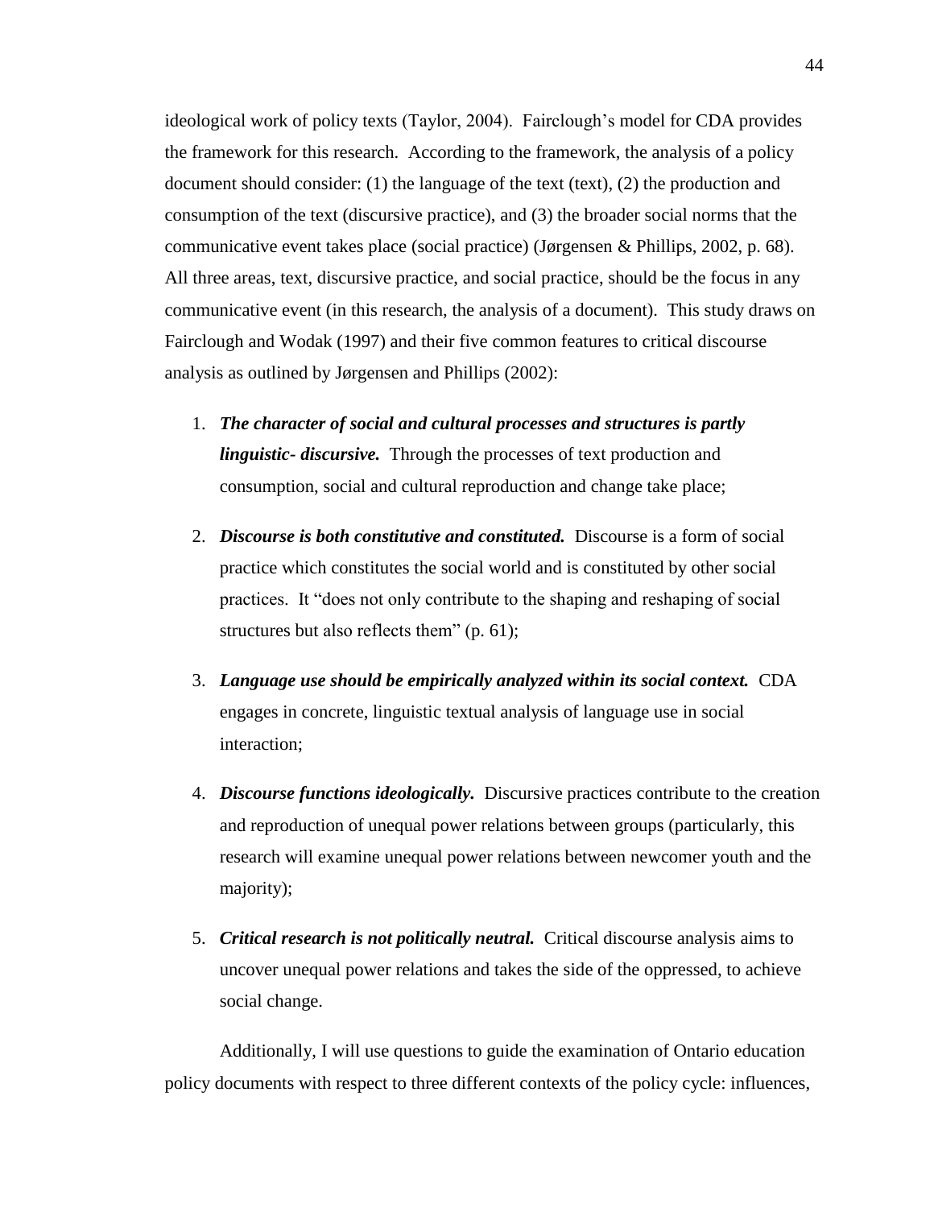ideological work of policy texts (Taylor, 2004). Fairclough's model for CDA provides the framework for this research. According to the framework, the analysis of a policy document should consider: (1) the language of the text (text), (2) the production and consumption of the text (discursive practice), and (3) the broader social norms that the communicative event takes place (social practice) (Jørgensen & Phillips, 2002, p. 68). All three areas, text, discursive practice, and social practice, should be the focus in any communicative event (in this research, the analysis of a document). This study draws on Fairclough and Wodak (1997) and their five common features to critical discourse analysis as outlined by Jørgensen and Phillips (2002):

1. ***The character of social and cultural processes and structures is partly linguistic- discursive.*** Through the processes of text production and consumption, social and cultural reproduction and change take place;

2. ***Discourse is both constitutive and constituted.*** Discourse is a form of social practice which constitutes the social world and is constituted by other social practices. It "does not only contribute to the shaping and reshaping of social structures but also reflects them" (p. 61);

3. ***Language use should be empirically analyzed within its social context.*** CDA engages in concrete, linguistic textual analysis of language use in social interaction;

4. ***Discourse functions ideologically.*** Discursive practices contribute to the creation and reproduction of unequal power relations between groups (particularly, this research will examine unequal power relations between newcomer youth and the majority);

5. ***Critical research is not politically neutral.*** Critical discourse analysis aims to uncover unequal power relations and takes the side of the oppressed, to achieve social change.

Additionally, I will use questions to guide the examination of Ontario education policy documents with respect to three different contexts of the policy cycle: influences,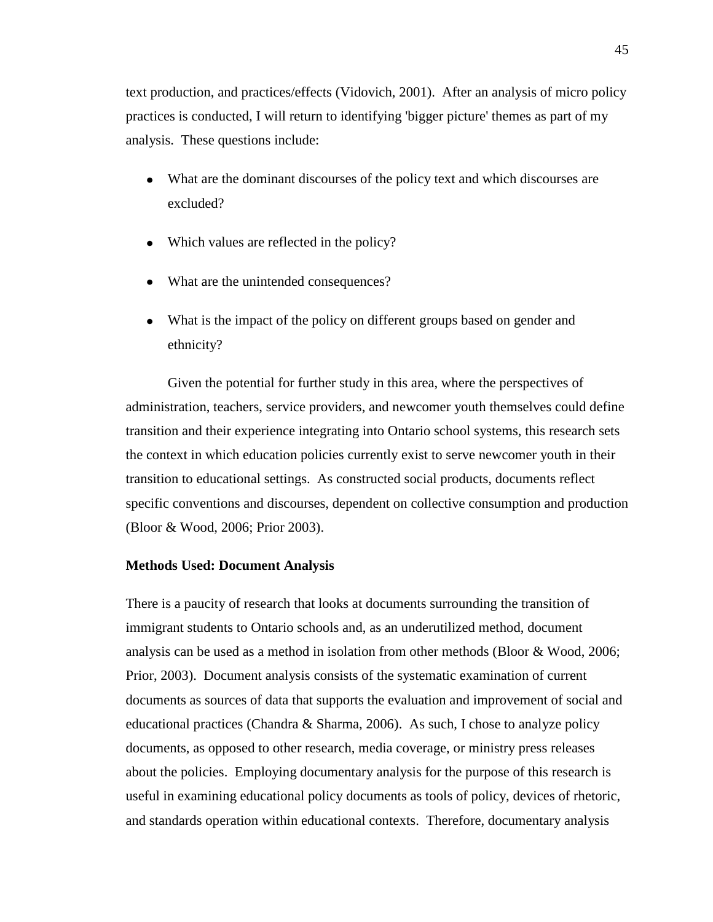text production, and practices/effects (Vidovich, 2001). After an analysis of micro policy practices is conducted, I will return to identifying 'bigger picture' themes as part of my analysis. These questions include:

- What are the dominant discourses of the policy text and which discourses are excluded?
- Which values are reflected in the policy?
- What are the unintended consequences?
- What is the impact of the policy on different groups based on gender and ethnicity?

Given the potential for further study in this area, where the perspectives of administration, teachers, service providers, and newcomer youth themselves could define transition and their experience integrating into Ontario school systems, this research sets the context in which education policies currently exist to serve newcomer youth in their transition to educational settings. As constructed social products, documents reflect specific conventions and discourses, dependent on collective consumption and production (Bloor & Wood, 2006; Prior 2003).

**Methods Used: Document Analysis**

There is a paucity of research that looks at documents surrounding the transition of immigrant students to Ontario schools and, as an underutilized method, document analysis can be used as a method in isolation from other methods (Bloor & Wood, 2006; Prior, 2003). Document analysis consists of the systematic examination of current documents as sources of data that supports the evaluation and improvement of social and educational practices (Chandra & Sharma, 2006). As such, I chose to analyze policy documents, as opposed to other research, media coverage, or ministry press releases about the policies. Employing documentary analysis for the purpose of this research is useful in examining educational policy documents as tools of policy, devices of rhetoric, and standards operation within educational contexts. Therefore, documentary analysis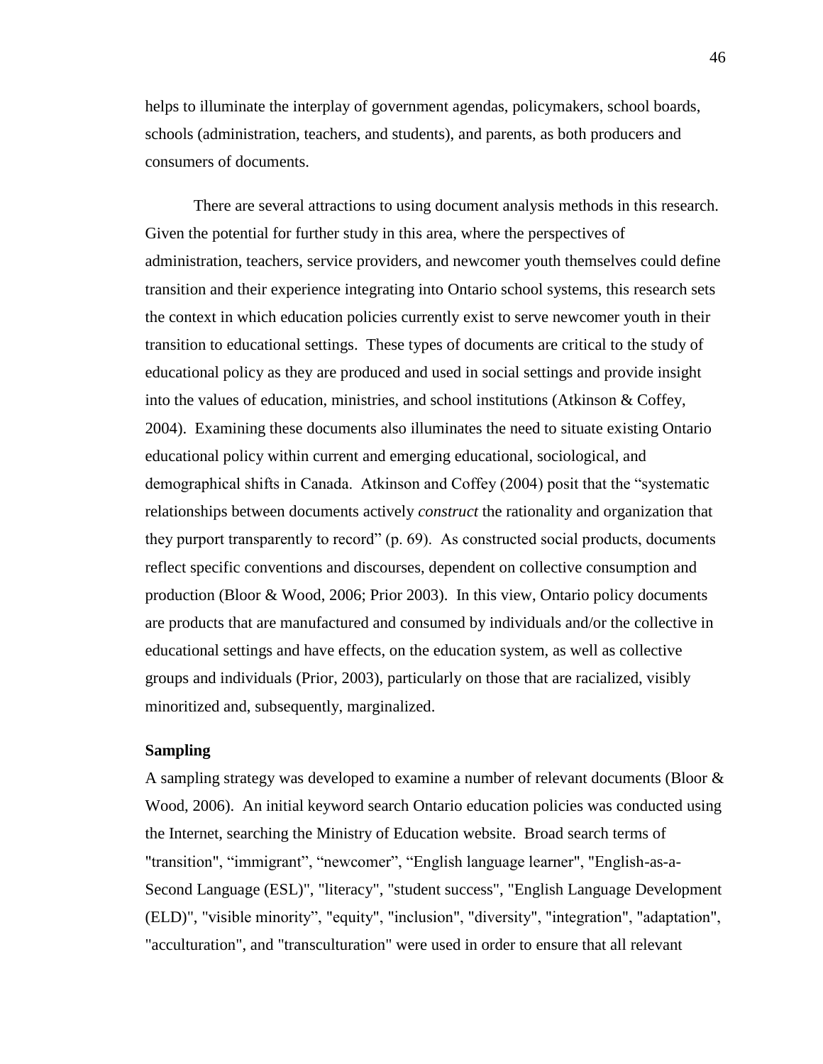helps to illuminate the interplay of government agendas, policymakers, school boards, schools (administration, teachers, and students), and parents, as both producers and consumers of documents.

There are several attractions to using document analysis methods in this research. Given the potential for further study in this area, where the perspectives of administration, teachers, service providers, and newcomer youth themselves could define transition and their experience integrating into Ontario school systems, this research sets the context in which education policies currently exist to serve newcomer youth in their transition to educational settings. These types of documents are critical to the study of educational policy as they are produced and used in social settings and provide insight into the values of education, ministries, and school institutions (Atkinson & Coffey, 2004). Examining these documents also illuminates the need to situate existing Ontario educational policy within current and emerging educational, sociological, and demographical shifts in Canada. Atkinson and Coffey (2004) posit that the "systematic relationships between documents actively *construct* the rationality and organization that they purport transparently to record" (p. 69). As constructed social products, documents reflect specific conventions and discourses, dependent on collective consumption and production (Bloor & Wood, 2006; Prior 2003). In this view, Ontario policy documents are products that are manufactured and consumed by individuals and/or the collective in educational settings and have effects, on the education system, as well as collective groups and individuals (Prior, 2003), particularly on those that are racialized, visibly minoritized and, subsequently, marginalized.

**Sampling**

A sampling strategy was developed to examine a number of relevant documents (Bloor & Wood, 2006). An initial keyword search Ontario education policies was conducted using the Internet, searching the Ministry of Education website. Broad search terms of "transition", "immigrant", "newcomer", "English language learner", "English-as-a-Second Language (ESL)", "literacy", "student success", "English Language Development (ELD)", "visible minority", "equity", "inclusion", "diversity", "integration", "adaptation", "acculturation", and "transculturation" were used in order to ensure that all relevant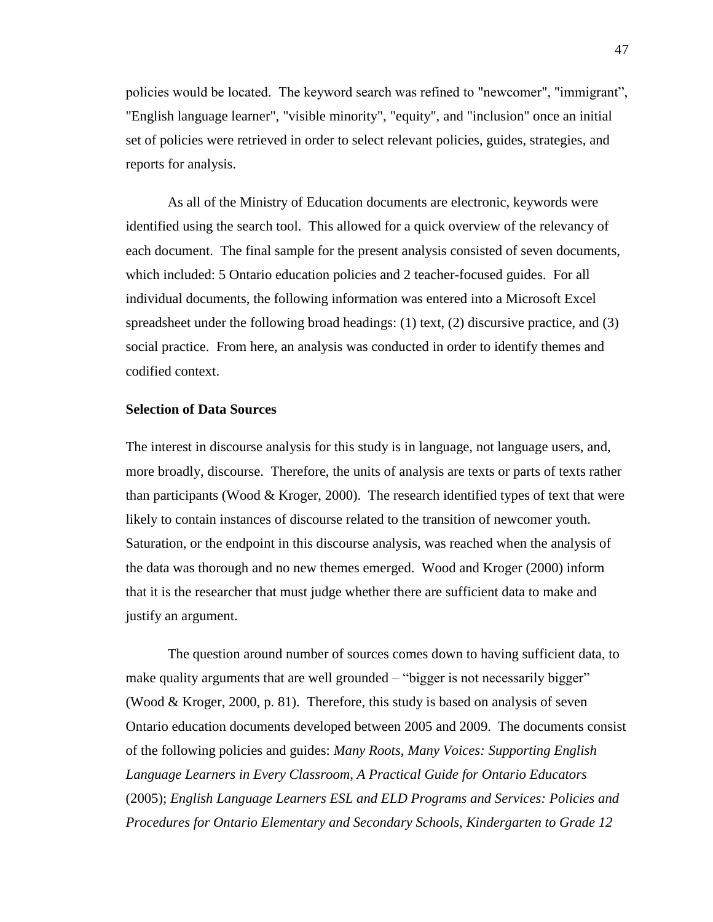policies would be located. The keyword search was refined to "newcomer", "immigrant", "English language learner", "visible minority", "equity", and "inclusion" once an initial set of policies were retrieved in order to select relevant policies, guides, strategies, and reports for analysis.

As all of the Ministry of Education documents are electronic, keywords were identified using the search tool. This allowed for a quick overview of the relevancy of each document. The final sample for the present analysis consisted of seven documents, which included: 5 Ontario education policies and 2 teacher-focused guides. For all individual documents, the following information was entered into a Microsoft Excel spreadsheet under the following broad headings: (1) text, (2) discursive practice, and (3) social practice. From here, an analysis was conducted in order to identify themes and codified context.

**Selection of Data Sources**

The interest in discourse analysis for this study is in language, not language users, and, more broadly, discourse. Therefore, the units of analysis are texts or parts of texts rather than participants (Wood & Kroger, 2000). The research identified types of text that were likely to contain instances of discourse related to the transition of newcomer youth. Saturation, or the endpoint in this discourse analysis, was reached when the analysis of the data was thorough and no new themes emerged. Wood and Kroger (2000) inform that it is the researcher that must judge whether there are sufficient data to make and justify an argument.

The question around number of sources comes down to having sufficient data, to make quality arguments that are well grounded – "bigger is not necessarily bigger" (Wood & Kroger, 2000, p. 81). Therefore, this study is based on analysis of seven Ontario education documents developed between 2005 and 2009. The documents consist of the following policies and guides: *Many Roots, Many Voices: Supporting English Language Learners in Every Classroom, A Practical Guide for Ontario Educators* (2005); *English Language Learners ESL and ELD Programs and Services: Policies and Procedures for Ontario Elementary and Secondary Schools, Kindergarten to Grade 12*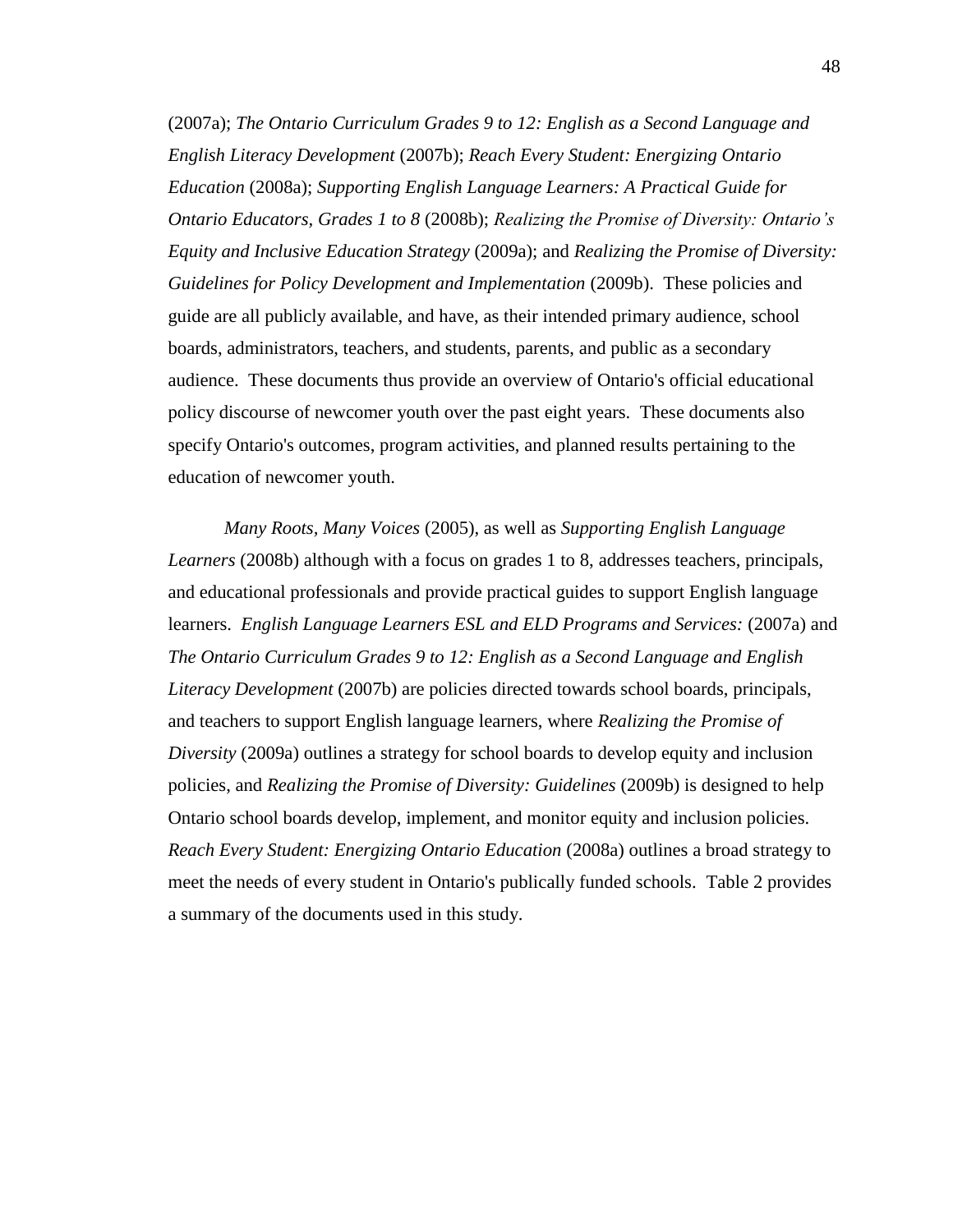(2007a); *The Ontario Curriculum Grades 9 to 12: English as a Second Language and English Literacy Development* (2007b); *Reach Every Student: Energizing Ontario Education* (2008a); *Supporting English Language Learners: A Practical Guide for Ontario Educators, Grades 1 to 8* (2008b); *Realizing the Promise of Diversity: Ontario's Equity and Inclusive Education Strategy* (2009a); and *Realizing the Promise of Diversity: Guidelines for Policy Development and Implementation* (2009b). These policies and guide are all publicly available, and have, as their intended primary audience, school boards, administrators, teachers, and students, parents, and public as a secondary audience. These documents thus provide an overview of Ontario's official educational policy discourse of newcomer youth over the past eight years. These documents also specify Ontario's outcomes, program activities, and planned results pertaining to the education of newcomer youth.

*Many Roots, Many Voices* (2005), as well as *Supporting English Language Learners* (2008b) although with a focus on grades 1 to 8, addresses teachers, principals, and educational professionals and provide practical guides to support English language learners. *English Language Learners ESL and ELD Programs and Services:* (2007a) and *The Ontario Curriculum Grades 9 to 12: English as a Second Language and English Literacy Development* (2007b) are policies directed towards school boards, principals, and teachers to support English language learners, where *Realizing the Promise of Diversity* (2009a) outlines a strategy for school boards to develop equity and inclusion policies, and *Realizing the Promise of Diversity: Guidelines* (2009b) is designed to help Ontario school boards develop, implement, and monitor equity and inclusion policies. *Reach Every Student: Energizing Ontario Education* (2008a) outlines a broad strategy to meet the needs of every student in Ontario's publically funded schools. Table 2 provides a summary of the documents used in this study.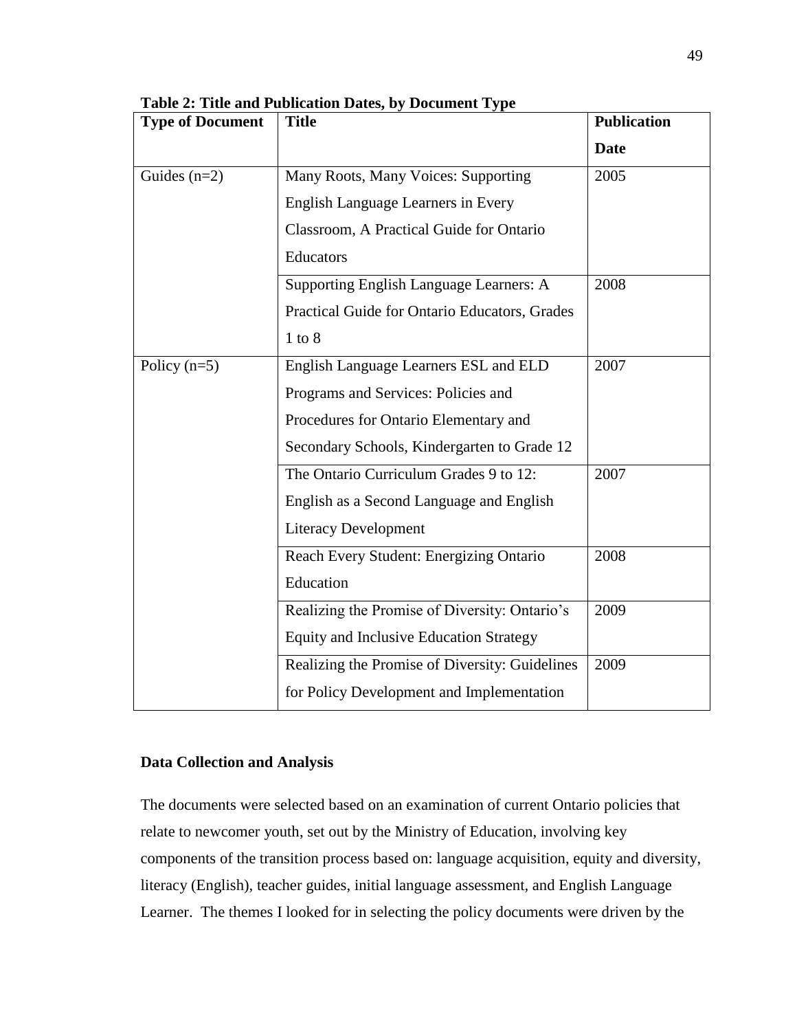**Table 2: Title and Publication Dates, by Document Type**

| Type of Document | Title | Publication Date |
|---|---|---|
| Guides (n=2) | Many Roots, Many Voices: Supporting English Language Learners in Every Classroom, A Practical Guide for Ontario Educators | 2005 |
| | Supporting English Language Learners: A Practical Guide for Ontario Educators, Grades 1 to 8 | 2008 |
| Policy (n=5) | English Language Learners ESL and ELD Programs and Services: Policies and Procedures for Ontario Elementary and Secondary Schools, Kindergarten to Grade 12 | 2007 |
| | The Ontario Curriculum Grades 9 to 12: English as a Second Language and English Literacy Development | 2007 |
| | Reach Every Student: Energizing Ontario Education | 2008 |
| | Realizing the Promise of Diversity: Ontario's Equity and Inclusive Education Strategy | 2009 |
| | Realizing the Promise of Diversity: Guidelines for Policy Development and Implementation | 2009 |

**Data Collection and Analysis**

The documents were selected based on an examination of current Ontario policies that relate to newcomer youth, set out by the Ministry of Education, involving key components of the transition process based on: language acquisition, equity and diversity, literacy (English), teacher guides, initial language assessment, and English Language Learner. The themes I looked for in selecting the policy documents were driven by the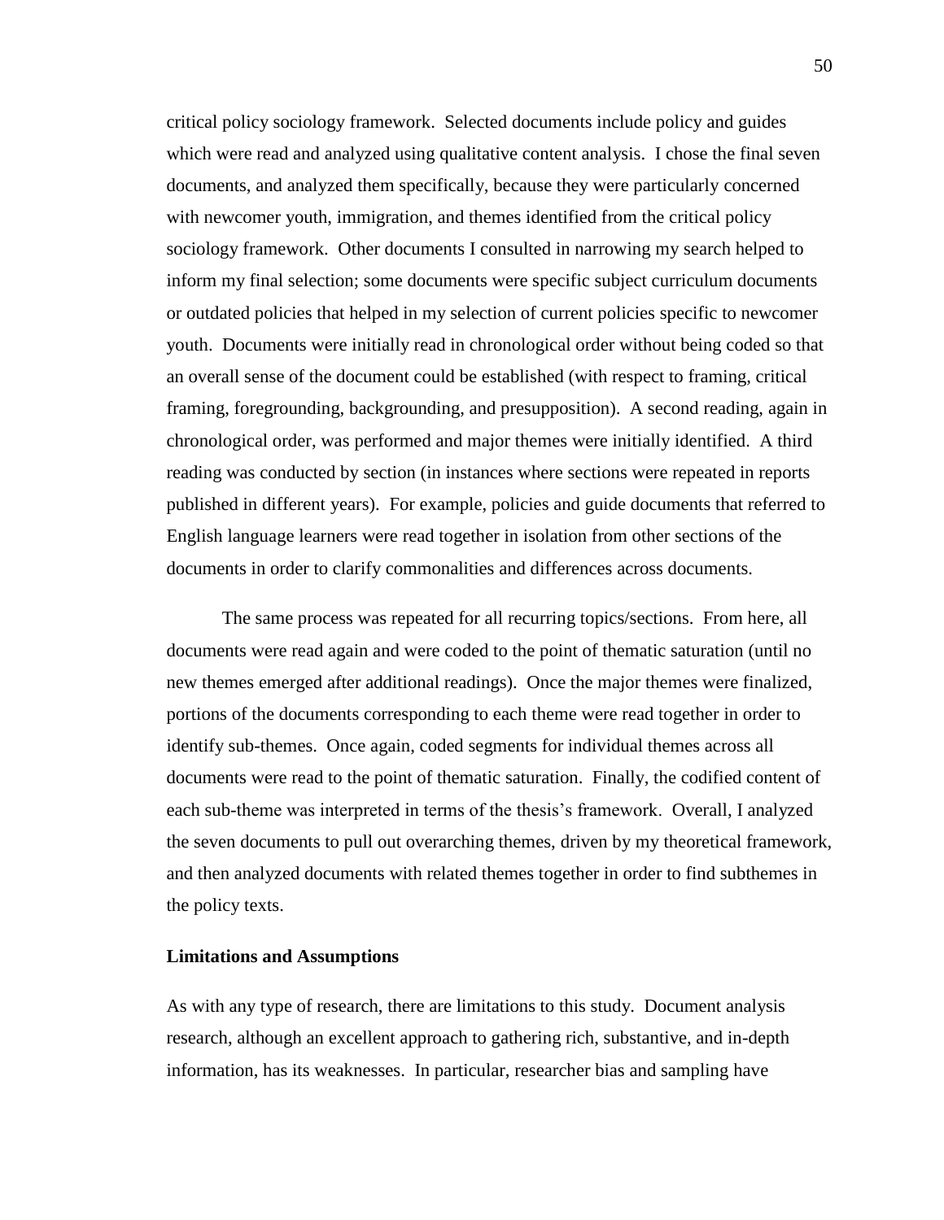critical policy sociology framework. Selected documents include policy and guides which were read and analyzed using qualitative content analysis. I chose the final seven documents, and analyzed them specifically, because they were particularly concerned with newcomer youth, immigration, and themes identified from the critical policy sociology framework. Other documents I consulted in narrowing my search helped to inform my final selection; some documents were specific subject curriculum documents or outdated policies that helped in my selection of current policies specific to newcomer youth. Documents were initially read in chronological order without being coded so that an overall sense of the document could be established (with respect to framing, critical framing, foregrounding, backgrounding, and presupposition). A second reading, again in chronological order, was performed and major themes were initially identified. A third reading was conducted by section (in instances where sections were repeated in reports published in different years). For example, policies and guide documents that referred to English language learners were read together in isolation from other sections of the documents in order to clarify commonalities and differences across documents.

The same process was repeated for all recurring topics/sections. From here, all documents were read again and were coded to the point of thematic saturation (until no new themes emerged after additional readings). Once the major themes were finalized, portions of the documents corresponding to each theme were read together in order to identify sub-themes. Once again, coded segments for individual themes across all documents were read to the point of thematic saturation. Finally, the codified content of each sub-theme was interpreted in terms of the thesis's framework. Overall, I analyzed the seven documents to pull out overarching themes, driven by my theoretical framework, and then analyzed documents with related themes together in order to find subthemes in the policy texts.

**Limitations and Assumptions**

As with any type of research, there are limitations to this study. Document analysis research, although an excellent approach to gathering rich, substantive, and in-depth information, has its weaknesses. In particular, researcher bias and sampling have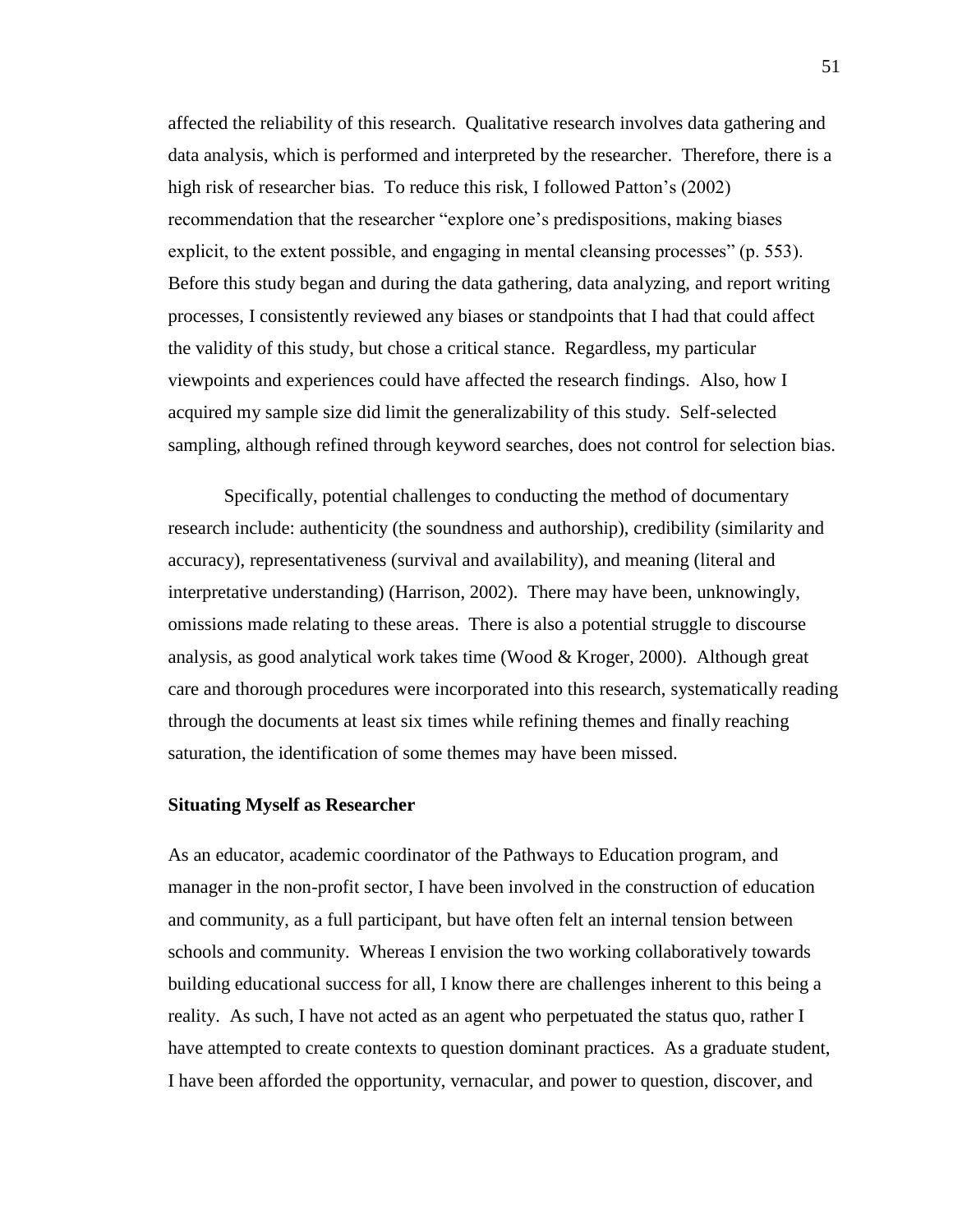affected the reliability of this research. Qualitative research involves data gathering and data analysis, which is performed and interpreted by the researcher. Therefore, there is a high risk of researcher bias. To reduce this risk, I followed Patton's (2002) recommendation that the researcher "explore one's predispositions, making biases explicit, to the extent possible, and engaging in mental cleansing processes" (p. 553). Before this study began and during the data gathering, data analyzing, and report writing processes, I consistently reviewed any biases or standpoints that I had that could affect the validity of this study, but chose a critical stance. Regardless, my particular viewpoints and experiences could have affected the research findings. Also, how I acquired my sample size did limit the generalizability of this study. Self-selected sampling, although refined through keyword searches, does not control for selection bias.

Specifically, potential challenges to conducting the method of documentary research include: authenticity (the soundness and authorship), credibility (similarity and accuracy), representativeness (survival and availability), and meaning (literal and interpretative understanding) (Harrison, 2002). There may have been, unknowingly, omissions made relating to these areas. There is also a potential struggle to discourse analysis, as good analytical work takes time (Wood & Kroger, 2000). Although great care and thorough procedures were incorporated into this research, systematically reading through the documents at least six times while refining themes and finally reaching saturation, the identification of some themes may have been missed.

### Situating Myself as Researcher

As an educator, academic coordinator of the Pathways to Education program, and manager in the non-profit sector, I have been involved in the construction of education and community, as a full participant, but have often felt an internal tension between schools and community. Whereas I envision the two working collaboratively towards building educational success for all, I know there are challenges inherent to this being a reality. As such, I have not acted as an agent who perpetuated the status quo, rather I have attempted to create contexts to question dominant practices. As a graduate student, I have been afforded the opportunity, vernacular, and power to question, discover, and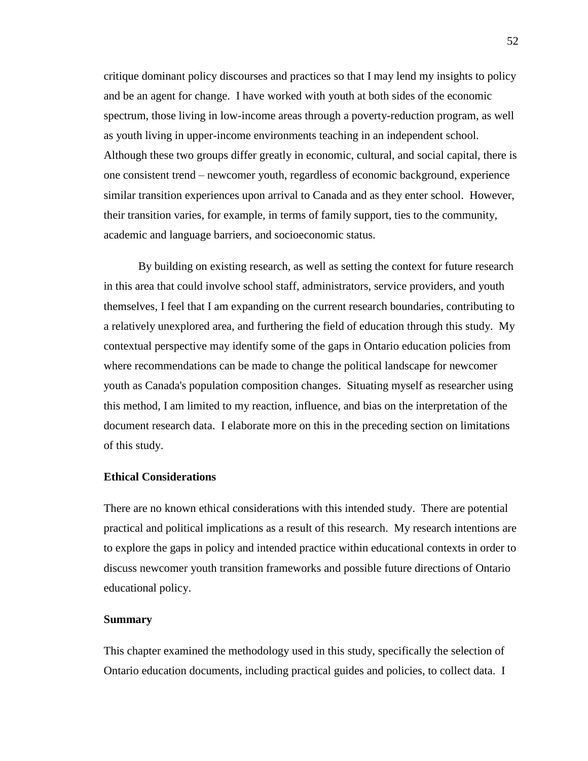critique dominant policy discourses and practices so that I may lend my insights to policy and be an agent for change. I have worked with youth at both sides of the economic spectrum, those living in low-income areas through a poverty-reduction program, as well as youth living in upper-income environments teaching in an independent school. Although these two groups differ greatly in economic, cultural, and social capital, there is one consistent trend – newcomer youth, regardless of economic background, experience similar transition experiences upon arrival to Canada and as they enter school. However, their transition varies, for example, in terms of family support, ties to the community, academic and language barriers, and socioeconomic status.

By building on existing research, as well as setting the context for future research in this area that could involve school staff, administrators, service providers, and youth themselves, I feel that I am expanding on the current research boundaries, contributing to a relatively unexplored area, and furthering the field of education through this study. My contextual perspective may identify some of the gaps in Ontario education policies from where recommendations can be made to change the political landscape for newcomer youth as Canada's population composition changes. Situating myself as researcher using this method, I am limited to my reaction, influence, and bias on the interpretation of the document research data. I elaborate more on this in the preceding section on limitations of this study.

### Ethical Considerations

There are no known ethical considerations with this intended study. There are potential practical and political implications as a result of this research. My research intentions are to explore the gaps in policy and intended practice within educational contexts in order to discuss newcomer youth transition frameworks and possible future directions of Ontario educational policy.

### Summary

This chapter examined the methodology used in this study, specifically the selection of Ontario education documents, including practical guides and policies, to collect data. I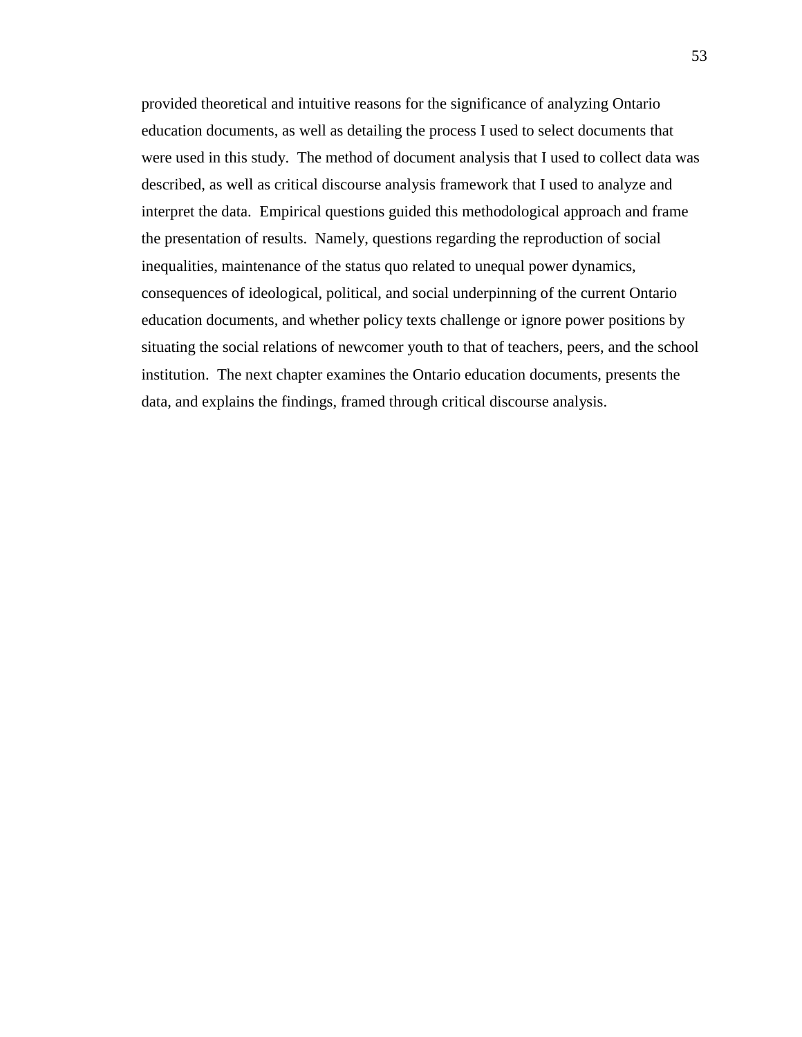provided theoretical and intuitive reasons for the significance of analyzing Ontario education documents, as well as detailing the process I used to select documents that were used in this study. The method of document analysis that I used to collect data was described, as well as critical discourse analysis framework that I used to analyze and interpret the data. Empirical questions guided this methodological approach and frame the presentation of results. Namely, questions regarding the reproduction of social inequalities, maintenance of the status quo related to unequal power dynamics, consequences of ideological, political, and social underpinning of the current Ontario education documents, and whether policy texts challenge or ignore power positions by situating the social relations of newcomer youth to that of teachers, peers, and the school institution. The next chapter examines the Ontario education documents, presents the data, and explains the findings, framed through critical discourse analysis.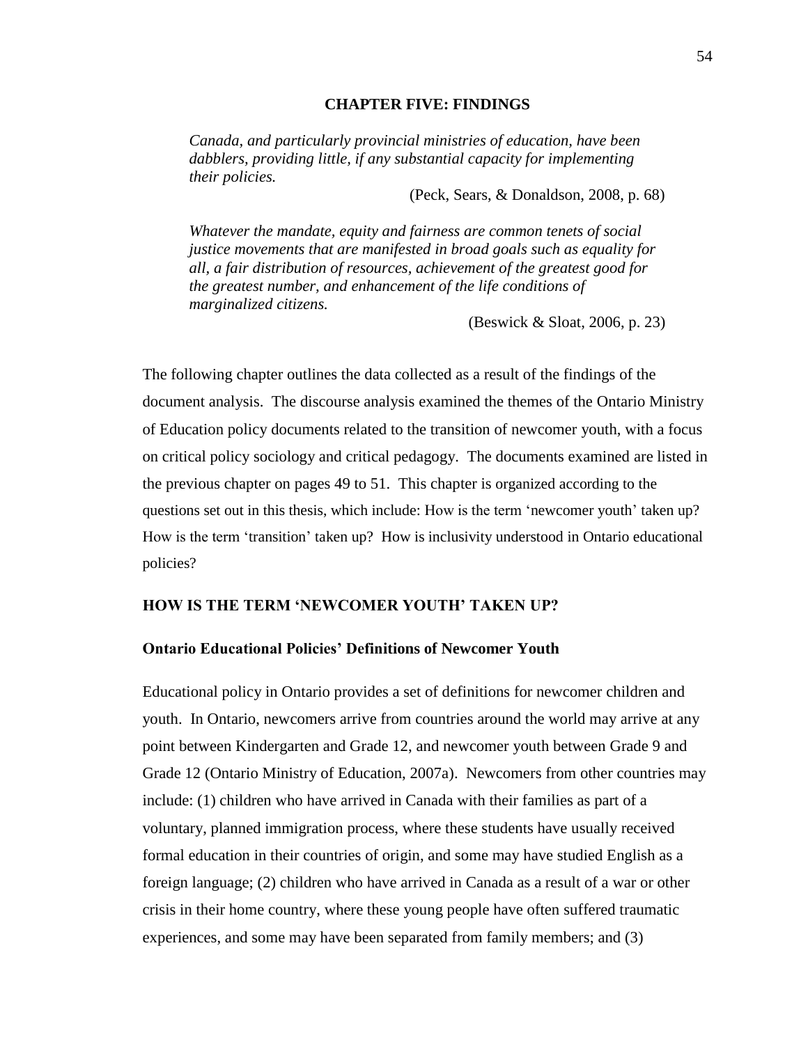# CHAPTER FIVE: FINDINGS

> *Canada, and particularly provincial ministries of education, have been dabblers, providing little, if any substantial capacity for implementing their policies.*
>
> (Peck, Sears, & Donaldson, 2008, p. 68)

> *Whatever the mandate, equity and fairness are common tenets of social justice movements that are manifested in broad goals such as equality for all, a fair distribution of resources, achievement of the greatest good for the greatest number, and enhancement of the life conditions of marginalized citizens.*
>
> (Beswick & Sloat, 2006, p. 23)

The following chapter outlines the data collected as a result of the findings of the document analysis. The discourse analysis examined the themes of the Ontario Ministry of Education policy documents related to the transition of newcomer youth, with a focus on critical policy sociology and critical pedagogy. The documents examined are listed in the previous chapter on pages 49 to 51. This chapter is organized according to the questions set out in this thesis, which include: How is the term 'newcomer youth' taken up? How is the term 'transition' taken up? How is inclusivity understood in Ontario educational policies?

## HOW IS THE TERM 'NEWCOMER YOUTH' TAKEN UP?

### Ontario Educational Policies' Definitions of Newcomer Youth

Educational policy in Ontario provides a set of definitions for newcomer children and youth. In Ontario, newcomers arrive from countries around the world may arrive at any point between Kindergarten and Grade 12, and newcomer youth between Grade 9 and Grade 12 (Ontario Ministry of Education, 2007a). Newcomers from other countries may include: (1) children who have arrived in Canada with their families as part of a voluntary, planned immigration process, where these students have usually received formal education in their countries of origin, and some may have studied English as a foreign language; (2) children who have arrived in Canada as a result of a war or other crisis in their home country, where these young people have often suffered traumatic experiences, and some may have been separated from family members; and (3)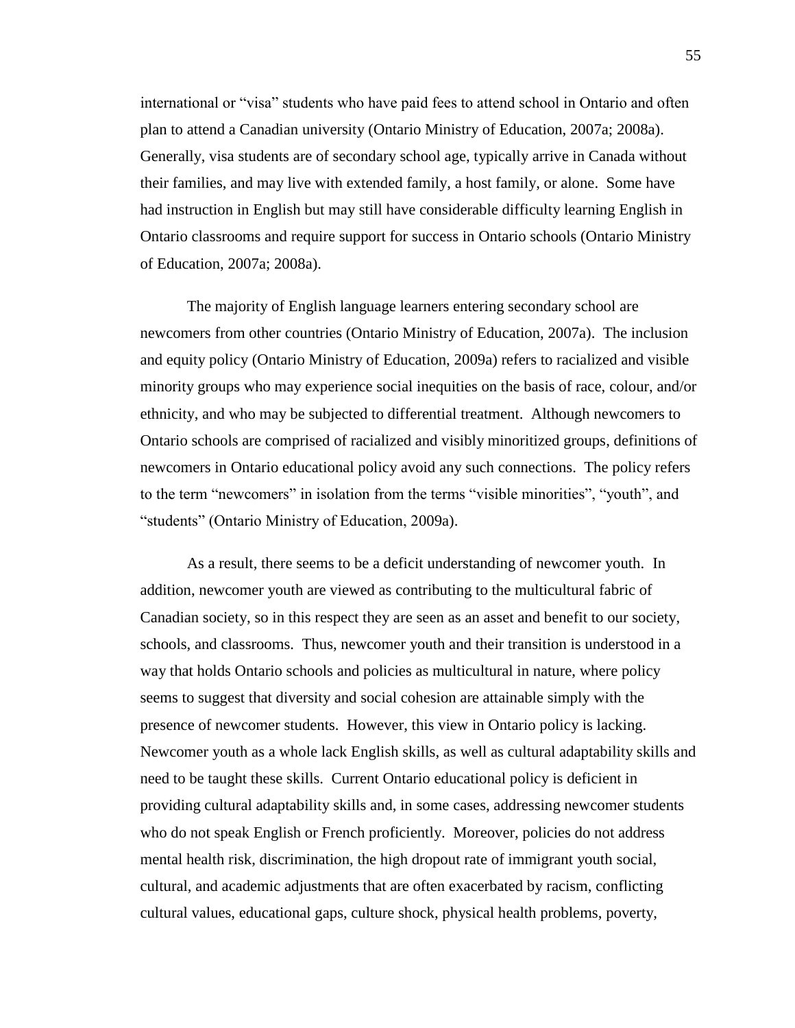international or "visa" students who have paid fees to attend school in Ontario and often plan to attend a Canadian university (Ontario Ministry of Education, 2007a; 2008a). Generally, visa students are of secondary school age, typically arrive in Canada without their families, and may live with extended family, a host family, or alone. Some have had instruction in English but may still have considerable difficulty learning English in Ontario classrooms and require support for success in Ontario schools (Ontario Ministry of Education, 2007a; 2008a).

The majority of English language learners entering secondary school are newcomers from other countries (Ontario Ministry of Education, 2007a). The inclusion and equity policy (Ontario Ministry of Education, 2009a) refers to racialized and visible minority groups who may experience social inequities on the basis of race, colour, and/or ethnicity, and who may be subjected to differential treatment. Although newcomers to Ontario schools are comprised of racialized and visibly minoritized groups, definitions of newcomers in Ontario educational policy avoid any such connections. The policy refers to the term "newcomers" in isolation from the terms "visible minorities", "youth", and "students" (Ontario Ministry of Education, 2009a).

As a result, there seems to be a deficit understanding of newcomer youth. In addition, newcomer youth are viewed as contributing to the multicultural fabric of Canadian society, so in this respect they are seen as an asset and benefit to our society, schools, and classrooms. Thus, newcomer youth and their transition is understood in a way that holds Ontario schools and policies as multicultural in nature, where policy seems to suggest that diversity and social cohesion are attainable simply with the presence of newcomer students. However, this view in Ontario policy is lacking. Newcomer youth as a whole lack English skills, as well as cultural adaptability skills and need to be taught these skills. Current Ontario educational policy is deficient in providing cultural adaptability skills and, in some cases, addressing newcomer students who do not speak English or French proficiently. Moreover, policies do not address mental health risk, discrimination, the high dropout rate of immigrant youth social, cultural, and academic adjustments that are often exacerbated by racism, conflicting cultural values, educational gaps, culture shock, physical health problems, poverty,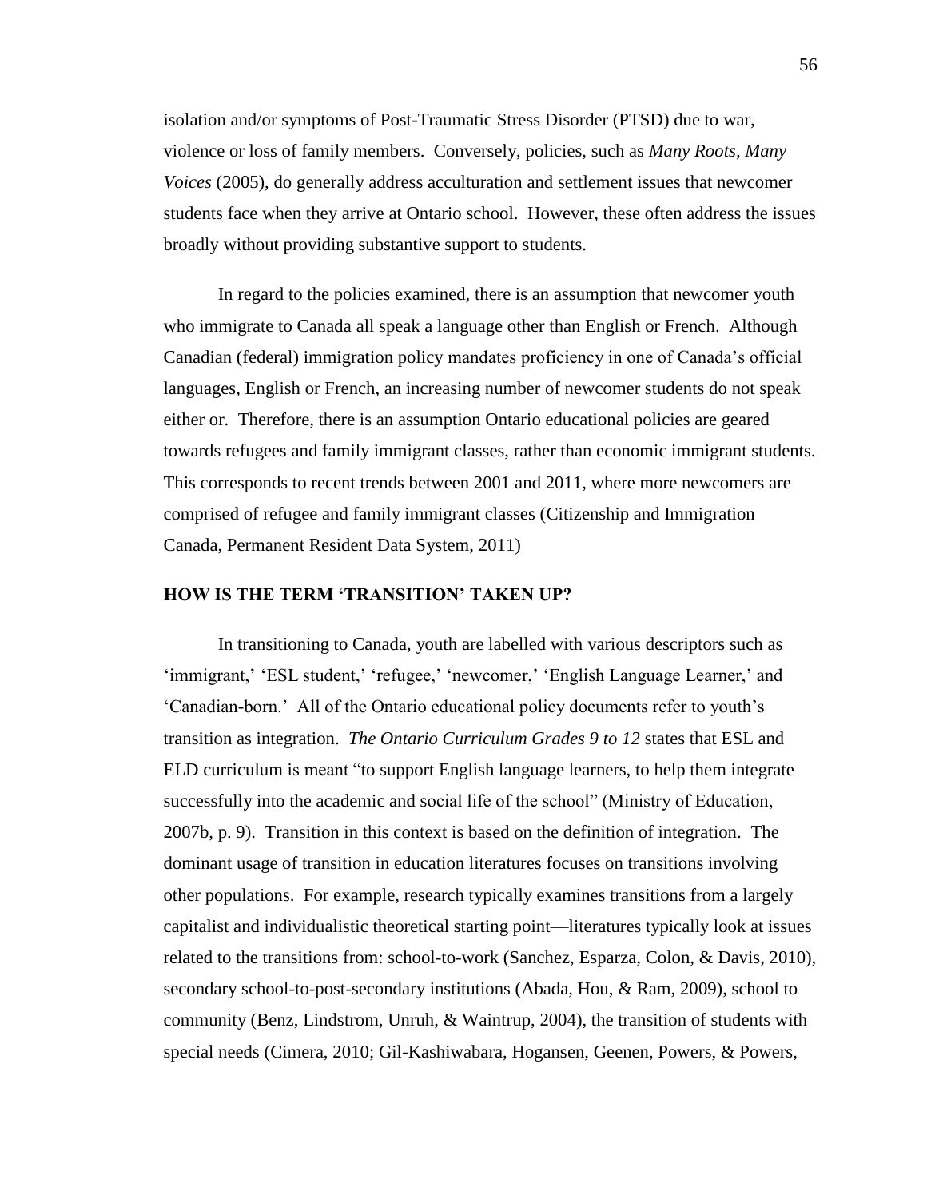isolation and/or symptoms of Post-Traumatic Stress Disorder (PTSD) due to war, violence or loss of family members. Conversely, policies, such as *Many Roots, Many Voices* (2005), do generally address acculturation and settlement issues that newcomer students face when they arrive at Ontario school. However, these often address the issues broadly without providing substantive support to students.

In regard to the policies examined, there is an assumption that newcomer youth who immigrate to Canada all speak a language other than English or French. Although Canadian (federal) immigration policy mandates proficiency in one of Canada's official languages, English or French, an increasing number of newcomer students do not speak either or. Therefore, there is an assumption Ontario educational policies are geared towards refugees and family immigrant classes, rather than economic immigrant students. This corresponds to recent trends between 2001 and 2011, where more newcomers are comprised of refugee and family immigrant classes (Citizenship and Immigration Canada, Permanent Resident Data System, 2011)

## HOW IS THE TERM 'TRANSITION' TAKEN UP?

In transitioning to Canada, youth are labelled with various descriptors such as 'immigrant,' 'ESL student,' 'refugee,' 'newcomer,' 'English Language Learner,' and 'Canadian-born.' All of the Ontario educational policy documents refer to youth's transition as integration. *The Ontario Curriculum Grades 9 to 12* states that ESL and ELD curriculum is meant "to support English language learners, to help them integrate successfully into the academic and social life of the school" (Ministry of Education, 2007b, p. 9). Transition in this context is based on the definition of integration. The dominant usage of transition in education literatures focuses on transitions involving other populations. For example, research typically examines transitions from a largely capitalist and individualistic theoretical starting point—literatures typically look at issues related to the transitions from: school-to-work (Sanchez, Esparza, Colon, & Davis, 2010), secondary school-to-post-secondary institutions (Abada, Hou, & Ram, 2009), school to community (Benz, Lindstrom, Unruh, & Waintrup, 2004), the transition of students with special needs (Cimera, 2010; Gil-Kashiwabara, Hogansen, Geenen, Powers, & Powers,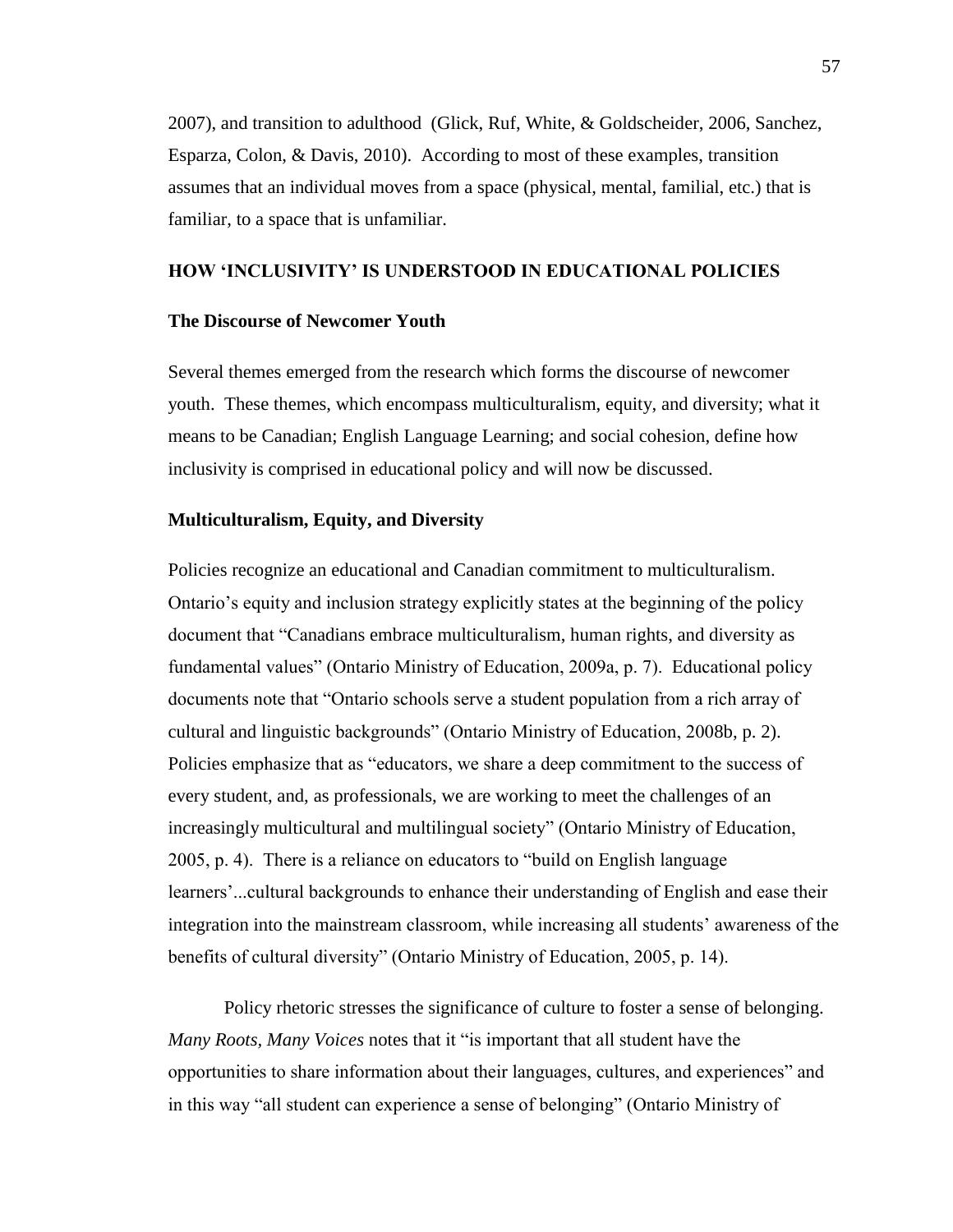2007), and transition to adulthood (Glick, Ruf, White, & Goldscheider, 2006, Sanchez, Esparza, Colon, & Davis, 2010). According to most of these examples, transition assumes that an individual moves from a space (physical, mental, familial, etc.) that is familiar, to a space that is unfamiliar.

## HOW 'INCLUSIVITY' IS UNDERSTOOD IN EDUCATIONAL POLICIES

### The Discourse of Newcomer Youth

Several themes emerged from the research which forms the discourse of newcomer youth. These themes, which encompass multiculturalism, equity, and diversity; what it means to be Canadian; English Language Learning; and social cohesion, define how inclusivity is comprised in educational policy and will now be discussed.

### Multiculturalism, Equity, and Diversity

Policies recognize an educational and Canadian commitment to multiculturalism. Ontario's equity and inclusion strategy explicitly states at the beginning of the policy document that "Canadians embrace multiculturalism, human rights, and diversity as fundamental values" (Ontario Ministry of Education, 2009a, p. 7). Educational policy documents note that "Ontario schools serve a student population from a rich array of cultural and linguistic backgrounds" (Ontario Ministry of Education, 2008b, p. 2). Policies emphasize that as "educators, we share a deep commitment to the success of every student, and, as professionals, we are working to meet the challenges of an increasingly multicultural and multilingual society" (Ontario Ministry of Education, 2005, p. 4). There is a reliance on educators to "build on English language learners'...cultural backgrounds to enhance their understanding of English and ease their integration into the mainstream classroom, while increasing all students' awareness of the benefits of cultural diversity" (Ontario Ministry of Education, 2005, p. 14).

Policy rhetoric stresses the significance of culture to foster a sense of belonging. *Many Roots, Many Voices* notes that it "is important that all student have the opportunities to share information about their languages, cultures, and experiences" and in this way "all student can experience a sense of belonging" (Ontario Ministry of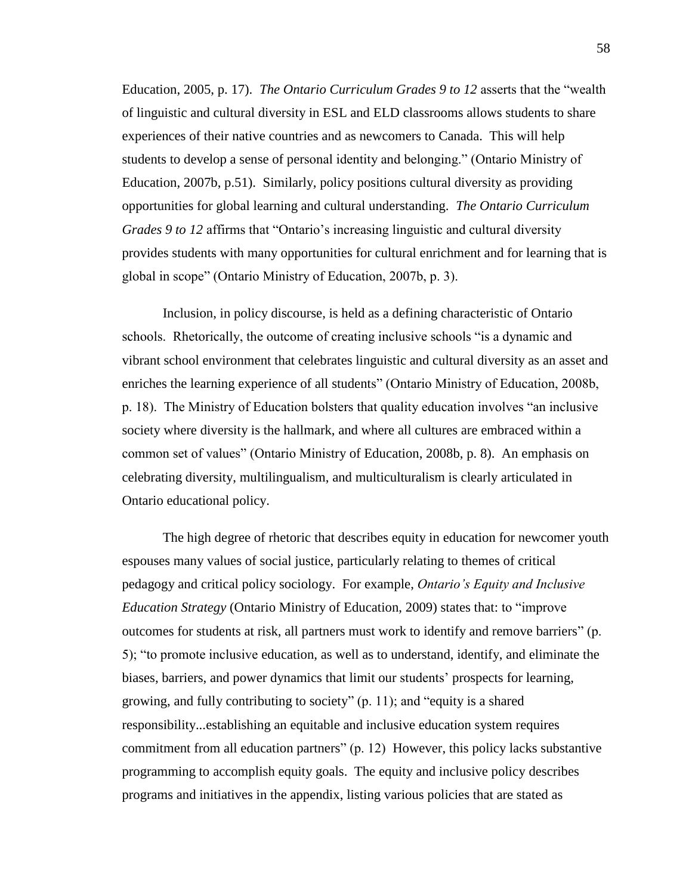Education, 2005, p. 17). *The Ontario Curriculum Grades 9 to 12* asserts that the "wealth of linguistic and cultural diversity in ESL and ELD classrooms allows students to share experiences of their native countries and as newcomers to Canada. This will help students to develop a sense of personal identity and belonging." (Ontario Ministry of Education, 2007b, p.51). Similarly, policy positions cultural diversity as providing opportunities for global learning and cultural understanding. *The Ontario Curriculum Grades 9 to 12* affirms that "Ontario's increasing linguistic and cultural diversity provides students with many opportunities for cultural enrichment and for learning that is global in scope" (Ontario Ministry of Education, 2007b, p. 3).

Inclusion, in policy discourse, is held as a defining characteristic of Ontario schools. Rhetorically, the outcome of creating inclusive schools "is a dynamic and vibrant school environment that celebrates linguistic and cultural diversity as an asset and enriches the learning experience of all students" (Ontario Ministry of Education, 2008b, p. 18). The Ministry of Education bolsters that quality education involves "an inclusive society where diversity is the hallmark, and where all cultures are embraced within a common set of values" (Ontario Ministry of Education, 2008b, p. 8). An emphasis on celebrating diversity, multilingualism, and multiculturalism is clearly articulated in Ontario educational policy.

The high degree of rhetoric that describes equity in education for newcomer youth espouses many values of social justice, particularly relating to themes of critical pedagogy and critical policy sociology. For example, *Ontario's Equity and Inclusive Education Strategy* (Ontario Ministry of Education, 2009) states that: to "improve outcomes for students at risk, all partners must work to identify and remove barriers" (p. 5); "to promote inclusive education, as well as to understand, identify, and eliminate the biases, barriers, and power dynamics that limit our students' prospects for learning, growing, and fully contributing to society" (p. 11); and "equity is a shared responsibility...establishing an equitable and inclusive education system requires commitment from all education partners" (p. 12) However, this policy lacks substantive programming to accomplish equity goals. The equity and inclusive policy describes programs and initiatives in the appendix, listing various policies that are stated as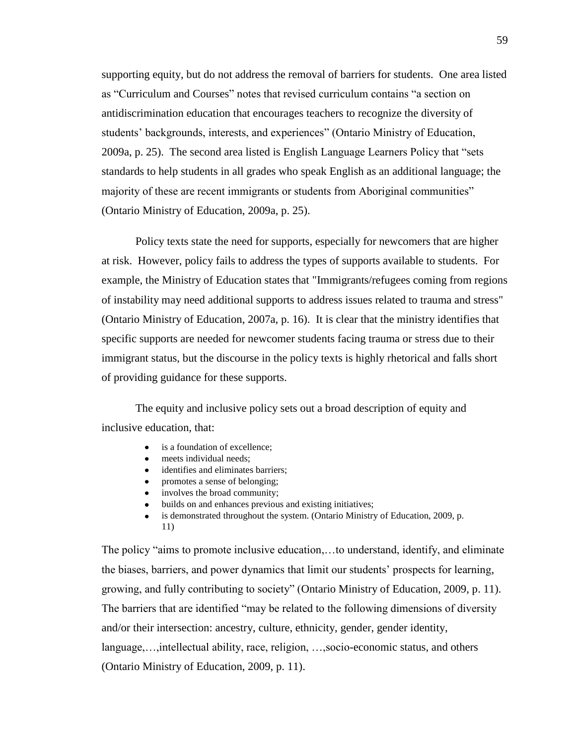supporting equity, but do not address the removal of barriers for students. One area listed as "Curriculum and Courses" notes that revised curriculum contains "a section on antidiscrimination education that encourages teachers to recognize the diversity of students' backgrounds, interests, and experiences" (Ontario Ministry of Education, 2009a, p. 25). The second area listed is English Language Learners Policy that "sets standards to help students in all grades who speak English as an additional language; the majority of these are recent immigrants or students from Aboriginal communities" (Ontario Ministry of Education, 2009a, p. 25).

Policy texts state the need for supports, especially for newcomers that are higher at risk. However, policy fails to address the types of supports available to students. For example, the Ministry of Education states that "Immigrants/refugees coming from regions of instability may need additional supports to address issues related to trauma and stress" (Ontario Ministry of Education, 2007a, p. 16). It is clear that the ministry identifies that specific supports are needed for newcomer students facing trauma or stress due to their immigrant status, but the discourse in the policy texts is highly rhetorical and falls short of providing guidance for these supports.

The equity and inclusive policy sets out a broad description of equity and inclusive education, that:

- is a foundation of excellence;
- meets individual needs;
- identifies and eliminates barriers;
- promotes a sense of belonging;
- involves the broad community;
- builds on and enhances previous and existing initiatives;
- is demonstrated throughout the system. (Ontario Ministry of Education, 2009, p. 11)

The policy "aims to promote inclusive education,…to understand, identify, and eliminate the biases, barriers, and power dynamics that limit our students' prospects for learning, growing, and fully contributing to society" (Ontario Ministry of Education, 2009, p. 11). The barriers that are identified "may be related to the following dimensions of diversity and/or their intersection: ancestry, culture, ethnicity, gender, gender identity, language,…,intellectual ability, race, religion, …,socio-economic status, and others (Ontario Ministry of Education, 2009, p. 11).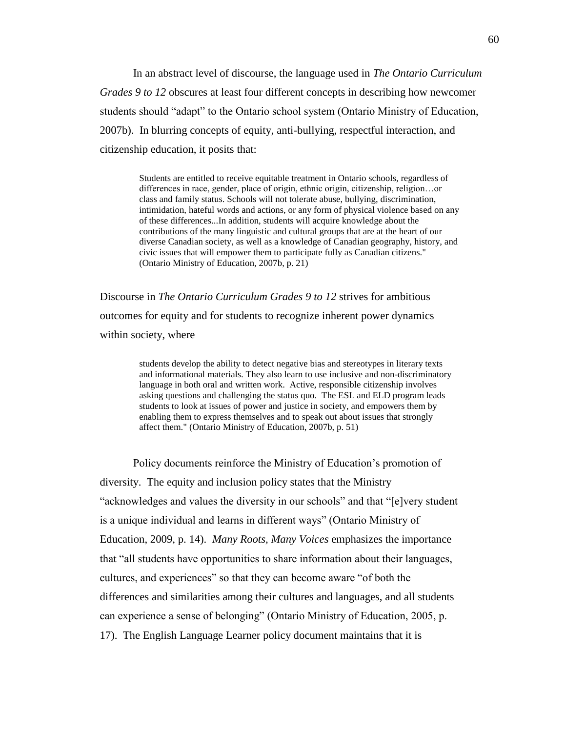In an abstract level of discourse, the language used in *The Ontario Curriculum Grades 9 to 12* obscures at least four different concepts in describing how newcomer students should "adapt" to the Ontario school system (Ontario Ministry of Education, 2007b). In blurring concepts of equity, anti-bullying, respectful interaction, and citizenship education, it posits that:

> Students are entitled to receive equitable treatment in Ontario schools, regardless of differences in race, gender, place of origin, ethnic origin, citizenship, religion…or class and family status. Schools will not tolerate abuse, bullying, discrimination, intimidation, hateful words and actions, or any form of physical violence based on any of these differences...In addition, students will acquire knowledge about the contributions of the many linguistic and cultural groups that are at the heart of our diverse Canadian society, as well as a knowledge of Canadian geography, history, and civic issues that will empower them to participate fully as Canadian citizens." (Ontario Ministry of Education, 2007b, p. 21)

Discourse in *The Ontario Curriculum Grades 9 to 12* strives for ambitious outcomes for equity and for students to recognize inherent power dynamics within society, where

> students develop the ability to detect negative bias and stereotypes in literary texts and informational materials. They also learn to use inclusive and non-discriminatory language in both oral and written work. Active, responsible citizenship involves asking questions and challenging the status quo. The ESL and ELD program leads students to look at issues of power and justice in society, and empowers them by enabling them to express themselves and to speak out about issues that strongly affect them." (Ontario Ministry of Education, 2007b, p. 51)

Policy documents reinforce the Ministry of Education's promotion of diversity. The equity and inclusion policy states that the Ministry "acknowledges and values the diversity in our schools" and that "[e]very student is a unique individual and learns in different ways" (Ontario Ministry of Education, 2009, p. 14). *Many Roots, Many Voices* emphasizes the importance that "all students have opportunities to share information about their languages, cultures, and experiences" so that they can become aware "of both the differences and similarities among their cultures and languages, and all students can experience a sense of belonging" (Ontario Ministry of Education, 2005, p. 17). The English Language Learner policy document maintains that it is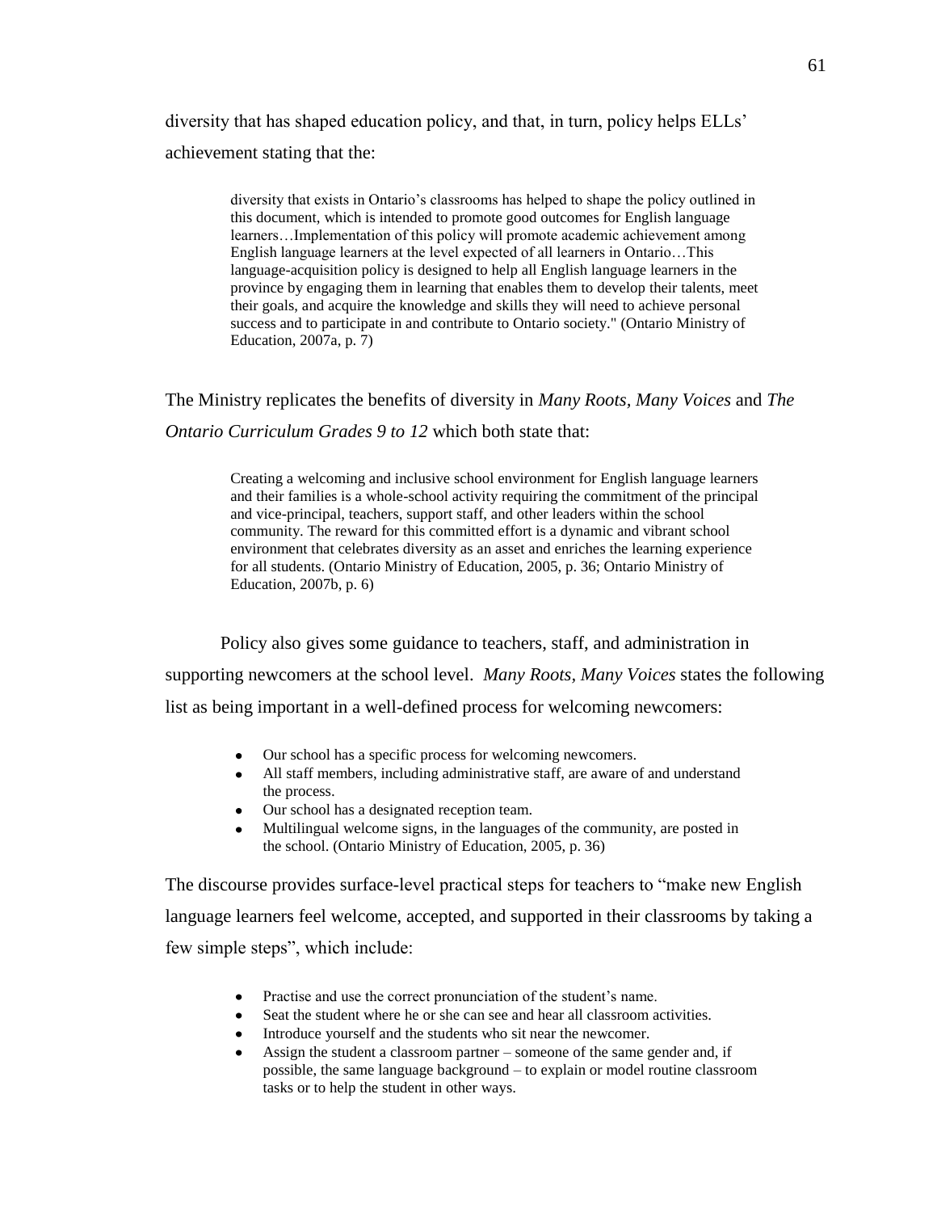diversity that has shaped education policy, and that, in turn, policy helps ELLs' achievement stating that the:

> diversity that exists in Ontario's classrooms has helped to shape the policy outlined in this document, which is intended to promote good outcomes for English language learners…Implementation of this policy will promote academic achievement among English language learners at the level expected of all learners in Ontario…This language-acquisition policy is designed to help all English language learners in the province by engaging them in learning that enables them to develop their talents, meet their goals, and acquire the knowledge and skills they will need to achieve personal success and to participate in and contribute to Ontario society." (Ontario Ministry of Education, 2007a, p. 7)

The Ministry replicates the benefits of diversity in *Many Roots, Many Voices* and *The Ontario Curriculum Grades 9 to 12* which both state that:

> Creating a welcoming and inclusive school environment for English language learners and their families is a whole-school activity requiring the commitment of the principal and vice-principal, teachers, support staff, and other leaders within the school community. The reward for this committed effort is a dynamic and vibrant school environment that celebrates diversity as an asset and enriches the learning experience for all students. (Ontario Ministry of Education, 2005, p. 36; Ontario Ministry of Education, 2007b, p. 6)

Policy also gives some guidance to teachers, staff, and administration in supporting newcomers at the school level. *Many Roots, Many Voices* states the following list as being important in a well-defined process for welcoming newcomers:

- Our school has a specific process for welcoming newcomers.
- All staff members, including administrative staff, are aware of and understand the process.
- Our school has a designated reception team.
- Multilingual welcome signs, in the languages of the community, are posted in the school. (Ontario Ministry of Education, 2005, p. 36)

The discourse provides surface-level practical steps for teachers to "make new English language learners feel welcome, accepted, and supported in their classrooms by taking a few simple steps", which include:

- Practise and use the correct pronunciation of the student's name.
- Seat the student where he or she can see and hear all classroom activities.
- Introduce yourself and the students who sit near the newcomer.
- Assign the student a classroom partner – someone of the same gender and, if possible, the same language background – to explain or model routine classroom tasks or to help the student in other ways.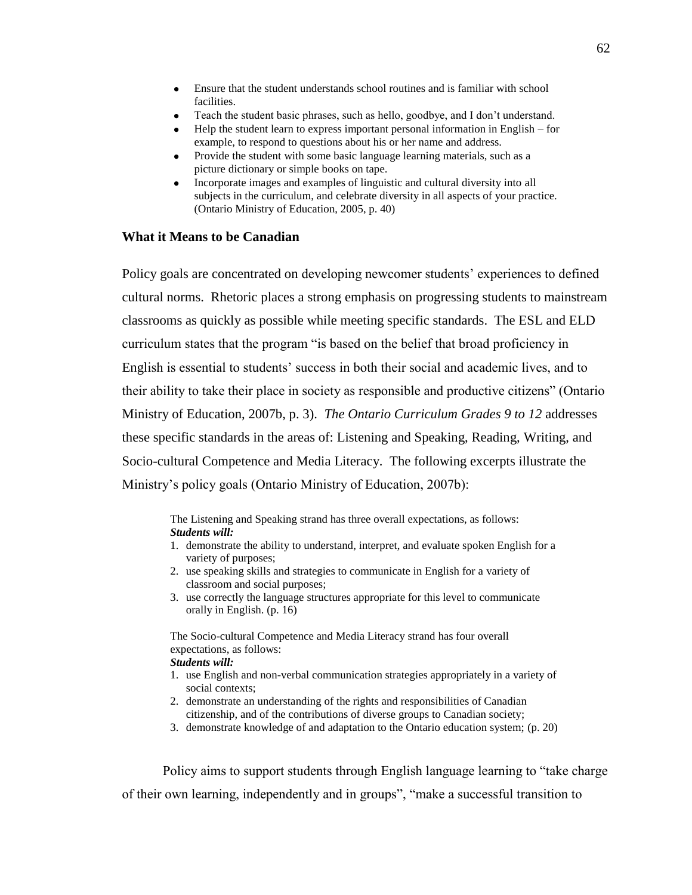- Ensure that the student understands school routines and is familiar with school facilities.
- Teach the student basic phrases, such as hello, goodbye, and I don't understand.
- Help the student learn to express important personal information in English – for example, to respond to questions about his or her name and address.
- Provide the student with some basic language learning materials, such as a picture dictionary or simple books on tape.
- Incorporate images and examples of linguistic and cultural diversity into all subjects in the curriculum, and celebrate diversity in all aspects of your practice. (Ontario Ministry of Education, 2005, p. 40)

### What it Means to be Canadian

Policy goals are concentrated on developing newcomer students' experiences to defined cultural norms. Rhetoric places a strong emphasis on progressing students to mainstream classrooms as quickly as possible while meeting specific standards. The ESL and ELD curriculum states that the program "is based on the belief that broad proficiency in English is essential to students' success in both their social and academic lives, and to their ability to take their place in society as responsible and productive citizens" (Ontario Ministry of Education, 2007b, p. 3). *The Ontario Curriculum Grades 9 to 12* addresses these specific standards in the areas of: Listening and Speaking, Reading, Writing, and Socio-cultural Competence and Media Literacy. The following excerpts illustrate the Ministry's policy goals (Ontario Ministry of Education, 2007b):

> The Listening and Speaking strand has three overall expectations, as follows:
> ***Students will:***
> 1. demonstrate the ability to understand, interpret, and evaluate spoken English for a variety of purposes;
> 2. use speaking skills and strategies to communicate in English for a variety of classroom and social purposes;
> 3. use correctly the language structures appropriate for this level to communicate orally in English. (p. 16)
>
> The Socio-cultural Competence and Media Literacy strand has four overall expectations, as follows:
> ***Students will:***
> 1. use English and non-verbal communication strategies appropriately in a variety of social contexts;
> 2. demonstrate an understanding of the rights and responsibilities of Canadian citizenship, and of the contributions of diverse groups to Canadian society;
> 3. demonstrate knowledge of and adaptation to the Ontario education system; (p. 20)

Policy aims to support students through English language learning to "take charge of their own learning, independently and in groups", "make a successful transition to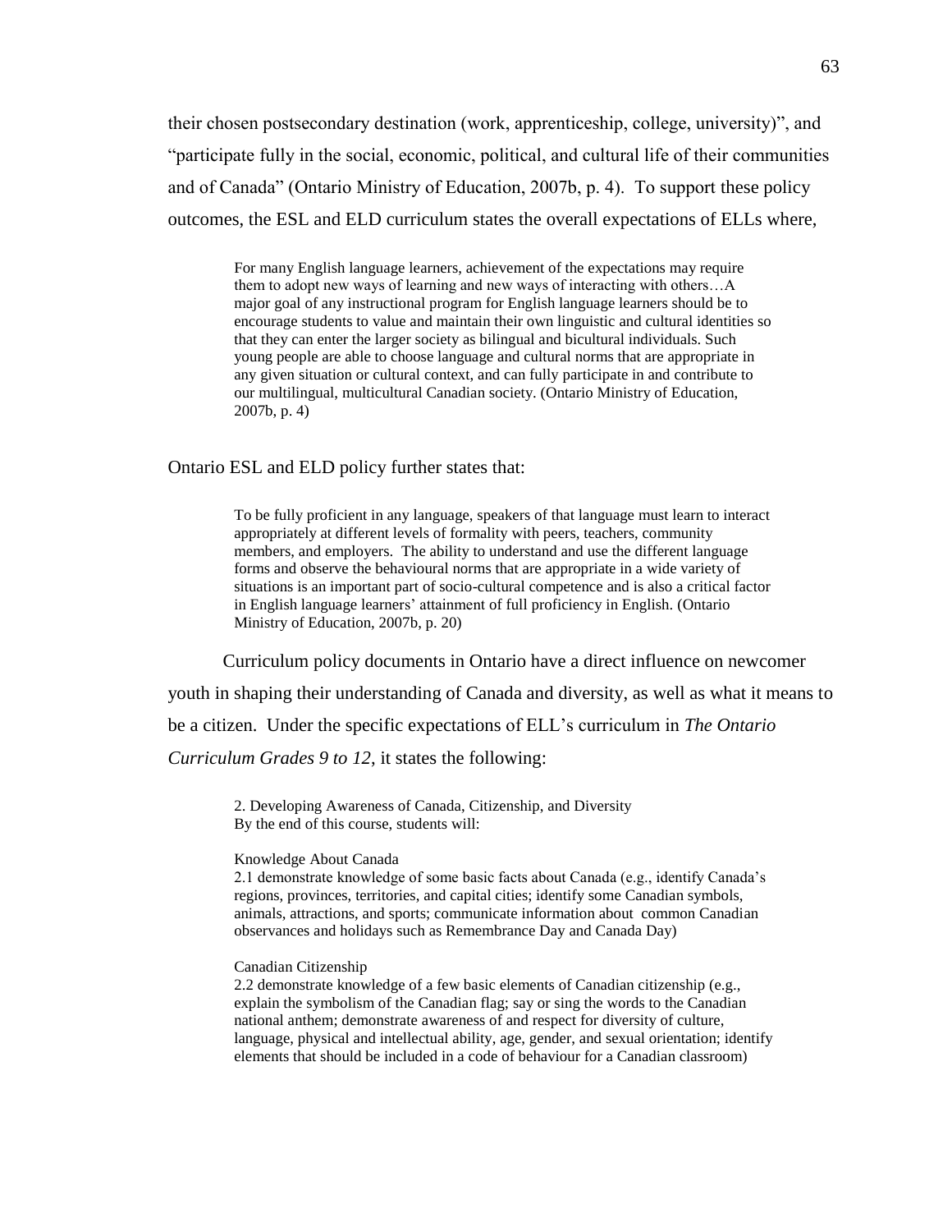their chosen postsecondary destination (work, apprenticeship, college, university)", and "participate fully in the social, economic, political, and cultural life of their communities and of Canada" (Ontario Ministry of Education, 2007b, p. 4). To support these policy outcomes, the ESL and ELD curriculum states the overall expectations of ELLs where,

> For many English language learners, achievement of the expectations may require them to adopt new ways of learning and new ways of interacting with others…A major goal of any instructional program for English language learners should be to encourage students to value and maintain their own linguistic and cultural identities so that they can enter the larger society as bilingual and bicultural individuals. Such young people are able to choose language and cultural norms that are appropriate in any given situation or cultural context, and can fully participate in and contribute to our multilingual, multicultural Canadian society. (Ontario Ministry of Education, 2007b, p. 4)

Ontario ESL and ELD policy further states that:

> To be fully proficient in any language, speakers of that language must learn to interact appropriately at different levels of formality with peers, teachers, community members, and employers. The ability to understand and use the different language forms and observe the behavioural norms that are appropriate in a wide variety of situations is an important part of socio-cultural competence and is also a critical factor in English language learners' attainment of full proficiency in English. (Ontario Ministry of Education, 2007b, p. 20)

Curriculum policy documents in Ontario have a direct influence on newcomer youth in shaping their understanding of Canada and diversity, as well as what it means to be a citizen. Under the specific expectations of ELL's curriculum in *The Ontario Curriculum Grades 9 to 12*, it states the following:

> 2. Developing Awareness of Canada, Citizenship, and Diversity
> By the end of this course, students will:
>
> Knowledge About Canada
> 2.1 demonstrate knowledge of some basic facts about Canada (e.g., identify Canada's regions, provinces, territories, and capital cities; identify some Canadian symbols, animals, attractions, and sports; communicate information about common Canadian observances and holidays such as Remembrance Day and Canada Day)
>
> Canadian Citizenship
> 2.2 demonstrate knowledge of a few basic elements of Canadian citizenship (e.g., explain the symbolism of the Canadian flag; say or sing the words to the Canadian national anthem; demonstrate awareness of and respect for diversity of culture, language, physical and intellectual ability, age, gender, and sexual orientation; identify elements that should be included in a code of behaviour for a Canadian classroom)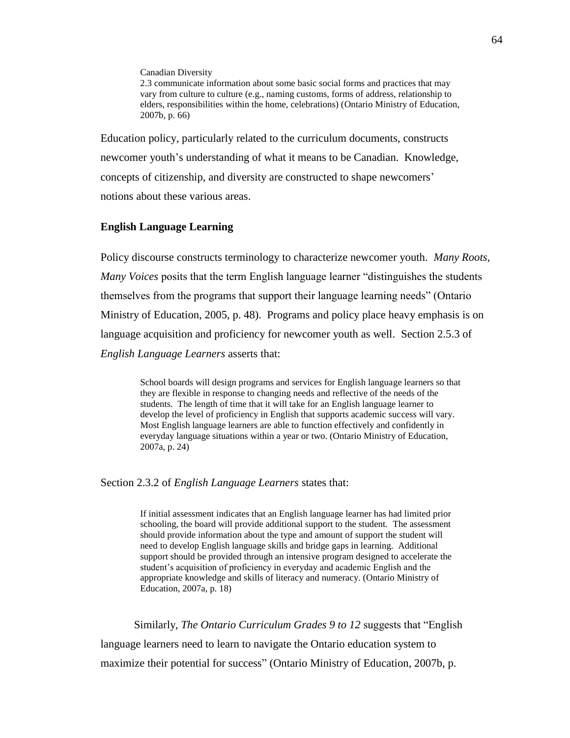> Canadian Diversity
> 2.3 communicate information about some basic social forms and practices that may vary from culture to culture (e.g., naming customs, forms of address, relationship to elders, responsibilities within the home, celebrations) (Ontario Ministry of Education, 2007b, p. 66)

Education policy, particularly related to the curriculum documents, constructs newcomer youth's understanding of what it means to be Canadian. Knowledge, concepts of citizenship, and diversity are constructed to shape newcomers' notions about these various areas.

### English Language Learning

Policy discourse constructs terminology to characterize newcomer youth. *Many Roots, Many Voices* posits that the term English language learner "distinguishes the students themselves from the programs that support their language learning needs" (Ontario Ministry of Education, 2005, p. 48). Programs and policy place heavy emphasis is on language acquisition and proficiency for newcomer youth as well. Section 2.5.3 of *English Language Learners* asserts that:

> School boards will design programs and services for English language learners so that they are flexible in response to changing needs and reflective of the needs of the students. The length of time that it will take for an English language learner to develop the level of proficiency in English that supports academic success will vary. Most English language learners are able to function effectively and confidently in everyday language situations within a year or two. (Ontario Ministry of Education, 2007a, p. 24)

Section 2.3.2 of *English Language Learners* states that:

> If initial assessment indicates that an English language learner has had limited prior schooling, the board will provide additional support to the student. The assessment should provide information about the type and amount of support the student will need to develop English language skills and bridge gaps in learning. Additional support should be provided through an intensive program designed to accelerate the student's acquisition of proficiency in everyday and academic English and the appropriate knowledge and skills of literacy and numeracy. (Ontario Ministry of Education, 2007a, p. 18)

Similarly, *The Ontario Curriculum Grades 9 to 12* suggests that "English language learners need to learn to navigate the Ontario education system to maximize their potential for success" (Ontario Ministry of Education, 2007b, p.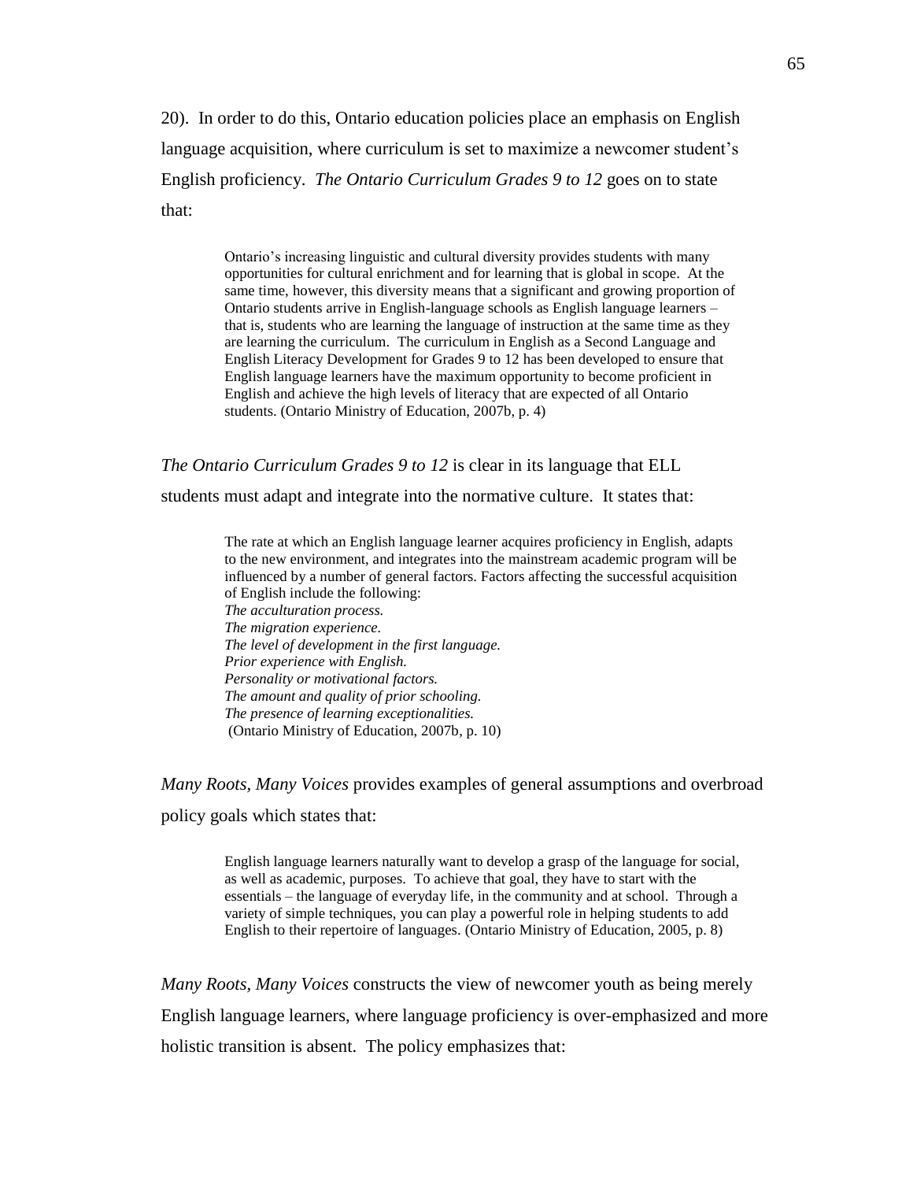20). In order to do this, Ontario education policies place an emphasis on English language acquisition, where curriculum is set to maximize a newcomer student's English proficiency. *The Ontario Curriculum Grades 9 to 12* goes on to state that:

> Ontario's increasing linguistic and cultural diversity provides students with many opportunities for cultural enrichment and for learning that is global in scope. At the same time, however, this diversity means that a significant and growing proportion of Ontario students arrive in English-language schools as English language learners – that is, students who are learning the language of instruction at the same time as they are learning the curriculum. The curriculum in English as a Second Language and English Literacy Development for Grades 9 to 12 has been developed to ensure that English language learners have the maximum opportunity to become proficient in English and achieve the high levels of literacy that are expected of all Ontario students. (Ontario Ministry of Education, 2007b, p. 4)

*The Ontario Curriculum Grades 9 to 12* is clear in its language that ELL students must adapt and integrate into the normative culture. It states that:

> The rate at which an English language learner acquires proficiency in English, adapts to the new environment, and integrates into the mainstream academic program will be influenced by a number of general factors. Factors affecting the successful acquisition of English include the following:
> *The acculturation process.*
> *The migration experience.*
> *The level of development in the first language.*
> *Prior experience with English.*
> *Personality or motivational factors.*
> *The amount and quality of prior schooling.*
> *The presence of learning exceptionalities.*
> (Ontario Ministry of Education, 2007b, p. 10)

*Many Roots, Many Voices* provides examples of general assumptions and overbroad policy goals which states that:

> English language learners naturally want to develop a grasp of the language for social, as well as academic, purposes. To achieve that goal, they have to start with the essentials – the language of everyday life, in the community and at school. Through a variety of simple techniques, you can play a powerful role in helping students to add English to their repertoire of languages. (Ontario Ministry of Education, 2005, p. 8)

*Many Roots, Many Voices* constructs the view of newcomer youth as being merely English language learners, where language proficiency is over-emphasized and more holistic transition is absent. The policy emphasizes that: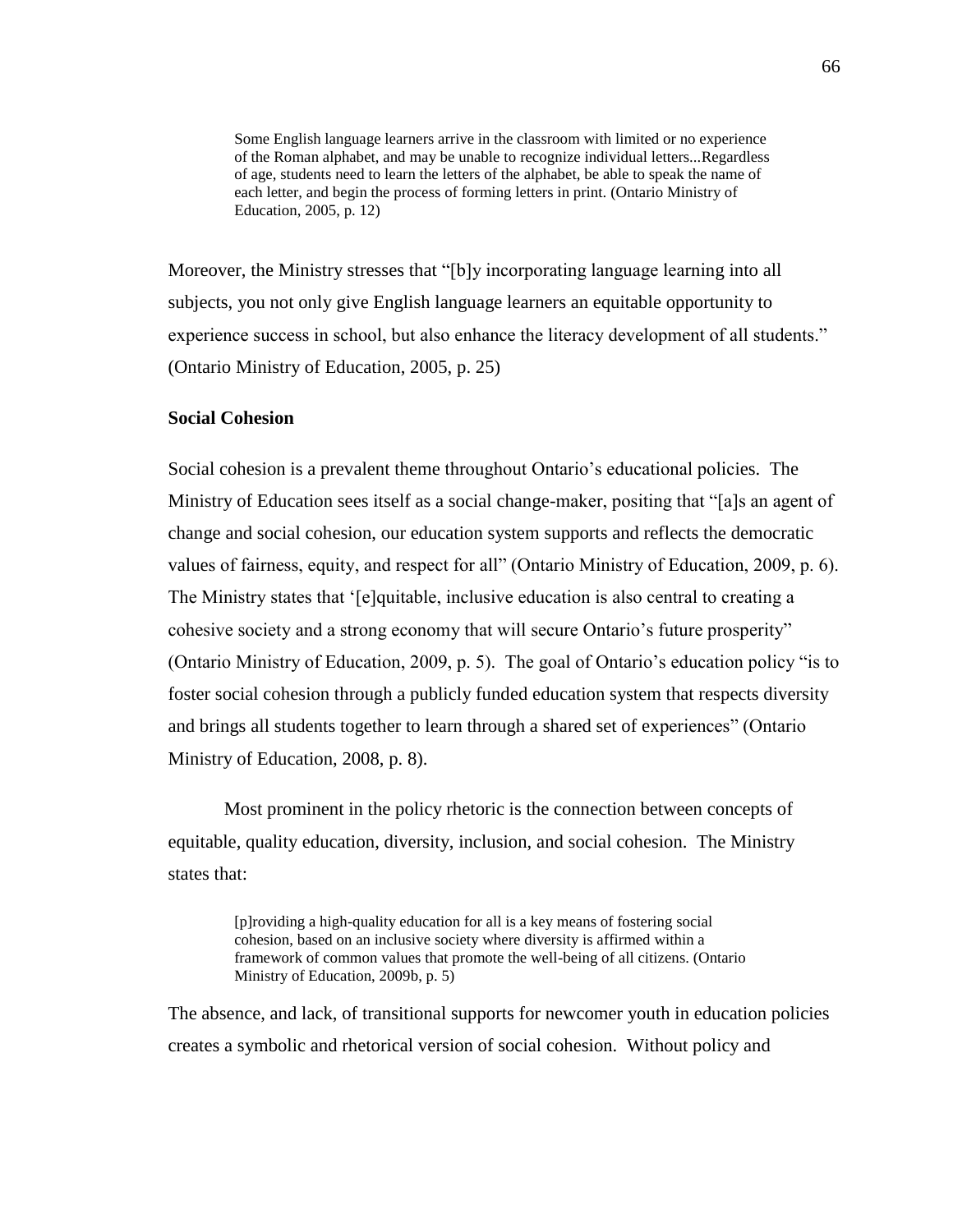> Some English language learners arrive in the classroom with limited or no experience of the Roman alphabet, and may be unable to recognize individual letters...Regardless of age, students need to learn the letters of the alphabet, be able to speak the name of each letter, and begin the process of forming letters in print. (Ontario Ministry of Education, 2005, p. 12)

Moreover, the Ministry stresses that "[b]y incorporating language learning into all subjects, you not only give English language learners an equitable opportunity to experience success in school, but also enhance the literacy development of all students." (Ontario Ministry of Education, 2005, p. 25)

**Social Cohesion**

Social cohesion is a prevalent theme throughout Ontario's educational policies. The Ministry of Education sees itself as a social change-maker, positing that "[a]s an agent of change and social cohesion, our education system supports and reflects the democratic values of fairness, equity, and respect for all" (Ontario Ministry of Education, 2009, p. 6). The Ministry states that '[e]quitable, inclusive education is also central to creating a cohesive society and a strong economy that will secure Ontario's future prosperity" (Ontario Ministry of Education, 2009, p. 5). The goal of Ontario's education policy "is to foster social cohesion through a publicly funded education system that respects diversity and brings all students together to learn through a shared set of experiences" (Ontario Ministry of Education, 2008, p. 8).

Most prominent in the policy rhetoric is the connection between concepts of equitable, quality education, diversity, inclusion, and social cohesion. The Ministry states that:

> [p]roviding a high-quality education for all is a key means of fostering social cohesion, based on an inclusive society where diversity is affirmed within a framework of common values that promote the well-being of all citizens. (Ontario Ministry of Education, 2009b, p. 5)

The absence, and lack, of transitional supports for newcomer youth in education policies creates a symbolic and rhetorical version of social cohesion. Without policy and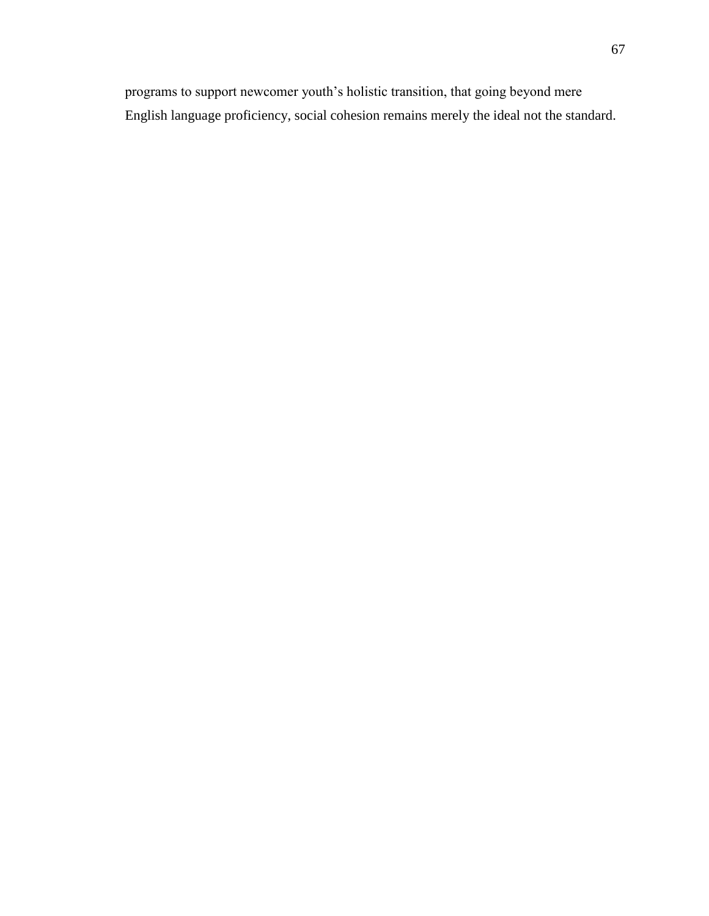programs to support newcomer youth's holistic transition, that going beyond mere English language proficiency, social cohesion remains merely the ideal not the standard.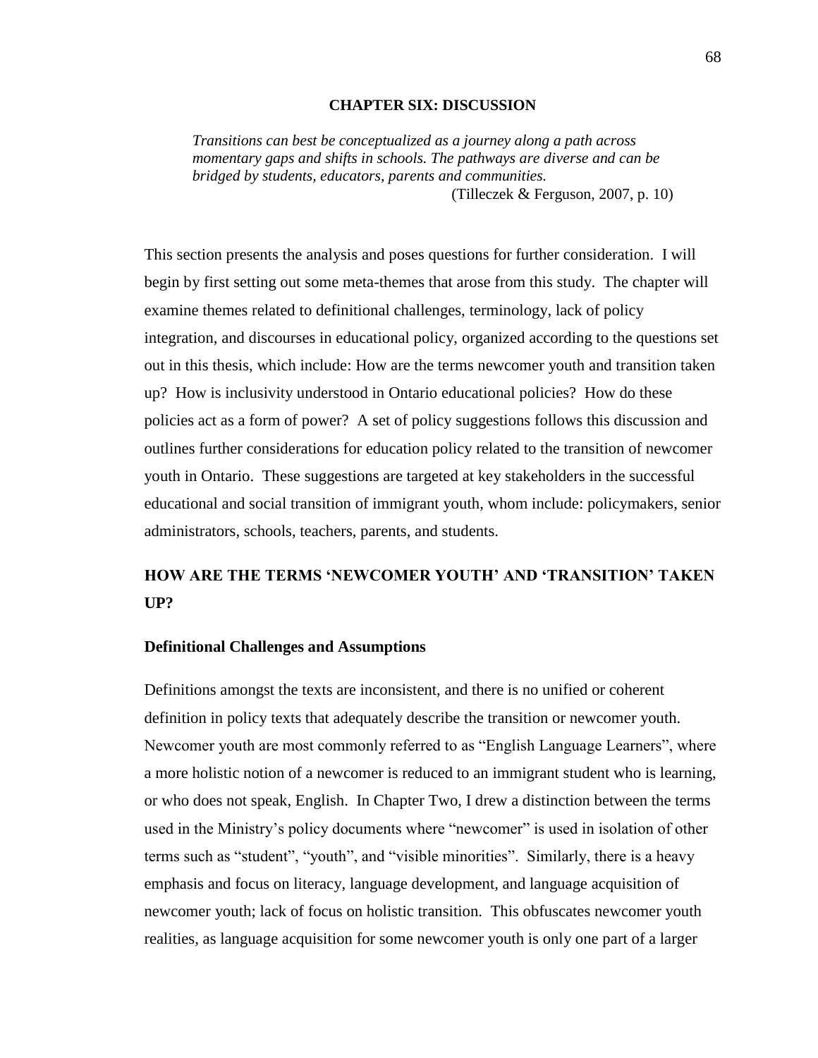# CHAPTER SIX: DISCUSSION

> *Transitions can best be conceptualized as a journey along a path across momentary gaps and shifts in schools. The pathways are diverse and can be bridged by students, educators, parents and communities.*
>
> (Tilleczek & Ferguson, 2007, p. 10)

This section presents the analysis and poses questions for further consideration. I will begin by first setting out some meta-themes that arose from this study. The chapter will examine themes related to definitional challenges, terminology, lack of policy integration, and discourses in educational policy, organized according to the questions set out in this thesis, which include: How are the terms newcomer youth and transition taken up? How is inclusivity understood in Ontario educational policies? How do these policies act as a form of power? A set of policy suggestions follows this discussion and outlines further considerations for education policy related to the transition of newcomer youth in Ontario. These suggestions are targeted at key stakeholders in the successful educational and social transition of immigrant youth, whom include: policymakers, senior administrators, schools, teachers, parents, and students.

## HOW ARE THE TERMS 'NEWCOMER YOUTH' AND 'TRANSITION' TAKEN UP?

### Definitional Challenges and Assumptions

Definitions amongst the texts are inconsistent, and there is no unified or coherent definition in policy texts that adequately describe the transition or newcomer youth. Newcomer youth are most commonly referred to as "English Language Learners", where a more holistic notion of a newcomer is reduced to an immigrant student who is learning, or who does not speak, English. In Chapter Two, I drew a distinction between the terms used in the Ministry's policy documents where "newcomer" is used in isolation of other terms such as "student", "youth", and "visible minorities". Similarly, there is a heavy emphasis and focus on literacy, language development, and language acquisition of newcomer youth; lack of focus on holistic transition. This obfuscates newcomer youth realities, as language acquisition for some newcomer youth is only one part of a larger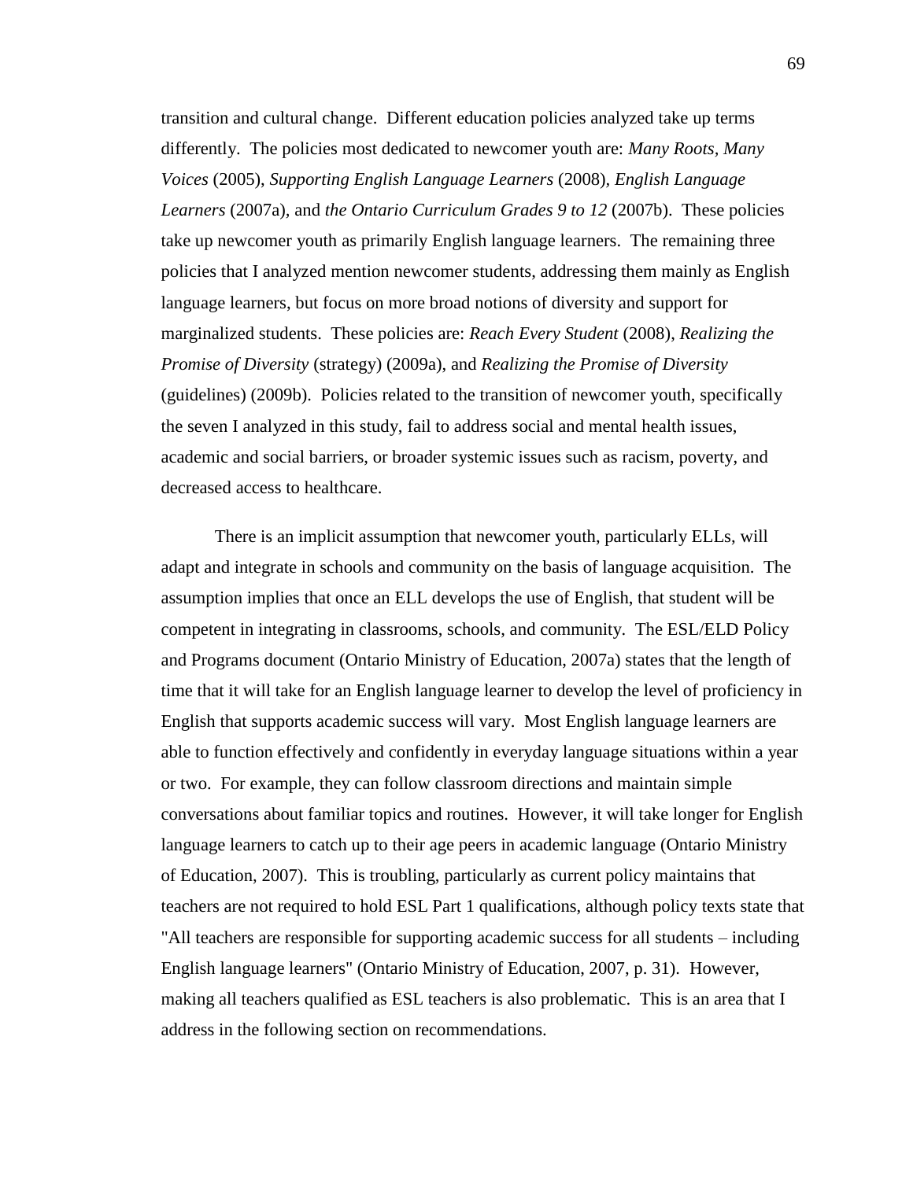transition and cultural change. Different education policies analyzed take up terms differently. The policies most dedicated to newcomer youth are: *Many Roots, Many Voices* (2005), *Supporting English Language Learners* (2008), *English Language Learners* (2007a), and *the Ontario Curriculum Grades 9 to 12* (2007b). These policies take up newcomer youth as primarily English language learners. The remaining three policies that I analyzed mention newcomer students, addressing them mainly as English language learners, but focus on more broad notions of diversity and support for marginalized students. These policies are: *Reach Every Student* (2008), *Realizing the Promise of Diversity* (strategy) (2009a), and *Realizing the Promise of Diversity* (guidelines) (2009b). Policies related to the transition of newcomer youth, specifically the seven I analyzed in this study, fail to address social and mental health issues, academic and social barriers, or broader systemic issues such as racism, poverty, and decreased access to healthcare.

There is an implicit assumption that newcomer youth, particularly ELLs, will adapt and integrate in schools and community on the basis of language acquisition. The assumption implies that once an ELL develops the use of English, that student will be competent in integrating in classrooms, schools, and community. The ESL/ELD Policy and Programs document (Ontario Ministry of Education, 2007a) states that the length of time that it will take for an English language learner to develop the level of proficiency in English that supports academic success will vary. Most English language learners are able to function effectively and confidently in everyday language situations within a year or two. For example, they can follow classroom directions and maintain simple conversations about familiar topics and routines. However, it will take longer for English language learners to catch up to their age peers in academic language (Ontario Ministry of Education, 2007). This is troubling, particularly as current policy maintains that teachers are not required to hold ESL Part 1 qualifications, although policy texts state that "All teachers are responsible for supporting academic success for all students – including English language learners" (Ontario Ministry of Education, 2007, p. 31). However, making all teachers qualified as ESL teachers is also problematic. This is an area that I address in the following section on recommendations.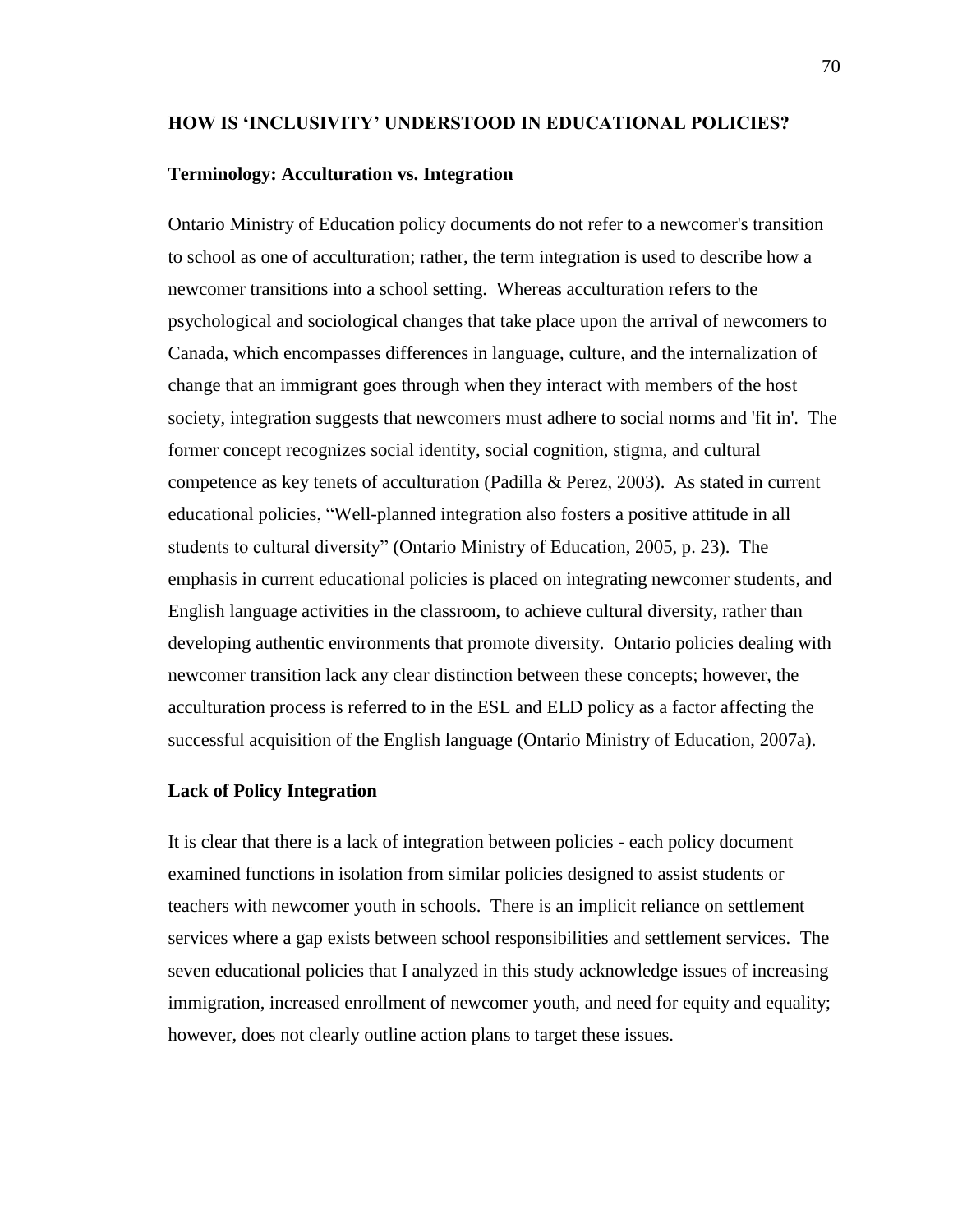## HOW IS 'INCLUSIVITY' UNDERSTOOD IN EDUCATIONAL POLICIES?

### Terminology: Acculturation vs. Integration

Ontario Ministry of Education policy documents do not refer to a newcomer's transition to school as one of acculturation; rather, the term integration is used to describe how a newcomer transitions into a school setting. Whereas acculturation refers to the psychological and sociological changes that take place upon the arrival of newcomers to Canada, which encompasses differences in language, culture, and the internalization of change that an immigrant goes through when they interact with members of the host society, integration suggests that newcomers must adhere to social norms and 'fit in'. The former concept recognizes social identity, social cognition, stigma, and cultural competence as key tenets of acculturation (Padilla & Perez, 2003). As stated in current educational policies, "Well-planned integration also fosters a positive attitude in all students to cultural diversity" (Ontario Ministry of Education, 2005, p. 23). The emphasis in current educational policies is placed on integrating newcomer students, and English language activities in the classroom, to achieve cultural diversity, rather than developing authentic environments that promote diversity. Ontario policies dealing with newcomer transition lack any clear distinction between these concepts; however, the acculturation process is referred to in the ESL and ELD policy as a factor affecting the successful acquisition of the English language (Ontario Ministry of Education, 2007a).

### Lack of Policy Integration

It is clear that there is a lack of integration between policies - each policy document examined functions in isolation from similar policies designed to assist students or teachers with newcomer youth in schools. There is an implicit reliance on settlement services where a gap exists between school responsibilities and settlement services. The seven educational policies that I analyzed in this study acknowledge issues of increasing immigration, increased enrollment of newcomer youth, and need for equity and equality; however, does not clearly outline action plans to target these issues.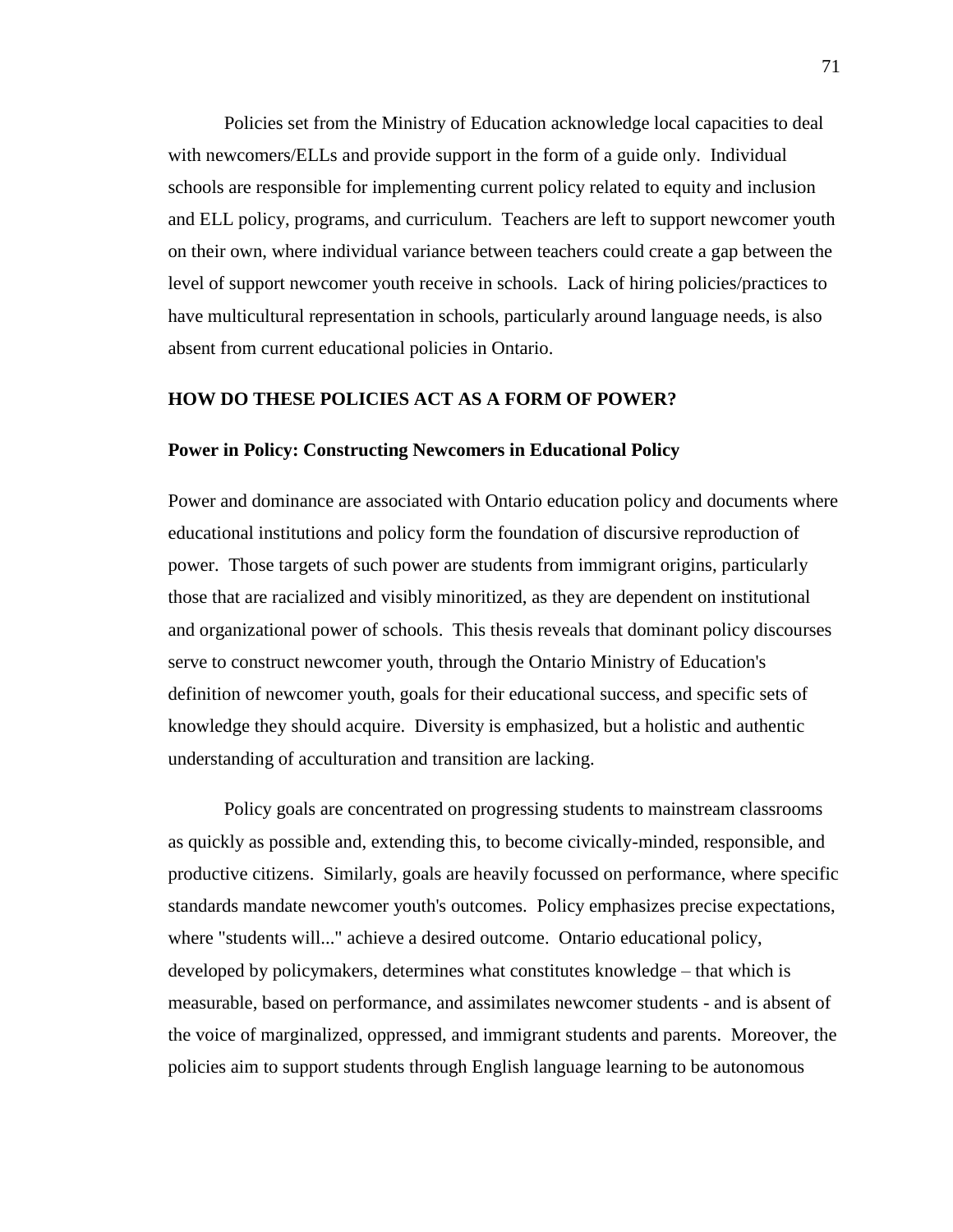Policies set from the Ministry of Education acknowledge local capacities to deal with newcomers/ELLs and provide support in the form of a guide only. Individual schools are responsible for implementing current policy related to equity and inclusion and ELL policy, programs, and curriculum. Teachers are left to support newcomer youth on their own, where individual variance between teachers could create a gap between the level of support newcomer youth receive in schools. Lack of hiring policies/practices to have multicultural representation in schools, particularly around language needs, is also absent from current educational policies in Ontario.

## HOW DO THESE POLICIES ACT AS A FORM OF POWER?

### Power in Policy: Constructing Newcomers in Educational Policy

Power and dominance are associated with Ontario education policy and documents where educational institutions and policy form the foundation of discursive reproduction of power. Those targets of such power are students from immigrant origins, particularly those that are racialized and visibly minoritized, as they are dependent on institutional and organizational power of schools. This thesis reveals that dominant policy discourses serve to construct newcomer youth, through the Ontario Ministry of Education's definition of newcomer youth, goals for their educational success, and specific sets of knowledge they should acquire. Diversity is emphasized, but a holistic and authentic understanding of acculturation and transition are lacking.

Policy goals are concentrated on progressing students to mainstream classrooms as quickly as possible and, extending this, to become civically-minded, responsible, and productive citizens. Similarly, goals are heavily focussed on performance, where specific standards mandate newcomer youth's outcomes. Policy emphasizes precise expectations, where "students will..." achieve a desired outcome. Ontario educational policy, developed by policymakers, determines what constitutes knowledge – that which is measurable, based on performance, and assimilates newcomer students - and is absent of the voice of marginalized, oppressed, and immigrant students and parents. Moreover, the policies aim to support students through English language learning to be autonomous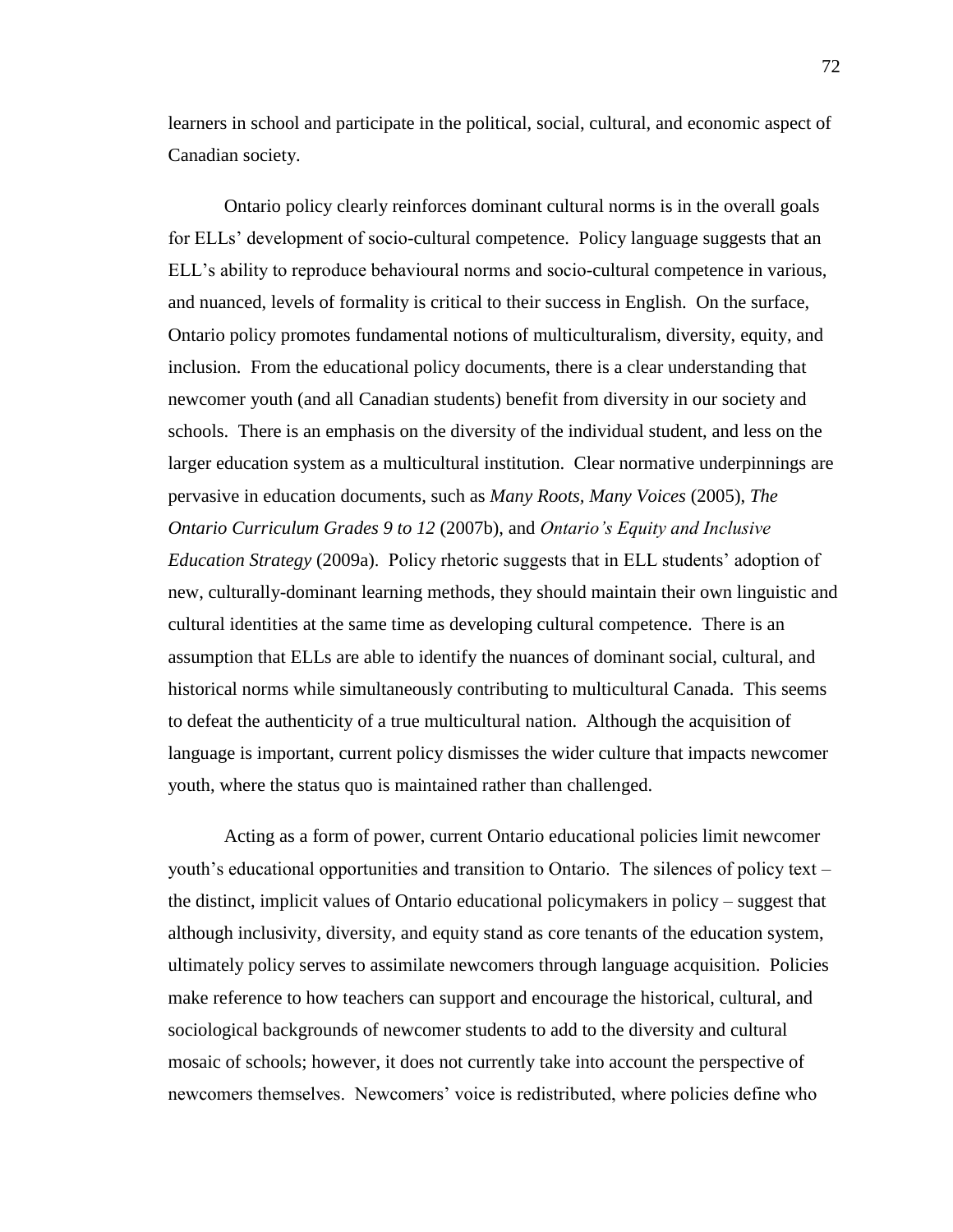learners in school and participate in the political, social, cultural, and economic aspect of Canadian society.

Ontario policy clearly reinforces dominant cultural norms is in the overall goals for ELLs' development of socio-cultural competence. Policy language suggests that an ELL's ability to reproduce behavioural norms and socio-cultural competence in various, and nuanced, levels of formality is critical to their success in English. On the surface, Ontario policy promotes fundamental notions of multiculturalism, diversity, equity, and inclusion. From the educational policy documents, there is a clear understanding that newcomer youth (and all Canadian students) benefit from diversity in our society and schools. There is an emphasis on the diversity of the individual student, and less on the larger education system as a multicultural institution. Clear normative underpinnings are pervasive in education documents, such as *Many Roots, Many Voices* (2005), *The Ontario Curriculum Grades 9 to 12* (2007b), and *Ontario's Equity and Inclusive Education Strategy* (2009a). Policy rhetoric suggests that in ELL students' adoption of new, culturally-dominant learning methods, they should maintain their own linguistic and cultural identities at the same time as developing cultural competence. There is an assumption that ELLs are able to identify the nuances of dominant social, cultural, and historical norms while simultaneously contributing to multicultural Canada. This seems to defeat the authenticity of a true multicultural nation. Although the acquisition of language is important, current policy dismisses the wider culture that impacts newcomer youth, where the status quo is maintained rather than challenged.

Acting as a form of power, current Ontario educational policies limit newcomer youth's educational opportunities and transition to Ontario. The silences of policy text – the distinct, implicit values of Ontario educational policymakers in policy – suggest that although inclusivity, diversity, and equity stand as core tenants of the education system, ultimately policy serves to assimilate newcomers through language acquisition. Policies make reference to how teachers can support and encourage the historical, cultural, and sociological backgrounds of newcomer students to add to the diversity and cultural mosaic of schools; however, it does not currently take into account the perspective of newcomers themselves. Newcomers' voice is redistributed, where policies define who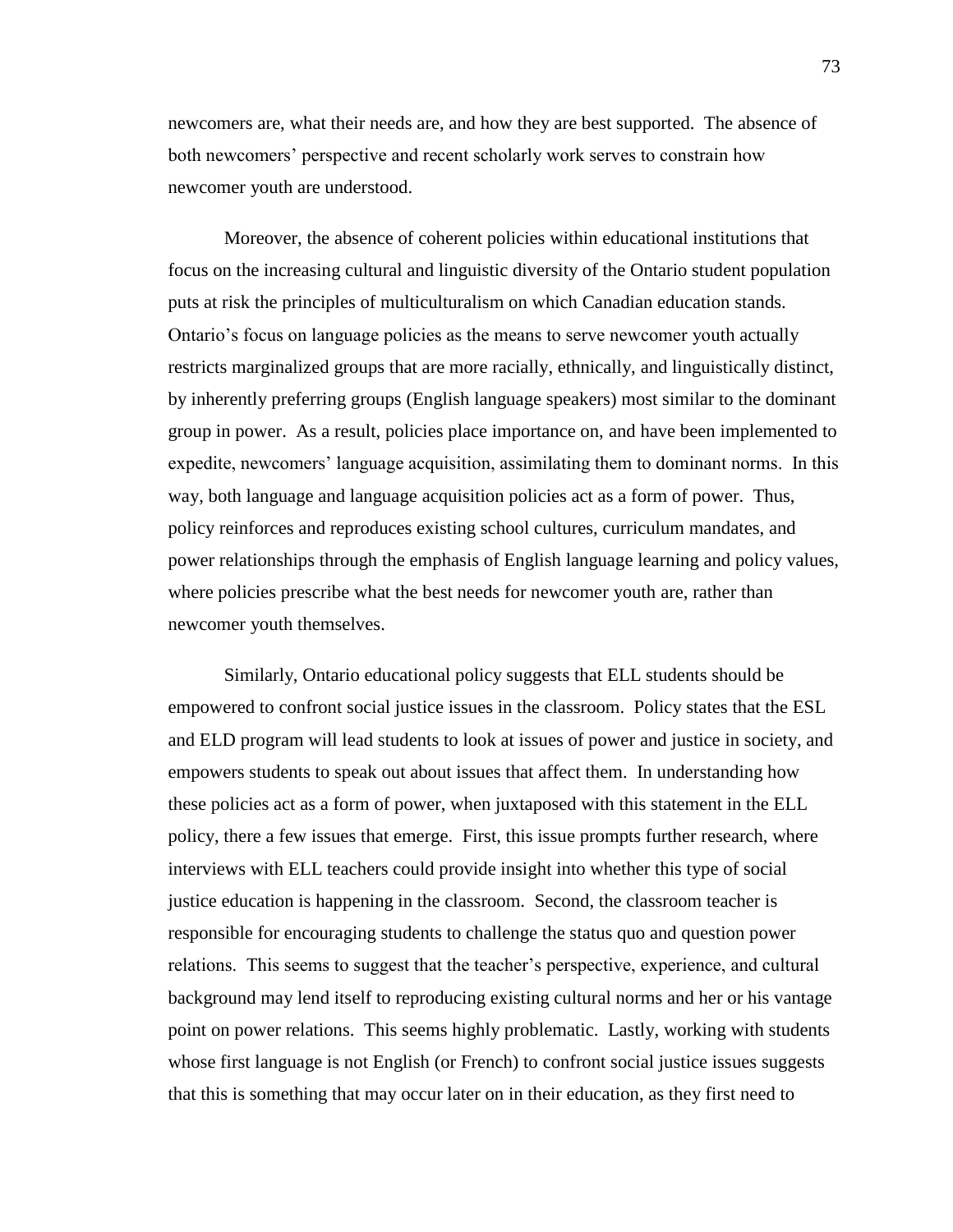newcomers are, what their needs are, and how they are best supported. The absence of both newcomers' perspective and recent scholarly work serves to constrain how newcomer youth are understood.

Moreover, the absence of coherent policies within educational institutions that focus on the increasing cultural and linguistic diversity of the Ontario student population puts at risk the principles of multiculturalism on which Canadian education stands. Ontario's focus on language policies as the means to serve newcomer youth actually restricts marginalized groups that are more racially, ethnically, and linguistically distinct, by inherently preferring groups (English language speakers) most similar to the dominant group in power. As a result, policies place importance on, and have been implemented to expedite, newcomers' language acquisition, assimilating them to dominant norms. In this way, both language and language acquisition policies act as a form of power. Thus, policy reinforces and reproduces existing school cultures, curriculum mandates, and power relationships through the emphasis of English language learning and policy values, where policies prescribe what the best needs for newcomer youth are, rather than newcomer youth themselves.

Similarly, Ontario educational policy suggests that ELL students should be empowered to confront social justice issues in the classroom. Policy states that the ESL and ELD program will lead students to look at issues of power and justice in society, and empowers students to speak out about issues that affect them. In understanding how these policies act as a form of power, when juxtaposed with this statement in the ELL policy, there a few issues that emerge. First, this issue prompts further research, where interviews with ELL teachers could provide insight into whether this type of social justice education is happening in the classroom. Second, the classroom teacher is responsible for encouraging students to challenge the status quo and question power relations. This seems to suggest that the teacher's perspective, experience, and cultural background may lend itself to reproducing existing cultural norms and her or his vantage point on power relations. This seems highly problematic. Lastly, working with students whose first language is not English (or French) to confront social justice issues suggests that this is something that may occur later on in their education, as they first need to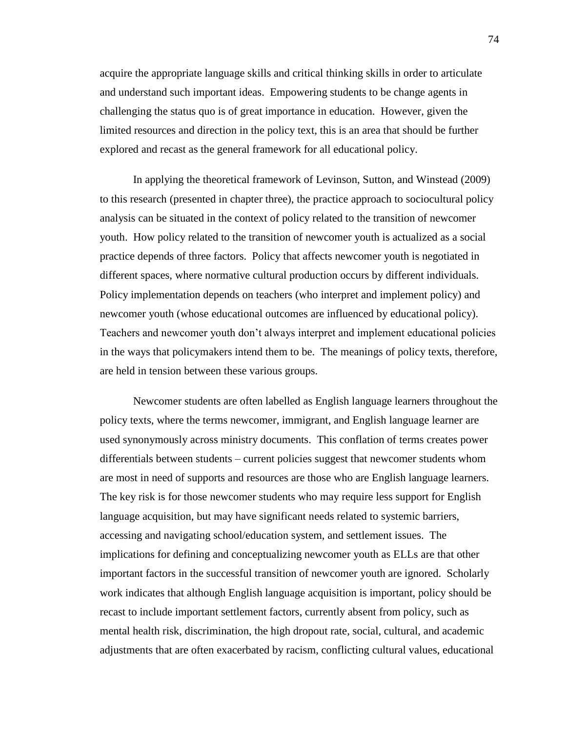acquire the appropriate language skills and critical thinking skills in order to articulate and understand such important ideas. Empowering students to be change agents in challenging the status quo is of great importance in education. However, given the limited resources and direction in the policy text, this is an area that should be further explored and recast as the general framework for all educational policy.

In applying the theoretical framework of Levinson, Sutton, and Winstead (2009) to this research (presented in chapter three), the practice approach to sociocultural policy analysis can be situated in the context of policy related to the transition of newcomer youth. How policy related to the transition of newcomer youth is actualized as a social practice depends of three factors. Policy that affects newcomer youth is negotiated in different spaces, where normative cultural production occurs by different individuals. Policy implementation depends on teachers (who interpret and implement policy) and newcomer youth (whose educational outcomes are influenced by educational policy). Teachers and newcomer youth don't always interpret and implement educational policies in the ways that policymakers intend them to be. The meanings of policy texts, therefore, are held in tension between these various groups.

Newcomer students are often labelled as English language learners throughout the policy texts, where the terms newcomer, immigrant, and English language learner are used synonymously across ministry documents. This conflation of terms creates power differentials between students – current policies suggest that newcomer students whom are most in need of supports and resources are those who are English language learners. The key risk is for those newcomer students who may require less support for English language acquisition, but may have significant needs related to systemic barriers, accessing and navigating school/education system, and settlement issues. The implications for defining and conceptualizing newcomer youth as ELLs are that other important factors in the successful transition of newcomer youth are ignored. Scholarly work indicates that although English language acquisition is important, policy should be recast to include important settlement factors, currently absent from policy, such as mental health risk, discrimination, the high dropout rate, social, cultural, and academic adjustments that are often exacerbated by racism, conflicting cultural values, educational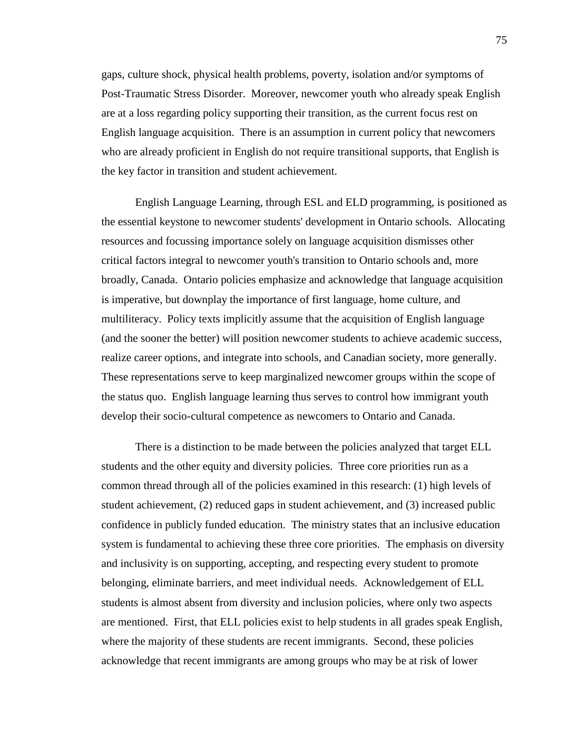gaps, culture shock, physical health problems, poverty, isolation and/or symptoms of Post-Traumatic Stress Disorder. Moreover, newcomer youth who already speak English are at a loss regarding policy supporting their transition, as the current focus rest on English language acquisition. There is an assumption in current policy that newcomers who are already proficient in English do not require transitional supports, that English is the key factor in transition and student achievement.

English Language Learning, through ESL and ELD programming, is positioned as the essential keystone to newcomer students' development in Ontario schools. Allocating resources and focussing importance solely on language acquisition dismisses other critical factors integral to newcomer youth's transition to Ontario schools and, more broadly, Canada. Ontario policies emphasize and acknowledge that language acquisition is imperative, but downplay the importance of first language, home culture, and multiliteracy. Policy texts implicitly assume that the acquisition of English language (and the sooner the better) will position newcomer students to achieve academic success, realize career options, and integrate into schools, and Canadian society, more generally. These representations serve to keep marginalized newcomer groups within the scope of the status quo. English language learning thus serves to control how immigrant youth develop their socio-cultural competence as newcomers to Ontario and Canada.

There is a distinction to be made between the policies analyzed that target ELL students and the other equity and diversity policies. Three core priorities run as a common thread through all of the policies examined in this research: (1) high levels of student achievement, (2) reduced gaps in student achievement, and (3) increased public confidence in publicly funded education. The ministry states that an inclusive education system is fundamental to achieving these three core priorities. The emphasis on diversity and inclusivity is on supporting, accepting, and respecting every student to promote belonging, eliminate barriers, and meet individual needs. Acknowledgement of ELL students is almost absent from diversity and inclusion policies, where only two aspects are mentioned. First, that ELL policies exist to help students in all grades speak English, where the majority of these students are recent immigrants. Second, these policies acknowledge that recent immigrants are among groups who may be at risk of lower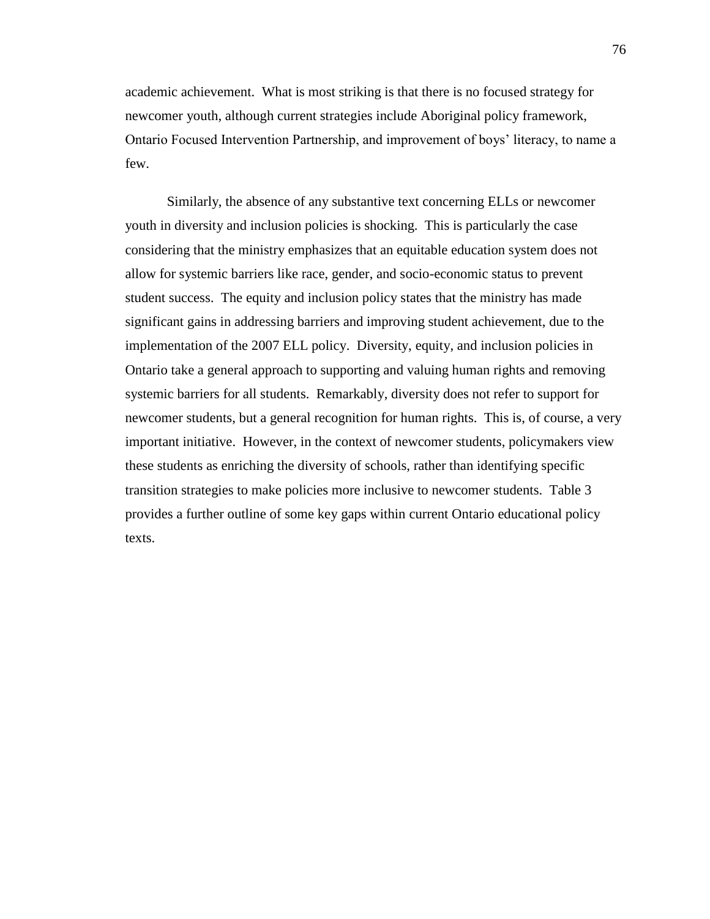academic achievement. What is most striking is that there is no focused strategy for newcomer youth, although current strategies include Aboriginal policy framework, Ontario Focused Intervention Partnership, and improvement of boys' literacy, to name a few.

Similarly, the absence of any substantive text concerning ELLs or newcomer youth in diversity and inclusion policies is shocking. This is particularly the case considering that the ministry emphasizes that an equitable education system does not allow for systemic barriers like race, gender, and socio-economic status to prevent student success. The equity and inclusion policy states that the ministry has made significant gains in addressing barriers and improving student achievement, due to the implementation of the 2007 ELL policy. Diversity, equity, and inclusion policies in Ontario take a general approach to supporting and valuing human rights and removing systemic barriers for all students. Remarkably, diversity does not refer to support for newcomer students, but a general recognition for human rights. This is, of course, a very important initiative. However, in the context of newcomer students, policymakers view these students as enriching the diversity of schools, rather than identifying specific transition strategies to make policies more inclusive to newcomer students. Table 3 provides a further outline of some key gaps within current Ontario educational policy texts.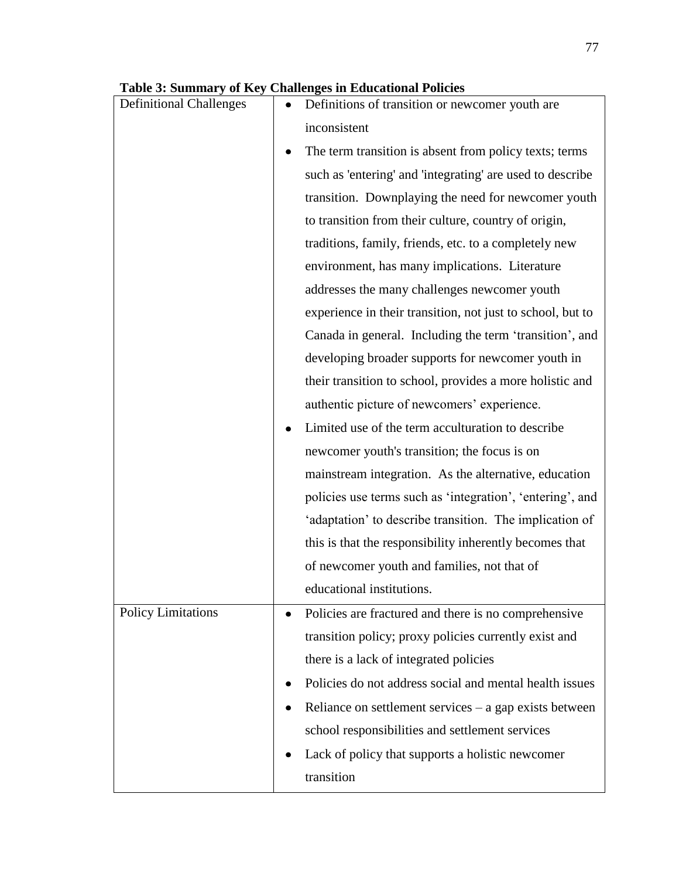**Table 3: Summary of Key Challenges in Educational Policies**

| | |
|---|---|
| Definitional Challenges | • Definitions of transition or newcomer youth are inconsistent<br>• The term transition is absent from policy texts; terms such as 'entering' and 'integrating' are used to describe transition. Downplaying the need for newcomer youth to transition from their culture, country of origin, traditions, family, friends, etc. to a completely new environment, has many implications. Literature addresses the many challenges newcomer youth experience in their transition, not just to school, but to Canada in general. Including the term 'transition', and developing broader supports for newcomer youth in their transition to school, provides a more holistic and authentic picture of newcomers' experience.<br>• Limited use of the term acculturation to describe newcomer youth's transition; the focus is on mainstream integration. As the alternative, education policies use terms such as 'integration', 'entering', and 'adaptation' to describe transition. The implication of this is that the responsibility inherently becomes that of newcomer youth and families, not that of educational institutions. |
| Policy Limitations | • Policies are fractured and there is no comprehensive transition policy; proxy policies currently exist and there is a lack of integrated policies<br>• Policies do not address social and mental health issues<br>• Reliance on settlement services – a gap exists between school responsibilities and settlement services<br>• Lack of policy that supports a holistic newcomer transition |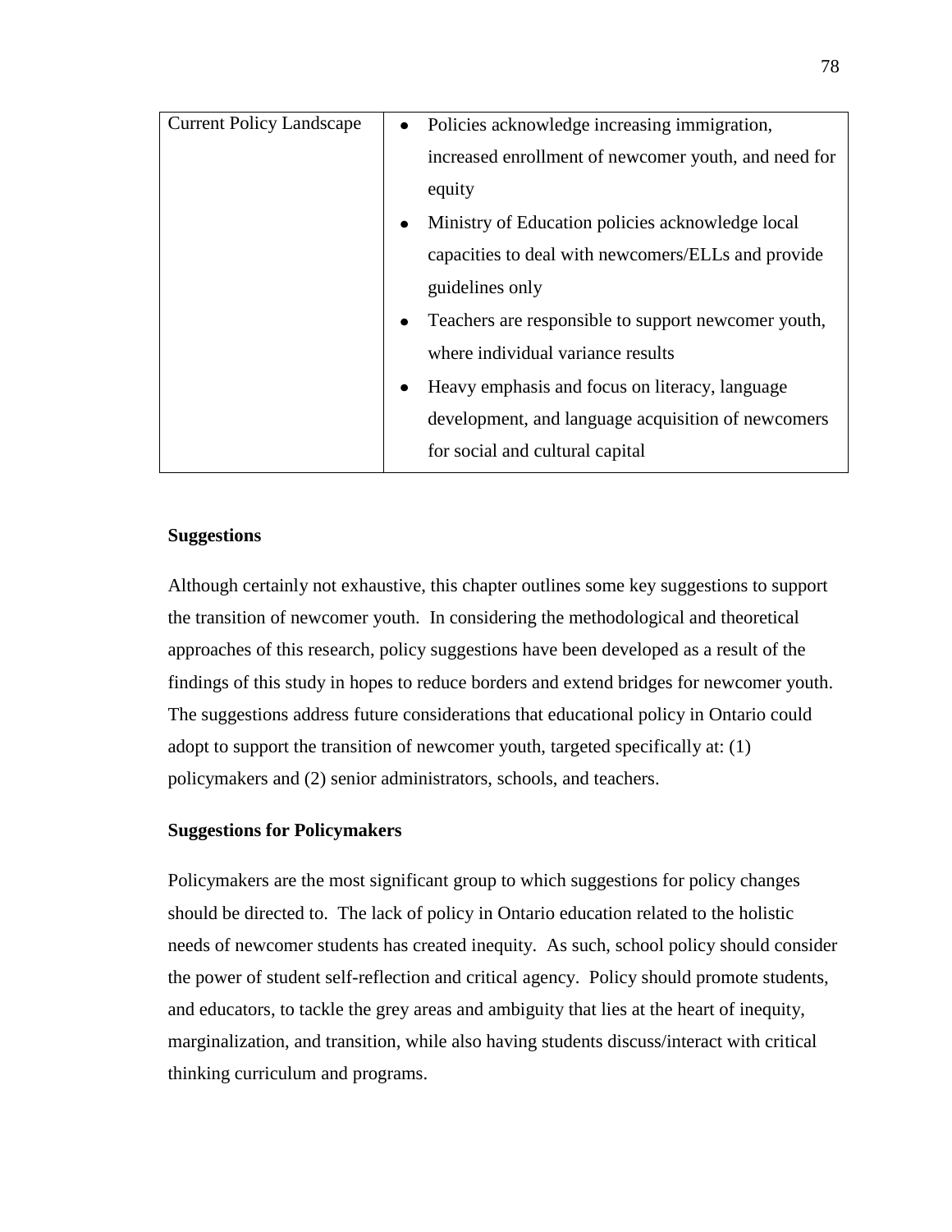| Current Policy Landscape | • Policies acknowledge increasing immigration, increased enrollment of newcomer youth, and need for equity<br>• Ministry of Education policies acknowledge local capacities to deal with newcomers/ELLs and provide guidelines only<br>• Teachers are responsible to support newcomer youth, where individual variance results<br>• Heavy emphasis and focus on literacy, language development, and language acquisition of newcomers for social and cultural capital |
|---|---|

**Suggestions**

Although certainly not exhaustive, this chapter outlines some key suggestions to support the transition of newcomer youth. In considering the methodological and theoretical approaches of this research, policy suggestions have been developed as a result of the findings of this study in hopes to reduce borders and extend bridges for newcomer youth. The suggestions address future considerations that educational policy in Ontario could adopt to support the transition of newcomer youth, targeted specifically at: (1) policymakers and (2) senior administrators, schools, and teachers.

**Suggestions for Policymakers**

Policymakers are the most significant group to which suggestions for policy changes should be directed to. The lack of policy in Ontario education related to the holistic needs of newcomer students has created inequity. As such, school policy should consider the power of student self-reflection and critical agency. Policy should promote students, and educators, to tackle the grey areas and ambiguity that lies at the heart of inequity, marginalization, and transition, while also having students discuss/interact with critical thinking curriculum and programs.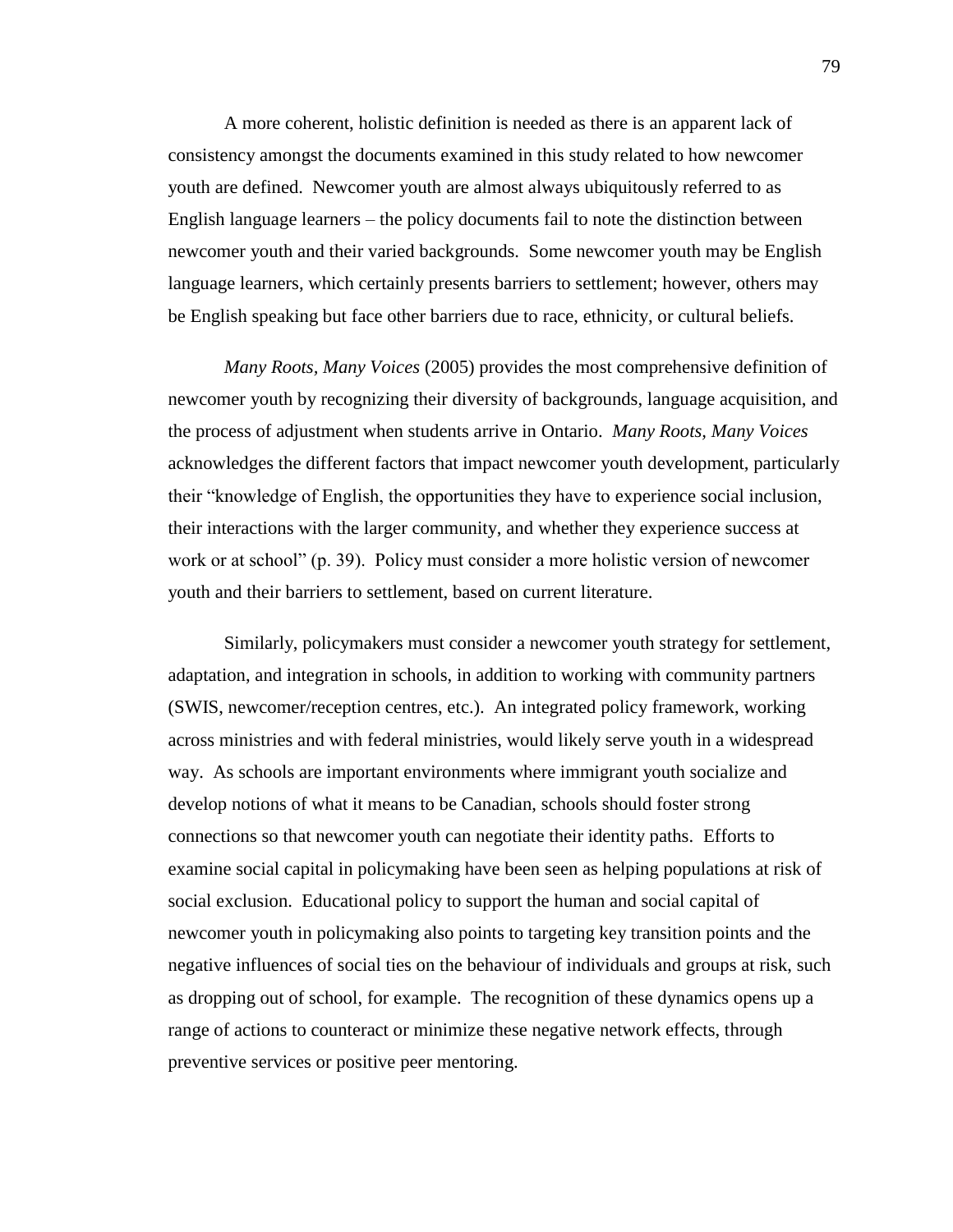A more coherent, holistic definition is needed as there is an apparent lack of consistency amongst the documents examined in this study related to how newcomer youth are defined. Newcomer youth are almost always ubiquitously referred to as English language learners – the policy documents fail to note the distinction between newcomer youth and their varied backgrounds. Some newcomer youth may be English language learners, which certainly presents barriers to settlement; however, others may be English speaking but face other barriers due to race, ethnicity, or cultural beliefs.

*Many Roots, Many Voices* (2005) provides the most comprehensive definition of newcomer youth by recognizing their diversity of backgrounds, language acquisition, and the process of adjustment when students arrive in Ontario. *Many Roots, Many Voices* acknowledges the different factors that impact newcomer youth development, particularly their "knowledge of English, the opportunities they have to experience social inclusion, their interactions with the larger community, and whether they experience success at work or at school" (p. 39). Policy must consider a more holistic version of newcomer youth and their barriers to settlement, based on current literature.

Similarly, policymakers must consider a newcomer youth strategy for settlement, adaptation, and integration in schools, in addition to working with community partners (SWIS, newcomer/reception centres, etc.). An integrated policy framework, working across ministries and with federal ministries, would likely serve youth in a widespread way. As schools are important environments where immigrant youth socialize and develop notions of what it means to be Canadian, schools should foster strong connections so that newcomer youth can negotiate their identity paths. Efforts to examine social capital in policymaking have been seen as helping populations at risk of social exclusion. Educational policy to support the human and social capital of newcomer youth in policymaking also points to targeting key transition points and the negative influences of social ties on the behaviour of individuals and groups at risk, such as dropping out of school, for example. The recognition of these dynamics opens up a range of actions to counteract or minimize these negative network effects, through preventive services or positive peer mentoring.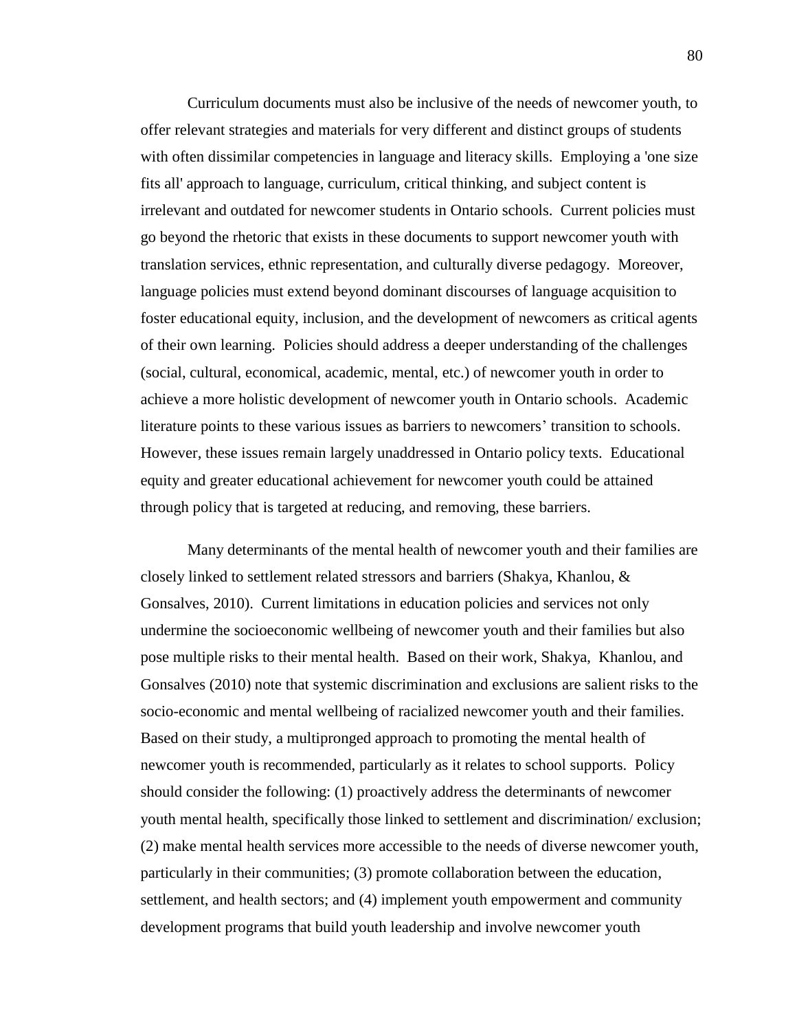Curriculum documents must also be inclusive of the needs of newcomer youth, to offer relevant strategies and materials for very different and distinct groups of students with often dissimilar competencies in language and literacy skills. Employing a 'one size fits all' approach to language, curriculum, critical thinking, and subject content is irrelevant and outdated for newcomer students in Ontario schools. Current policies must go beyond the rhetoric that exists in these documents to support newcomer youth with translation services, ethnic representation, and culturally diverse pedagogy. Moreover, language policies must extend beyond dominant discourses of language acquisition to foster educational equity, inclusion, and the development of newcomers as critical agents of their own learning. Policies should address a deeper understanding of the challenges (social, cultural, economical, academic, mental, etc.) of newcomer youth in order to achieve a more holistic development of newcomer youth in Ontario schools. Academic literature points to these various issues as barriers to newcomers' transition to schools. However, these issues remain largely unaddressed in Ontario policy texts. Educational equity and greater educational achievement for newcomer youth could be attained through policy that is targeted at reducing, and removing, these barriers.

Many determinants of the mental health of newcomer youth and their families are closely linked to settlement related stressors and barriers (Shakya, Khanlou, & Gonsalves, 2010). Current limitations in education policies and services not only undermine the socioeconomic wellbeing of newcomer youth and their families but also pose multiple risks to their mental health. Based on their work, Shakya, Khanlou, and Gonsalves (2010) note that systemic discrimination and exclusions are salient risks to the socio-economic and mental wellbeing of racialized newcomer youth and their families. Based on their study, a multipronged approach to promoting the mental health of newcomer youth is recommended, particularly as it relates to school supports. Policy should consider the following: (1) proactively address the determinants of newcomer youth mental health, specifically those linked to settlement and discrimination/ exclusion; (2) make mental health services more accessible to the needs of diverse newcomer youth, particularly in their communities; (3) promote collaboration between the education, settlement, and health sectors; and (4) implement youth empowerment and community development programs that build youth leadership and involve newcomer youth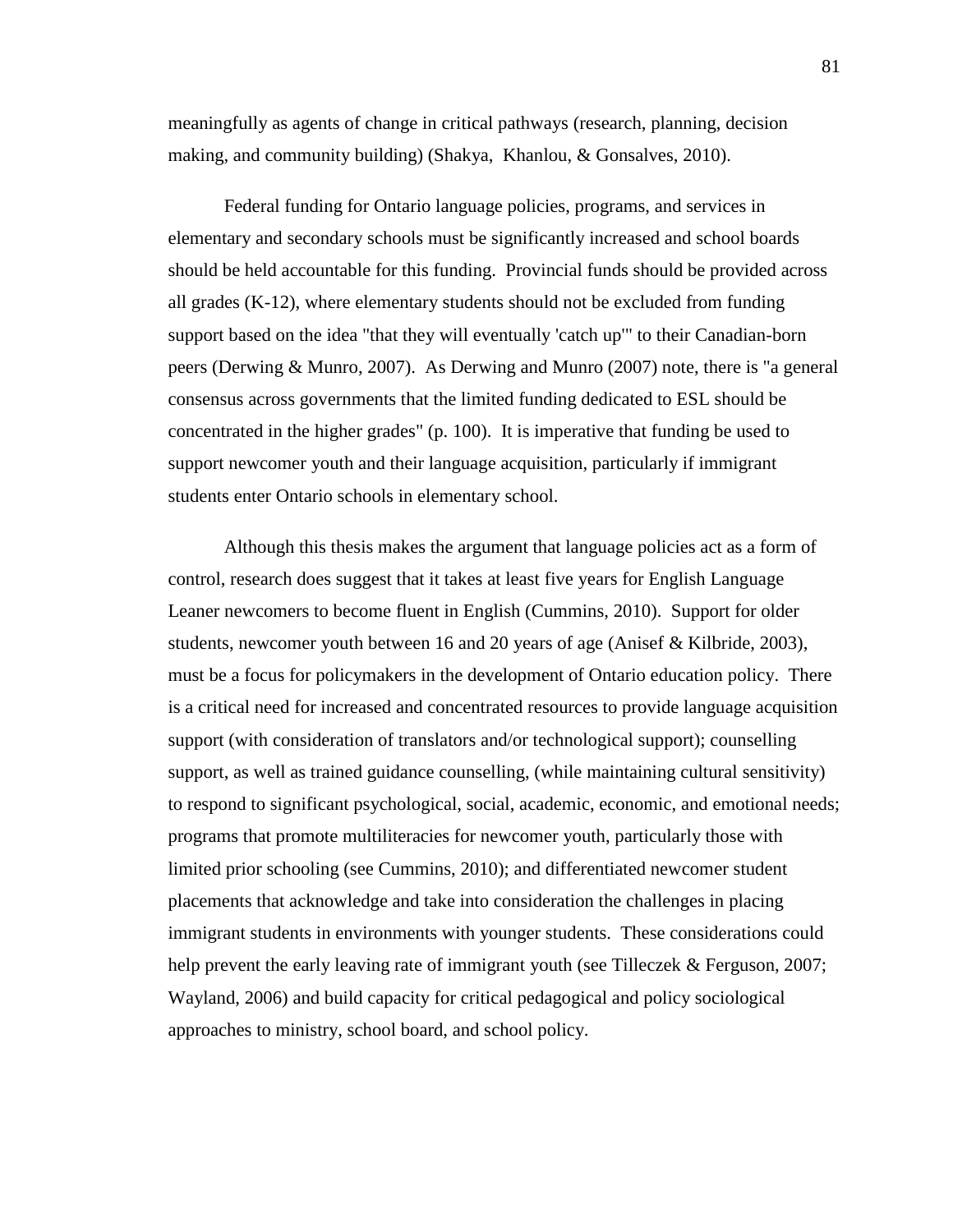meaningfully as agents of change in critical pathways (research, planning, decision making, and community building) (Shakya, Khanlou, & Gonsalves, 2010).

Federal funding for Ontario language policies, programs, and services in elementary and secondary schools must be significantly increased and school boards should be held accountable for this funding. Provincial funds should be provided across all grades (K-12), where elementary students should not be excluded from funding support based on the idea "that they will eventually 'catch up'" to their Canadian-born peers (Derwing & Munro, 2007). As Derwing and Munro (2007) note, there is "a general consensus across governments that the limited funding dedicated to ESL should be concentrated in the higher grades" (p. 100). It is imperative that funding be used to support newcomer youth and their language acquisition, particularly if immigrant students enter Ontario schools in elementary school.

Although this thesis makes the argument that language policies act as a form of control, research does suggest that it takes at least five years for English Language Leaner newcomers to become fluent in English (Cummins, 2010). Support for older students, newcomer youth between 16 and 20 years of age (Anisef & Kilbride, 2003), must be a focus for policymakers in the development of Ontario education policy. There is a critical need for increased and concentrated resources to provide language acquisition support (with consideration of translators and/or technological support); counselling support, as well as trained guidance counselling, (while maintaining cultural sensitivity) to respond to significant psychological, social, academic, economic, and emotional needs; programs that promote multiliteracies for newcomer youth, particularly those with limited prior schooling (see Cummins, 2010); and differentiated newcomer student placements that acknowledge and take into consideration the challenges in placing immigrant students in environments with younger students. These considerations could help prevent the early leaving rate of immigrant youth (see Tilleczek & Ferguson, 2007; Wayland, 2006) and build capacity for critical pedagogical and policy sociological approaches to ministry, school board, and school policy.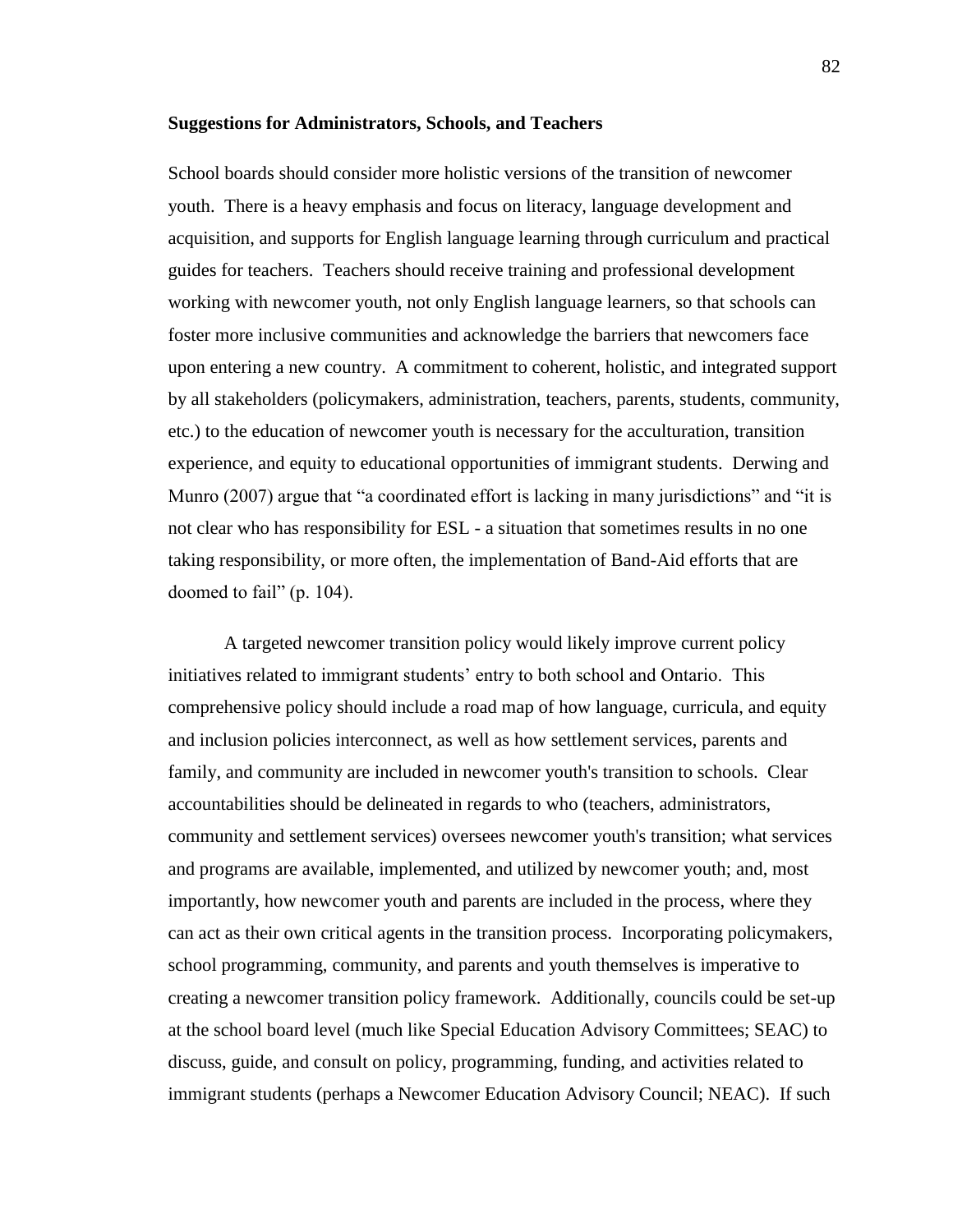**Suggestions for Administrators, Schools, and Teachers**

School boards should consider more holistic versions of the transition of newcomer youth. There is a heavy emphasis and focus on literacy, language development and acquisition, and supports for English language learning through curriculum and practical guides for teachers. Teachers should receive training and professional development working with newcomer youth, not only English language learners, so that schools can foster more inclusive communities and acknowledge the barriers that newcomers face upon entering a new country. A commitment to coherent, holistic, and integrated support by all stakeholders (policymakers, administration, teachers, parents, students, community, etc.) to the education of newcomer youth is necessary for the acculturation, transition experience, and equity to educational opportunities of immigrant students. Derwing and Munro (2007) argue that "a coordinated effort is lacking in many jurisdictions" and "it is not clear who has responsibility for ESL - a situation that sometimes results in no one taking responsibility, or more often, the implementation of Band-Aid efforts that are doomed to fail" (p. 104).

A targeted newcomer transition policy would likely improve current policy initiatives related to immigrant students' entry to both school and Ontario. This comprehensive policy should include a road map of how language, curricula, and equity and inclusion policies interconnect, as well as how settlement services, parents and family, and community are included in newcomer youth's transition to schools. Clear accountabilities should be delineated in regards to who (teachers, administrators, community and settlement services) oversees newcomer youth's transition; what services and programs are available, implemented, and utilized by newcomer youth; and, most importantly, how newcomer youth and parents are included in the process, where they can act as their own critical agents in the transition process. Incorporating policymakers, school programming, community, and parents and youth themselves is imperative to creating a newcomer transition policy framework. Additionally, councils could be set-up at the school board level (much like Special Education Advisory Committees; SEAC) to discuss, guide, and consult on policy, programming, funding, and activities related to immigrant students (perhaps a Newcomer Education Advisory Council; NEAC). If such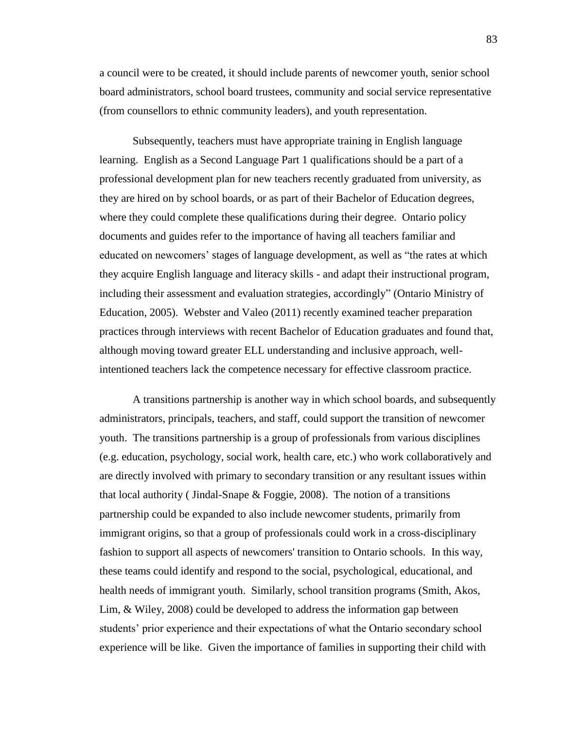a council were to be created, it should include parents of newcomer youth, senior school board administrators, school board trustees, community and social service representative (from counsellors to ethnic community leaders), and youth representation.

Subsequently, teachers must have appropriate training in English language learning. English as a Second Language Part 1 qualifications should be a part of a professional development plan for new teachers recently graduated from university, as they are hired on by school boards, or as part of their Bachelor of Education degrees, where they could complete these qualifications during their degree. Ontario policy documents and guides refer to the importance of having all teachers familiar and educated on newcomers' stages of language development, as well as "the rates at which they acquire English language and literacy skills - and adapt their instructional program, including their assessment and evaluation strategies, accordingly" (Ontario Ministry of Education, 2005). Webster and Valeo (2011) recently examined teacher preparation practices through interviews with recent Bachelor of Education graduates and found that, although moving toward greater ELL understanding and inclusive approach, well-intentioned teachers lack the competence necessary for effective classroom practice.

A transitions partnership is another way in which school boards, and subsequently administrators, principals, teachers, and staff, could support the transition of newcomer youth. The transitions partnership is a group of professionals from various disciplines (e.g. education, psychology, social work, health care, etc.) who work collaboratively and are directly involved with primary to secondary transition or any resultant issues within that local authority ( Jindal-Snape & Foggie, 2008). The notion of a transitions partnership could be expanded to also include newcomer students, primarily from immigrant origins, so that a group of professionals could work in a cross-disciplinary fashion to support all aspects of newcomers' transition to Ontario schools. In this way, these teams could identify and respond to the social, psychological, educational, and health needs of immigrant youth. Similarly, school transition programs (Smith, Akos, Lim, & Wiley, 2008) could be developed to address the information gap between students' prior experience and their expectations of what the Ontario secondary school experience will be like. Given the importance of families in supporting their child with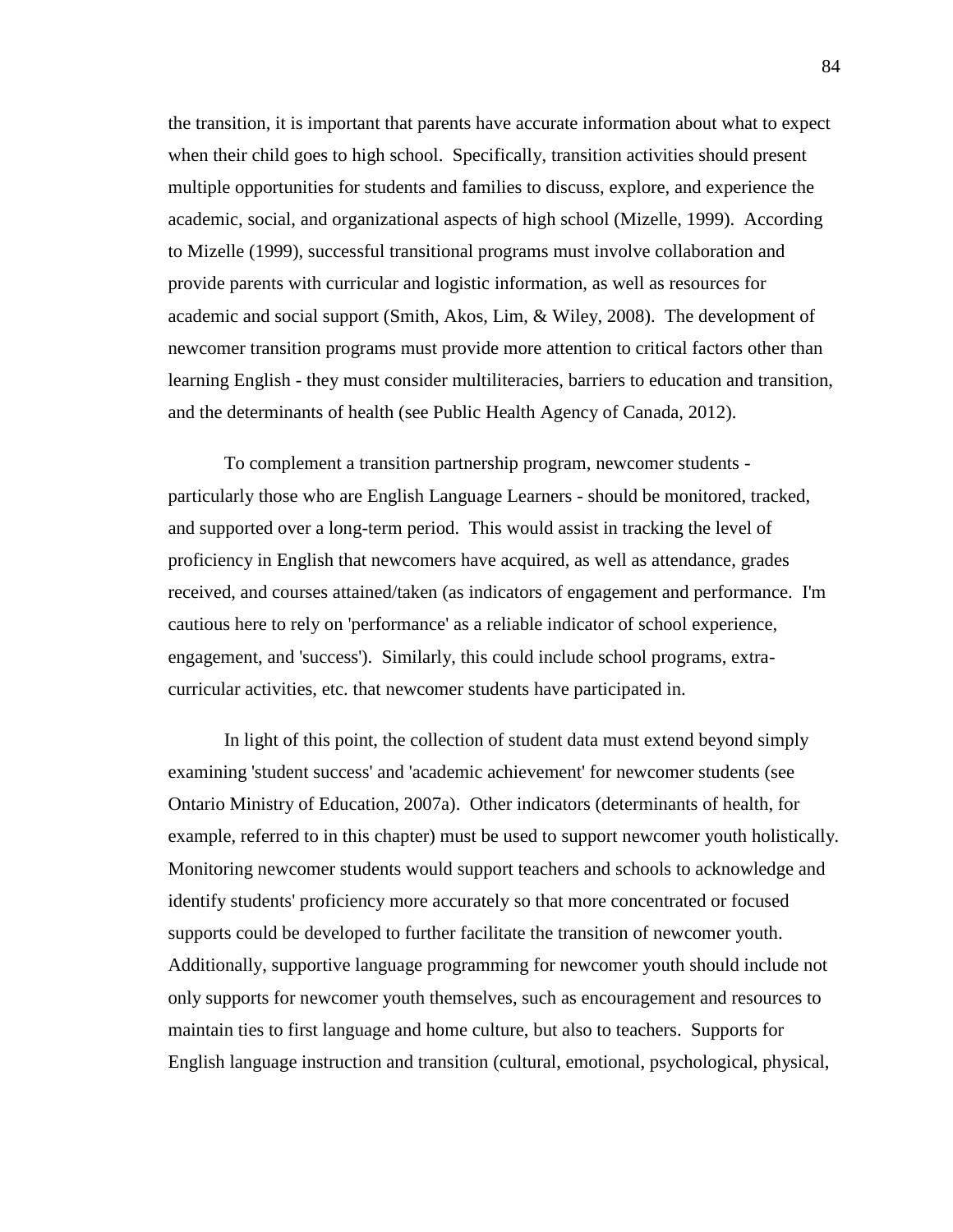the transition, it is important that parents have accurate information about what to expect when their child goes to high school. Specifically, transition activities should present multiple opportunities for students and families to discuss, explore, and experience the academic, social, and organizational aspects of high school (Mizelle, 1999). According to Mizelle (1999), successful transitional programs must involve collaboration and provide parents with curricular and logistic information, as well as resources for academic and social support (Smith, Akos, Lim, & Wiley, 2008). The development of newcomer transition programs must provide more attention to critical factors other than learning English - they must consider multiliteracies, barriers to education and transition, and the determinants of health (see Public Health Agency of Canada, 2012).

To complement a transition partnership program, newcomer students - particularly those who are English Language Learners - should be monitored, tracked, and supported over a long-term period. This would assist in tracking the level of proficiency in English that newcomers have acquired, as well as attendance, grades received, and courses attained/taken (as indicators of engagement and performance. I'm cautious here to rely on 'performance' as a reliable indicator of school experience, engagement, and 'success'). Similarly, this could include school programs, extra-curricular activities, etc. that newcomer students have participated in.

In light of this point, the collection of student data must extend beyond simply examining 'student success' and 'academic achievement' for newcomer students (see Ontario Ministry of Education, 2007a). Other indicators (determinants of health, for example, referred to in this chapter) must be used to support newcomer youth holistically. Monitoring newcomer students would support teachers and schools to acknowledge and identify students' proficiency more accurately so that more concentrated or focused supports could be developed to further facilitate the transition of newcomer youth. Additionally, supportive language programming for newcomer youth should include not only supports for newcomer youth themselves, such as encouragement and resources to maintain ties to first language and home culture, but also to teachers. Supports for English language instruction and transition (cultural, emotional, psychological, physical,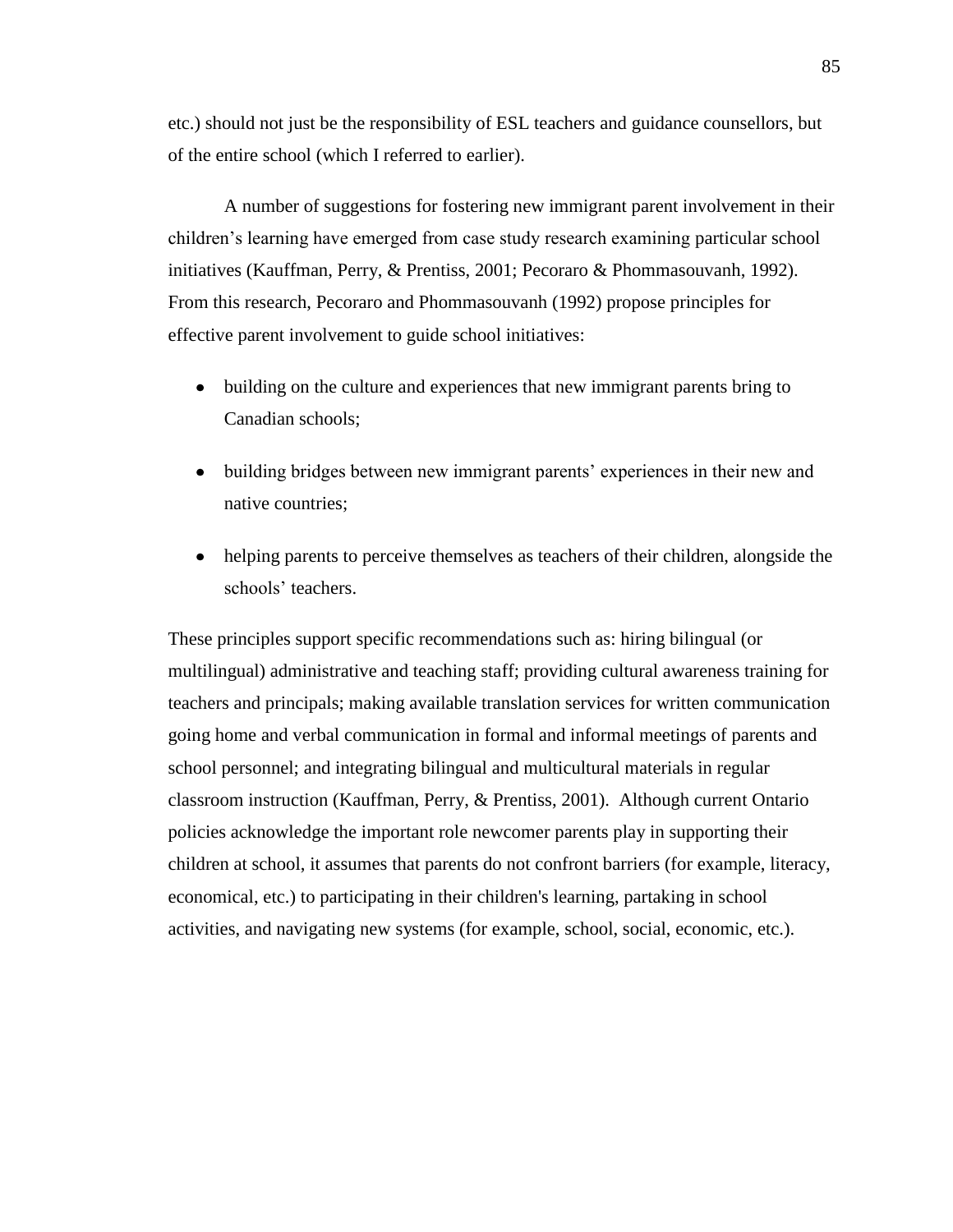etc.) should not just be the responsibility of ESL teachers and guidance counsellors, but of the entire school (which I referred to earlier).

A number of suggestions for fostering new immigrant parent involvement in their children's learning have emerged from case study research examining particular school initiatives (Kauffman, Perry, & Prentiss, 2001; Pecoraro & Phommasouvanh, 1992). From this research, Pecoraro and Phommasouvanh (1992) propose principles for effective parent involvement to guide school initiatives:

- building on the culture and experiences that new immigrant parents bring to Canadian schools;
- building bridges between new immigrant parents' experiences in their new and native countries;
- helping parents to perceive themselves as teachers of their children, alongside the schools' teachers.

These principles support specific recommendations such as: hiring bilingual (or multilingual) administrative and teaching staff; providing cultural awareness training for teachers and principals; making available translation services for written communication going home and verbal communication in formal and informal meetings of parents and school personnel; and integrating bilingual and multicultural materials in regular classroom instruction (Kauffman, Perry, & Prentiss, 2001). Although current Ontario policies acknowledge the important role newcomer parents play in supporting their children at school, it assumes that parents do not confront barriers (for example, literacy, economical, etc.) to participating in their children's learning, partaking in school activities, and navigating new systems (for example, school, social, economic, etc.).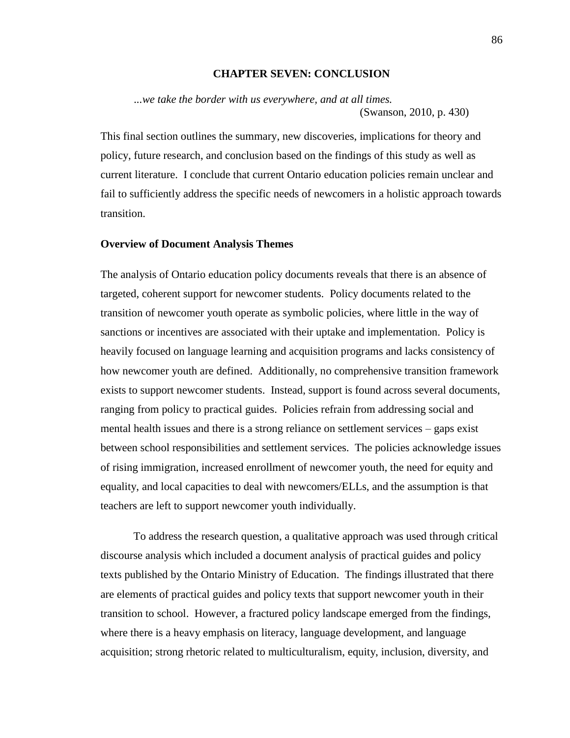# CHAPTER SEVEN: CONCLUSION

> *...we take the border with us everywhere, and at all times.*
>
> (Swanson, 2010, p. 430)

This final section outlines the summary, new discoveries, implications for theory and policy, future research, and conclusion based on the findings of this study as well as current literature. I conclude that current Ontario education policies remain unclear and fail to sufficiently address the specific needs of newcomers in a holistic approach towards transition.

## Overview of Document Analysis Themes

The analysis of Ontario education policy documents reveals that there is an absence of targeted, coherent support for newcomer students. Policy documents related to the transition of newcomer youth operate as symbolic policies, where little in the way of sanctions or incentives are associated with their uptake and implementation. Policy is heavily focused on language learning and acquisition programs and lacks consistency of how newcomer youth are defined. Additionally, no comprehensive transition framework exists to support newcomer students. Instead, support is found across several documents, ranging from policy to practical guides. Policies refrain from addressing social and mental health issues and there is a strong reliance on settlement services – gaps exist between school responsibilities and settlement services. The policies acknowledge issues of rising immigration, increased enrollment of newcomer youth, the need for equity and equality, and local capacities to deal with newcomers/ELLs, and the assumption is that teachers are left to support newcomer youth individually.

To address the research question, a qualitative approach was used through critical discourse analysis which included a document analysis of practical guides and policy texts published by the Ontario Ministry of Education. The findings illustrated that there are elements of practical guides and policy texts that support newcomer youth in their transition to school. However, a fractured policy landscape emerged from the findings, where there is a heavy emphasis on literacy, language development, and language acquisition; strong rhetoric related to multiculturalism, equity, inclusion, diversity, and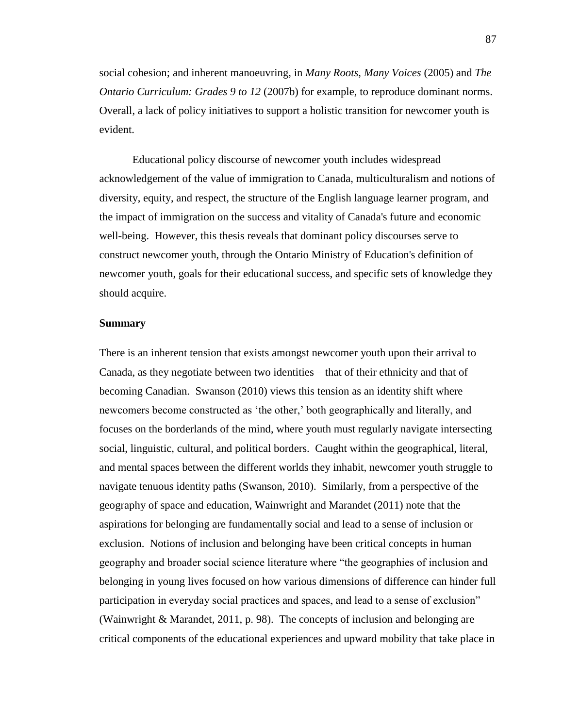social cohesion; and inherent manoeuvring, in *Many Roots, Many Voices* (2005) and *The Ontario Curriculum: Grades 9 to 12* (2007b) for example, to reproduce dominant norms. Overall, a lack of policy initiatives to support a holistic transition for newcomer youth is evident.

Educational policy discourse of newcomer youth includes widespread acknowledgement of the value of immigration to Canada, multiculturalism and notions of diversity, equity, and respect, the structure of the English language learner program, and the impact of immigration on the success and vitality of Canada's future and economic well-being. However, this thesis reveals that dominant policy discourses serve to construct newcomer youth, through the Ontario Ministry of Education's definition of newcomer youth, goals for their educational success, and specific sets of knowledge they should acquire.

**Summary**

There is an inherent tension that exists amongst newcomer youth upon their arrival to Canada, as they negotiate between two identities – that of their ethnicity and that of becoming Canadian. Swanson (2010) views this tension as an identity shift where newcomers become constructed as 'the other,' both geographically and literally, and focuses on the borderlands of the mind, where youth must regularly navigate intersecting social, linguistic, cultural, and political borders. Caught within the geographical, literal, and mental spaces between the different worlds they inhabit, newcomer youth struggle to navigate tenuous identity paths (Swanson, 2010). Similarly, from a perspective of the geography of space and education, Wainwright and Marandet (2011) note that the aspirations for belonging are fundamentally social and lead to a sense of inclusion or exclusion. Notions of inclusion and belonging have been critical concepts in human geography and broader social science literature where "the geographies of inclusion and belonging in young lives focused on how various dimensions of difference can hinder full participation in everyday social practices and spaces, and lead to a sense of exclusion" (Wainwright & Marandet, 2011, p. 98). The concepts of inclusion and belonging are critical components of the educational experiences and upward mobility that take place in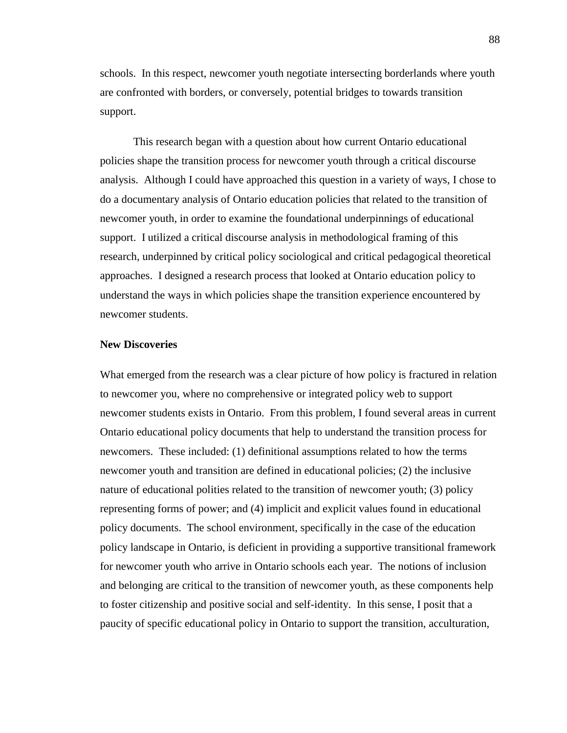schools. In this respect, newcomer youth negotiate intersecting borderlands where youth are confronted with borders, or conversely, potential bridges to towards transition support.

This research began with a question about how current Ontario educational policies shape the transition process for newcomer youth through a critical discourse analysis. Although I could have approached this question in a variety of ways, I chose to do a documentary analysis of Ontario education policies that related to the transition of newcomer youth, in order to examine the foundational underpinnings of educational support. I utilized a critical discourse analysis in methodological framing of this research, underpinned by critical policy sociological and critical pedagogical theoretical approaches. I designed a research process that looked at Ontario education policy to understand the ways in which policies shape the transition experience encountered by newcomer students.

**New Discoveries**

What emerged from the research was a clear picture of how policy is fractured in relation to newcomer you, where no comprehensive or integrated policy web to support newcomer students exists in Ontario. From this problem, I found several areas in current Ontario educational policy documents that help to understand the transition process for newcomers. These included: (1) definitional assumptions related to how the terms newcomer youth and transition are defined in educational policies; (2) the inclusive nature of educational polities related to the transition of newcomer youth; (3) policy representing forms of power; and (4) implicit and explicit values found in educational policy documents. The school environment, specifically in the case of the education policy landscape in Ontario, is deficient in providing a supportive transitional framework for newcomer youth who arrive in Ontario schools each year. The notions of inclusion and belonging are critical to the transition of newcomer youth, as these components help to foster citizenship and positive social and self-identity. In this sense, I posit that a paucity of specific educational policy in Ontario to support the transition, acculturation,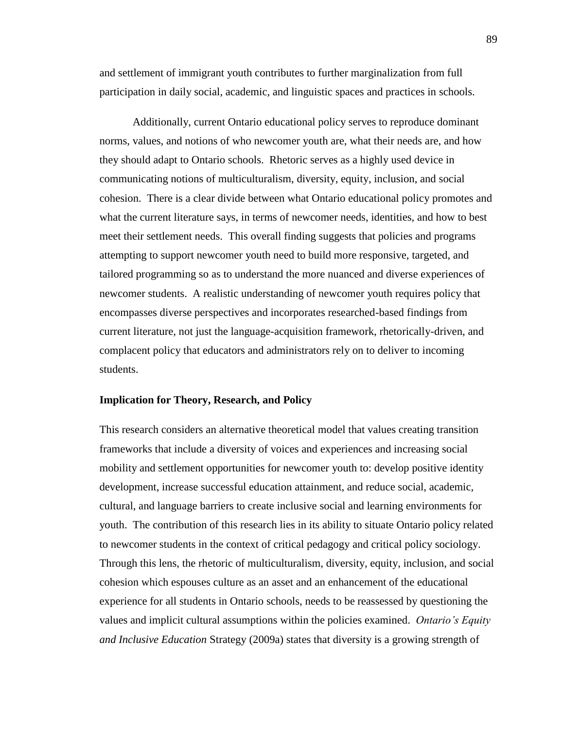and settlement of immigrant youth contributes to further marginalization from full participation in daily social, academic, and linguistic spaces and practices in schools.

Additionally, current Ontario educational policy serves to reproduce dominant norms, values, and notions of who newcomer youth are, what their needs are, and how they should adapt to Ontario schools. Rhetoric serves as a highly used device in communicating notions of multiculturalism, diversity, equity, inclusion, and social cohesion. There is a clear divide between what Ontario educational policy promotes and what the current literature says, in terms of newcomer needs, identities, and how to best meet their settlement needs. This overall finding suggests that policies and programs attempting to support newcomer youth need to build more responsive, targeted, and tailored programming so as to understand the more nuanced and diverse experiences of newcomer students. A realistic understanding of newcomer youth requires policy that encompasses diverse perspectives and incorporates researched-based findings from current literature, not just the language-acquisition framework, rhetorically-driven, and complacent policy that educators and administrators rely on to deliver to incoming students.

**Implication for Theory, Research, and Policy**

This research considers an alternative theoretical model that values creating transition frameworks that include a diversity of voices and experiences and increasing social mobility and settlement opportunities for newcomer youth to: develop positive identity development, increase successful education attainment, and reduce social, academic, cultural, and language barriers to create inclusive social and learning environments for youth. The contribution of this research lies in its ability to situate Ontario policy related to newcomer students in the context of critical pedagogy and critical policy sociology. Through this lens, the rhetoric of multiculturalism, diversity, equity, inclusion, and social cohesion which espouses culture as an asset and an enhancement of the educational experience for all students in Ontario schools, needs to be reassessed by questioning the values and implicit cultural assumptions within the policies examined. *Ontario's Equity and Inclusive Education* Strategy (2009a) states that diversity is a growing strength of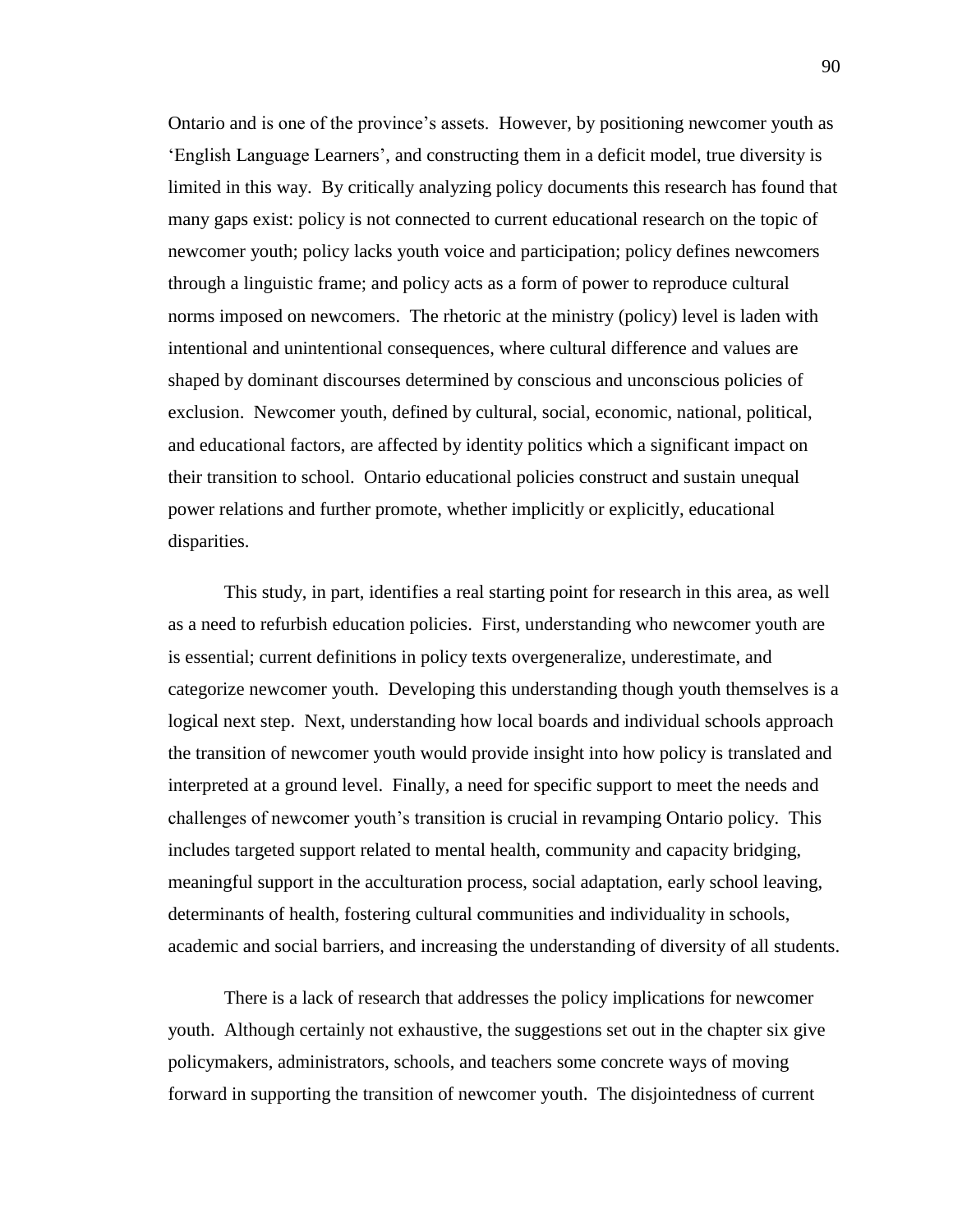Ontario and is one of the province's assets. However, by positioning newcomer youth as 'English Language Learners', and constructing them in a deficit model, true diversity is limited in this way. By critically analyzing policy documents this research has found that many gaps exist: policy is not connected to current educational research on the topic of newcomer youth; policy lacks youth voice and participation; policy defines newcomers through a linguistic frame; and policy acts as a form of power to reproduce cultural norms imposed on newcomers. The rhetoric at the ministry (policy) level is laden with intentional and unintentional consequences, where cultural difference and values are shaped by dominant discourses determined by conscious and unconscious policies of exclusion. Newcomer youth, defined by cultural, social, economic, national, political, and educational factors, are affected by identity politics which a significant impact on their transition to school. Ontario educational policies construct and sustain unequal power relations and further promote, whether implicitly or explicitly, educational disparities.

This study, in part, identifies a real starting point for research in this area, as well as a need to refurbish education policies. First, understanding who newcomer youth are is essential; current definitions in policy texts overgeneralize, underestimate, and categorize newcomer youth. Developing this understanding though youth themselves is a logical next step. Next, understanding how local boards and individual schools approach the transition of newcomer youth would provide insight into how policy is translated and interpreted at a ground level. Finally, a need for specific support to meet the needs and challenges of newcomer youth's transition is crucial in revamping Ontario policy. This includes targeted support related to mental health, community and capacity bridging, meaningful support in the acculturation process, social adaptation, early school leaving, determinants of health, fostering cultural communities and individuality in schools, academic and social barriers, and increasing the understanding of diversity of all students.

There is a lack of research that addresses the policy implications for newcomer youth. Although certainly not exhaustive, the suggestions set out in the chapter six give policymakers, administrators, schools, and teachers some concrete ways of moving forward in supporting the transition of newcomer youth. The disjointedness of current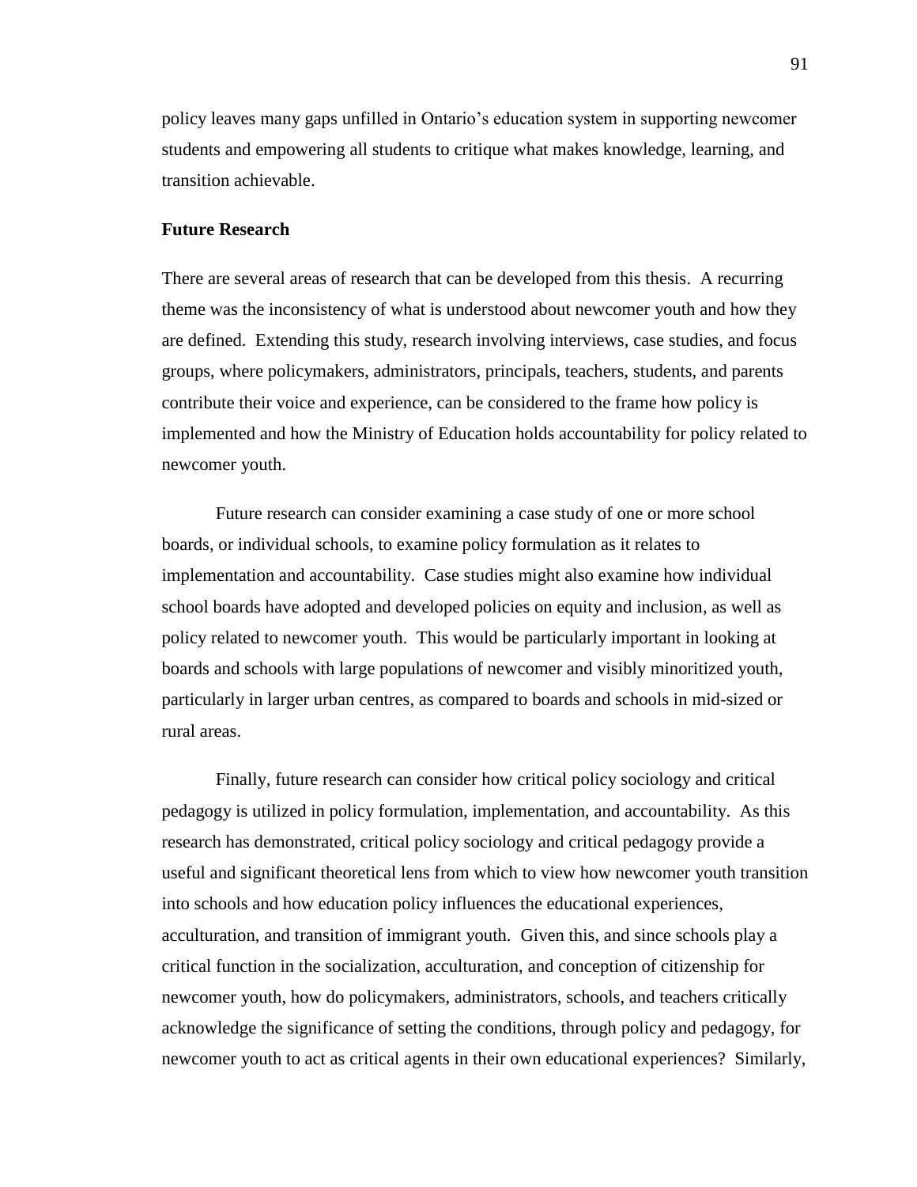policy leaves many gaps unfilled in Ontario's education system in supporting newcomer students and empowering all students to critique what makes knowledge, learning, and transition achievable.

### Future Research

There are several areas of research that can be developed from this thesis. A recurring theme was the inconsistency of what is understood about newcomer youth and how they are defined. Extending this study, research involving interviews, case studies, and focus groups, where policymakers, administrators, principals, teachers, students, and parents contribute their voice and experience, can be considered to the frame how policy is implemented and how the Ministry of Education holds accountability for policy related to newcomer youth.

Future research can consider examining a case study of one or more school boards, or individual schools, to examine policy formulation as it relates to implementation and accountability. Case studies might also examine how individual school boards have adopted and developed policies on equity and inclusion, as well as policy related to newcomer youth. This would be particularly important in looking at boards and schools with large populations of newcomer and visibly minoritized youth, particularly in larger urban centres, as compared to boards and schools in mid-sized or rural areas.

Finally, future research can consider how critical policy sociology and critical pedagogy is utilized in policy formulation, implementation, and accountability. As this research has demonstrated, critical policy sociology and critical pedagogy provide a useful and significant theoretical lens from which to view how newcomer youth transition into schools and how education policy influences the educational experiences, acculturation, and transition of immigrant youth. Given this, and since schools play a critical function in the socialization, acculturation, and conception of citizenship for newcomer youth, how do policymakers, administrators, schools, and teachers critically acknowledge the significance of setting the conditions, through policy and pedagogy, for newcomer youth to act as critical agents in their own educational experiences? Similarly,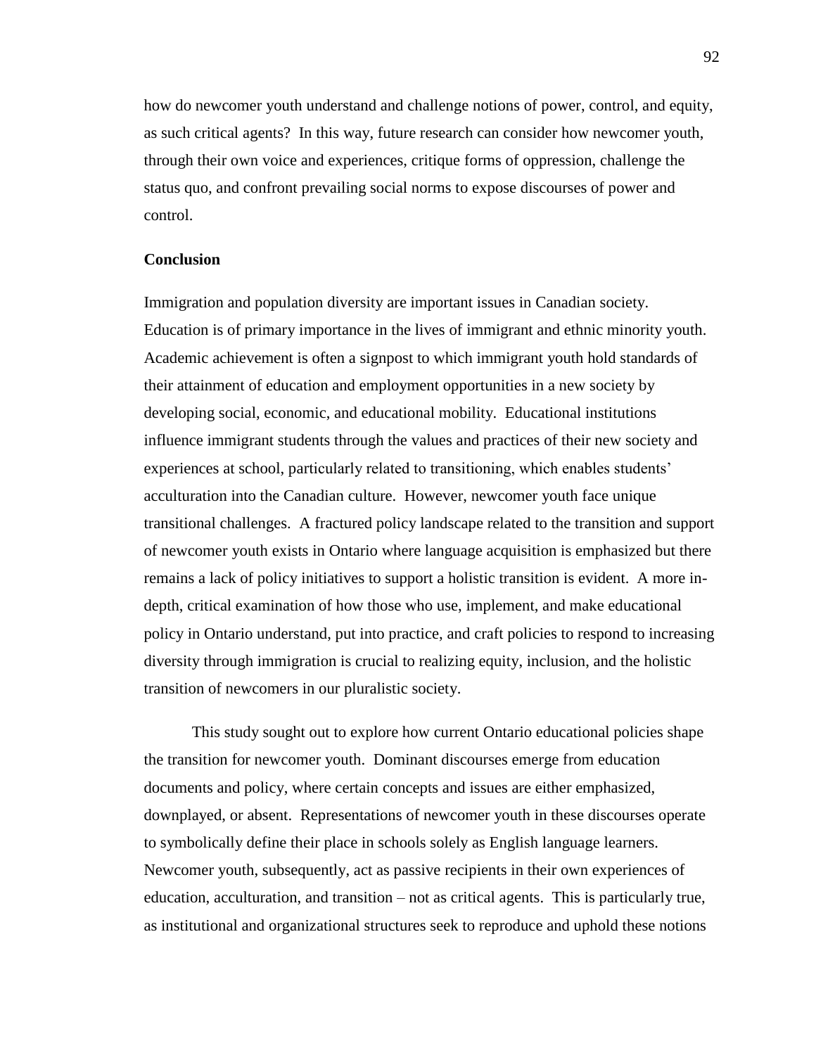how do newcomer youth understand and challenge notions of power, control, and equity, as such critical agents? In this way, future research can consider how newcomer youth, through their own voice and experiences, critique forms of oppression, challenge the status quo, and confront prevailing social norms to expose discourses of power and control.

**Conclusion**

Immigration and population diversity are important issues in Canadian society. Education is of primary importance in the lives of immigrant and ethnic minority youth. Academic achievement is often a signpost to which immigrant youth hold standards of their attainment of education and employment opportunities in a new society by developing social, economic, and educational mobility. Educational institutions influence immigrant students through the values and practices of their new society and experiences at school, particularly related to transitioning, which enables students' acculturation into the Canadian culture. However, newcomer youth face unique transitional challenges. A fractured policy landscape related to the transition and support of newcomer youth exists in Ontario where language acquisition is emphasized but there remains a lack of policy initiatives to support a holistic transition is evident. A more in-depth, critical examination of how those who use, implement, and make educational policy in Ontario understand, put into practice, and craft policies to respond to increasing diversity through immigration is crucial to realizing equity, inclusion, and the holistic transition of newcomers in our pluralistic society.

This study sought out to explore how current Ontario educational policies shape the transition for newcomer youth. Dominant discourses emerge from education documents and policy, where certain concepts and issues are either emphasized, downplayed, or absent. Representations of newcomer youth in these discourses operate to symbolically define their place in schools solely as English language learners. Newcomer youth, subsequently, act as passive recipients in their own experiences of education, acculturation, and transition – not as critical agents. This is particularly true, as institutional and organizational structures seek to reproduce and uphold these notions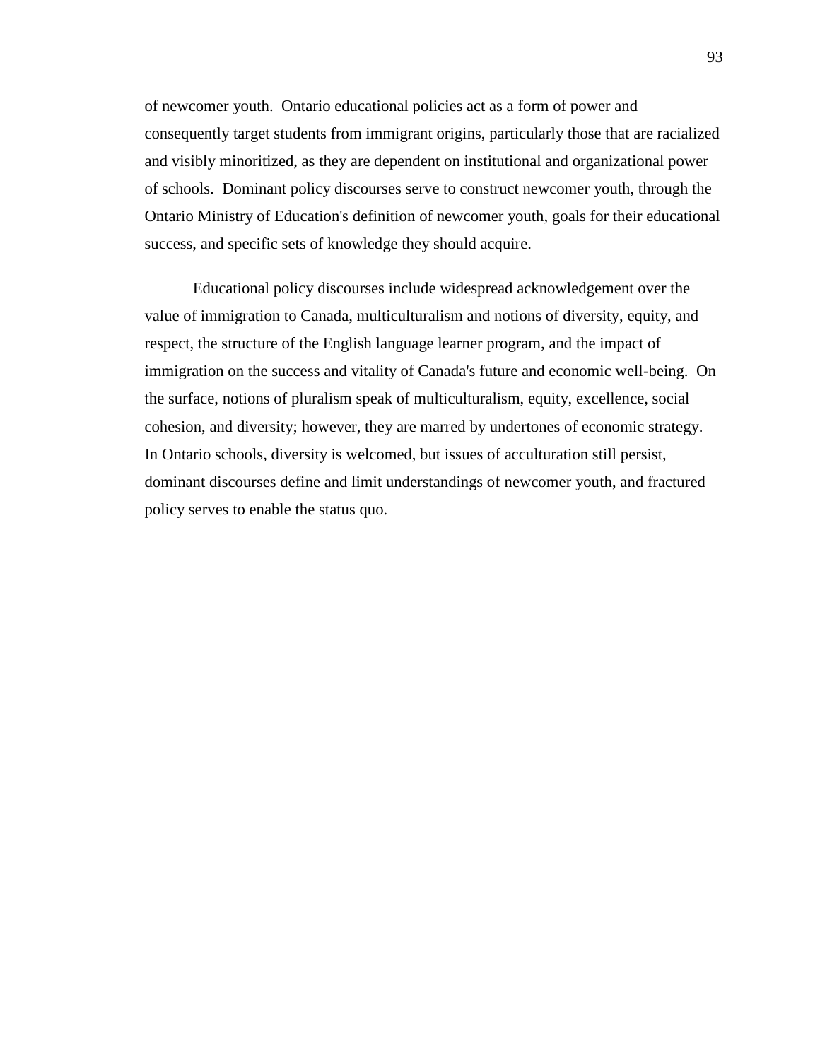of newcomer youth. Ontario educational policies act as a form of power and consequently target students from immigrant origins, particularly those that are racialized and visibly minoritized, as they are dependent on institutional and organizational power of schools. Dominant policy discourses serve to construct newcomer youth, through the Ontario Ministry of Education's definition of newcomer youth, goals for their educational success, and specific sets of knowledge they should acquire.

Educational policy discourses include widespread acknowledgement over the value of immigration to Canada, multiculturalism and notions of diversity, equity, and respect, the structure of the English language learner program, and the impact of immigration on the success and vitality of Canada's future and economic well-being. On the surface, notions of pluralism speak of multiculturalism, equity, excellence, social cohesion, and diversity; however, they are marred by undertones of economic strategy. In Ontario schools, diversity is welcomed, but issues of acculturation still persist, dominant discourses define and limit understandings of newcomer youth, and fractured policy serves to enable the status quo.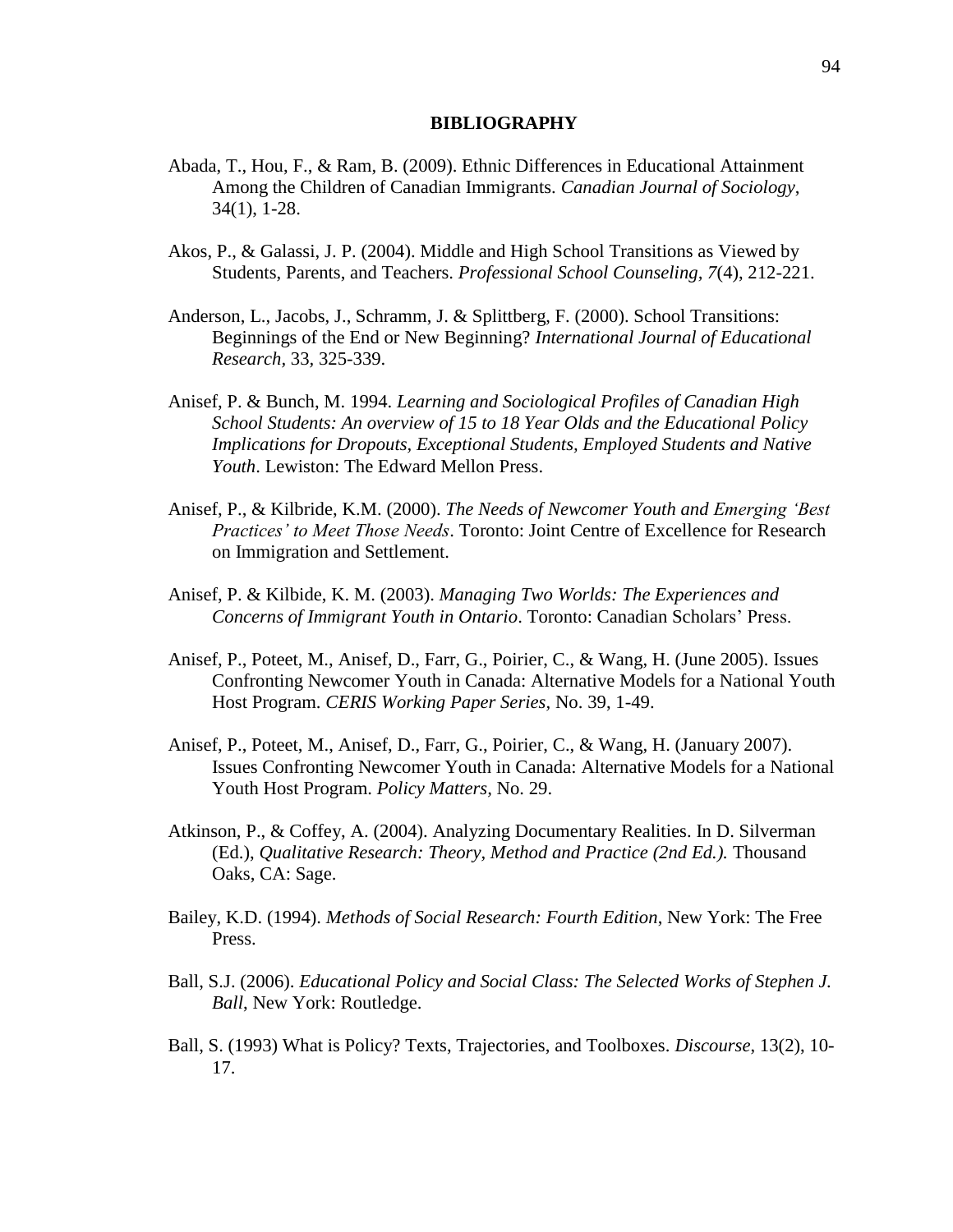## BIBLIOGRAPHY

Abada, T., Hou, F., & Ram, B. (2009). Ethnic Differences in Educational Attainment Among the Children of Canadian Immigrants. *Canadian Journal of Sociology*, 34(1), 1-28.

Akos, P., & Galassi, J. P. (2004). Middle and High School Transitions as Viewed by Students, Parents, and Teachers. *Professional School Counseling, 7*(4), 212-221.

Anderson, L., Jacobs, J., Schramm, J. & Splittberg, F. (2000). School Transitions: Beginnings of the End or New Beginning? *International Journal of Educational Research*, 33, 325-339.

Anisef, P. & Bunch, M. 1994. *Learning and Sociological Profiles of Canadian High School Students: An overview of 15 to 18 Year Olds and the Educational Policy Implications for Dropouts, Exceptional Students, Employed Students and Native Youth*. Lewiston: The Edward Mellon Press.

Anisef, P., & Kilbride, K.M. (2000). *The Needs of Newcomer Youth and Emerging 'Best Practices' to Meet Those Needs*. Toronto: Joint Centre of Excellence for Research on Immigration and Settlement.

Anisef, P. & Kilbide, K. M. (2003). *Managing Two Worlds: The Experiences and Concerns of Immigrant Youth in Ontario*. Toronto: Canadian Scholars' Press.

Anisef, P., Poteet, M., Anisef, D., Farr, G., Poirier, C., & Wang, H. (June 2005). Issues Confronting Newcomer Youth in Canada: Alternative Models for a National Youth Host Program. *CERIS Working Paper Series*, No. 39, 1-49.

Anisef, P., Poteet, M., Anisef, D., Farr, G., Poirier, C., & Wang, H. (January 2007). Issues Confronting Newcomer Youth in Canada: Alternative Models for a National Youth Host Program. *Policy Matters,* No. 29.

Atkinson, P., & Coffey, A. (2004). Analyzing Documentary Realities. In D. Silverman (Ed.), *Qualitative Research: Theory, Method and Practice (2nd Ed.).* Thousand Oaks, CA: Sage.

Bailey, K.D. (1994). *Methods of Social Research: Fourth Edition*, New York: The Free Press.

Ball, S.J. (2006). *Educational Policy and Social Class: The Selected Works of Stephen J. Ball*, New York: Routledge.

Ball, S. (1993) What is Policy? Texts, Trajectories, and Toolboxes. *Discourse*, 13(2), 10-17.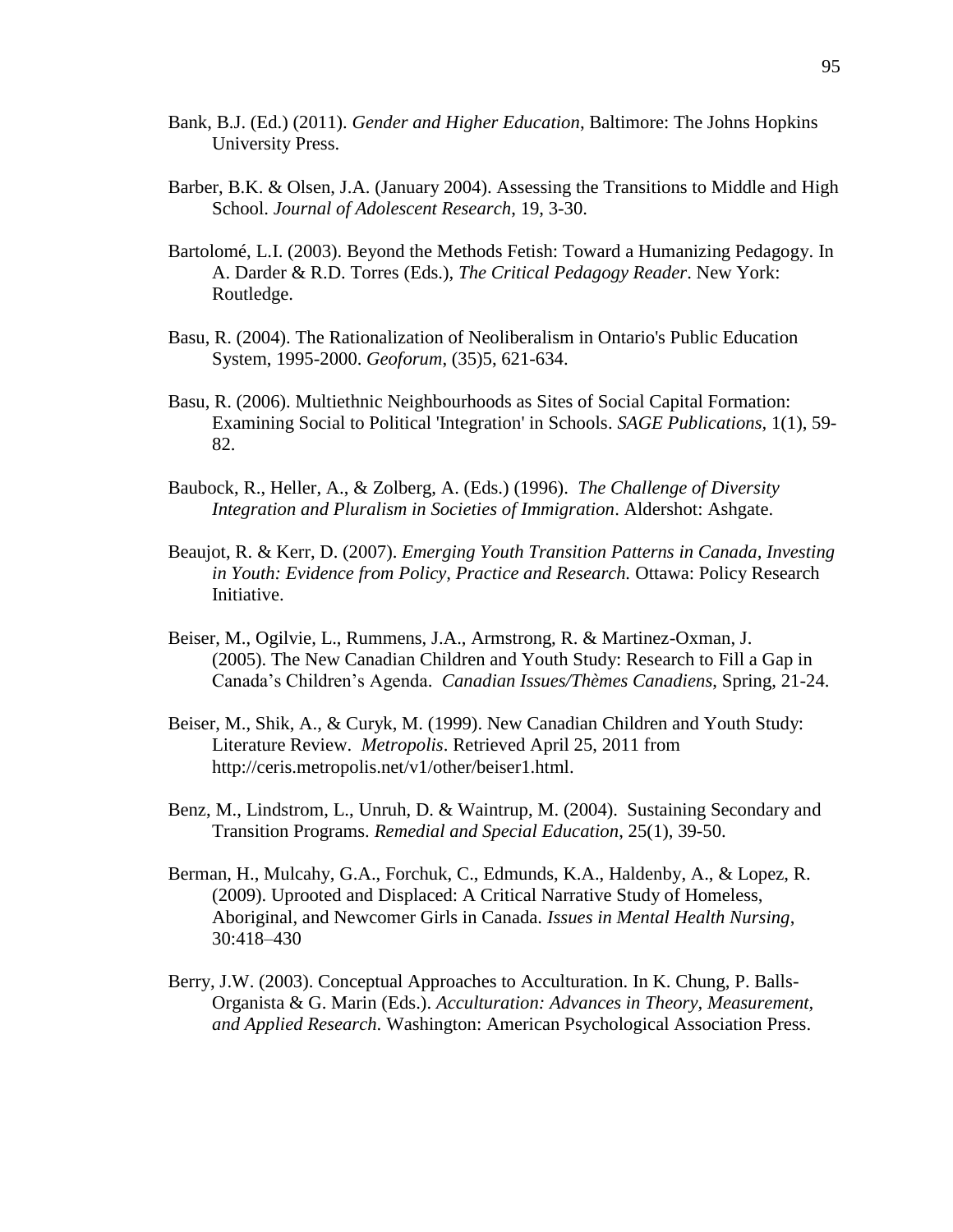Bank, B.J. (Ed.) (2011). *Gender and Higher Education*, Baltimore: The Johns Hopkins University Press.

Barber, B.K. & Olsen, J.A. (January 2004). Assessing the Transitions to Middle and High School. *Journal of Adolescent Research*, 19, 3-30.

Bartolomé, L.I. (2003). Beyond the Methods Fetish: Toward a Humanizing Pedagogy. In A. Darder & R.D. Torres (Eds.), *The Critical Pedagogy Reader*. New York: Routledge.

Basu, R. (2004). The Rationalization of Neoliberalism in Ontario's Public Education System, 1995-2000. *Geoforum*, (35)5, 621-634.

Basu, R. (2006). Multiethnic Neighbourhoods as Sites of Social Capital Formation: Examining Social to Political 'Integration' in Schools. *SAGE Publications*, 1(1), 59-82.

Baubock, R., Heller, A., & Zolberg, A. (Eds.) (1996). *The Challenge of Diversity Integration and Pluralism in Societies of Immigration*. Aldershot: Ashgate.

Beaujot, R. & Kerr, D. (2007). *Emerging Youth Transition Patterns in Canada, Investing in Youth: Evidence from Policy, Practice and Research.* Ottawa: Policy Research Initiative.

Beiser, M., Ogilvie, L., Rummens, J.A., Armstrong, R. & Martinez-Oxman, J. (2005). The New Canadian Children and Youth Study: Research to Fill a Gap in Canada's Children's Agenda. *Canadian Issues/Thèmes Canadiens*, Spring, 21-24.

Beiser, M., Shik, A., & Curyk, M. (1999). New Canadian Children and Youth Study: Literature Review. *Metropolis*. Retrieved April 25, 2011 from http://ceris.metropolis.net/v1/other/beiser1.html.

Benz, M., Lindstrom, L., Unruh, D. & Waintrup, M. (2004). Sustaining Secondary and Transition Programs. *Remedial and Special Education*, 25(1), 39-50.

Berman, H., Mulcahy, G.A., Forchuk, C., Edmunds, K.A., Haldenby, A., & Lopez, R. (2009). Uprooted and Displaced: A Critical Narrative Study of Homeless, Aboriginal, and Newcomer Girls in Canada. *Issues in Mental Health Nursing*, 30:418–430

Berry, J.W. (2003). Conceptual Approaches to Acculturation. In K. Chung, P. Balls-Organista & G. Marin (Eds.). *Acculturation: Advances in Theory, Measurement, and Applied Research*. Washington: American Psychological Association Press.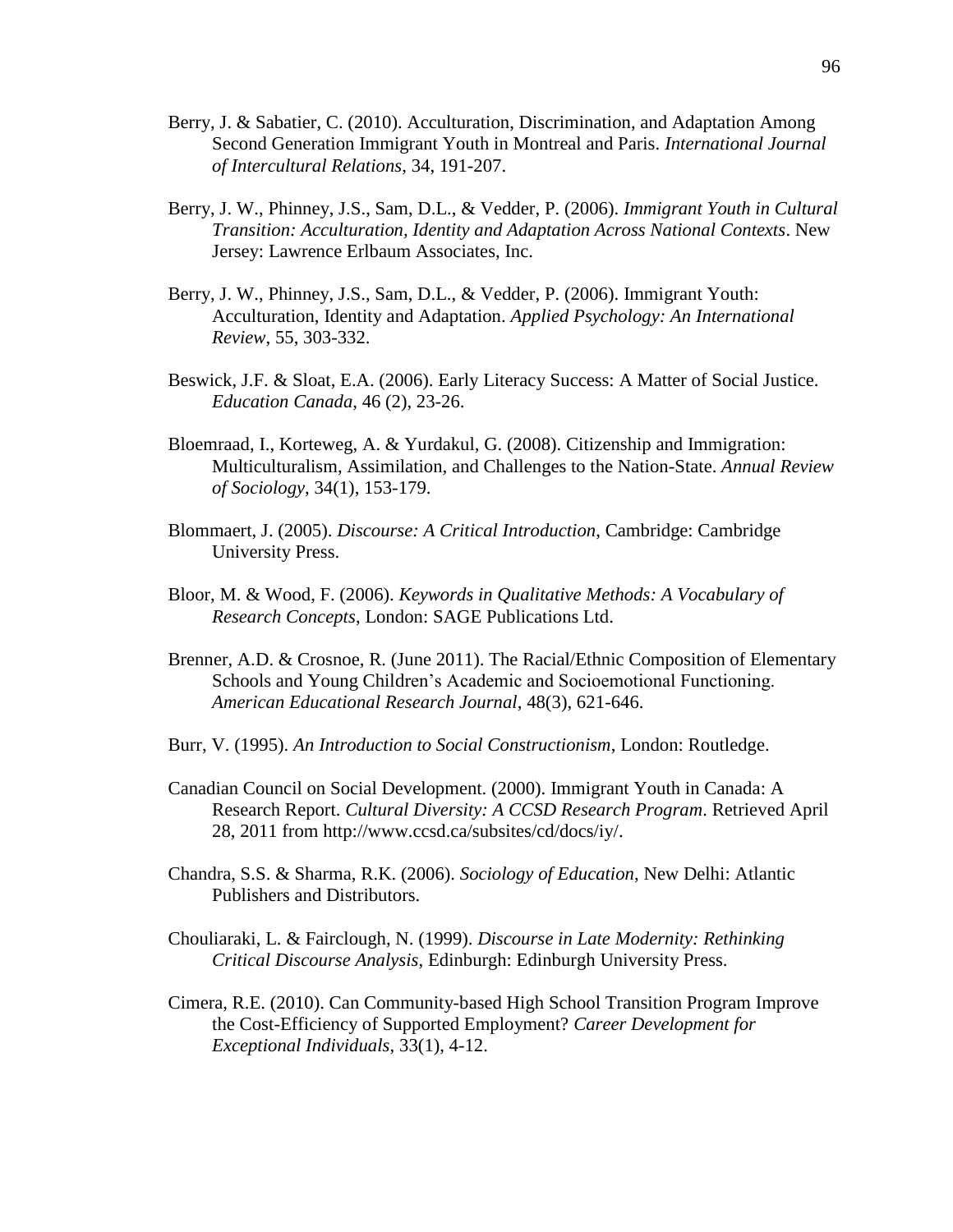Berry, J. & Sabatier, C. (2010). Acculturation, Discrimination, and Adaptation Among Second Generation Immigrant Youth in Montreal and Paris. *International Journal of Intercultural Relations*, 34, 191-207.

Berry, J. W., Phinney, J.S., Sam, D.L., & Vedder, P. (2006). *Immigrant Youth in Cultural Transition: Acculturation, Identity and Adaptation Across National Contexts*. New Jersey: Lawrence Erlbaum Associates, Inc.

Berry, J. W., Phinney, J.S., Sam, D.L., & Vedder, P. (2006). Immigrant Youth: Acculturation, Identity and Adaptation. *Applied Psychology: An International Review*, 55, 303-332.

Beswick, J.F. & Sloat, E.A. (2006). Early Literacy Success: A Matter of Social Justice. *Education Canada*, 46 (2), 23-26.

Bloemraad, I., Korteweg, A. & Yurdakul, G. (2008). Citizenship and Immigration: Multiculturalism, Assimilation, and Challenges to the Nation-State. *Annual Review of Sociology*, 34(1), 153-179.

Blommaert, J. (2005). *Discourse: A Critical Introduction*, Cambridge: Cambridge University Press.

Bloor, M. & Wood, F. (2006). *Keywords in Qualitative Methods: A Vocabulary of Research Concepts*, London: SAGE Publications Ltd.

Brenner, A.D. & Crosnoe, R. (June 2011). The Racial/Ethnic Composition of Elementary Schools and Young Children's Academic and Socioemotional Functioning. *American Educational Research Journal*, 48(3), 621-646.

Burr, V. (1995). *An Introduction to Social Constructionism*, London: Routledge.

Canadian Council on Social Development. (2000). Immigrant Youth in Canada: A Research Report. *Cultural Diversity: A CCSD Research Program*. Retrieved April 28, 2011 from http://www.ccsd.ca/subsites/cd/docs/iy/.

Chandra, S.S. & Sharma, R.K. (2006). *Sociology of Education*, New Delhi: Atlantic Publishers and Distributors.

Chouliaraki, L. & Fairclough, N. (1999). *Discourse in Late Modernity: Rethinking Critical Discourse Analysis*, Edinburgh: Edinburgh University Press.

Cimera, R.E. (2010). Can Community-based High School Transition Program Improve the Cost-Efficiency of Supported Employment? *Career Development for Exceptional Individuals*, 33(1), 4-12.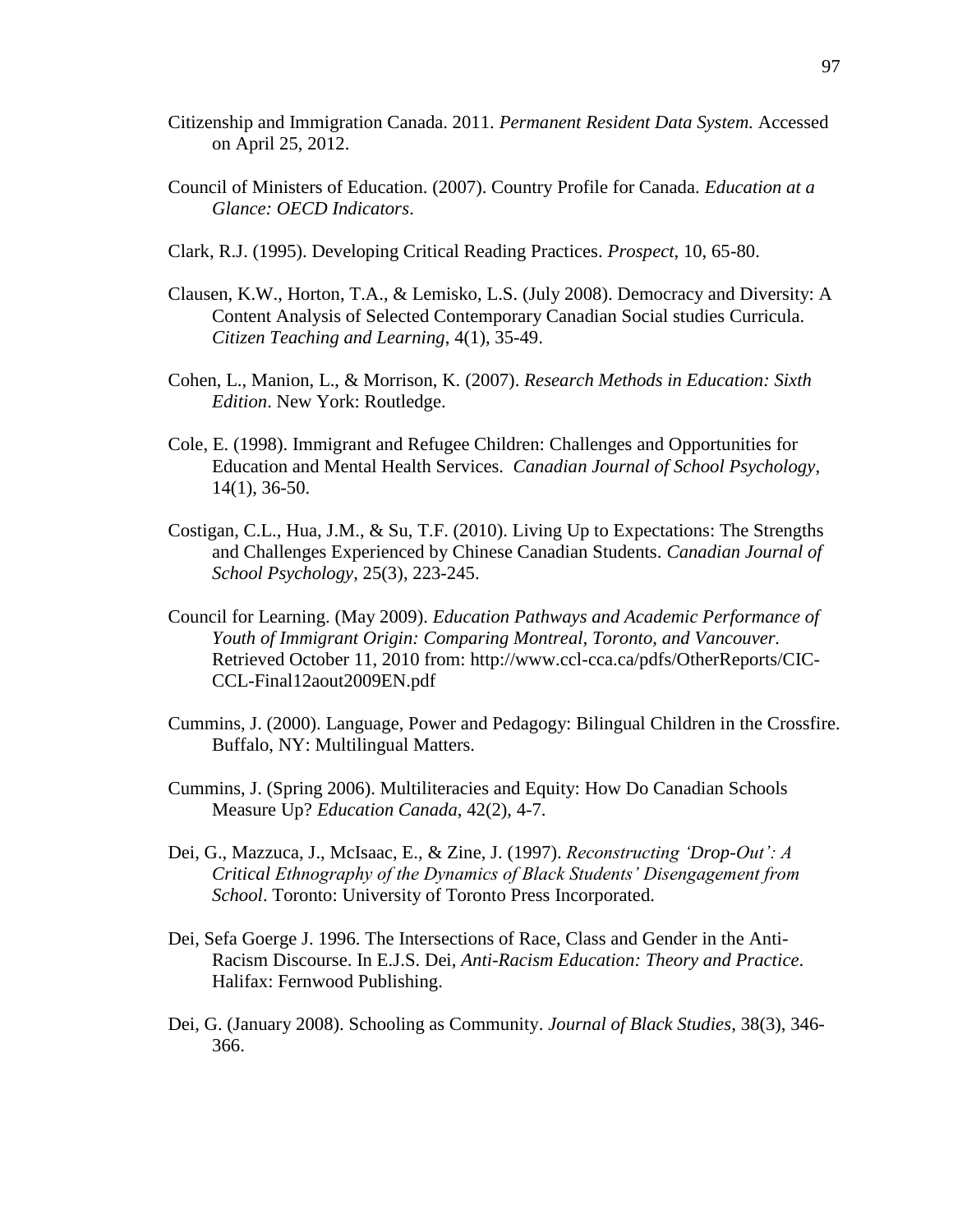Citizenship and Immigration Canada. 2011. *Permanent Resident Data System.* Accessed on April 25, 2012.

Council of Ministers of Education. (2007). Country Profile for Canada. *Education at a Glance: OECD Indicators*.

Clark, R.J. (1995). Developing Critical Reading Practices. *Prospect*, 10, 65-80.

Clausen, K.W., Horton, T.A., & Lemisko, L.S. (July 2008). Democracy and Diversity: A Content Analysis of Selected Contemporary Canadian Social studies Curricula. *Citizen Teaching and Learning*, 4(1), 35-49.

Cohen, L., Manion, L., & Morrison, K. (2007). *Research Methods in Education: Sixth Edition*. New York: Routledge.

Cole, E. (1998). Immigrant and Refugee Children: Challenges and Opportunities for Education and Mental Health Services. *Canadian Journal of School Psychology*, 14(1), 36-50.

Costigan, C.L., Hua, J.M., & Su, T.F. (2010). Living Up to Expectations: The Strengths and Challenges Experienced by Chinese Canadian Students. *Canadian Journal of School Psychology*, 25(3), 223-245.

Council for Learning. (May 2009). *Education Pathways and Academic Performance of Youth of Immigrant Origin: Comparing Montreal, Toronto, and Vancouver.* Retrieved October 11, 2010 from: http://www.ccl-cca.ca/pdfs/OtherReports/CIC-CCL-Final12aout2009EN.pdf

Cummins, J. (2000). Language, Power and Pedagogy: Bilingual Children in the Crossfire. Buffalo, NY: Multilingual Matters.

Cummins, J. (Spring 2006). Multiliteracies and Equity: How Do Canadian Schools Measure Up? *Education Canada*, 42(2), 4-7.

Dei, G., Mazzuca, J., McIsaac, E., & Zine, J. (1997). *Reconstructing 'Drop-Out': A Critical Ethnography of the Dynamics of Black Students' Disengagement from School*. Toronto: University of Toronto Press Incorporated.

Dei, Sefa Goerge J. 1996. The Intersections of Race, Class and Gender in the Anti-Racism Discourse. In E.J.S. Dei, *Anti-Racism Education: Theory and Practice*. Halifax: Fernwood Publishing.

Dei, G. (January 2008). Schooling as Community. *Journal of Black Studies*, 38(3), 346-366.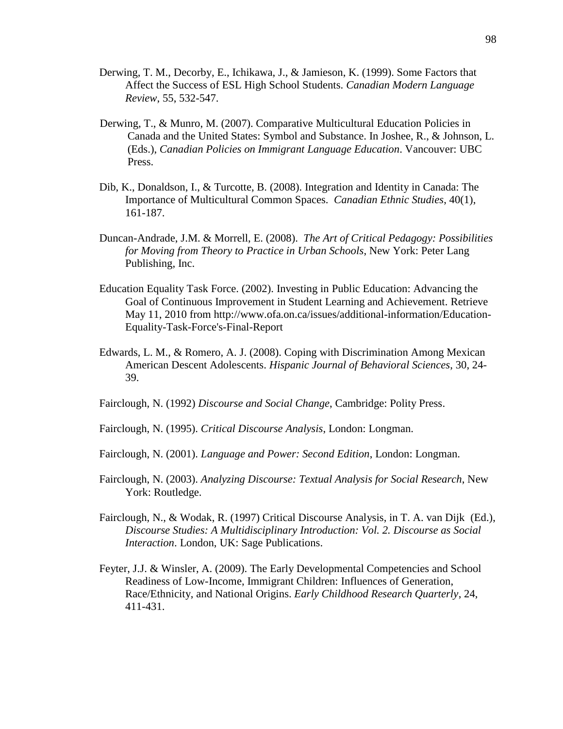Derwing, T. M., Decorby, E., Ichikawa, J., & Jamieson, K. (1999). Some Factors that Affect the Success of ESL High School Students. *Canadian Modern Language Review*, 55, 532-547.

Derwing, T., & Munro, M. (2007). Comparative Multicultural Education Policies in Canada and the United States: Symbol and Substance. In Joshee, R., & Johnson, L. (Eds.), *Canadian Policies on Immigrant Language Education*. Vancouver: UBC Press.

Dib, K., Donaldson, I., & Turcotte, B. (2008). Integration and Identity in Canada: The Importance of Multicultural Common Spaces. *Canadian Ethnic Studies*, 40(1), 161-187.

Duncan-Andrade, J.M. & Morrell, E. (2008). *The Art of Critical Pedagogy: Possibilities for Moving from Theory to Practice in Urban Schools*, New York: Peter Lang Publishing, Inc.

Education Equality Task Force. (2002). Investing in Public Education: Advancing the Goal of Continuous Improvement in Student Learning and Achievement. Retrieve May 11, 2010 from http://www.ofa.on.ca/issues/additional-information/Education-Equality-Task-Force's-Final-Report

Edwards, L. M., & Romero, A. J. (2008). Coping with Discrimination Among Mexican American Descent Adolescents. *Hispanic Journal of Behavioral Sciences*, 30, 24-39.

Fairclough, N. (1992) *Discourse and Social Change*, Cambridge: Polity Press.

Fairclough, N. (1995). *Critical Discourse Analysis*, London: Longman.

Fairclough, N. (2001). *Language and Power: Second Edition*, London: Longman.

Fairclough, N. (2003). *Analyzing Discourse: Textual Analysis for Social Research*, New York: Routledge.

Fairclough, N., & Wodak, R. (1997) Critical Discourse Analysis, in T. A. van Dijk (Ed.), *Discourse Studies: A Multidisciplinary Introduction: Vol. 2. Discourse as Social Interaction*. London, UK: Sage Publications.

Feyter, J.J. & Winsler, A. (2009). The Early Developmental Competencies and School Readiness of Low-Income, Immigrant Children: Influences of Generation, Race/Ethnicity, and National Origins. *Early Childhood Research Quarterly*, 24, 411-431.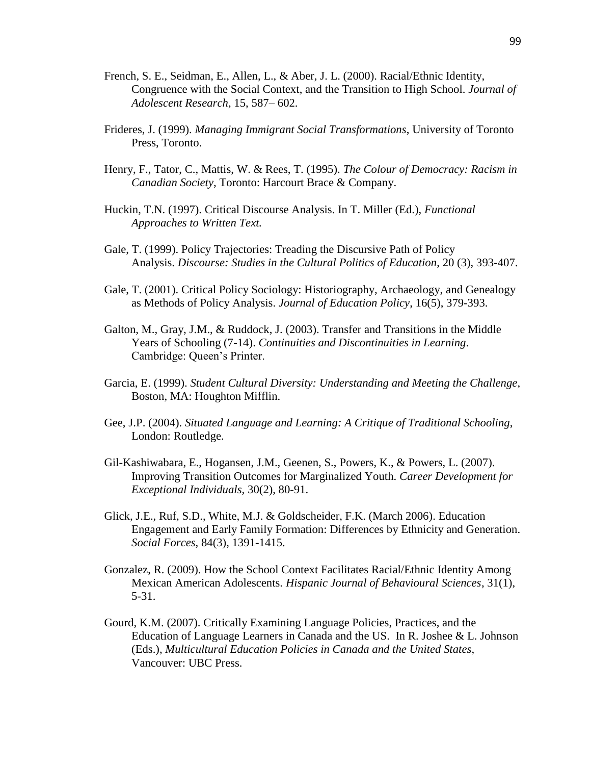French, S. E., Seidman, E., Allen, L., & Aber, J. L. (2000). Racial/Ethnic Identity, Congruence with the Social Context, and the Transition to High School. *Journal of Adolescent Research*, 15, 587– 602.

Frideres, J. (1999). *Managing Immigrant Social Transformations*, University of Toronto Press, Toronto.

Henry, F., Tator, C., Mattis, W. & Rees, T. (1995). *The Colour of Democracy: Racism in Canadian Society*, Toronto: Harcourt Brace & Company.

Huckin, T.N. (1997). Critical Discourse Analysis. In T. Miller (Ed.), *Functional Approaches to Written Text.*

Gale, T. (1999). Policy Trajectories: Treading the Discursive Path of Policy Analysis. *Discourse: Studies in the Cultural Politics of Education*, 20 (3), 393-407.

Gale, T. (2001). Critical Policy Sociology: Historiography, Archaeology, and Genealogy as Methods of Policy Analysis. *Journal of Education Policy*, 16(5), 379-393.

Galton, M., Gray, J.M., & Ruddock, J. (2003). Transfer and Transitions in the Middle Years of Schooling (7-14). *Continuities and Discontinuities in Learning*. Cambridge: Queen's Printer.

Garcia, E. (1999). *Student Cultural Diversity: Understanding and Meeting the Challenge*, Boston, MA: Houghton Mifflin.

Gee, J.P. (2004). *Situated Language and Learning: A Critique of Traditional Schooling*, London: Routledge.

Gil-Kashiwabara, E., Hogansen, J.M., Geenen, S., Powers, K., & Powers, L. (2007). Improving Transition Outcomes for Marginalized Youth. *Career Development for Exceptional Individuals*, 30(2), 80-91.

Glick, J.E., Ruf, S.D., White, M.J. & Goldscheider, F.K. (March 2006). Education Engagement and Early Family Formation: Differences by Ethnicity and Generation. *Social Forces*, 84(3), 1391-1415.

Gonzalez, R. (2009). How the School Context Facilitates Racial/Ethnic Identity Among Mexican American Adolescents. *Hispanic Journal of Behavioural Sciences*, 31(1), 5-31.

Gourd, K.M. (2007). Critically Examining Language Policies, Practices, and the Education of Language Learners in Canada and the US. In R. Joshee & L. Johnson (Eds.), *Multicultural Education Policies in Canada and the United States*, Vancouver: UBC Press.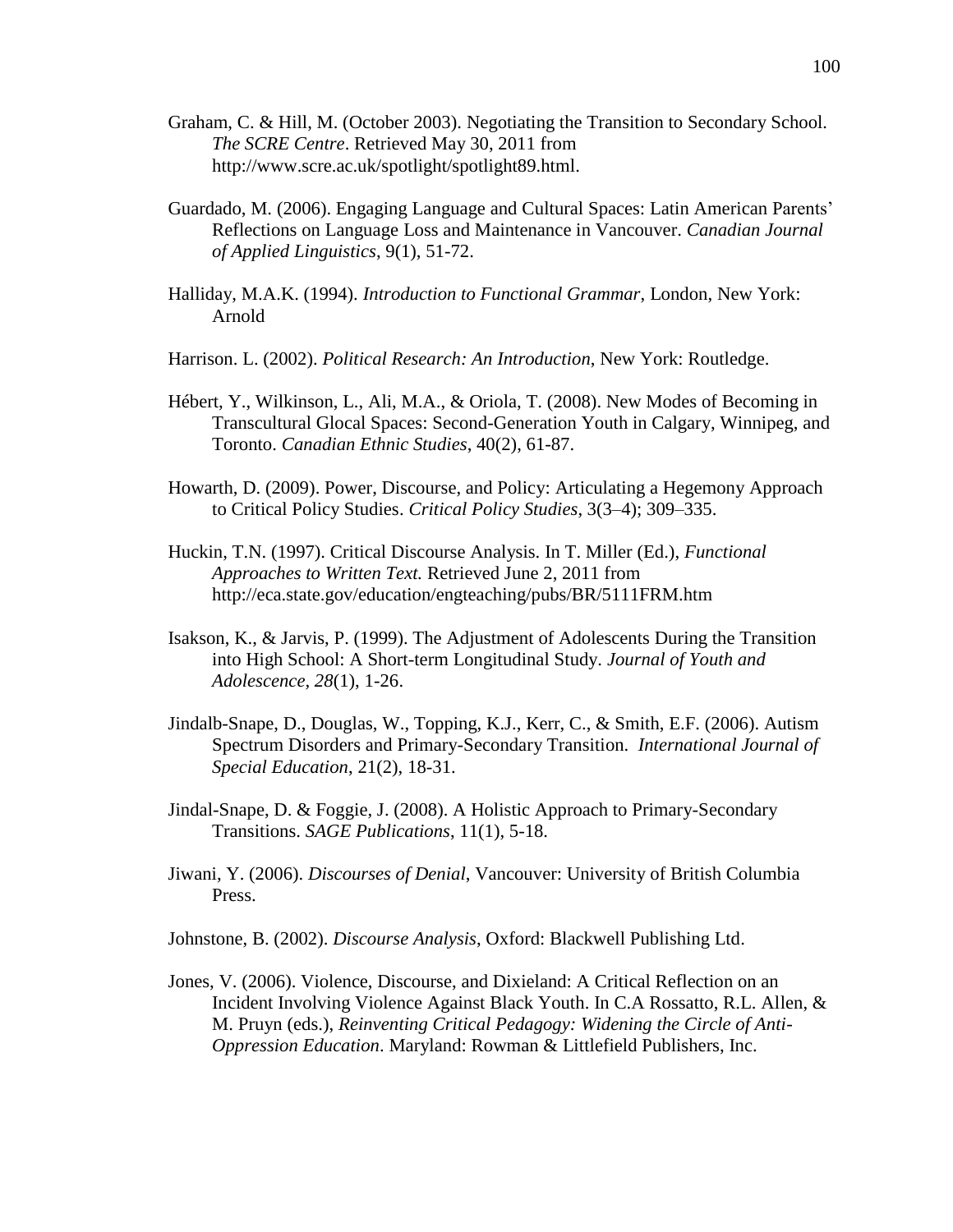Graham, C. & Hill, M. (October 2003). Negotiating the Transition to Secondary School. *The SCRE Centre*. Retrieved May 30, 2011 from http://www.scre.ac.uk/spotlight/spotlight89.html.

Guardado, M. (2006). Engaging Language and Cultural Spaces: Latin American Parents' Reflections on Language Loss and Maintenance in Vancouver. *Canadian Journal of Applied Linguistics*, 9(1), 51-72.

Halliday, M.A.K. (1994). *Introduction to Functional Grammar*, London, New York: Arnold

Harrison. L. (2002). *Political Research: An Introduction*, New York: Routledge.

Hébert, Y., Wilkinson, L., Ali, M.A., & Oriola, T. (2008). New Modes of Becoming in Transcultural Glocal Spaces: Second-Generation Youth in Calgary, Winnipeg, and Toronto. *Canadian Ethnic Studies*, 40(2), 61-87.

Howarth, D. (2009). Power, Discourse, and Policy: Articulating a Hegemony Approach to Critical Policy Studies. *Critical Policy Studies*, 3(3–4); 309–335.

Huckin, T.N. (1997). Critical Discourse Analysis. In T. Miller (Ed.), *Functional Approaches to Written Text.* Retrieved June 2, 2011 from http://eca.state.gov/education/engteaching/pubs/BR/5111FRM.htm

Isakson, K., & Jarvis, P. (1999). The Adjustment of Adolescents During the Transition into High School: A Short-term Longitudinal Study. *Journal of Youth and Adolescence, 28*(1), 1-26.

Jindalb-Snape, D., Douglas, W., Topping, K.J., Kerr, C., & Smith, E.F. (2006). Autism Spectrum Disorders and Primary-Secondary Transition. *International Journal of Special Education*, 21(2), 18-31.

Jindal-Snape, D. & Foggie, J. (2008). A Holistic Approach to Primary-Secondary Transitions. *SAGE Publications*, 11(1), 5-18.

Jiwani, Y. (2006). *Discourses of Denial*, Vancouver: University of British Columbia Press.

Johnstone, B. (2002). *Discourse Analysis*, Oxford: Blackwell Publishing Ltd.

Jones, V. (2006). Violence, Discourse, and Dixieland: A Critical Reflection on an Incident Involving Violence Against Black Youth. In C.A Rossatto, R.L. Allen, & M. Pruyn (eds.), *Reinventing Critical Pedagogy: Widening the Circle of Anti-Oppression Education*. Maryland: Rowman & Littlefield Publishers, Inc.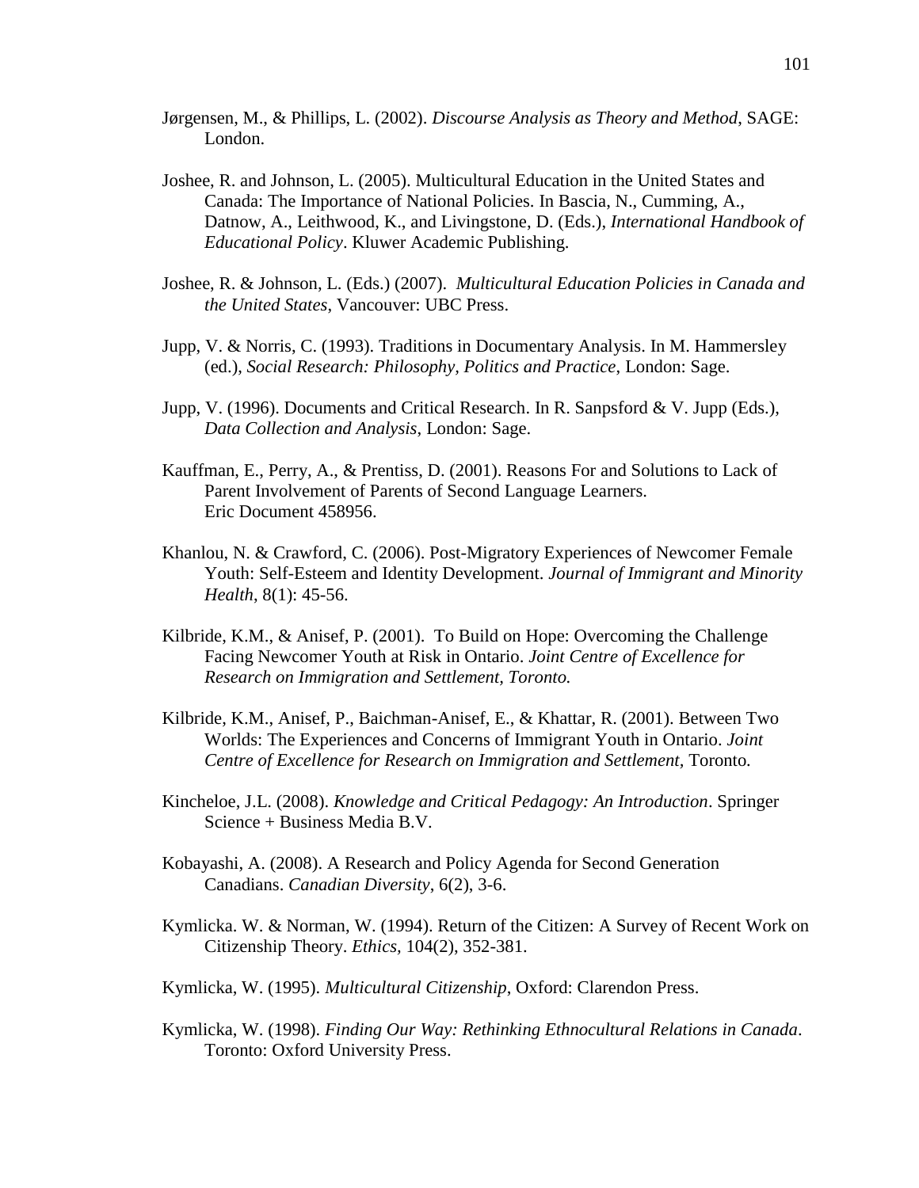Jørgensen, M., & Phillips, L. (2002). *Discourse Analysis as Theory and Method*, SAGE: London.

Joshee, R. and Johnson, L. (2005). Multicultural Education in the United States and Canada: The Importance of National Policies. In Bascia, N., Cumming, A., Datnow, A., Leithwood, K., and Livingstone, D. (Eds.), *International Handbook of Educational Policy*. Kluwer Academic Publishing.

Joshee, R. & Johnson, L. (Eds.) (2007). *Multicultural Education Policies in Canada and the United States*, Vancouver: UBC Press.

Jupp, V. & Norris, C. (1993). Traditions in Documentary Analysis. In M. Hammersley (ed.), *Social Research: Philosophy, Politics and Practice*, London: Sage.

Jupp, V. (1996). Documents and Critical Research. In R. Sanpsford & V. Jupp (Eds.), *Data Collection and Analysis*, London: Sage.

Kauffman, E., Perry, A., & Prentiss, D. (2001). Reasons For and Solutions to Lack of Parent Involvement of Parents of Second Language Learners. Eric Document 458956.

Khanlou, N. & Crawford, C. (2006). Post-Migratory Experiences of Newcomer Female Youth: Self-Esteem and Identity Development. *Journal of Immigrant and Minority Health*, 8(1): 45-56.

Kilbride, K.M., & Anisef, P. (2001). To Build on Hope: Overcoming the Challenge Facing Newcomer Youth at Risk in Ontario. *Joint Centre of Excellence for Research on Immigration and Settlement, Toronto.*

Kilbride, K.M., Anisef, P., Baichman-Anisef, E., & Khattar, R. (2001). Between Two Worlds: The Experiences and Concerns of Immigrant Youth in Ontario. *Joint Centre of Excellence for Research on Immigration and Settlement,* Toronto.

Kincheloe, J.L. (2008). *Knowledge and Critical Pedagogy: An Introduction*. Springer Science + Business Media B.V.

Kobayashi, A. (2008). A Research and Policy Agenda for Second Generation Canadians. *Canadian Diversity*, 6(2), 3-6.

Kymlicka. W. & Norman, W. (1994). Return of the Citizen: A Survey of Recent Work on Citizenship Theory. *Ethics*, 104(2), 352-381.

Kymlicka, W. (1995). *Multicultural Citizenship*, Oxford: Clarendon Press.

Kymlicka, W. (1998). *Finding Our Way: Rethinking Ethnocultural Relations in Canada*. Toronto: Oxford University Press.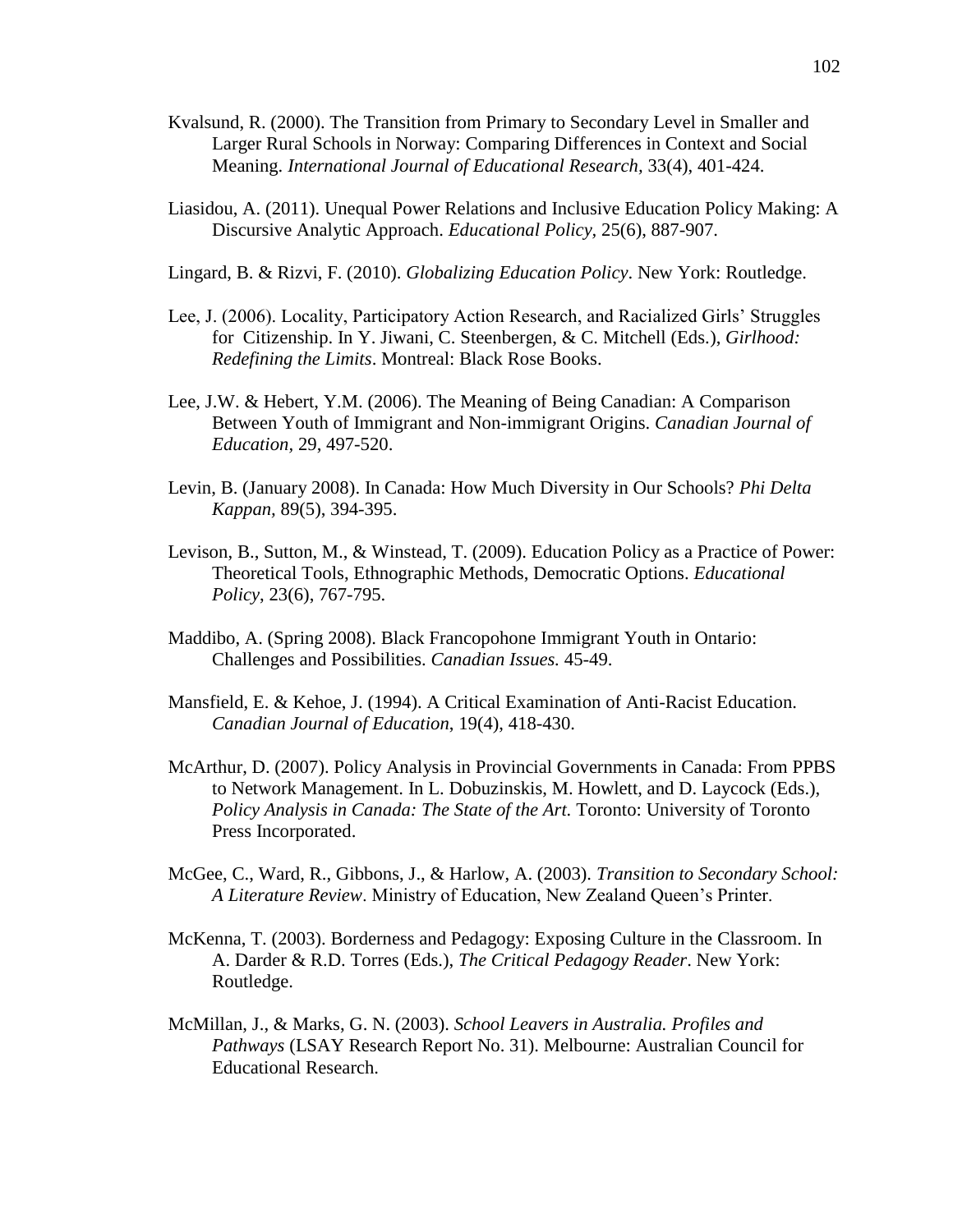Kvalsund, R. (2000). The Transition from Primary to Secondary Level in Smaller and Larger Rural Schools in Norway: Comparing Differences in Context and Social Meaning. *International Journal of Educational Research,* 33(4), 401-424.

Liasidou, A. (2011). Unequal Power Relations and Inclusive Education Policy Making: A Discursive Analytic Approach. *Educational Policy,* 25(6), 887-907.

Lingard, B. & Rizvi, F. (2010). *Globalizing Education Policy*. New York: Routledge.

Lee, J. (2006). Locality, Participatory Action Research, and Racialized Girls' Struggles for Citizenship. In Y. Jiwani, C. Steenbergen, & C. Mitchell (Eds.), *Girlhood: Redefining the Limits*. Montreal: Black Rose Books.

Lee, J.W. & Hebert, Y.M. (2006). The Meaning of Being Canadian: A Comparison Between Youth of Immigrant and Non-immigrant Origins. *Canadian Journal of Education*, 29, 497-520.

Levin, B. (January 2008). In Canada: How Much Diversity in Our Schools? *Phi Delta Kappan,* 89(5), 394-395.

Levison, B., Sutton, M., & Winstead, T. (2009). Education Policy as a Practice of Power: Theoretical Tools, Ethnographic Methods, Democratic Options. *Educational Policy*, 23(6), 767-795.

Maddibo, A. (Spring 2008). Black Francopohone Immigrant Youth in Ontario: Challenges and Possibilities. *Canadian Issues.* 45-49.

Mansfield, E. & Kehoe, J. (1994). A Critical Examination of Anti-Racist Education. *Canadian Journal of Education*, 19(4), 418-430.

McArthur, D. (2007). Policy Analysis in Provincial Governments in Canada: From PPBS to Network Management. In L. Dobuzinskis, M. Howlett, and D. Laycock (Eds.), *Policy Analysis in Canada: The State of the Art.* Toronto: University of Toronto Press Incorporated.

McGee, C., Ward, R., Gibbons, J., & Harlow, A. (2003). *Transition to Secondary School: A Literature Review*. Ministry of Education, New Zealand Queen's Printer.

McKenna, T. (2003). Borderness and Pedagogy: Exposing Culture in the Classroom. In A. Darder & R.D. Torres (Eds.), *The Critical Pedagogy Reader*. New York: Routledge.

McMillan, J., & Marks, G. N. (2003). *School Leavers in Australia. Profiles and Pathways* (LSAY Research Report No. 31). Melbourne: Australian Council for Educational Research.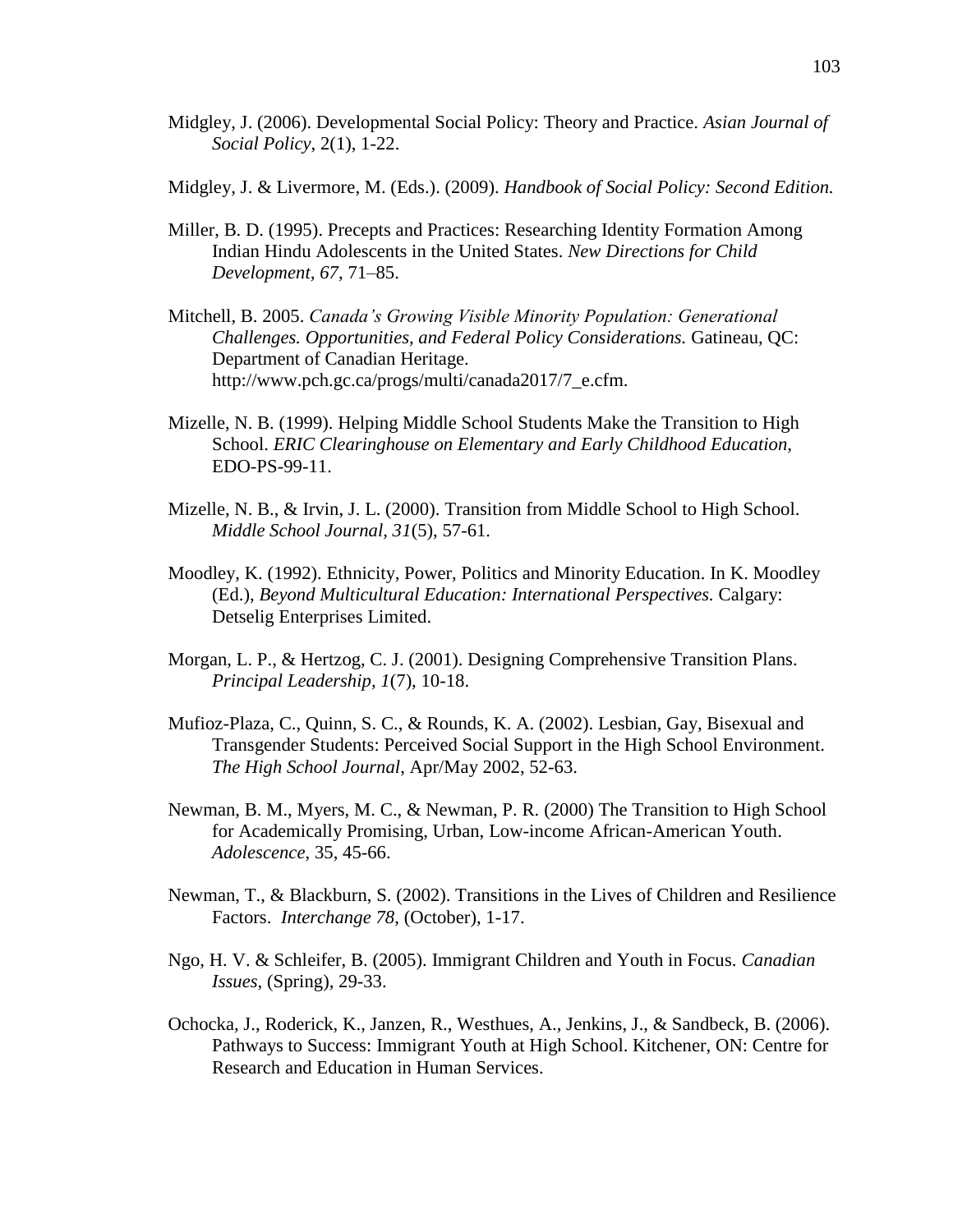Midgley, J. (2006). Developmental Social Policy: Theory and Practice. *Asian Journal of Social Policy*, 2(1), 1-22.

Midgley, J. & Livermore, M. (Eds.). (2009). *Handbook of Social Policy: Second Edition.*

Miller, B. D. (1995). Precepts and Practices: Researching Identity Formation Among Indian Hindu Adolescents in the United States. *New Directions for Child Development, 67*, 71–85.

Mitchell, B. 2005. *Canada's Growing Visible Minority Population: Generational Challenges. Opportunities, and Federal Policy Considerations.* Gatineau, QC: Department of Canadian Heritage. http://www.pch.gc.ca/progs/multi/canada2017/7_e.cfm.

Mizelle, N. B. (1999). Helping Middle School Students Make the Transition to High School. *ERIC Clearinghouse on Elementary and Early Childhood Education,* EDO-PS-99-11.

Mizelle, N. B., & Irvin, J. L. (2000). Transition from Middle School to High School. *Middle School Journal, 31*(5), 57-61.

Moodley, K. (1992). Ethnicity, Power, Politics and Minority Education. In K. Moodley (Ed.), *Beyond Multicultural Education: International Perspectives.* Calgary: Detselig Enterprises Limited.

Morgan, L. P., & Hertzog, C. J. (2001). Designing Comprehensive Transition Plans. *Principal Leadership, 1*(7), 10-18.

Mufioz-Plaza, C., Quinn, S. C., & Rounds, K. A. (2002). Lesbian, Gay, Bisexual and Transgender Students: Perceived Social Support in the High School Environment. *The High School Journal*, Apr/May 2002, 52-63.

Newman, B. M., Myers, M. C., & Newman, P. R. (2000) The Transition to High School for Academically Promising, Urban, Low-income African-American Youth. *Adolescence*, 35, 45-66.

Newman, T., & Blackburn, S. (2002). Transitions in the Lives of Children and Resilience Factors. *Interchange 78*, (October), 1-17.

Ngo, H. V. & Schleifer, B. (2005). Immigrant Children and Youth in Focus. *Canadian Issues*, (Spring), 29-33.

Ochocka, J., Roderick, K., Janzen, R., Westhues, A., Jenkins, J., & Sandbeck, B. (2006). Pathways to Success: Immigrant Youth at High School. Kitchener, ON: Centre for Research and Education in Human Services.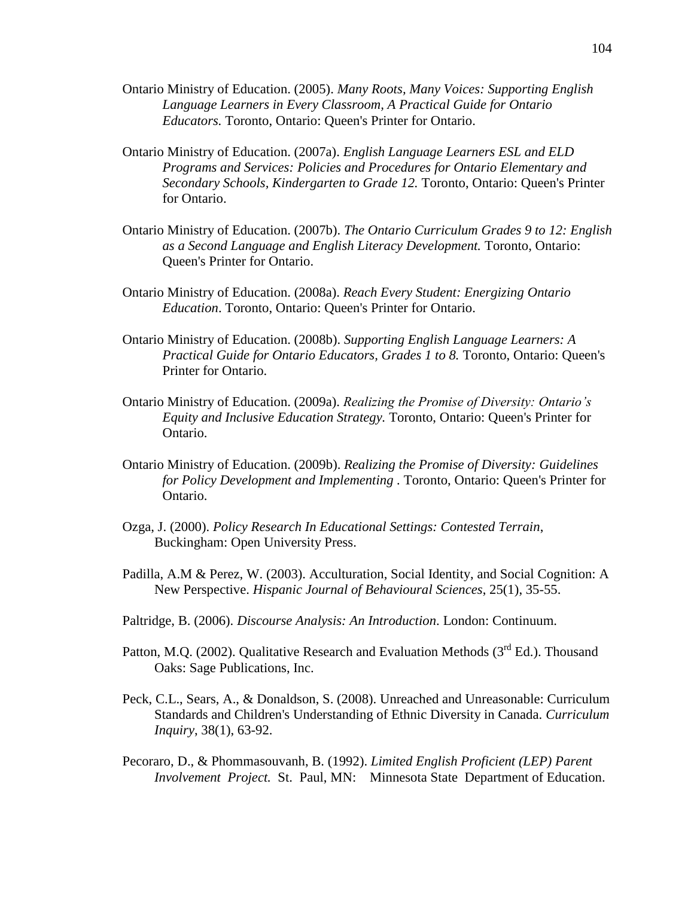Ontario Ministry of Education. (2005). *Many Roots, Many Voices: Supporting English Language Learners in Every Classroom, A Practical Guide for Ontario Educators.* Toronto, Ontario: Queen's Printer for Ontario.

Ontario Ministry of Education. (2007a). *English Language Learners ESL and ELD Programs and Services: Policies and Procedures for Ontario Elementary and Secondary Schools, Kindergarten to Grade 12.* Toronto, Ontario: Queen's Printer for Ontario.

Ontario Ministry of Education. (2007b). *The Ontario Curriculum Grades 9 to 12: English as a Second Language and English Literacy Development.* Toronto, Ontario: Queen's Printer for Ontario.

Ontario Ministry of Education. (2008a). *Reach Every Student: Energizing Ontario Education*. Toronto, Ontario: Queen's Printer for Ontario.

Ontario Ministry of Education. (2008b). *Supporting English Language Learners: A Practical Guide for Ontario Educators, Grades 1 to 8.* Toronto, Ontario: Queen's Printer for Ontario.

Ontario Ministry of Education. (2009a). *Realizing the Promise of Diversity: Ontario's Equity and Inclusive Education Strategy.* Toronto, Ontario: Queen's Printer for Ontario.

Ontario Ministry of Education. (2009b). *Realizing the Promise of Diversity: Guidelines for Policy Development and Implementing* . Toronto, Ontario: Queen's Printer for Ontario.

Ozga, J. (2000). *Policy Research In Educational Settings: Contested Terrain*, Buckingham: Open University Press.

Padilla, A.M & Perez, W. (2003). Acculturation, Social Identity, and Social Cognition: A New Perspective. *Hispanic Journal of Behavioural Sciences*, 25(1), 35-55.

Paltridge, B. (2006). *Discourse Analysis: An Introduction*. London: Continuum.

Patton, M.Q. (2002). Qualitative Research and Evaluation Methods (3rd Ed.). Thousand Oaks: Sage Publications, Inc.

Peck, C.L., Sears, A., & Donaldson, S. (2008). Unreached and Unreasonable: Curriculum Standards and Children's Understanding of Ethnic Diversity in Canada. *Curriculum Inquiry*, 38(1), 63-92.

Pecoraro, D., & Phommasouvanh, B. (1992). *Limited English Proficient (LEP) Parent Involvement Project.* St. Paul, MN: Minnesota State Department of Education.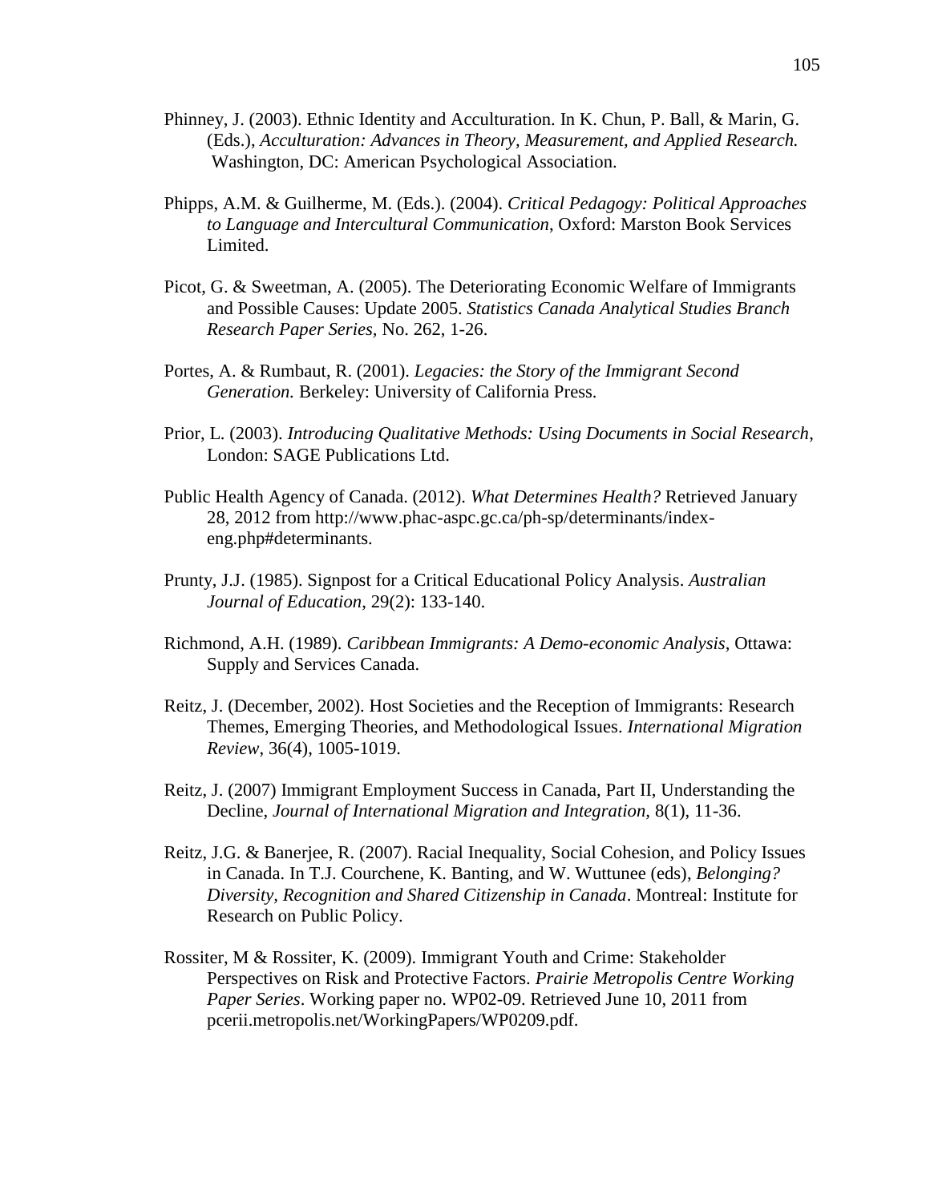Phinney, J. (2003). Ethnic Identity and Acculturation. In K. Chun, P. Ball, & Marin, G. (Eds.), *Acculturation: Advances in Theory, Measurement, and Applied Research.* Washington, DC: American Psychological Association.

Phipps, A.M. & Guilherme, M. (Eds.). (2004). *Critical Pedagogy: Political Approaches to Language and Intercultural Communication*, Oxford: Marston Book Services Limited.

Picot, G. & Sweetman, A. (2005). The Deteriorating Economic Welfare of Immigrants and Possible Causes: Update 2005. *Statistics Canada Analytical Studies Branch Research Paper Series,* No. 262, 1-26.

Portes, A. & Rumbaut, R. (2001). *Legacies: the Story of the Immigrant Second Generation.* Berkeley: University of California Press.

Prior, L. (2003). *Introducing Qualitative Methods: Using Documents in Social Research*, London: SAGE Publications Ltd.

Public Health Agency of Canada. (2012). *What Determines Health?* Retrieved January 28, 2012 from http://www.phac-aspc.gc.ca/ph-sp/determinants/index-eng.php#determinants.

Prunty, J.J. (1985). Signpost for a Critical Educational Policy Analysis. *Australian Journal of Education*, 29(2): 133-140.

Richmond, A.H. (1989). *Caribbean Immigrants: A Demo-economic Analysis*, Ottawa: Supply and Services Canada.

Reitz, J. (December, 2002). Host Societies and the Reception of Immigrants: Research Themes, Emerging Theories, and Methodological Issues. *International Migration Review*, 36(4), 1005-1019.

Reitz, J. (2007) Immigrant Employment Success in Canada, Part II, Understanding the Decline, *Journal of International Migration and Integration*, 8(1), 11-36.

Reitz, J.G. & Banerjee, R. (2007). Racial Inequality, Social Cohesion, and Policy Issues in Canada. In T.J. Courchene, K. Banting, and W. Wuttunee (eds), *Belonging? Diversity, Recognition and Shared Citizenship in Canada*. Montreal: Institute for Research on Public Policy.

Rossiter, M & Rossiter, K. (2009). Immigrant Youth and Crime: Stakeholder Perspectives on Risk and Protective Factors. *Prairie Metropolis Centre Working Paper Series*. Working paper no. WP02-09. Retrieved June 10, 2011 from pcerii.metropolis.net/WorkingPapers/WP0209.pdf.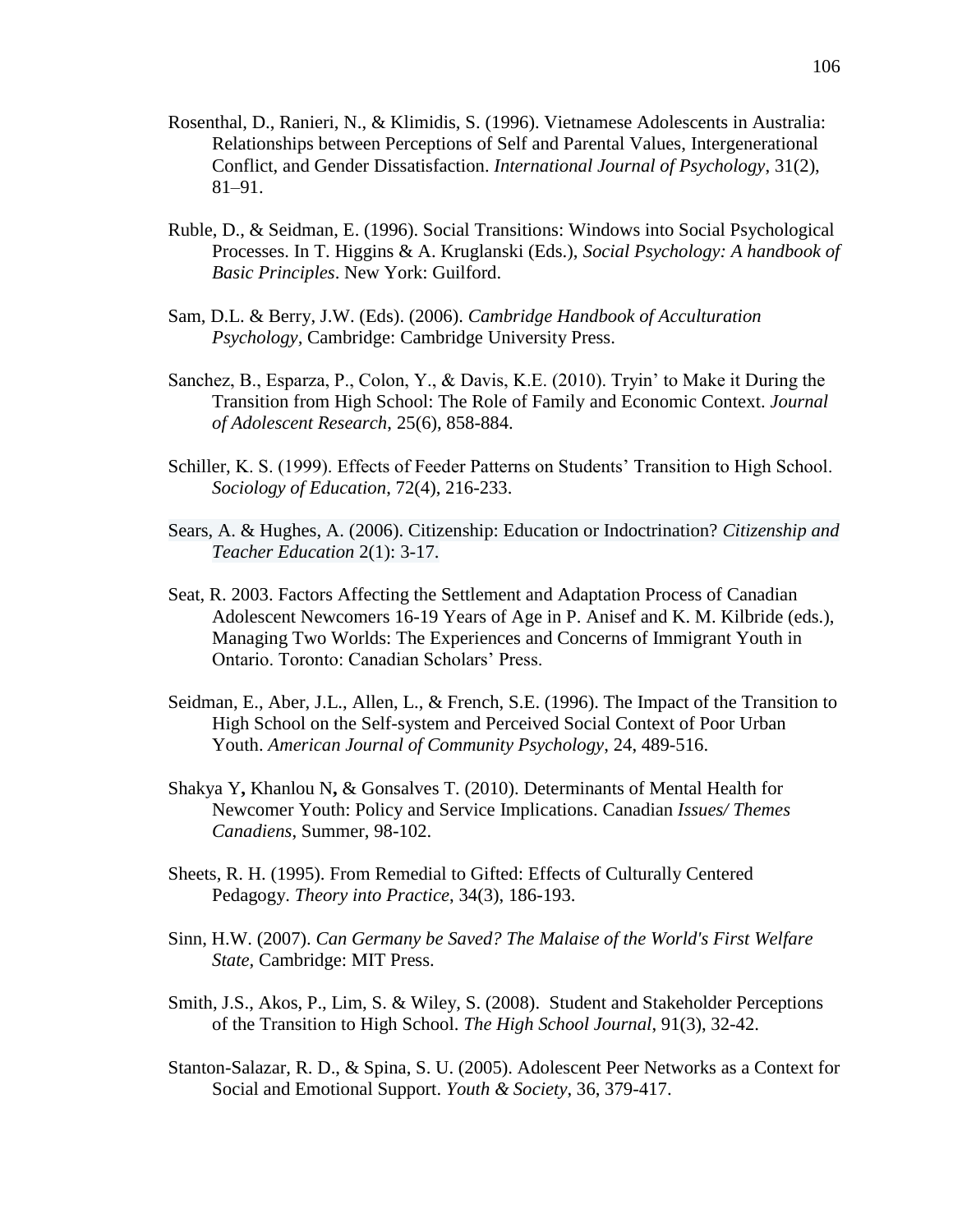Rosenthal, D., Ranieri, N., & Klimidis, S. (1996). Vietnamese Adolescents in Australia: Relationships between Perceptions of Self and Parental Values, Intergenerational Conflict, and Gender Dissatisfaction. *International Journal of Psychology*, 31(2), 81–91.

Ruble, D., & Seidman, E. (1996). Social Transitions: Windows into Social Psychological Processes. In T. Higgins & A. Kruglanski (Eds.), *Social Psychology: A handbook of Basic Principles*. New York: Guilford.

Sam, D.L. & Berry, J.W. (Eds). (2006). *Cambridge Handbook of Acculturation Psychology*, Cambridge: Cambridge University Press.

Sanchez, B., Esparza, P., Colon, Y., & Davis, K.E. (2010). Tryin' to Make it During the Transition from High School: The Role of Family and Economic Context. *Journal of Adolescent Research*, 25(6), 858-884.

Schiller, K. S. (1999). Effects of Feeder Patterns on Students' Transition to High School. *Sociology of Education*, 72(4), 216-233.

Sears, A. & Hughes, A. (2006). Citizenship: Education or Indoctrination? *Citizenship and Teacher Education* 2(1): 3-17.

Seat, R. 2003. Factors Affecting the Settlement and Adaptation Process of Canadian Adolescent Newcomers 16-19 Years of Age in P. Anisef and K. M. Kilbride (eds.), Managing Two Worlds: The Experiences and Concerns of Immigrant Youth in Ontario. Toronto: Canadian Scholars' Press.

Seidman, E., Aber, J.L., Allen, L., & French, S.E. (1996). The Impact of the Transition to High School on the Self-system and Perceived Social Context of Poor Urban Youth. *American Journal of Community Psychology*, 24, 489-516.

Shakya Y**,** Khanlou N**,** & Gonsalves T. (2010). Determinants of Mental Health for Newcomer Youth: Policy and Service Implications. Canadian *Issues/ Themes Canadiens*, Summer, 98-102.

Sheets, R. H. (1995). From Remedial to Gifted: Effects of Culturally Centered Pedagogy. *Theory into Practice*, 34(3), 186-193.

Sinn, H.W. (2007). *Can Germany be Saved? The Malaise of the World's First Welfare State*, Cambridge: MIT Press.

Smith, J.S., Akos, P., Lim, S. & Wiley, S. (2008). Student and Stakeholder Perceptions of the Transition to High School. *The High School Journal*, 91(3), 32-42.

Stanton-Salazar, R. D., & Spina, S. U. (2005). Adolescent Peer Networks as a Context for Social and Emotional Support. *Youth & Society*, 36, 379-417.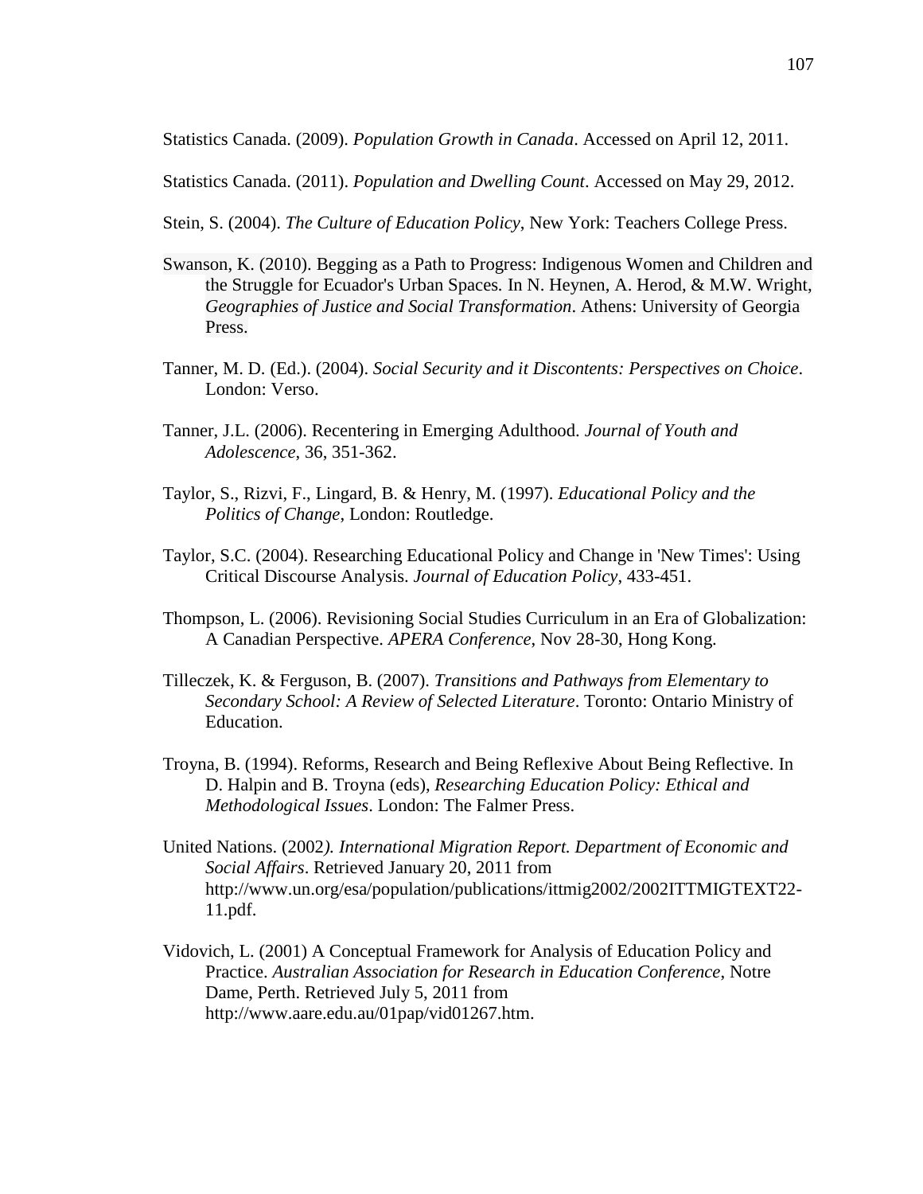Statistics Canada. (2009). *Population Growth in Canada*. Accessed on April 12, 2011.

Statistics Canada. (2011). *Population and Dwelling Count*. Accessed on May 29, 2012.

Stein, S. (2004). *The Culture of Education Policy*, New York: Teachers College Press.

Swanson, K. (2010). Begging as a Path to Progress: Indigenous Women and Children and the Struggle for Ecuador's Urban Spaces. In N. Heynen, A. Herod, & M.W. Wright, *Geographies of Justice and Social Transformation*. Athens: University of Georgia Press.

Tanner, M. D. (Ed.). (2004). *Social Security and it Discontents: Perspectives on Choice*. London: Verso.

Tanner, J.L. (2006). Recentering in Emerging Adulthood. *Journal of Youth and Adolescence*, 36, 351-362.

Taylor, S., Rizvi, F., Lingard, B. & Henry, M. (1997). *Educational Policy and the Politics of Change*, London: Routledge.

Taylor, S.C. (2004). Researching Educational Policy and Change in 'New Times': Using Critical Discourse Analysis. *Journal of Education Policy*, 433-451.

Thompson, L. (2006). Revisioning Social Studies Curriculum in an Era of Globalization: A Canadian Perspective. *APERA Conference*, Nov 28-30, Hong Kong.

Tilleczek, K. & Ferguson, B. (2007). *Transitions and Pathways from Elementary to Secondary School: A Review of Selected Literature*. Toronto: Ontario Ministry of Education.

Troyna, B. (1994). Reforms, Research and Being Reflexive About Being Reflective. In D. Halpin and B. Troyna (eds), *Researching Education Policy: Ethical and Methodological Issues*. London: The Falmer Press.

United Nations. (2002*). International Migration Report. Department of Economic and Social Affairs*. Retrieved January 20, 2011 from http://www.un.org/esa/population/publications/ittmig2002/2002ITTMIGTEXT22-11.pdf.

Vidovich, L. (2001) A Conceptual Framework for Analysis of Education Policy and Practice. *Australian Association for Research in Education Conference*, Notre Dame, Perth. Retrieved July 5, 2011 from http://www.aare.edu.au/01pap/vid01267.htm.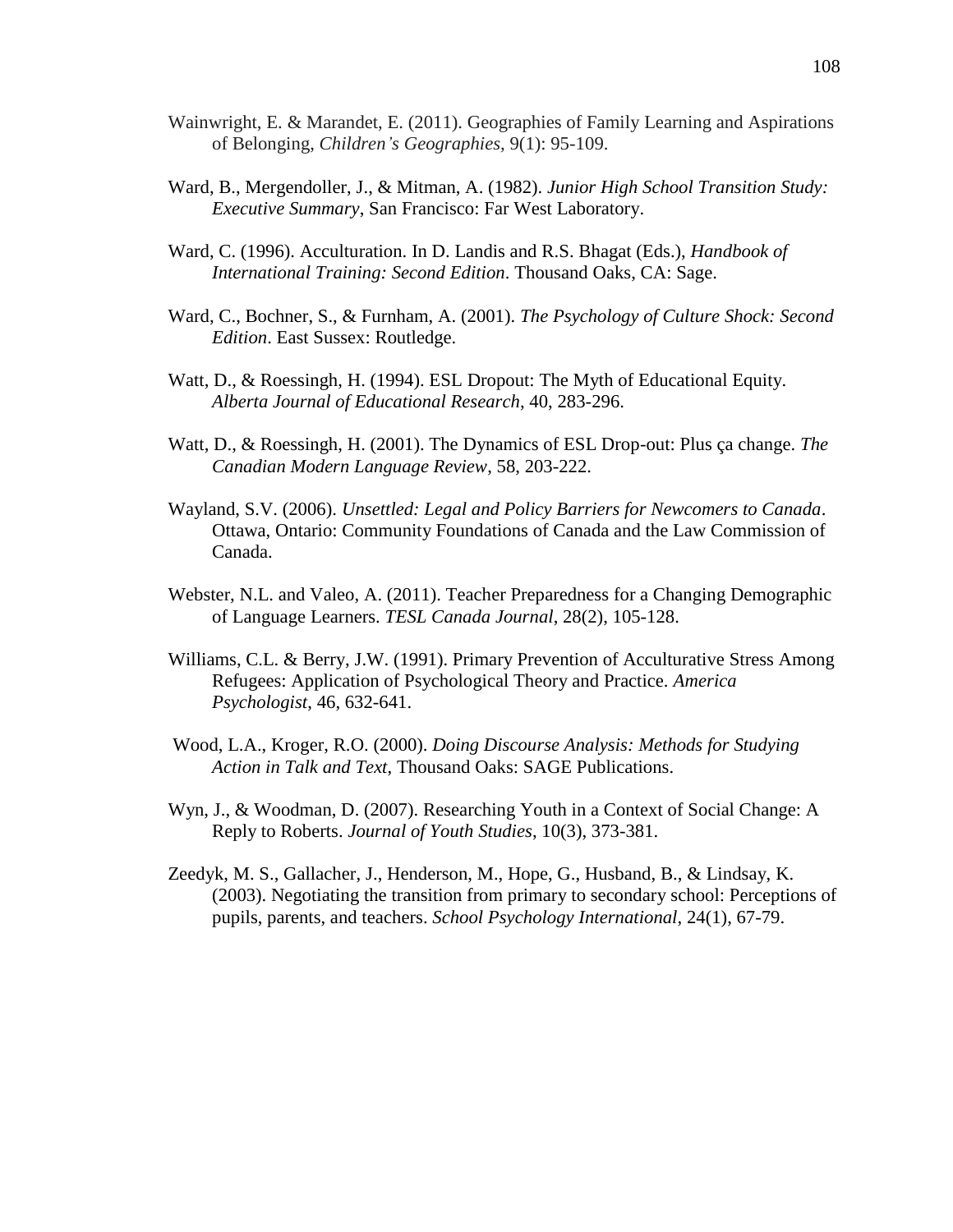Wainwright, E. & Marandet, E. (2011). Geographies of Family Learning and Aspirations of Belonging, *Children's Geographies,* 9(1): 95-109.

Ward, B., Mergendoller, J., & Mitman, A. (1982). *Junior High School Transition Study: Executive Summary*, San Francisco: Far West Laboratory.

Ward, C. (1996). Acculturation. In D. Landis and R.S. Bhagat (Eds.), *Handbook of International Training: Second Edition*. Thousand Oaks, CA: Sage.

Ward, C., Bochner, S., & Furnham, A. (2001). *The Psychology of Culture Shock: Second Edition*. East Sussex: Routledge.

Watt, D., & Roessingh, H. (1994). ESL Dropout: The Myth of Educational Equity. *Alberta Journal of Educational Research*, 40, 283-296.

Watt, D., & Roessingh, H. (2001). The Dynamics of ESL Drop-out: Plus ça change. *The Canadian Modern Language Review*, 58, 203-222.

Wayland, S.V. (2006). *Unsettled: Legal and Policy Barriers for Newcomers to Canada*. Ottawa, Ontario: Community Foundations of Canada and the Law Commission of Canada.

Webster, N.L. and Valeo, A. (2011). Teacher Preparedness for a Changing Demographic of Language Learners. *TESL Canada Journal*, 28(2), 105-128.

Williams, C.L. & Berry, J.W. (1991). Primary Prevention of Acculturative Stress Among Refugees: Application of Psychological Theory and Practice. *America Psychologist*, 46, 632-641.

Wood, L.A., Kroger, R.O. (2000). *Doing Discourse Analysis: Methods for Studying Action in Talk and Text*, Thousand Oaks: SAGE Publications.

Wyn, J., & Woodman, D. (2007). Researching Youth in a Context of Social Change: A Reply to Roberts. *Journal of Youth Studies*, 10(3), 373-381.

Zeedyk, M. S., Gallacher, J., Henderson, M., Hope, G., Husband, B., & Lindsay, K. (2003). Negotiating the transition from primary to secondary school: Perceptions of pupils, parents, and teachers. *School Psychology International*, 24(1), 67-79.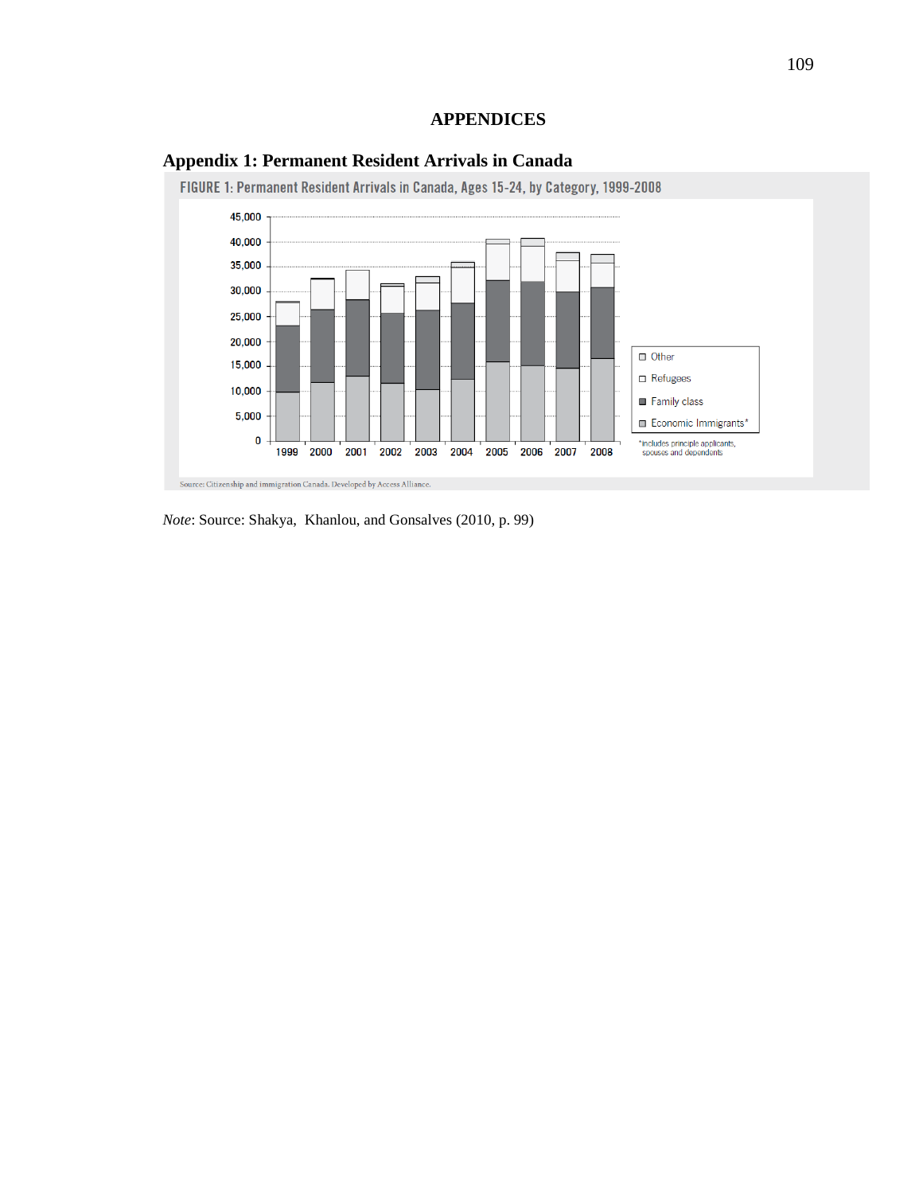# APPENDICES

## Appendix 1: Permanent Resident Arrivals in Canada

FIGURE 1: Permanent Resident Arrivals in Canada, Ages 15-24, by Category, 1999-2008

Source: Citizenship and immigration Canada. Developed by Access Alliance.

*Note*: Source: Shakya, Khanlou, and Gonsalves (2010, p. 99)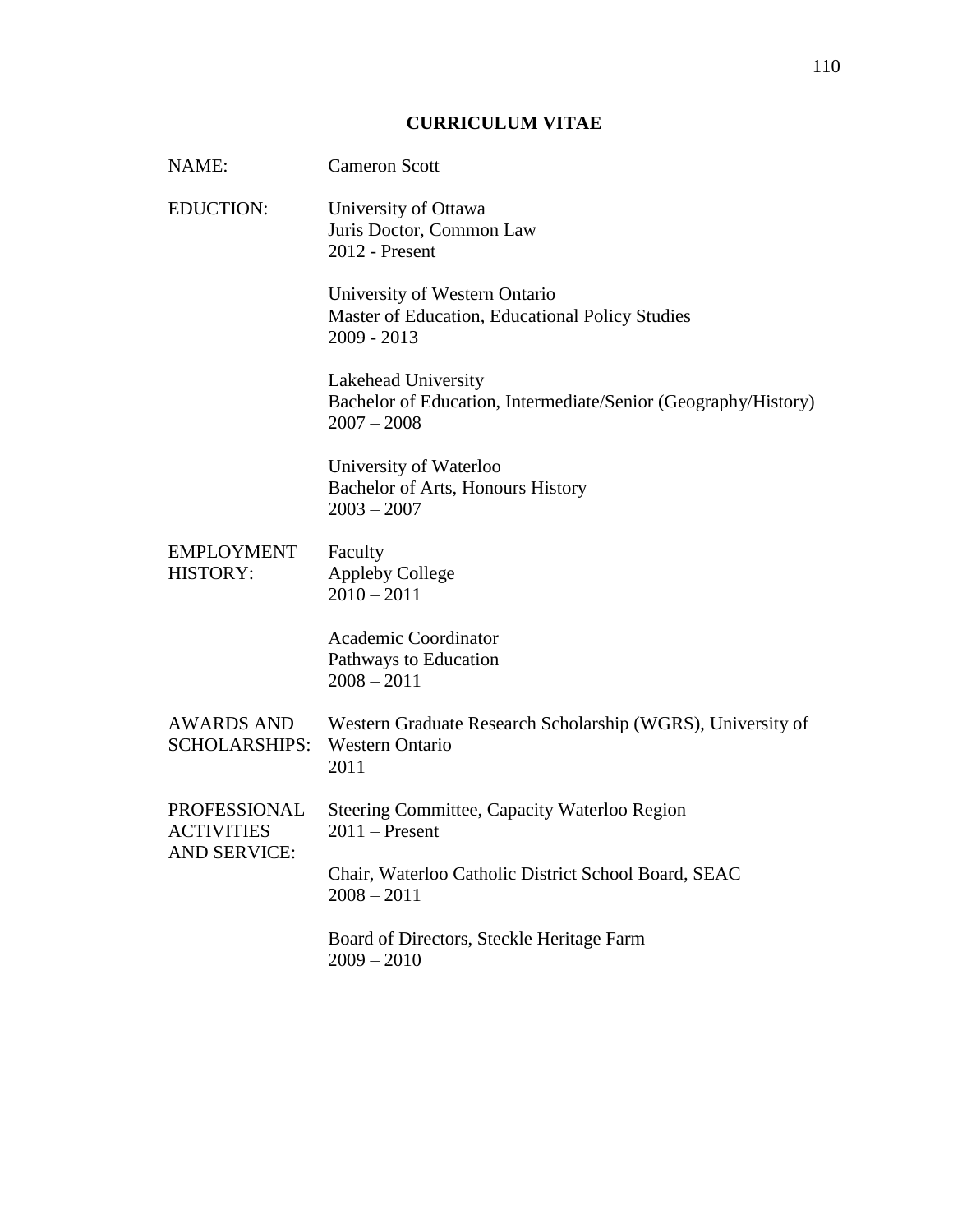# CURRICULUM VITAE

| | |
|---|---|
| NAME: | Cameron Scott |
| EDUCTION: | University of Ottawa<br>Juris Doctor, Common Law<br>2012 - Present |
| | University of Western Ontario<br>Master of Education, Educational Policy Studies<br>2009 - 2013 |
| | Lakehead University<br>Bachelor of Education, Intermediate/Senior (Geography/History)<br>2007 – 2008 |
| | University of Waterloo<br>Bachelor of Arts, Honours History<br>2003 – 2007 |
| EMPLOYMENT HISTORY: | Faculty<br>Appleby College<br>2010 – 2011 |
| | Academic Coordinator<br>Pathways to Education<br>2008 – 2011 |
| AWARDS AND SCHOLARSHIPS: | Western Graduate Research Scholarship (WGRS), University of Western Ontario<br>2011 |
| PROFESSIONAL ACTIVITIES AND SERVICE: | Steering Committee, Capacity Waterloo Region<br>2011 – Present |
| | Chair, Waterloo Catholic District School Board, SEAC<br>2008 – 2011 |
| | Board of Directors, Steckle Heritage Farm<br>2009 – 2010 |